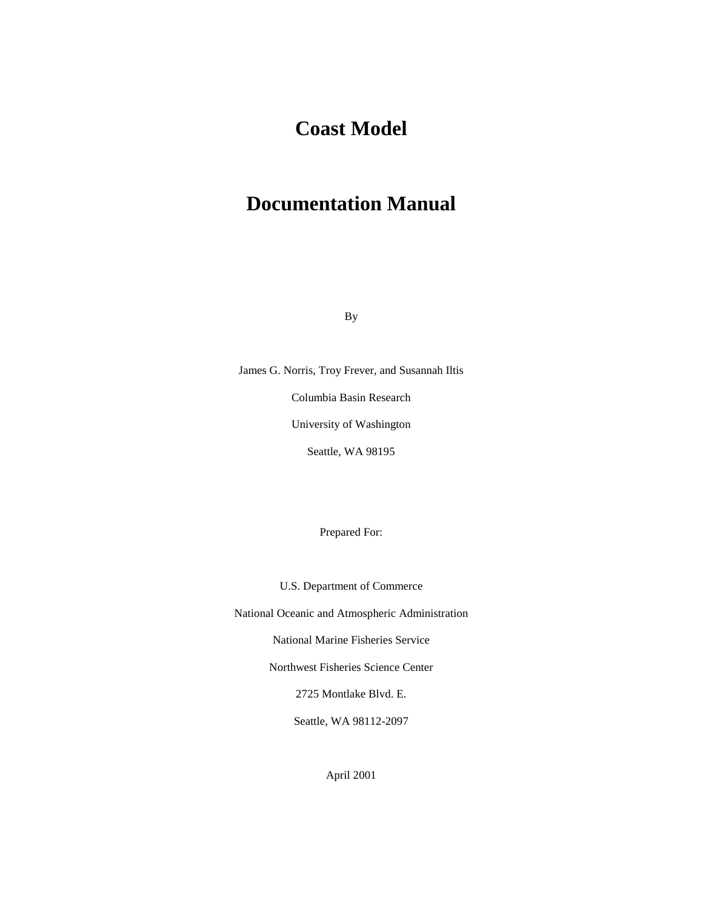# Coast Model

# Documentation Manual

By

James G. Norris, Troy Frever, and Susannah Iltis

Columbia Basin Research

University of Washington

Seattle, WA 98195

Prepared For:

U.S. Department of Commerce

National Oceanic and Atmospheric Administration

National Marine Fisheries Service

Northwest Fisheries Science Center

2725 Montlake Blvd. E.

Seattle, WA 98112-2097

April 2001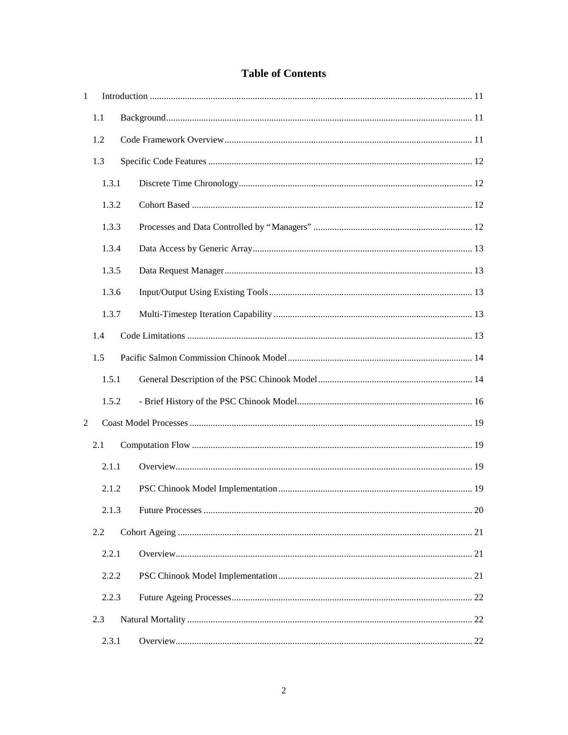# Table of Contents

1 Introduction ........................................................................................................................ 11

1.1 Background................................................................................................................. 11

1.2 Code Framework Overview......................................................................................... 11

1.3 Specific Code Features ................................................................................................ 12

1.3.1 Discrete Time Chronology................................................................................... 12

1.3.2 Cohort Based ...................................................................................................... 12

1.3.3 Processes and Data Controlled by "Managers" ................................................... 12

1.3.4 Data Access by Generic Array............................................................................. 13

1.3.5 Data Request Manager......................................................................................... 13

1.3.6 Input/Output Using Existing Tools...................................................................... 13

1.3.7 Multi-Timestep Iteration Capability .................................................................... 13

1.4 Code Limitations ........................................................................................................ 13

1.5 Pacific Salmon Commission Chinook Model.............................................................. 14

1.5.1 General Description of the PSC Chinook Model................................................. 14

1.5.2 - Brief History of the PSC Chinook Model.......................................................... 16

2 Coast Model Processes ....................................................................................................... 19

2.1 Computation Flow ...................................................................................................... 19

2.1.1 Overview............................................................................................................. 19

2.1.2 PSC Chinook Model Implementation.................................................................. 19

2.1.3 Future Processes .................................................................................................. 20

2.2 Cohort Ageing ............................................................................................................ 21

2.2.1 Overview............................................................................................................. 21

2.2.2 PSC Chinook Model Implementation.................................................................. 21

2.2.3 Future Ageing Processes...................................................................................... 22

2.3 Natural Mortality ........................................................................................................ 22

2.3.1 Overview............................................................................................................. 22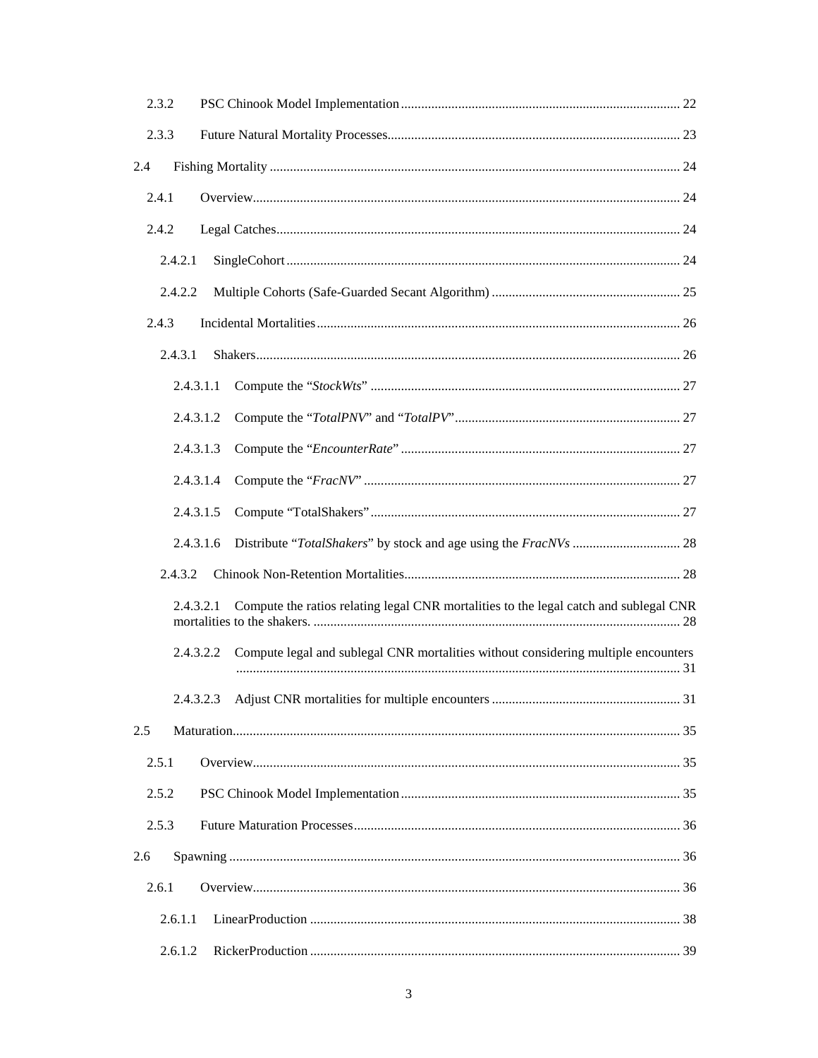- 2.3.2 PSC Chinook Model Implementation ........ 22
- 2.3.3 Future Natural Mortality Processes ........ 23
- 2.4 Fishing Mortality ........ 24
  - 2.4.1 Overview ........ 24
  - 2.4.2 Legal Catches ........ 24
    - 2.4.2.1 SingleCohort ........ 24
    - 2.4.2.2 Multiple Cohorts (Safe-Guarded Secant Algorithm) ........ 25
  - 2.4.3 Incidental Mortalities ........ 26
    - 2.4.3.1 Shakers ........ 26
      - 2.4.3.1.1 Compute the "*StockWts*" ........ 27
      - 2.4.3.1.2 Compute the "*TotalPNV*" and "*TotalPV*" ........ 27
      - 2.4.3.1.3 Compute the "*EncounterRate*" ........ 27
      - 2.4.3.1.4 Compute the "*FracNV*" ........ 27
      - 2.4.3.1.5 Compute "TotalShakers" ........ 27
      - 2.4.3.1.6 Distribute "*TotalShakers*" by stock and age using the *FracNVs* ........ 28
    - 2.4.3.2 Chinook Non-Retention Mortalities ........ 28
      - 2.4.3.2.1 Compute the ratios relating legal CNR mortalities to the legal catch and sublegal CNR mortalities to the shakers. ........ 28
      - 2.4.3.2.2 Compute legal and sublegal CNR mortalities without considering multiple encounters ........ 31
      - 2.4.3.2.3 Adjust CNR mortalities for multiple encounters ........ 31
- 2.5 Maturation ........ 35
  - 2.5.1 Overview ........ 35
  - 2.5.2 PSC Chinook Model Implementation ........ 35
  - 2.5.3 Future Maturation Processes ........ 36
- 2.6 Spawning ........ 36
  - 2.6.1 Overview ........ 36
    - 2.6.1.1 LinearProduction ........ 38
    - 2.6.1.2 RickerProduction ........ 39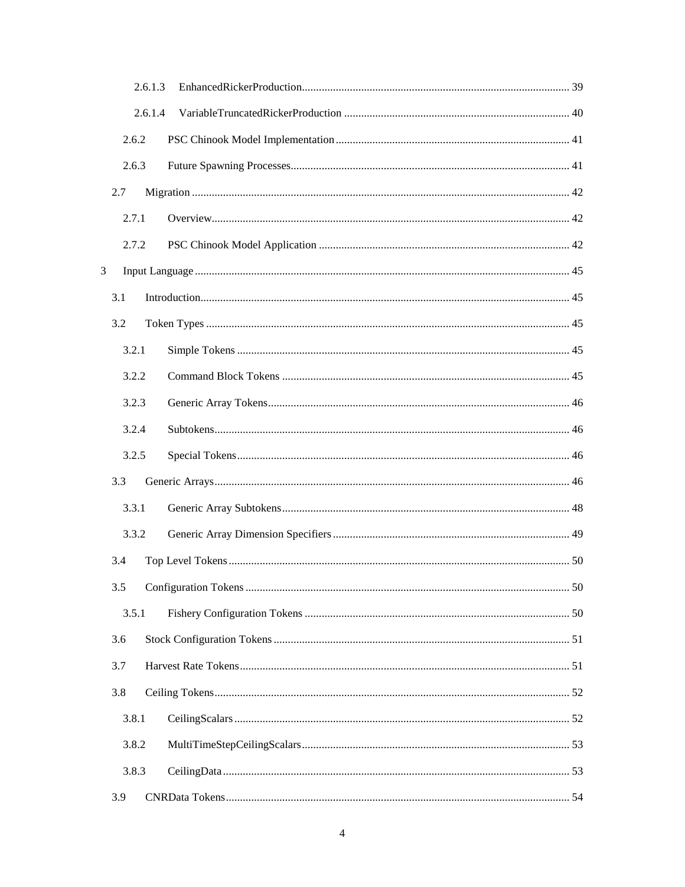2.6.1.3 EnhancedRickerProduction .......... 39

2.6.1.4 VariableTruncatedRickerProduction .......... 40

2.6.2 PSC Chinook Model Implementation .......... 41

2.6.3 Future Spawning Processes .......... 41

2.7 Migration .......... 42

2.7.1 Overview .......... 42

2.7.2 PSC Chinook Model Application .......... 42

3 Input Language .......... 45

3.1 Introduction .......... 45

3.2 Token Types .......... 45

3.2.1 Simple Tokens .......... 45

3.2.2 Command Block Tokens .......... 45

3.2.3 Generic Array Tokens .......... 46

3.2.4 Subtokens .......... 46

3.2.5 Special Tokens .......... 46

3.3 Generic Arrays .......... 46

3.3.1 Generic Array Subtokens .......... 48

3.3.2 Generic Array Dimension Specifiers .......... 49

3.4 Top Level Tokens .......... 50

3.5 Configuration Tokens .......... 50

3.5.1 Fishery Configuration Tokens .......... 50

3.6 Stock Configuration Tokens .......... 51

3.7 Harvest Rate Tokens .......... 51

3.8 Ceiling Tokens .......... 52

3.8.1 CeilingScalars .......... 52

3.8.2 MultiTimeStepCeilingScalars .......... 53

3.8.3 CeilingData .......... 53

3.9 CNRData Tokens .......... 54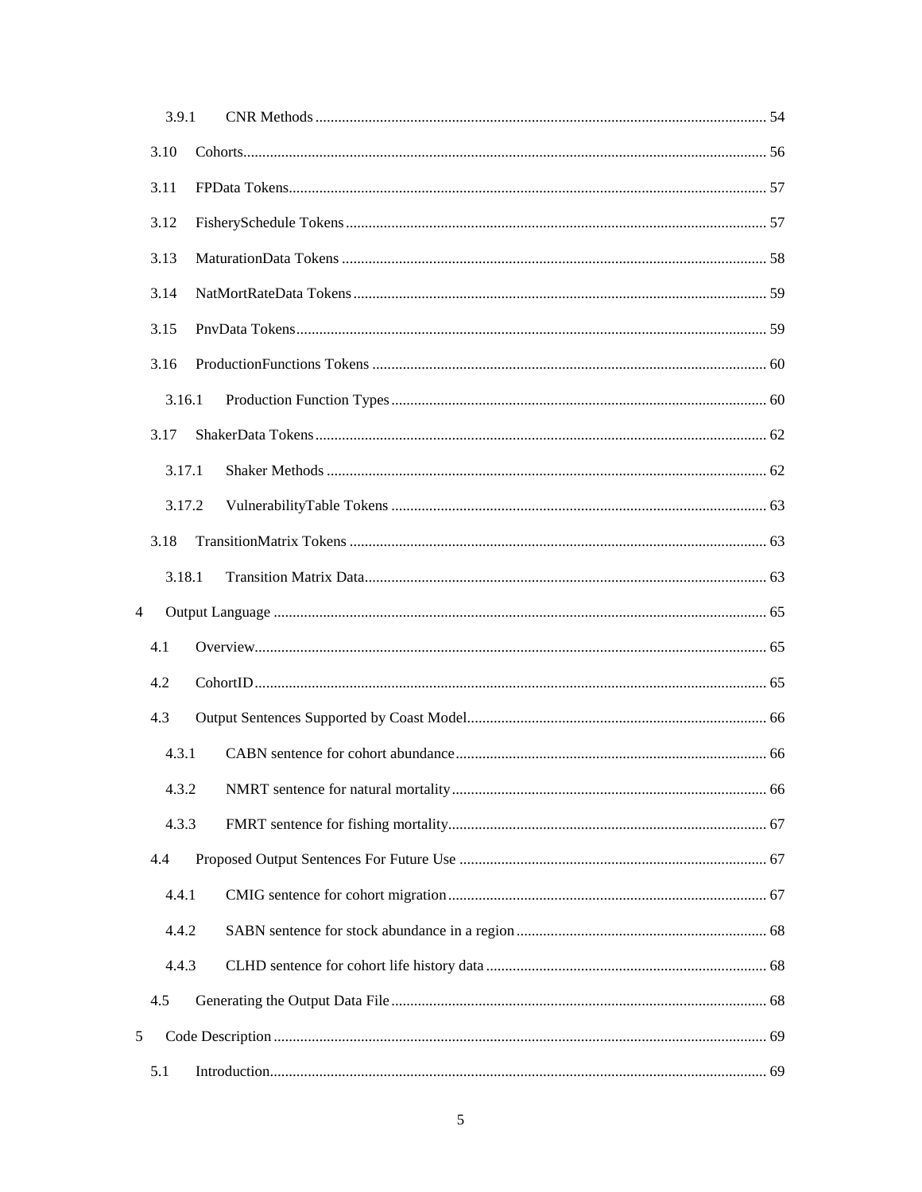3.9.1 CNR Methods ..... 54

3.10 Cohorts ..... 56

3.11 FPData Tokens ..... 57

3.12 FisherySchedule Tokens ..... 57

3.13 MaturationData Tokens ..... 58

3.14 NatMortRateData Tokens ..... 59

3.15 PnvData Tokens ..... 59

3.16 ProductionFunctions Tokens ..... 60

3.16.1 Production Function Types ..... 60

3.17 ShakerData Tokens ..... 62

3.17.1 Shaker Methods ..... 62

3.17.2 VulnerabilityTable Tokens ..... 63

3.18 TransitionMatrix Tokens ..... 63

3.18.1 Transition Matrix Data ..... 63

4 Output Language ..... 65

4.1 Overview ..... 65

4.2 CohortID ..... 65

4.3 Output Sentences Supported by Coast Model ..... 66

4.3.1 CABN sentence for cohort abundance ..... 66

4.3.2 NMRT sentence for natural mortality ..... 66

4.3.3 FMRT sentence for fishing mortality ..... 67

4.4 Proposed Output Sentences For Future Use ..... 67

4.4.1 CMIG sentence for cohort migration ..... 67

4.4.2 SABN sentence for stock abundance in a region ..... 68

4.4.3 CLHD sentence for cohort life history data ..... 68

4.5 Generating the Output Data File ..... 68

5 Code Description ..... 69

5.1 Introduction ..... 69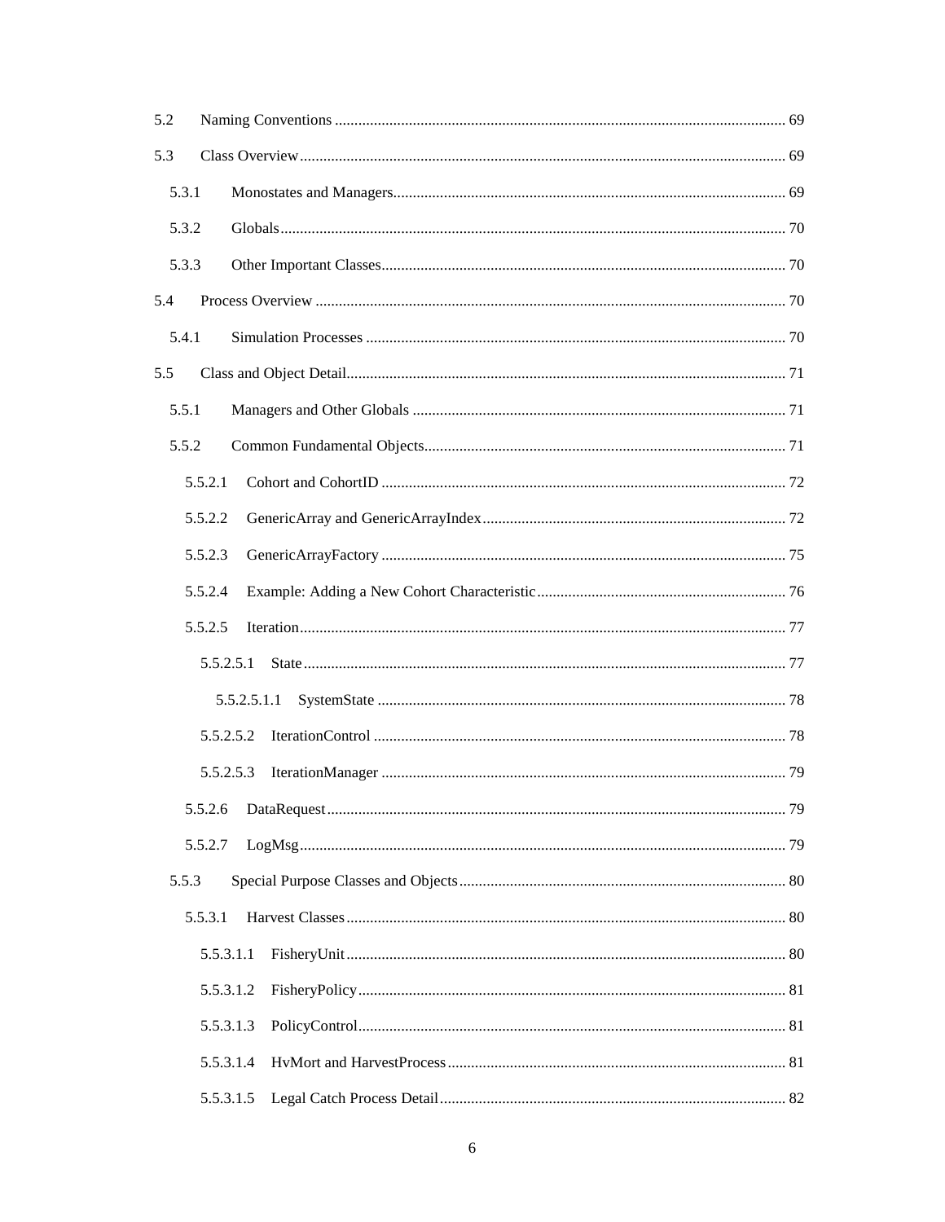5.2 Naming Conventions ... 69

5.3 Class Overview ... 69

5.3.1 Monostates and Managers ... 69

5.3.2 Globals ... 70

5.3.3 Other Important Classes ... 70

5.4 Process Overview ... 70

5.4.1 Simulation Processes ... 70

5.5 Class and Object Detail ... 71

5.5.1 Managers and Other Globals ... 71

5.5.2 Common Fundamental Objects ... 71

5.5.2.1 Cohort and CohortID ... 72

5.5.2.2 GenericArray and GenericArrayIndex ... 72

5.5.2.3 GenericArrayFactory ... 75

5.5.2.4 Example: Adding a New Cohort Characteristic ... 76

5.5.2.5 Iteration ... 77

5.5.2.5.1 State ... 77

5.5.2.5.1.1 SystemState ... 78

5.5.2.5.2 IterationControl ... 78

5.5.2.5.3 IterationManager ... 79

5.5.2.6 DataRequest ... 79

5.5.2.7 LogMsg ... 79

5.5.3 Special Purpose Classes and Objects ... 80

5.5.3.1 Harvest Classes ... 80

5.5.3.1.1 FisheryUnit ... 80

5.5.3.1.2 FisheryPolicy ... 81

5.5.3.1.3 PolicyControl ... 81

5.5.3.1.4 HvMort and HarvestProcess ... 81

5.5.3.1.5 Legal Catch Process Detail ... 82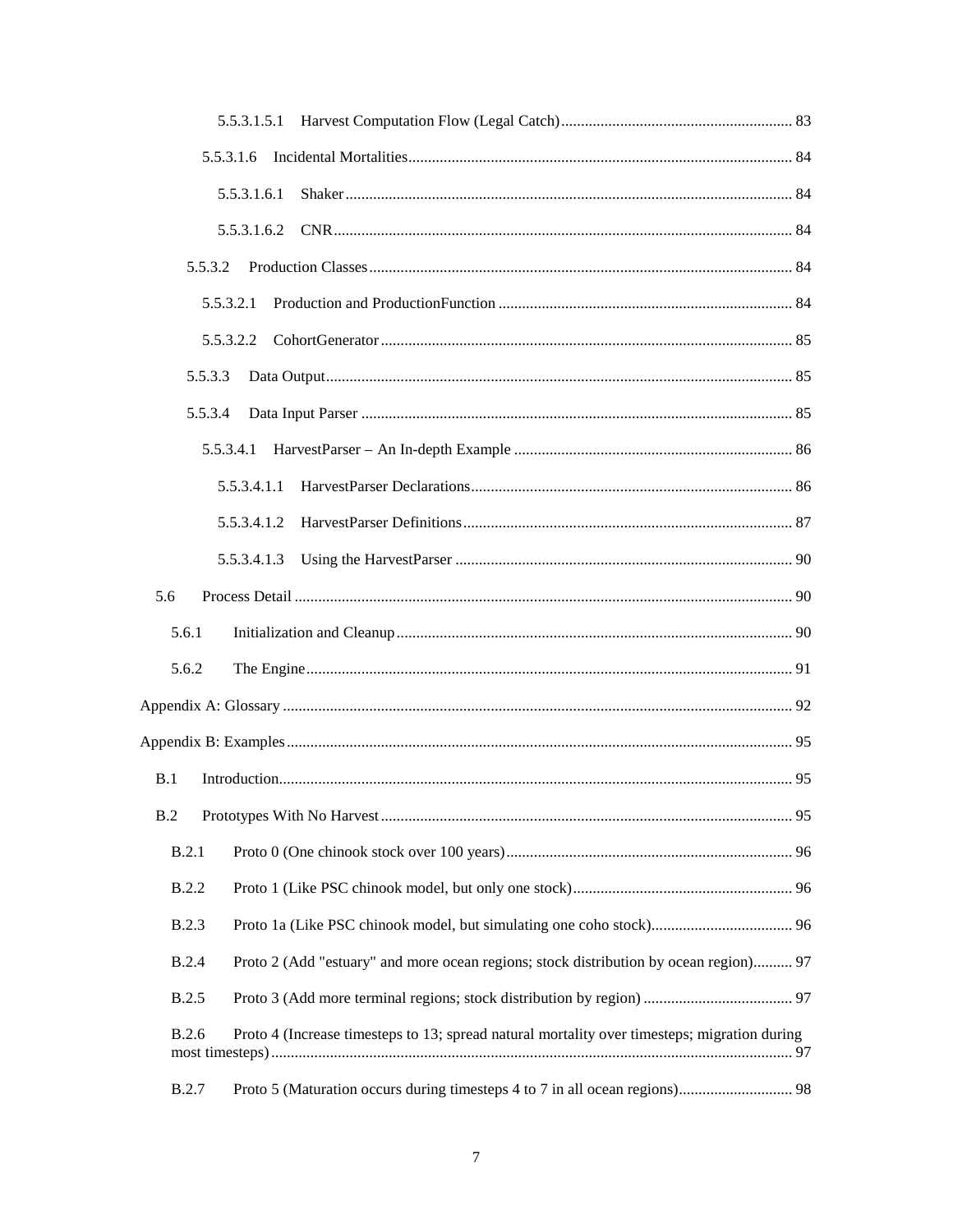5.5.3.1.5.1 Harvest Computation Flow (Legal Catch) ........ 83

5.5.3.1.6 Incidental Mortalities ........ 84

5.5.3.1.6.1 Shaker ........ 84

5.5.3.1.6.2 CNR ........ 84

5.5.3.2 Production Classes ........ 84

5.5.3.2.1 Production and ProductionFunction ........ 84

5.5.3.2.2 CohortGenerator ........ 85

5.5.3.3 Data Output ........ 85

5.5.3.4 Data Input Parser ........ 85

5.5.3.4.1 HarvestParser – An In-depth Example ........ 86

5.5.3.4.1.1 HarvestParser Declarations ........ 86

5.5.3.4.1.2 HarvestParser Definitions ........ 87

5.5.3.4.1.3 Using the HarvestParser ........ 90

5.6 Process Detail ........ 90

5.6.1 Initialization and Cleanup ........ 90

5.6.2 The Engine ........ 91

Appendix A: Glossary ........ 92

Appendix B: Examples ........ 95

B.1 Introduction ........ 95

B.2 Prototypes With No Harvest ........ 95

B.2.1 Proto 0 (One chinook stock over 100 years) ........ 96

B.2.2 Proto 1 (Like PSC chinook model, but only one stock) ........ 96

B.2.3 Proto 1a (Like PSC chinook model, but simulating one coho stock) ........ 96

B.2.4 Proto 2 (Add "estuary" and more ocean regions; stock distribution by ocean region) ........ 97

B.2.5 Proto 3 (Add more terminal regions; stock distribution by region) ........ 97

B.2.6 Proto 4 (Increase timesteps to 13; spread natural mortality over timesteps; migration during most timesteps) ........ 97

B.2.7 Proto 5 (Maturation occurs during timesteps 4 to 7 in all ocean regions) ........ 98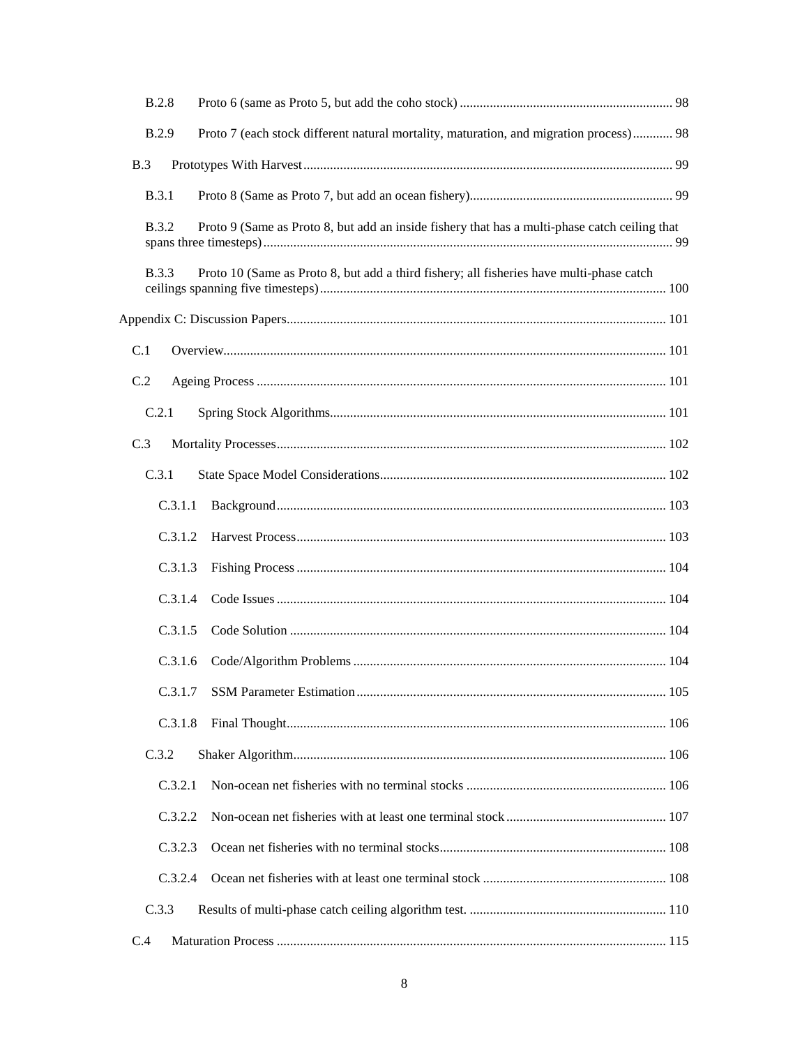B.2.8 Proto 6 (same as Proto 5, but add the coho stock) ........................................................ 98

B.2.9 Proto 7 (each stock different natural mortality, maturation, and migration process) ............ 98

B.3 Prototypes With Harvest ........................................................................................................ 99

B.3.1 Proto 8 (Same as Proto 7, but add an ocean fishery) ............................................................ 99

B.3.2 Proto 9 (Same as Proto 8, but add an inside fishery that has a multi-phase catch ceiling that spans three timesteps) ........................................................................................................ 99

B.3.3 Proto 10 (Same as Proto 8, but add a third fishery; all fisheries have multi-phase catch ceilings spanning five timesteps) ........................................................................................ 100

Appendix C: Discussion Papers ................................................................................................. 101

C.1 Overview ................................................................................................................................ 101

C.2 Ageing Process ...................................................................................................................... 101

C.2.1 Spring Stock Algorithms ..................................................................................................... 101

C.3 Mortality Processes ................................................................................................................ 102

C.3.1 State Space Model Considerations ...................................................................................... 102

C.3.1.1 Background ...................................................................................................................... 103

C.3.1.2 Harvest Process ................................................................................................................ 103

C.3.1.3 Fishing Process ................................................................................................................ 104

C.3.1.4 Code Issues ...................................................................................................................... 104

C.3.1.5 Code Solution .................................................................................................................. 104

C.3.1.6 Code/Algorithm Problems ................................................................................................ 104

C.3.1.7 SSM Parameter Estimation .............................................................................................. 105

C.3.1.8 Final Thought ................................................................................................................... 106

C.3.2 Shaker Algorithm ................................................................................................................ 106

C.3.2.1 Non-ocean net fisheries with no terminal stocks ............................................................. 106

C.3.2.2 Non-ocean net fisheries with at least one terminal stock ................................................. 107

C.3.2.3 Ocean net fisheries with no terminal stocks ..................................................................... 108

C.3.2.4 Ocean net fisheries with at least one terminal stock ........................................................ 108

C.3.3 Results of multi-phase catch ceiling algorithm test. ............................................................ 110

C.4 Maturation Process ................................................................................................................. 115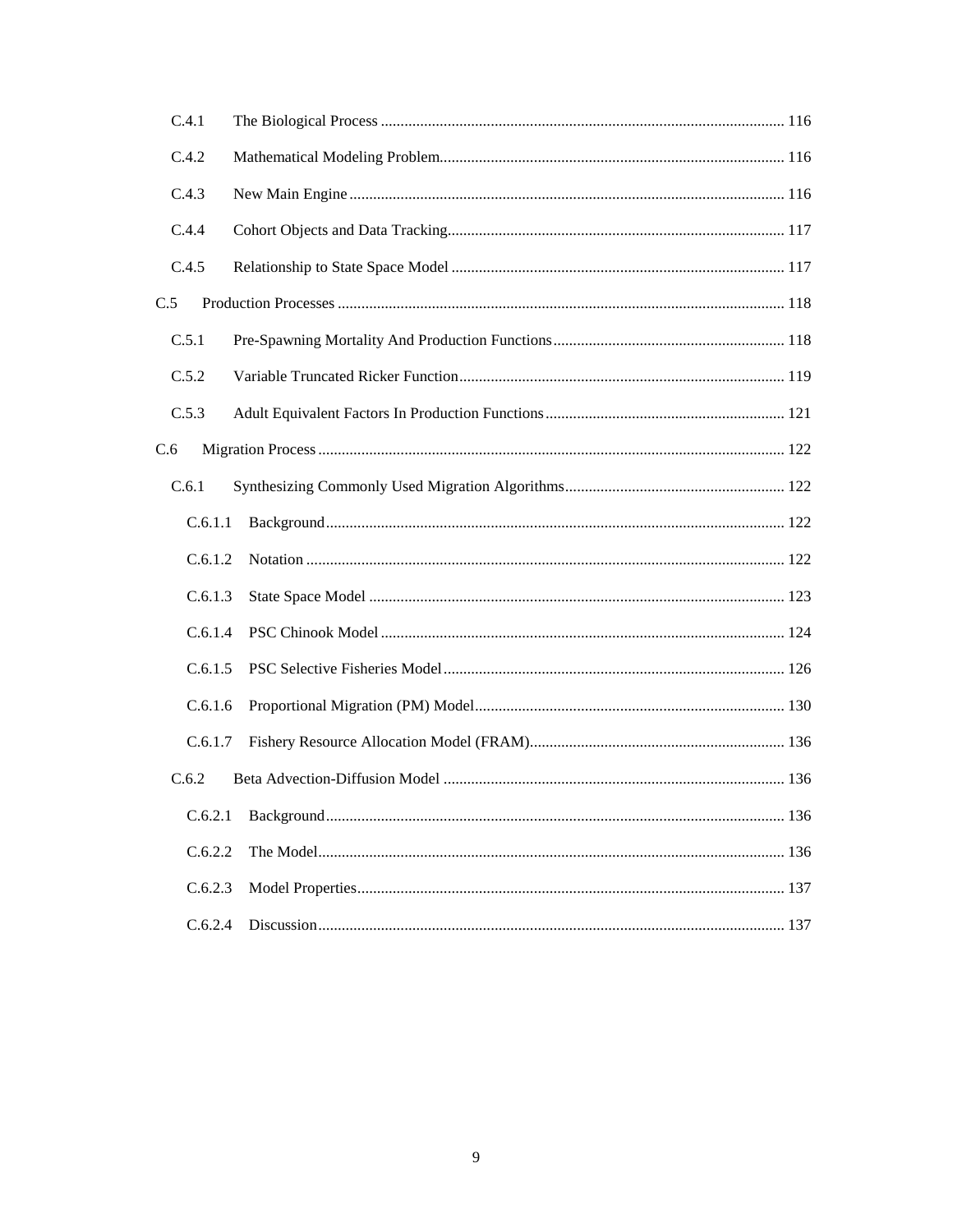- C.4.1 The Biological Process ........ 116
- C.4.2 Mathematical Modeling Problem ........ 116
- C.4.3 New Main Engine ........ 116
- C.4.4 Cohort Objects and Data Tracking ........ 117
- C.4.5 Relationship to State Space Model ........ 117

C.5 Production Processes ........ 118

- C.5.1 Pre-Spawning Mortality And Production Functions ........ 118
- C.5.2 Variable Truncated Ricker Function ........ 119
- C.5.3 Adult Equivalent Factors In Production Functions ........ 121

C.6 Migration Process ........ 122

- C.6.1 Synthesizing Commonly Used Migration Algorithms ........ 122
  - C.6.1.1 Background ........ 122
  - C.6.1.2 Notation ........ 122
  - C.6.1.3 State Space Model ........ 123
  - C.6.1.4 PSC Chinook Model ........ 124
  - C.6.1.5 PSC Selective Fisheries Model ........ 126
  - C.6.1.6 Proportional Migration (PM) Model ........ 130
  - C.6.1.7 Fishery Resource Allocation Model (FRAM) ........ 136
- C.6.2 Beta Advection-Diffusion Model ........ 136
  - C.6.2.1 Background ........ 136
  - C.6.2.2 The Model ........ 136
  - C.6.2.3 Model Properties ........ 137
  - C.6.2.4 Discussion ........ 137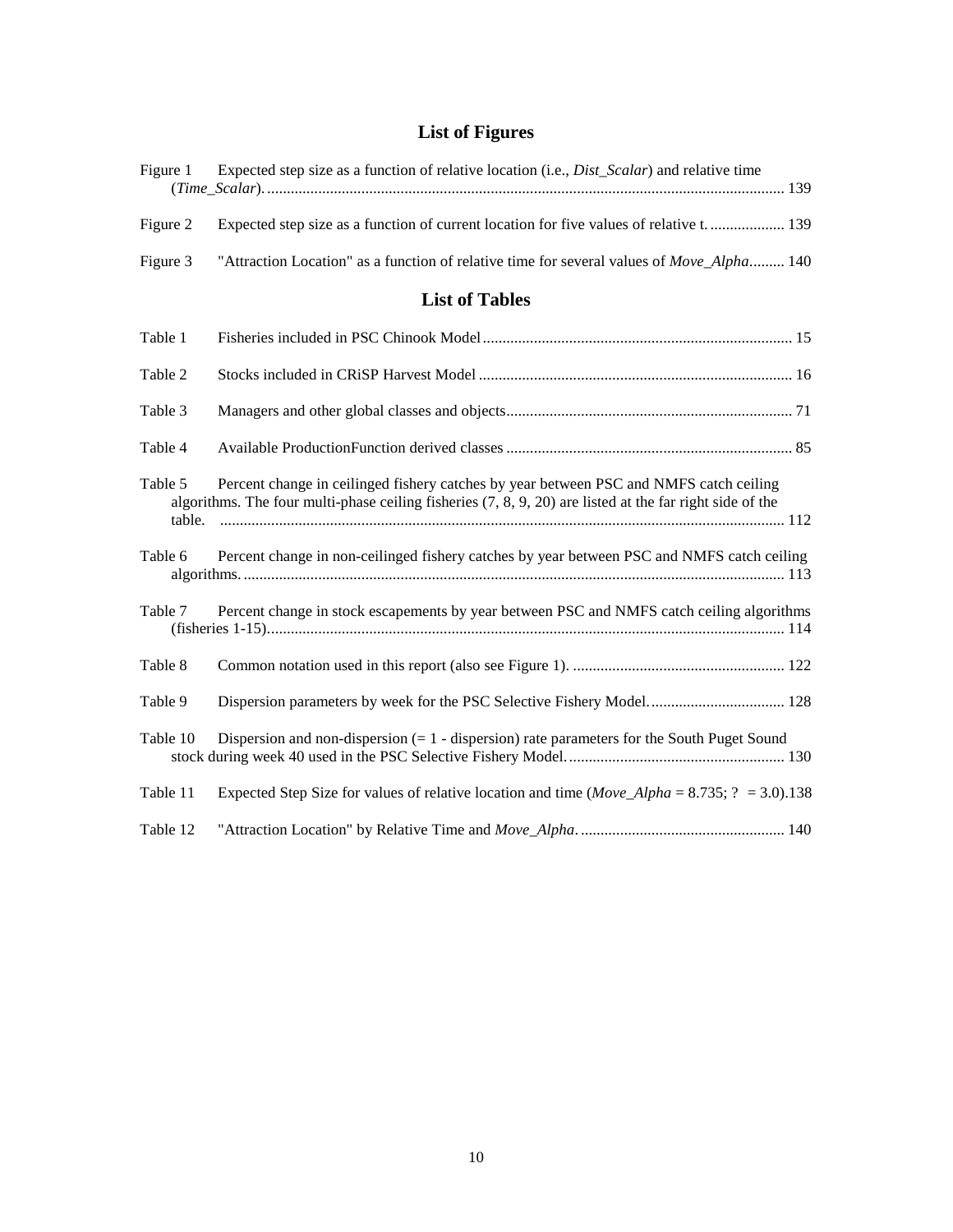## List of Figures

Figure 1 Expected step size as a function of relative location (i.e., *Dist_Scalar*) and relative time (*Time_Scalar*). ........................................................................................................................ 139

Figure 2 Expected step size as a function of current location for five values of relative t. ................... 139

Figure 3 "Attraction Location" as a function of relative time for several values of *Move_Alpha*......... 140

## List of Tables

Table 1 Fisheries included in PSC Chinook Model.............................................................................. 15

Table 2 Stocks included in CRiSP Harvest Model ............................................................................... 16

Table 3 Managers and other global classes and objects........................................................................ 71

Table 4 Available ProductionFunction derived classes ........................................................................ 85

Table 5 Percent change in ceilinged fishery catches by year between PSC and NMFS catch ceiling algorithms. The four multi-phase ceiling fisheries (7, 8, 9, 20) are listed at the far right side of the table. ............................................................................................................................................ 112

Table 6 Percent change in non-ceilinged fishery catches by year between PSC and NMFS catch ceiling algorithms. ........................................................................................................................... 113

Table 7 Percent change in stock escapements by year between PSC and NMFS catch ceiling algorithms (fisheries 1-15)................................................................................................................................ 114

Table 8 Common notation used in this report (also see Figure 1). ...................................................... 122

Table 9 Dispersion parameters by week for the PSC Selective Fishery Model.................................. 128

Table 10 Dispersion and non-dispersion (= 1 - dispersion) rate parameters for the South Puget Sound stock during week 40 used in the PSC Selective Fishery Model....................................................... 130

Table 11 Expected Step Size for values of relative location and time (*Move_Alpha* = 8.735; ? = 3.0).138

Table 12 "Attraction Location" by Relative Time and *Move_Alpha*.................................................... 140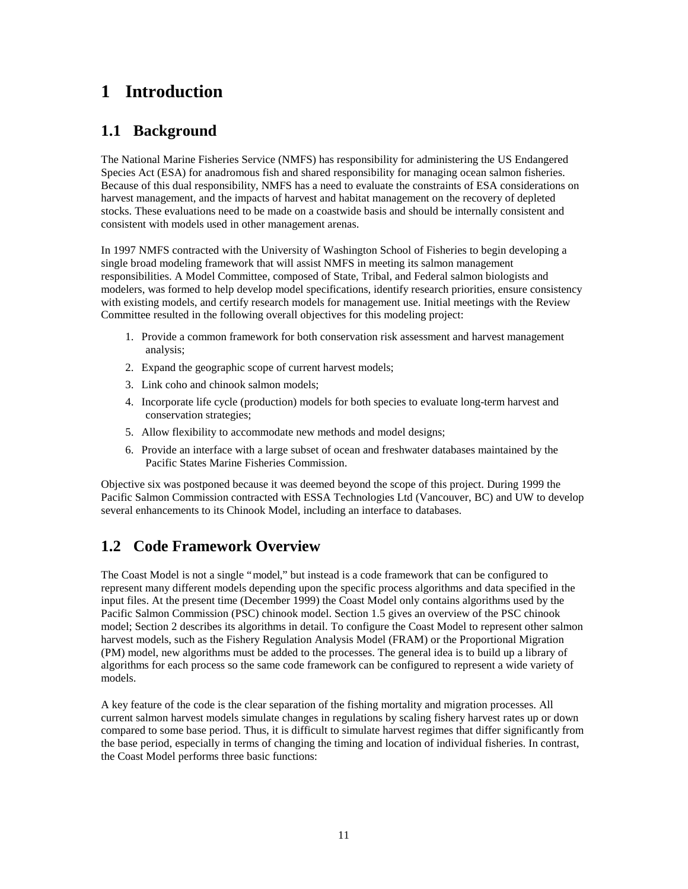# 1 Introduction

## 1.1 Background

The National Marine Fisheries Service (NMFS) has responsibility for administering the US Endangered Species Act (ESA) for anadromous fish and shared responsibility for managing ocean salmon fisheries. Because of this dual responsibility, NMFS has a need to evaluate the constraints of ESA considerations on harvest management, and the impacts of harvest and habitat management on the recovery of depleted stocks. These evaluations need to be made on a coastwide basis and should be internally consistent and consistent with models used in other management arenas.

In 1997 NMFS contracted with the University of Washington School of Fisheries to begin developing a single broad modeling framework that will assist NMFS in meeting its salmon management responsibilities. A Model Committee, composed of State, Tribal, and Federal salmon biologists and modelers, was formed to help develop model specifications, identify research priorities, ensure consistency with existing models, and certify research models for management use. Initial meetings with the Review Committee resulted in the following overall objectives for this modeling project:

1. Provide a common framework for both conservation risk assessment and harvest management analysis;
2. Expand the geographic scope of current harvest models;
3. Link coho and chinook salmon models;
4. Incorporate life cycle (production) models for both species to evaluate long-term harvest and conservation strategies;
5. Allow flexibility to accommodate new methods and model designs;
6. Provide an interface with a large subset of ocean and freshwater databases maintained by the Pacific States Marine Fisheries Commission.

Objective six was postponed because it was deemed beyond the scope of this project. During 1999 the Pacific Salmon Commission contracted with ESSA Technologies Ltd (Vancouver, BC) and UW to develop several enhancements to its Chinook Model, including an interface to databases.

## 1.2 Code Framework Overview

The Coast Model is not a single "model," but instead is a code framework that can be configured to represent many different models depending upon the specific process algorithms and data specified in the input files. At the present time (December 1999) the Coast Model only contains algorithms used by the Pacific Salmon Commission (PSC) chinook model. Section 1.5 gives an overview of the PSC chinook model; Section 2 describes its algorithms in detail. To configure the Coast Model to represent other salmon harvest models, such as the Fishery Regulation Analysis Model (FRAM) or the Proportional Migration (PM) model, new algorithms must be added to the processes. The general idea is to build up a library of algorithms for each process so the same code framework can be configured to represent a wide variety of models.

A key feature of the code is the clear separation of the fishing mortality and migration processes. All current salmon harvest models simulate changes in regulations by scaling fishery harvest rates up or down compared to some base period. Thus, it is difficult to simulate harvest regimes that differ significantly from the base period, especially in terms of changing the timing and location of individual fisheries. In contrast, the Coast Model performs three basic functions: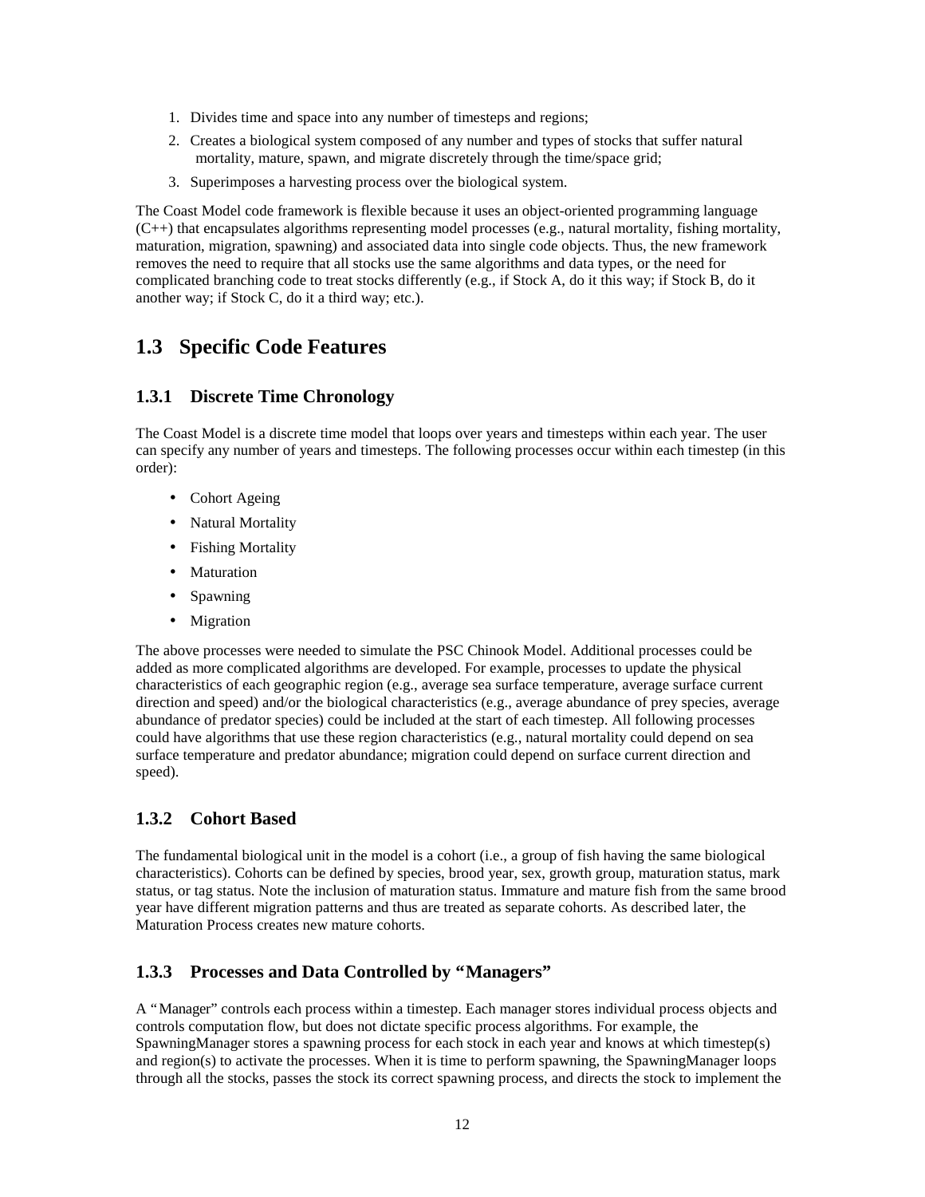1. Divides time and space into any number of timesteps and regions;
2. Creates a biological system composed of any number and types of stocks that suffer natural mortality, mature, spawn, and migrate discretely through the time/space grid;
3. Superimposes a harvesting process over the biological system.

The Coast Model code framework is flexible because it uses an object-oriented programming language (C++) that encapsulates algorithms representing model processes (e.g., natural mortality, fishing mortality, maturation, migration, spawning) and associated data into single code objects. Thus, the new framework removes the need to require that all stocks use the same algorithms and data types, or the need for complicated branching code to treat stocks differently (e.g., if Stock A, do it this way; if Stock B, do it another way; if Stock C, do it a third way; etc.).

## 1.3 Specific Code Features

### 1.3.1 Discrete Time Chronology

The Coast Model is a discrete time model that loops over years and timesteps within each year. The user can specify any number of years and timesteps. The following processes occur within each timestep (in this order):

- Cohort Ageing
- Natural Mortality
- Fishing Mortality
- Maturation
- Spawning
- Migration

The above processes were needed to simulate the PSC Chinook Model. Additional processes could be added as more complicated algorithms are developed. For example, processes to update the physical characteristics of each geographic region (e.g., average sea surface temperature, average surface current direction and speed) and/or the biological characteristics (e.g., average abundance of prey species, average abundance of predator species) could be included at the start of each timestep. All following processes could have algorithms that use these region characteristics (e.g., natural mortality could depend on sea surface temperature and predator abundance; migration could depend on surface current direction and speed).

### 1.3.2 Cohort Based

The fundamental biological unit in the model is a cohort (i.e., a group of fish having the same biological characteristics). Cohorts can be defined by species, brood year, sex, growth group, maturation status, mark status, or tag status. Note the inclusion of maturation status. Immature and mature fish from the same brood year have different migration patterns and thus are treated as separate cohorts. As described later, the Maturation Process creates new mature cohorts.

### 1.3.3 Processes and Data Controlled by "Managers"

A "Manager" controls each process within a timestep. Each manager stores individual process objects and controls computation flow, but does not dictate specific process algorithms. For example, the SpawningManager stores a spawning process for each stock in each year and knows at which timestep(s) and region(s) to activate the processes. When it is time to perform spawning, the SpawningManager loops through all the stocks, passes the stock its correct spawning process, and directs the stock to implement the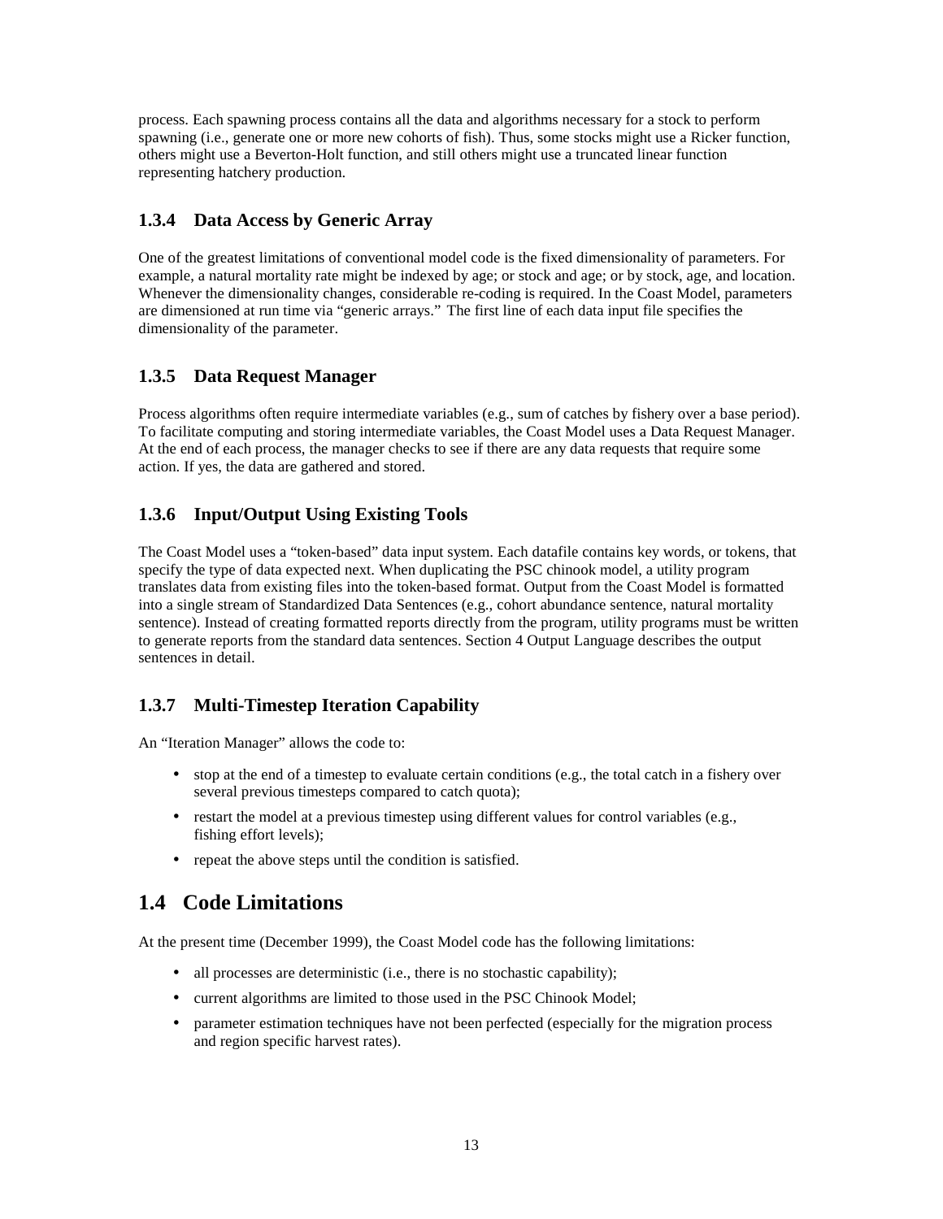process. Each spawning process contains all the data and algorithms necessary for a stock to perform spawning (i.e., generate one or more new cohorts of fish). Thus, some stocks might use a Ricker function, others might use a Beverton-Holt function, and still others might use a truncated linear function representing hatchery production.

### 1.3.4 Data Access by Generic Array

One of the greatest limitations of conventional model code is the fixed dimensionality of parameters. For example, a natural mortality rate might be indexed by age; or stock and age; or by stock, age, and location. Whenever the dimensionality changes, considerable re-coding is required. In the Coast Model, parameters are dimensioned at run time via "generic arrays." The first line of each data input file specifies the dimensionality of the parameter.

### 1.3.5 Data Request Manager

Process algorithms often require intermediate variables (e.g., sum of catches by fishery over a base period). To facilitate computing and storing intermediate variables, the Coast Model uses a Data Request Manager. At the end of each process, the manager checks to see if there are any data requests that require some action. If yes, the data are gathered and stored.

### 1.3.6 Input/Output Using Existing Tools

The Coast Model uses a "token-based" data input system. Each datafile contains key words, or tokens, that specify the type of data expected next. When duplicating the PSC chinook model, a utility program translates data from existing files into the token-based format. Output from the Coast Model is formatted into a single stream of Standardized Data Sentences (e.g., cohort abundance sentence, natural mortality sentence). Instead of creating formatted reports directly from the program, utility programs must be written to generate reports from the standard data sentences. Section 4 Output Language describes the output sentences in detail.

### 1.3.7 Multi-Timestep Iteration Capability

An "Iteration Manager" allows the code to:

- stop at the end of a timestep to evaluate certain conditions (e.g., the total catch in a fishery over several previous timesteps compared to catch quota);
- restart the model at a previous timestep using different values for control variables (e.g., fishing effort levels);
- repeat the above steps until the condition is satisfied.

## 1.4 Code Limitations

At the present time (December 1999), the Coast Model code has the following limitations:

- all processes are deterministic (i.e., there is no stochastic capability);
- current algorithms are limited to those used in the PSC Chinook Model;
- parameter estimation techniques have not been perfected (especially for the migration process and region specific harvest rates).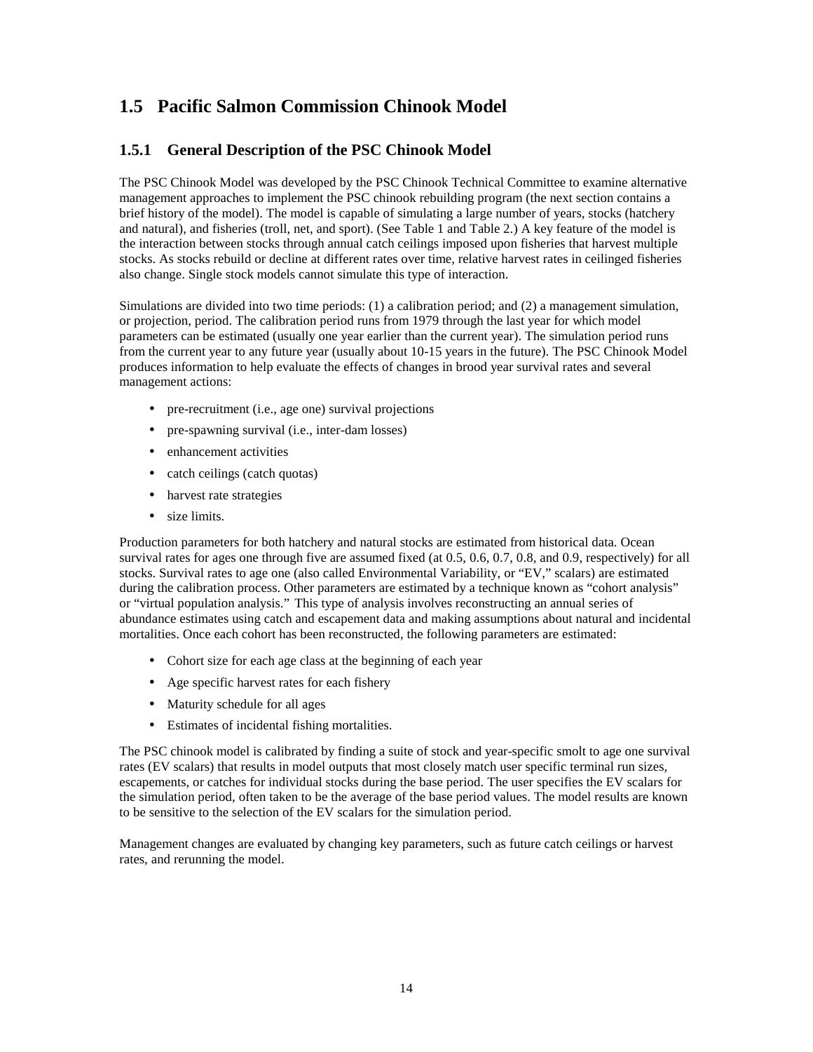## 1.5 Pacific Salmon Commission Chinook Model

### 1.5.1 General Description of the PSC Chinook Model

The PSC Chinook Model was developed by the PSC Chinook Technical Committee to examine alternative management approaches to implement the PSC chinook rebuilding program (the next section contains a brief history of the model). The model is capable of simulating a large number of years, stocks (hatchery and natural), and fisheries (troll, net, and sport). (See Table 1 and Table 2.) A key feature of the model is the interaction between stocks through annual catch ceilings imposed upon fisheries that harvest multiple stocks. As stocks rebuild or decline at different rates over time, relative harvest rates in ceilinged fisheries also change. Single stock models cannot simulate this type of interaction.

Simulations are divided into two time periods: (1) a calibration period; and (2) a management simulation, or projection, period. The calibration period runs from 1979 through the last year for which model parameters can be estimated (usually one year earlier than the current year). The simulation period runs from the current year to any future year (usually about 10-15 years in the future). The PSC Chinook Model produces information to help evaluate the effects of changes in brood year survival rates and several management actions:

- pre-recruitment (i.e., age one) survival projections
- pre-spawning survival (i.e., inter-dam losses)
- enhancement activities
- catch ceilings (catch quotas)
- harvest rate strategies
- size limits.

Production parameters for both hatchery and natural stocks are estimated from historical data. Ocean survival rates for ages one through five are assumed fixed (at 0.5, 0.6, 0.7, 0.8, and 0.9, respectively) for all stocks. Survival rates to age one (also called Environmental Variability, or "EV," scalars) are estimated during the calibration process. Other parameters are estimated by a technique known as "cohort analysis" or "virtual population analysis." This type of analysis involves reconstructing an annual series of abundance estimates using catch and escapement data and making assumptions about natural and incidental mortalities. Once each cohort has been reconstructed, the following parameters are estimated:

- Cohort size for each age class at the beginning of each year
- Age specific harvest rates for each fishery
- Maturity schedule for all ages
- Estimates of incidental fishing mortalities.

The PSC chinook model is calibrated by finding a suite of stock and year-specific smolt to age one survival rates (EV scalars) that results in model outputs that most closely match user specific terminal run sizes, escapements, or catches for individual stocks during the base period. The user specifies the EV scalars for the simulation period, often taken to be the average of the base period values. The model results are known to be sensitive to the selection of the EV scalars for the simulation period.

Management changes are evaluated by changing key parameters, such as future catch ceilings or harvest rates, and rerunning the model.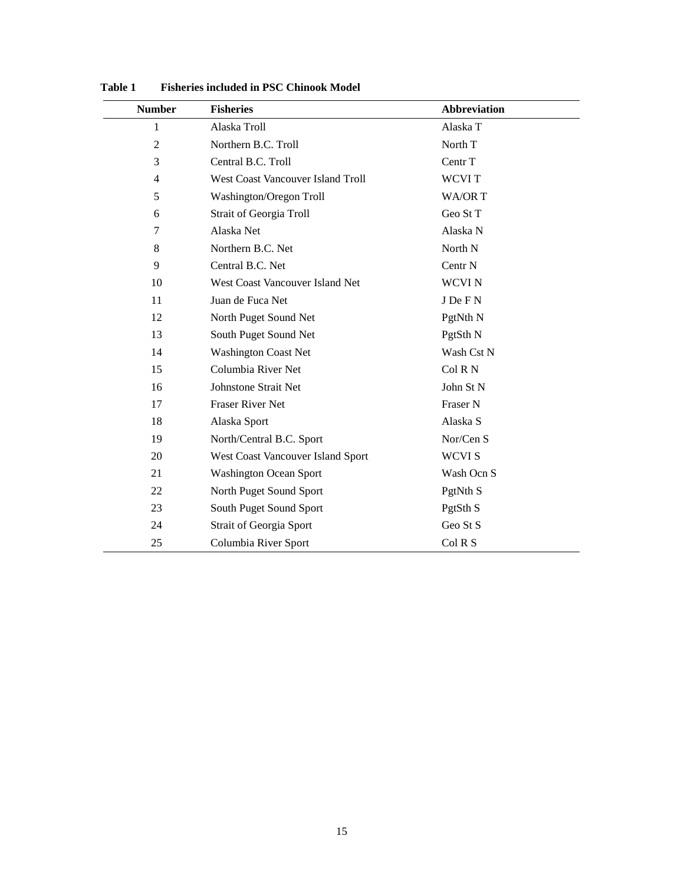**Table 1 Fisheries included in PSC Chinook Model**

| Number | Fisheries | Abbreviation |
|---|---|---|
| 1 | Alaska Troll | Alaska T |
| 2 | Northern B.C. Troll | North T |
| 3 | Central B.C. Troll | Centr T |
| 4 | West Coast Vancouver Island Troll | WCVI T |
| 5 | Washington/Oregon Troll | WA/OR T |
| 6 | Strait of Georgia Troll | Geo St T |
| 7 | Alaska Net | Alaska N |
| 8 | Northern B.C. Net | North N |
| 9 | Central B.C. Net | Centr N |
| 10 | West Coast Vancouver Island Net | WCVI N |
| 11 | Juan de Fuca Net | J De F N |
| 12 | North Puget Sound Net | PgtNth N |
| 13 | South Puget Sound Net | PgtSth N |
| 14 | Washington Coast Net | Wash Cst N |
| 15 | Columbia River Net | Col R N |
| 16 | Johnstone Strait Net | John St N |
| 17 | Fraser River Net | Fraser N |
| 18 | Alaska Sport | Alaska S |
| 19 | North/Central B.C. Sport | Nor/Cen S |
| 20 | West Coast Vancouver Island Sport | WCVI S |
| 21 | Washington Ocean Sport | Wash Ocn S |
| 22 | North Puget Sound Sport | PgtNth S |
| 23 | South Puget Sound Sport | PgtSth S |
| 24 | Strait of Georgia Sport | Geo St S |
| 25 | Columbia River Sport | Col R S |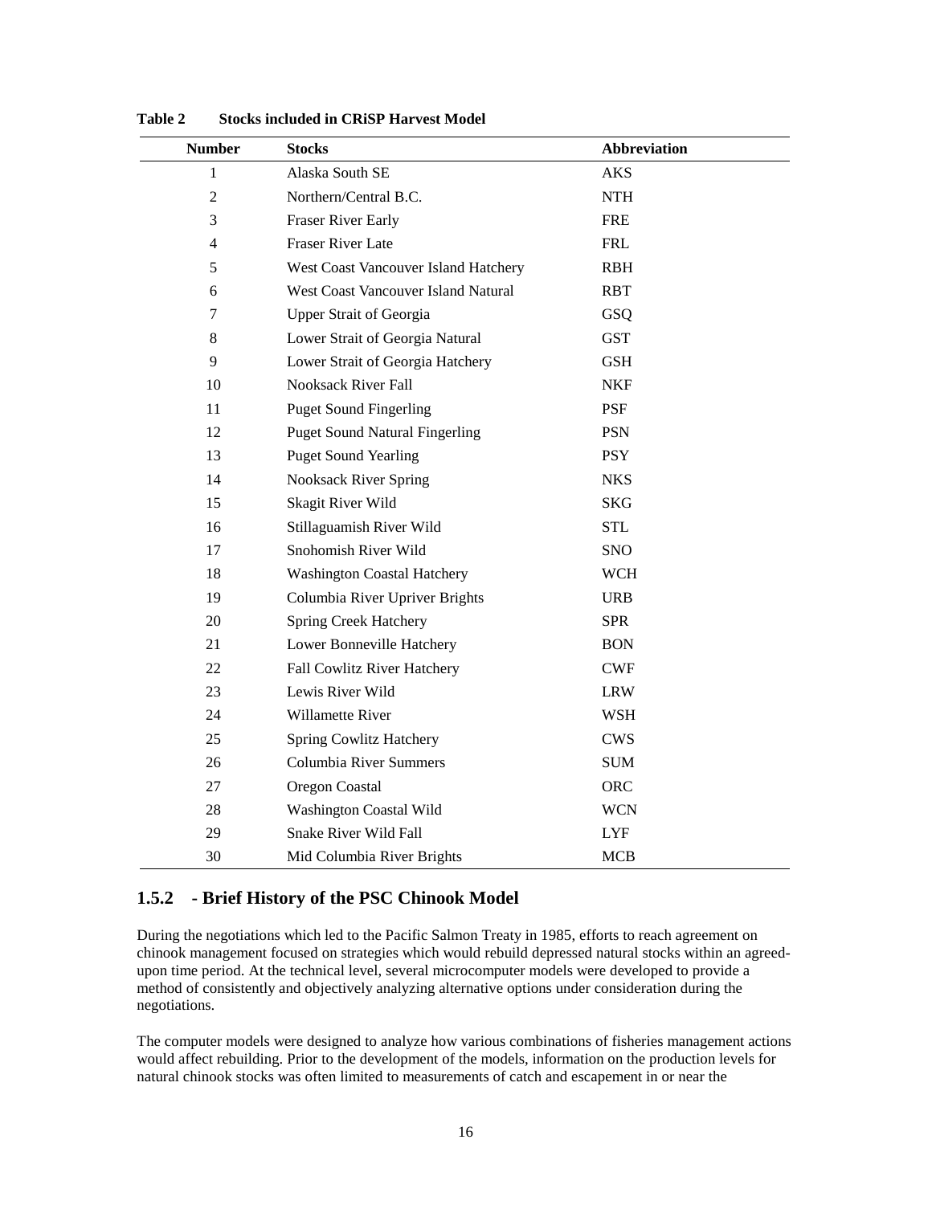**Table 2 Stocks included in CRiSP Harvest Model**

| Number | Stocks | Abbreviation |
|---|---|---|
| 1 | Alaska South SE | AKS |
| 2 | Northern/Central B.C. | NTH |
| 3 | Fraser River Early | FRE |
| 4 | Fraser River Late | FRL |
| 5 | West Coast Vancouver Island Hatchery | RBH |
| 6 | West Coast Vancouver Island Natural | RBT |
| 7 | Upper Strait of Georgia | GSQ |
| 8 | Lower Strait of Georgia Natural | GST |
| 9 | Lower Strait of Georgia Hatchery | GSH |
| 10 | Nooksack River Fall | NKF |
| 11 | Puget Sound Fingerling | PSF |
| 12 | Puget Sound Natural Fingerling | PSN |
| 13 | Puget Sound Yearling | PSY |
| 14 | Nooksack River Spring | NKS |
| 15 | Skagit River Wild | SKG |
| 16 | Stillaguamish River Wild | STL |
| 17 | Snohomish River Wild | SNO |
| 18 | Washington Coastal Hatchery | WCH |
| 19 | Columbia River Upriver Brights | URB |
| 20 | Spring Creek Hatchery | SPR |
| 21 | Lower Bonneville Hatchery | BON |
| 22 | Fall Cowlitz River Hatchery | CWF |
| 23 | Lewis River Wild | LRW |
| 24 | Willamette River | WSH |
| 25 | Spring Cowlitz Hatchery | CWS |
| 26 | Columbia River Summers | SUM |
| 27 | Oregon Coastal | ORC |
| 28 | Washington Coastal Wild | WCN |
| 29 | Snake River Wild Fall | LYF |
| 30 | Mid Columbia River Brights | MCB |

### 1.5.2 - Brief History of the PSC Chinook Model

During the negotiations which led to the Pacific Salmon Treaty in 1985, efforts to reach agreement on chinook management focused on strategies which would rebuild depressed natural stocks within an agreed-upon time period. At the technical level, several microcomputer models were developed to provide a method of consistently and objectively analyzing alternative options under consideration during the negotiations.

The computer models were designed to analyze how various combinations of fisheries management actions would affect rebuilding. Prior to the development of the models, information on the production levels for natural chinook stocks was often limited to measurements of catch and escapement in or near the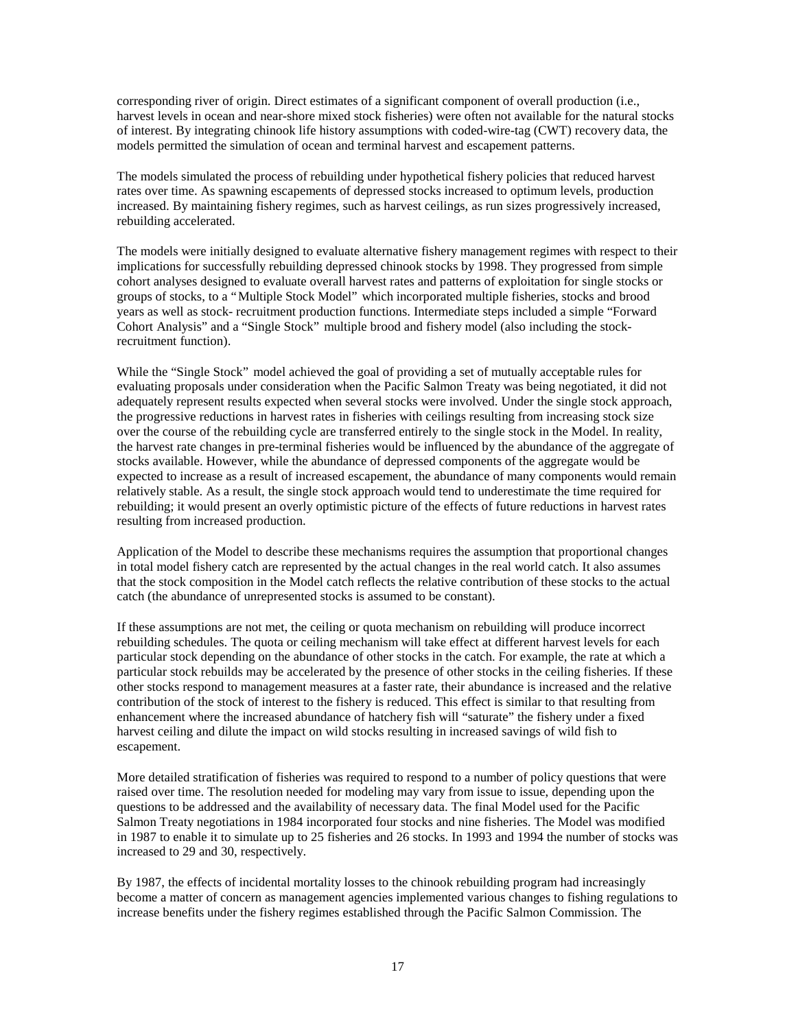corresponding river of origin. Direct estimates of a significant component of overall production (i.e., harvest levels in ocean and near-shore mixed stock fisheries) were often not available for the natural stocks of interest. By integrating chinook life history assumptions with coded-wire-tag (CWT) recovery data, the models permitted the simulation of ocean and terminal harvest and escapement patterns.

The models simulated the process of rebuilding under hypothetical fishery policies that reduced harvest rates over time. As spawning escapements of depressed stocks increased to optimum levels, production increased. By maintaining fishery regimes, such as harvest ceilings, as run sizes progressively increased, rebuilding accelerated.

The models were initially designed to evaluate alternative fishery management regimes with respect to their implications for successfully rebuilding depressed chinook stocks by 1998. They progressed from simple cohort analyses designed to evaluate overall harvest rates and patterns of exploitation for single stocks or groups of stocks, to a "Multiple Stock Model" which incorporated multiple fisheries, stocks and brood years as well as stock- recruitment production functions. Intermediate steps included a simple "Forward Cohort Analysis" and a "Single Stock" multiple brood and fishery model (also including the stock-recruitment function).

While the "Single Stock" model achieved the goal of providing a set of mutually acceptable rules for evaluating proposals under consideration when the Pacific Salmon Treaty was being negotiated, it did not adequately represent results expected when several stocks were involved. Under the single stock approach, the progressive reductions in harvest rates in fisheries with ceilings resulting from increasing stock size over the course of the rebuilding cycle are transferred entirely to the single stock in the Model. In reality, the harvest rate changes in pre-terminal fisheries would be influenced by the abundance of the aggregate of stocks available. However, while the abundance of depressed components of the aggregate would be expected to increase as a result of increased escapement, the abundance of many components would remain relatively stable. As a result, the single stock approach would tend to underestimate the time required for rebuilding; it would present an overly optimistic picture of the effects of future reductions in harvest rates resulting from increased production.

Application of the Model to describe these mechanisms requires the assumption that proportional changes in total model fishery catch are represented by the actual changes in the real world catch. It also assumes that the stock composition in the Model catch reflects the relative contribution of these stocks to the actual catch (the abundance of unrepresented stocks is assumed to be constant).

If these assumptions are not met, the ceiling or quota mechanism on rebuilding will produce incorrect rebuilding schedules. The quota or ceiling mechanism will take effect at different harvest levels for each particular stock depending on the abundance of other stocks in the catch. For example, the rate at which a particular stock rebuilds may be accelerated by the presence of other stocks in the ceiling fisheries. If these other stocks respond to management measures at a faster rate, their abundance is increased and the relative contribution of the stock of interest to the fishery is reduced. This effect is similar to that resulting from enhancement where the increased abundance of hatchery fish will "saturate" the fishery under a fixed harvest ceiling and dilute the impact on wild stocks resulting in increased savings of wild fish to escapement.

More detailed stratification of fisheries was required to respond to a number of policy questions that were raised over time. The resolution needed for modeling may vary from issue to issue, depending upon the questions to be addressed and the availability of necessary data. The final Model used for the Pacific Salmon Treaty negotiations in 1984 incorporated four stocks and nine fisheries. The Model was modified in 1987 to enable it to simulate up to 25 fisheries and 26 stocks. In 1993 and 1994 the number of stocks was increased to 29 and 30, respectively.

By 1987, the effects of incidental mortality losses to the chinook rebuilding program had increasingly become a matter of concern as management agencies implemented various changes to fishing regulations to increase benefits under the fishery regimes established through the Pacific Salmon Commission. The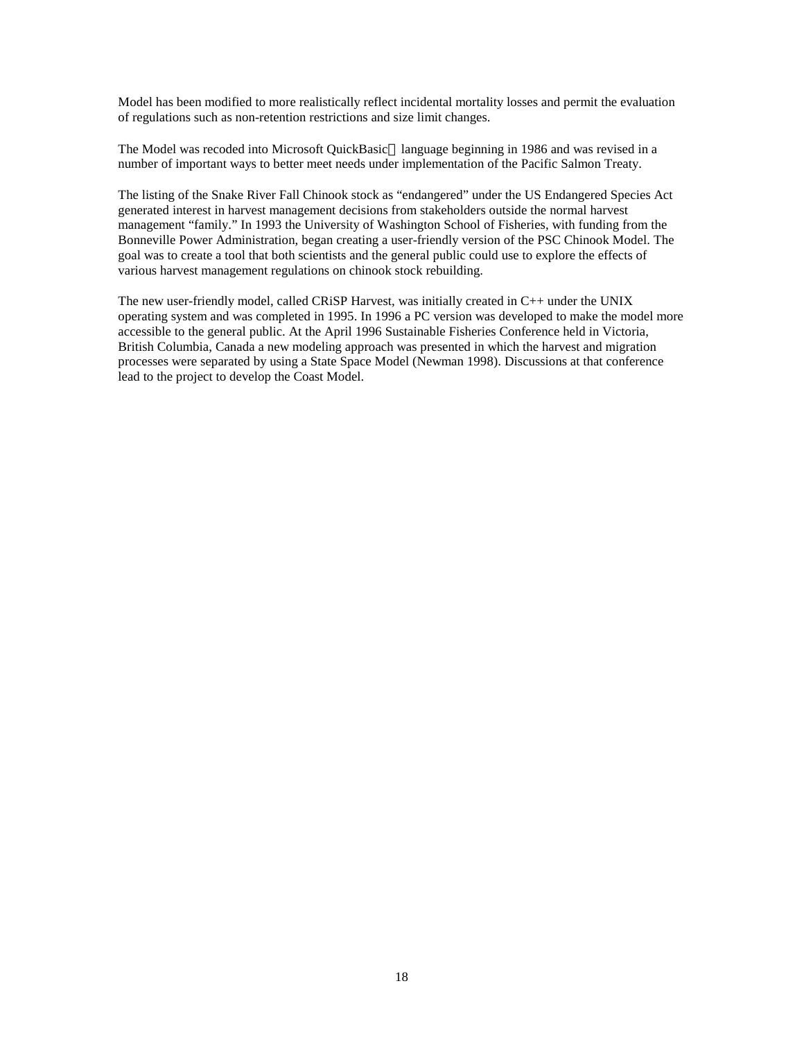Model has been modified to more realistically reflect incidental mortality losses and permit the evaluation of regulations such as non-retention restrictions and size limit changes.

The Model was recoded into Microsoft QuickBasic language beginning in 1986 and was revised in a number of important ways to better meet needs under implementation of the Pacific Salmon Treaty.

The listing of the Snake River Fall Chinook stock as "endangered" under the US Endangered Species Act generated interest in harvest management decisions from stakeholders outside the normal harvest management "family." In 1993 the University of Washington School of Fisheries, with funding from the Bonneville Power Administration, began creating a user-friendly version of the PSC Chinook Model. The goal was to create a tool that both scientists and the general public could use to explore the effects of various harvest management regulations on chinook stock rebuilding.

The new user-friendly model, called CRiSP Harvest, was initially created in C++ under the UNIX operating system and was completed in 1995. In 1996 a PC version was developed to make the model more accessible to the general public. At the April 1996 Sustainable Fisheries Conference held in Victoria, British Columbia, Canada a new modeling approach was presented in which the harvest and migration processes were separated by using a State Space Model (Newman 1998). Discussions at that conference lead to the project to develop the Coast Model.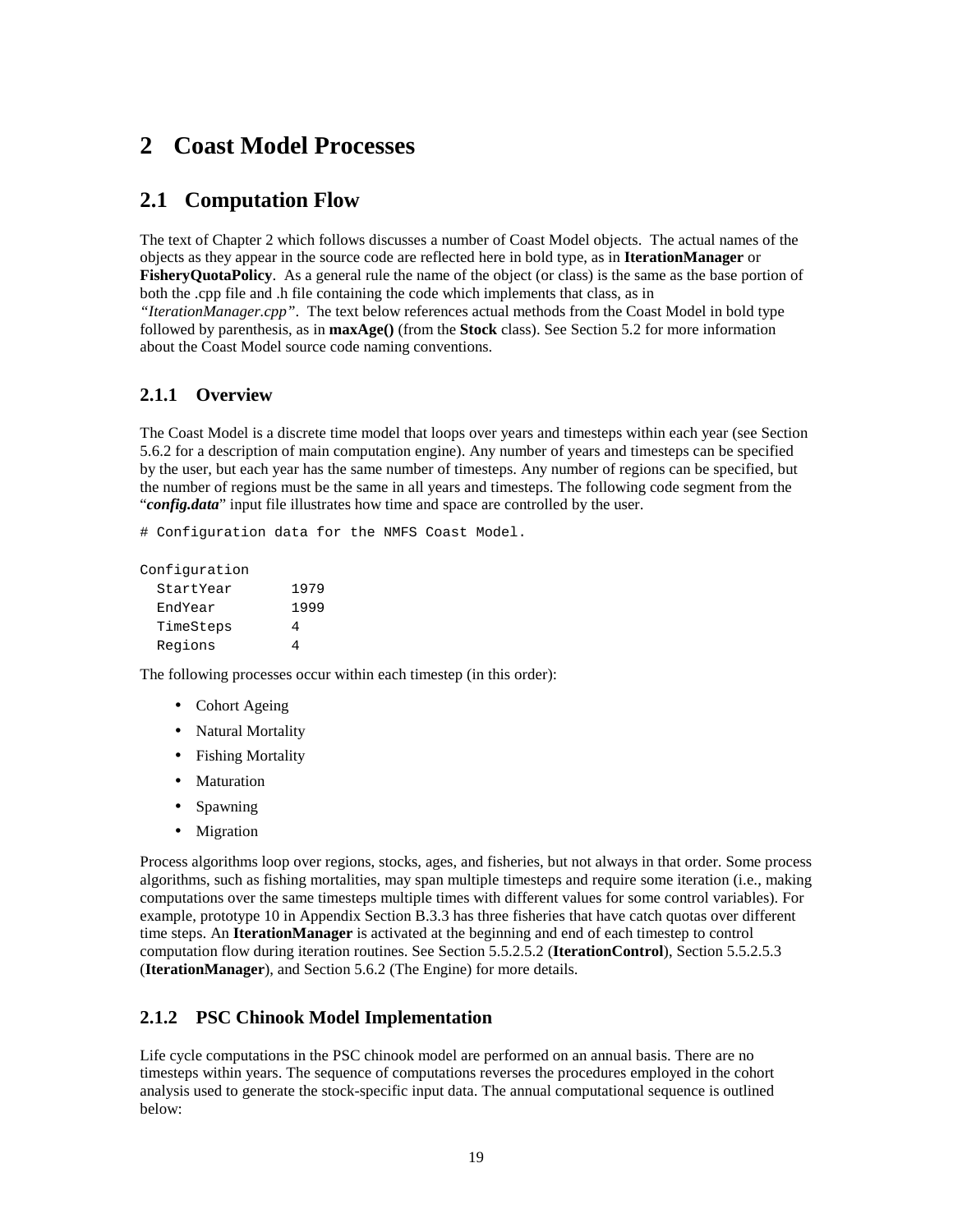# 2 Coast Model Processes

## 2.1 Computation Flow

The text of Chapter 2 which follows discusses a number of Coast Model objects. The actual names of the objects as they appear in the source code are reflected here in bold type, as in **IterationManager** or **FisheryQuotaPolicy**. As a general rule the name of the object (or class) is the same as the base portion of both the .cpp file and .h file containing the code which implements that class, as in *"IterationManager.cpp"*. The text below references actual methods from the Coast Model in bold type followed by parenthesis, as in **maxAge()** (from the **Stock** class). See Section 5.2 for more information about the Coast Model source code naming conventions.

### 2.1.1 Overview

The Coast Model is a discrete time model that loops over years and timesteps within each year (see Section 5.6.2 for a description of main computation engine). Any number of years and timesteps can be specified by the user, but each year has the same number of timesteps. Any number of regions can be specified, but the number of regions must be the same in all years and timesteps. The following code segment from the "***config.data***" input file illustrates how time and space are controlled by the user.

```
# Configuration data for the NMFS Coast Model.

Configuration
  StartYear       1979
  EndYear         1999
  TimeSteps       4
  Regions         4
```

The following processes occur within each timestep (in this order):

- Cohort Ageing
- Natural Mortality
- Fishing Mortality
- Maturation
- Spawning
- Migration

Process algorithms loop over regions, stocks, ages, and fisheries, but not always in that order. Some process algorithms, such as fishing mortalities, may span multiple timesteps and require some iteration (i.e., making computations over the same timesteps multiple times with different values for some control variables). For example, prototype 10 in Appendix Section B.3.3 has three fisheries that have catch quotas over different time steps. An **IterationManager** is activated at the beginning and end of each timestep to control computation flow during iteration routines. See Section 5.5.2.5.2 (**IterationControl**), Section 5.5.2.5.3 (**IterationManager**), and Section 5.6.2 (The Engine) for more details.

### 2.1.2 PSC Chinook Model Implementation

Life cycle computations in the PSC chinook model are performed on an annual basis. There are no timesteps within years. The sequence of computations reverses the procedures employed in the cohort analysis used to generate the stock-specific input data. The annual computational sequence is outlined below: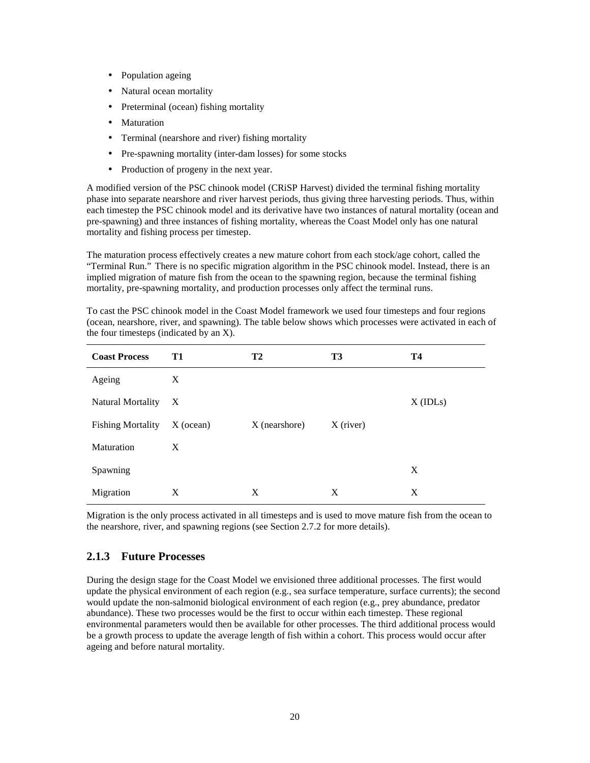- Population ageing
- Natural ocean mortality
- Preterminal (ocean) fishing mortality
- Maturation
- Terminal (nearshore and river) fishing mortality
- Pre-spawning mortality (inter-dam losses) for some stocks
- Production of progeny in the next year.

A modified version of the PSC chinook model (CRiSP Harvest) divided the terminal fishing mortality phase into separate nearshore and river harvest periods, thus giving three harvesting periods. Thus, within each timestep the PSC chinook model and its derivative have two instances of natural mortality (ocean and pre-spawning) and three instances of fishing mortality, whereas the Coast Model only has one natural mortality and fishing process per timestep.

The maturation process effectively creates a new mature cohort from each stock/age cohort, called the "Terminal Run." There is no specific migration algorithm in the PSC chinook model. Instead, there is an implied migration of mature fish from the ocean to the spawning region, because the terminal fishing mortality, pre-spawning mortality, and production processes only affect the terminal runs.

To cast the PSC chinook model in the Coast Model framework we used four timesteps and four regions (ocean, nearshore, river, and spawning). The table below shows which processes were activated in each of the four timesteps (indicated by an X).

| Coast Process | T1 | T2 | T3 | T4 |
|---|---|---|---|---|
| Ageing | X | | | |
| Natural Mortality | X | | | X (IDLs) |
| Fishing Mortality | X (ocean) | X (nearshore) | X (river) | |
| Maturation | X | | | |
| Spawning | | | | X |
| Migration | X | X | X | X |

Migration is the only process activated in all timesteps and is used to move mature fish from the ocean to the nearshore, river, and spawning regions (see Section 2.7.2 for more details).

### 2.1.3 Future Processes

During the design stage for the Coast Model we envisioned three additional processes. The first would update the physical environment of each region (e.g., sea surface temperature, surface currents); the second would update the non-salmonid biological environment of each region (e.g., prey abundance, predator abundance). These two processes would be the first to occur within each timestep. These regional environmental parameters would then be available for other processes. The third additional process would be a growth process to update the average length of fish within a cohort. This process would occur after ageing and before natural mortality.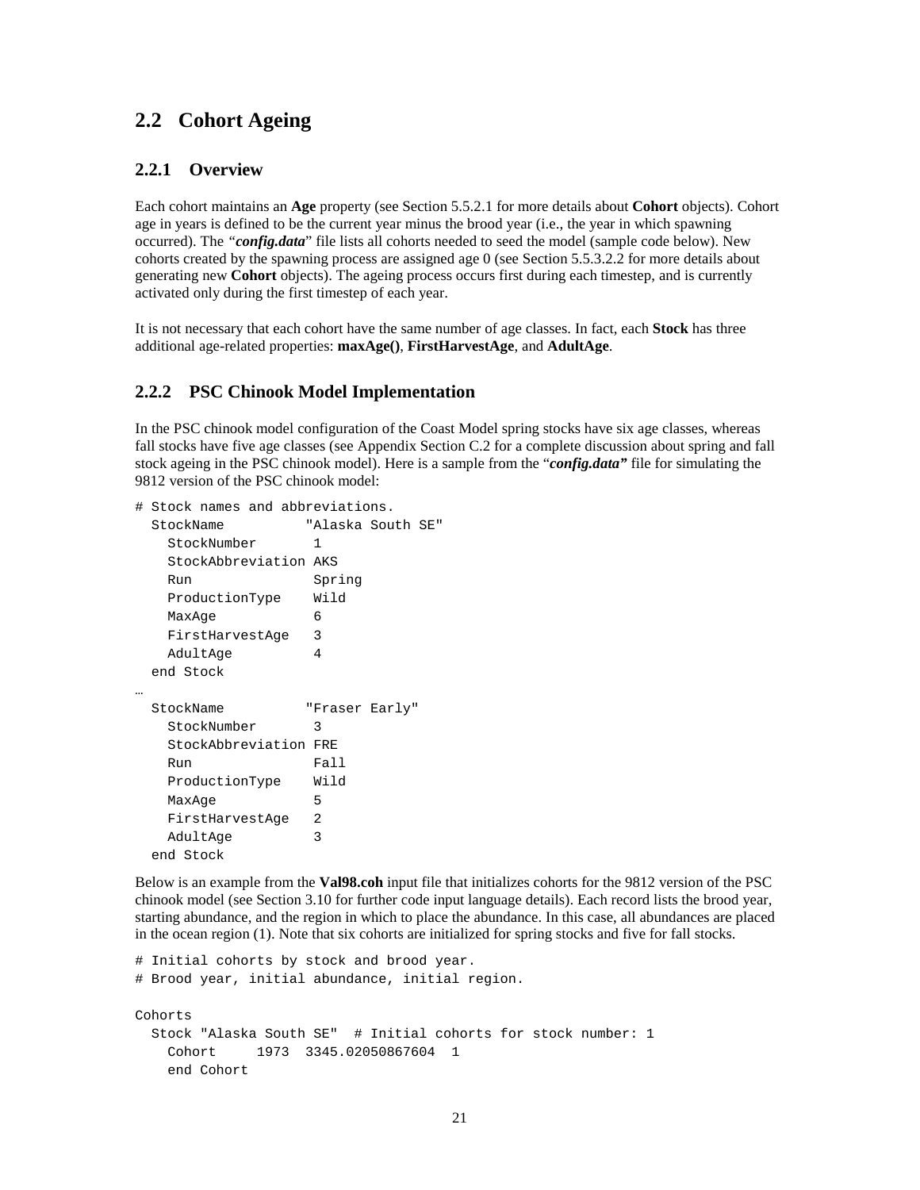## 2.2 Cohort Ageing

### 2.2.1 Overview

Each cohort maintains an **Age** property (see Section 5.5.2.1 for more details about **Cohort** objects). Cohort age in years is defined to be the current year minus the brood year (i.e., the year in which spawning occurred). The "***config.data***" file lists all cohorts needed to seed the model (sample code below). New cohorts created by the spawning process are assigned age 0 (see Section 5.5.3.2.2 for more details about generating new **Cohort** objects). The ageing process occurs first during each timestep, and is currently activated only during the first timestep of each year.

It is not necessary that each cohort have the same number of age classes. In fact, each **Stock** has three additional age-related properties: **maxAge()**, **FirstHarvestAge**, and **AdultAge**.

### 2.2.2 PSC Chinook Model Implementation

In the PSC chinook model configuration of the Coast Model spring stocks have six age classes, whereas fall stocks have five age classes (see Appendix Section C.2 for a complete discussion about spring and fall stock ageing in the PSC chinook model). Here is a sample from the "***config.data"*** file for simulating the 9812 version of the PSC chinook model:

```
# Stock names and abbreviations.
  StockName          "Alaska South SE"
    StockNumber       1
    StockAbbreviation AKS
    Run               Spring
    ProductionType    Wild
    MaxAge            6
    FirstHarvestAge   3
    AdultAge          4
  end Stock
…
  StockName          "Fraser Early"
    StockNumber       3
    StockAbbreviation FRE
    Run               Fall
    ProductionType    Wild
    MaxAge            5
    FirstHarvestAge   2
    AdultAge          3
  end Stock
```

Below is an example from the **Val98.coh** input file that initializes cohorts for the 9812 version of the PSC chinook model (see Section 3.10 for further code input language details). Each record lists the brood year, starting abundance, and the region in which to place the abundance. In this case, all abundances are placed in the ocean region (1). Note that six cohorts are initialized for spring stocks and five for fall stocks.

```
# Initial cohorts by stock and brood year.
# Brood year, initial abundance, initial region.

Cohorts
  Stock "Alaska South SE"  # Initial cohorts for stock number: 1
    Cohort     1973  3345.02050867604  1
    end Cohort
```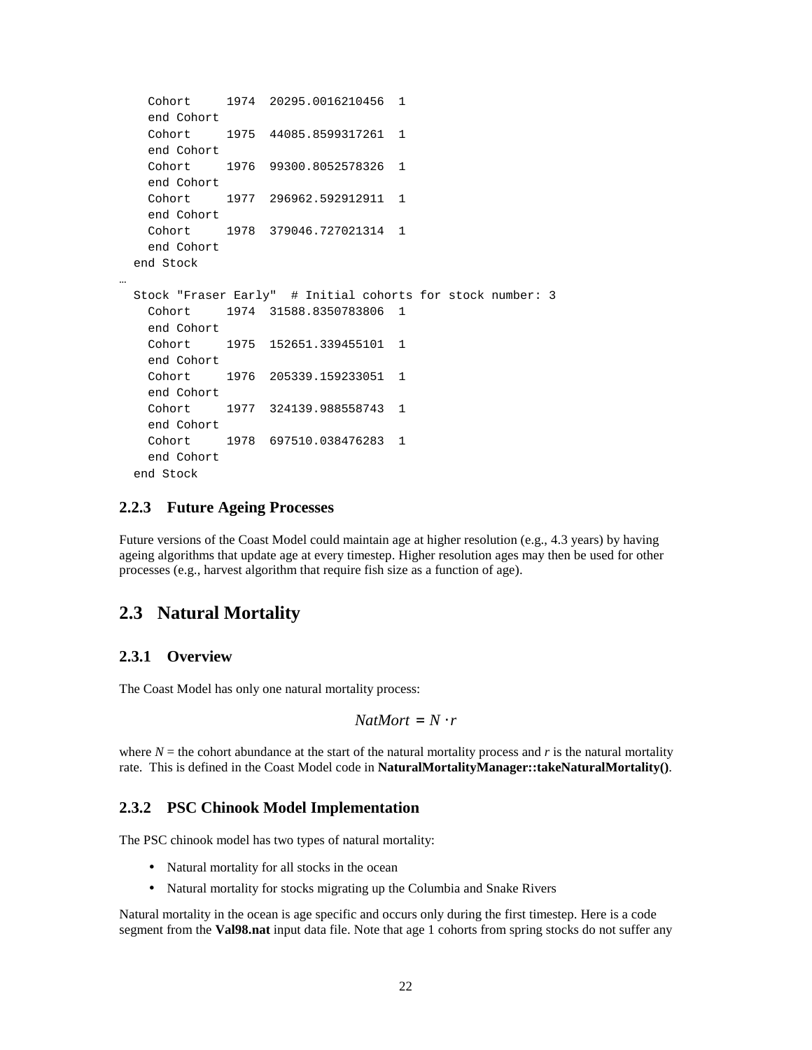```
    Cohort     1974  20295.0016210456  1
    end Cohort
    Cohort     1975  44085.8599317261  1
    end Cohort
    Cohort     1976  99300.8052578326  1
    end Cohort
    Cohort     1977  296962.592912911  1
    end Cohort
    Cohort     1978  379046.727021314  1
    end Cohort
  end Stock
…
  Stock "Fraser Early"  # Initial cohorts for stock number: 3
    Cohort     1974  31588.8350783806  1
    end Cohort
    Cohort     1975  152651.339455101  1
    end Cohort
    Cohort     1976  205339.159233051  1
    end Cohort
    Cohort     1977  324139.988558743  1
    end Cohort
    Cohort     1978  697510.038476283  1
    end Cohort
  end Stock
```

### 2.2.3 Future Ageing Processes

Future versions of the Coast Model could maintain age at higher resolution (e.g., 4.3 years) by having ageing algorithms that update age at every timestep. Higher resolution ages may then be used for other processes (e.g., harvest algorithm that require fish size as a function of age).

## 2.3 Natural Mortality

### 2.3.1 Overview

The Coast Model has only one natural mortality process:

$$NatMort = N \cdot r$$

where $N$ = the cohort abundance at the start of the natural mortality process and $r$ is the natural mortality rate. This is defined in the Coast Model code in **NaturalMortalityManager::takeNaturalMortality()**.

### 2.3.2 PSC Chinook Model Implementation

The PSC chinook model has two types of natural mortality:

- Natural mortality for all stocks in the ocean
- Natural mortality for stocks migrating up the Columbia and Snake Rivers

Natural mortality in the ocean is age specific and occurs only during the first timestep. Here is a code segment from the **Val98.nat** input data file. Note that age 1 cohorts from spring stocks do not suffer any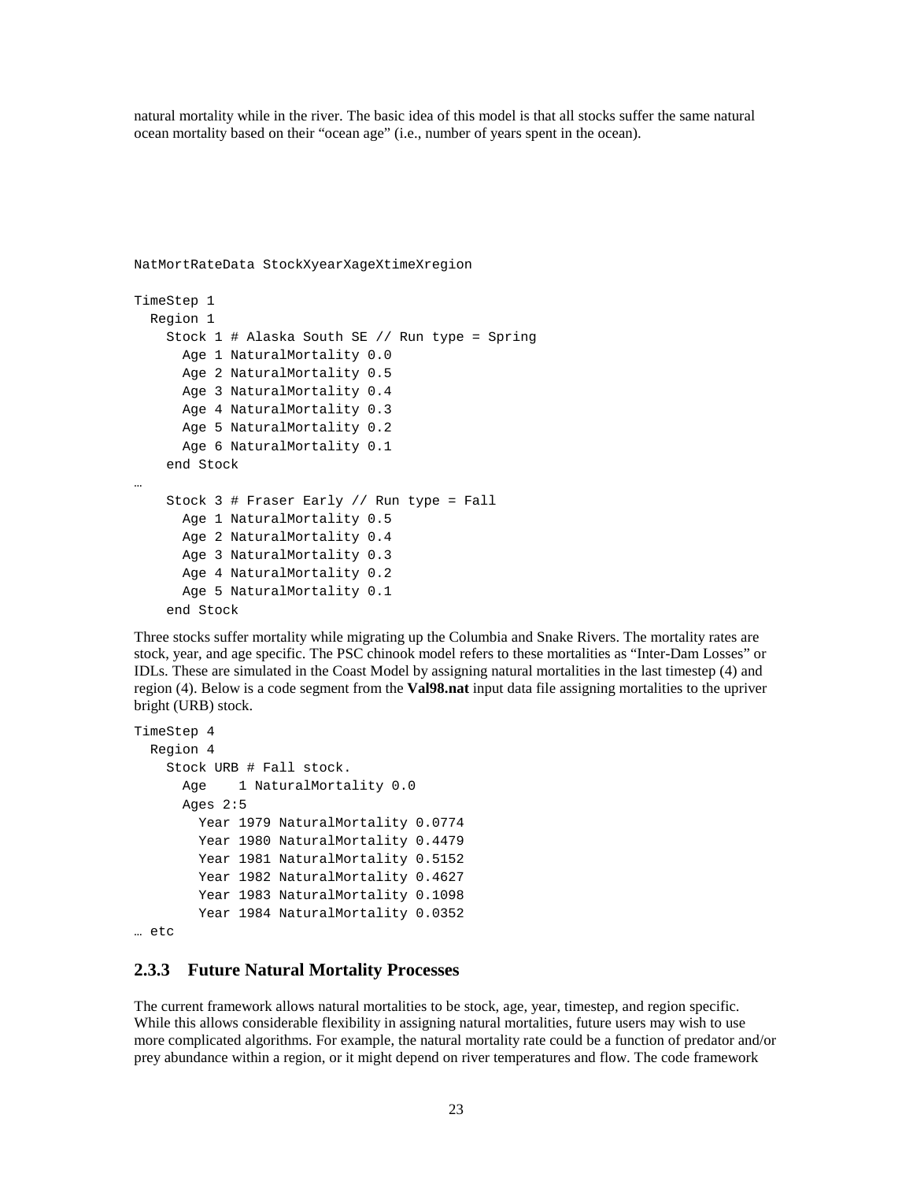natural mortality while in the river. The basic idea of this model is that all stocks suffer the same natural ocean mortality based on their "ocean age" (i.e., number of years spent in the ocean).

```
NatMortRateData StockXyearXageXtimeXregion

TimeStep 1
  Region 1
    Stock 1 # Alaska South SE // Run type = Spring
      Age 1 NaturalMortality 0.0
      Age 2 NaturalMortality 0.5
      Age 3 NaturalMortality 0.4
      Age 4 NaturalMortality 0.3
      Age 5 NaturalMortality 0.2
      Age 6 NaturalMortality 0.1
    end Stock
…
    Stock 3 # Fraser Early // Run type = Fall
      Age 1 NaturalMortality 0.5
      Age 2 NaturalMortality 0.4
      Age 3 NaturalMortality 0.3
      Age 4 NaturalMortality 0.2
      Age 5 NaturalMortality 0.1
    end Stock
```

Three stocks suffer mortality while migrating up the Columbia and Snake Rivers. The mortality rates are stock, year, and age specific. The PSC chinook model refers to these mortalities as "Inter-Dam Losses" or IDLs. These are simulated in the Coast Model by assigning natural mortalities in the last timestep (4) and region (4). Below is a code segment from the **Val98.nat** input data file assigning mortalities to the upriver bright (URB) stock.

```
TimeStep 4
  Region 4
    Stock URB # Fall stock.
      Age    1 NaturalMortality 0.0
      Ages 2:5
        Year 1979 NaturalMortality 0.0774
        Year 1980 NaturalMortality 0.4479
        Year 1981 NaturalMortality 0.5152
        Year 1982 NaturalMortality 0.4627
        Year 1983 NaturalMortality 0.1098
        Year 1984 NaturalMortality 0.0352
… etc
```

### 2.3.3 Future Natural Mortality Processes

The current framework allows natural mortalities to be stock, age, year, timestep, and region specific. While this allows considerable flexibility in assigning natural mortalities, future users may wish to use more complicated algorithms. For example, the natural mortality rate could be a function of predator and/or prey abundance within a region, or it might depend on river temperatures and flow. The code framework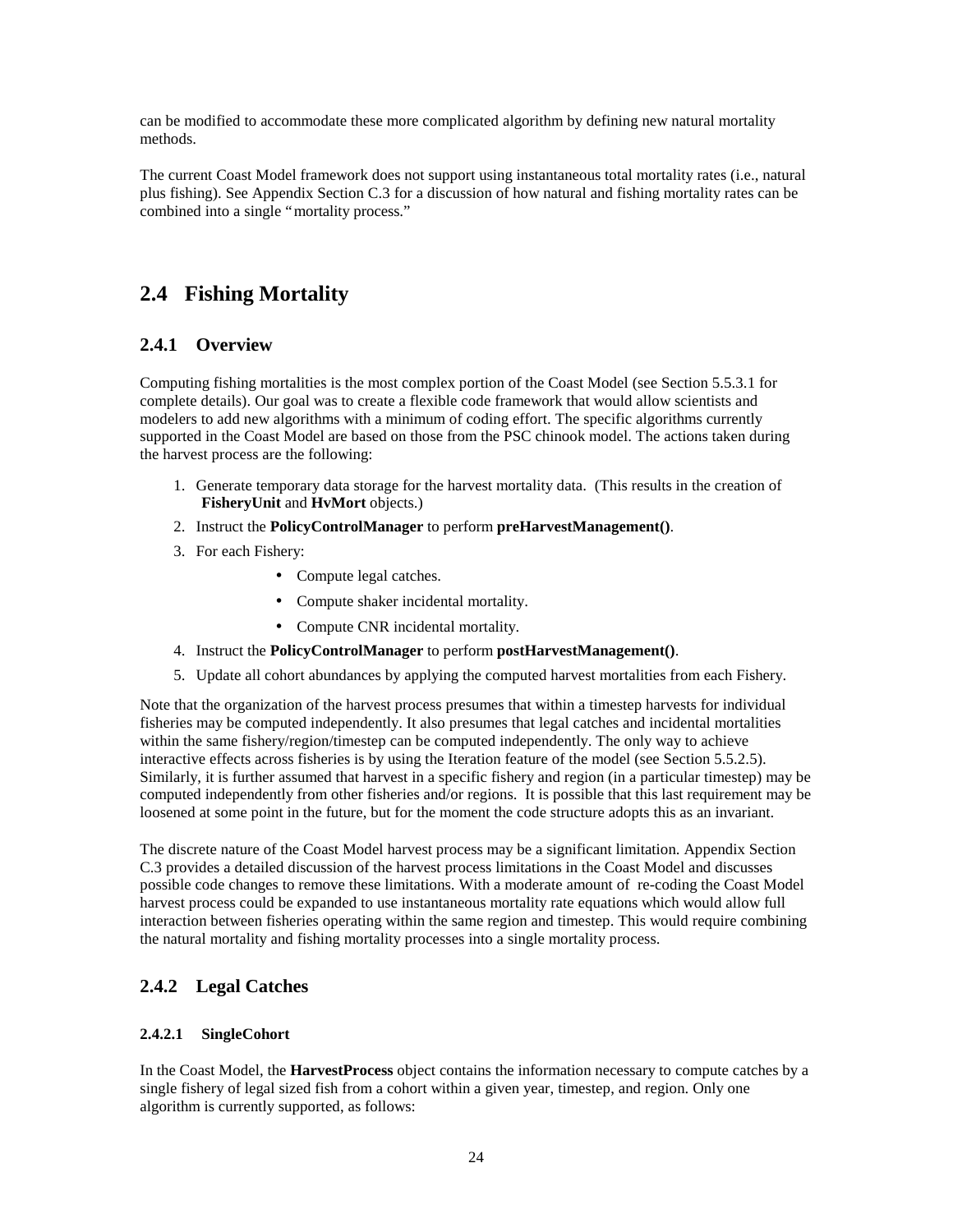can be modified to accommodate these more complicated algorithm by defining new natural mortality methods.

The current Coast Model framework does not support using instantaneous total mortality rates (i.e., natural plus fishing). See Appendix Section C.3 for a discussion of how natural and fishing mortality rates can be combined into a single "mortality process."

## 2.4 Fishing Mortality

### 2.4.1 Overview

Computing fishing mortalities is the most complex portion of the Coast Model (see Section 5.5.3.1 for complete details). Our goal was to create a flexible code framework that would allow scientists and modelers to add new algorithms with a minimum of coding effort. The specific algorithms currently supported in the Coast Model are based on those from the PSC chinook model. The actions taken during the harvest process are the following:

1. Generate temporary data storage for the harvest mortality data. (This results in the creation of **FisheryUnit** and **HvMort** objects.)
2. Instruct the **PolicyControlManager** to perform **preHarvestManagement()**.
3. For each Fishery:
    - Compute legal catches.
    - Compute shaker incidental mortality.
    - Compute CNR incidental mortality.
4. Instruct the **PolicyControlManager** to perform **postHarvestManagement()**.
5. Update all cohort abundances by applying the computed harvest mortalities from each Fishery.

Note that the organization of the harvest process presumes that within a timestep harvests for individual fisheries may be computed independently. It also presumes that legal catches and incidental mortalities within the same fishery/region/timestep can be computed independently. The only way to achieve interactive effects across fisheries is by using the Iteration feature of the model (see Section 5.5.2.5). Similarly, it is further assumed that harvest in a specific fishery and region (in a particular timestep) may be computed independently from other fisheries and/or regions. It is possible that this last requirement may be loosened at some point in the future, but for the moment the code structure adopts this as an invariant.

The discrete nature of the Coast Model harvest process may be a significant limitation. Appendix Section C.3 provides a detailed discussion of the harvest process limitations in the Coast Model and discusses possible code changes to remove these limitations. With a moderate amount of re-coding the Coast Model harvest process could be expanded to use instantaneous mortality rate equations which would allow full interaction between fisheries operating within the same region and timestep. This would require combining the natural mortality and fishing mortality processes into a single mortality process.

### 2.4.2 Legal Catches

#### 2.4.2.1 SingleCohort

In the Coast Model, the **HarvestProcess** object contains the information necessary to compute catches by a single fishery of legal sized fish from a cohort within a given year, timestep, and region. Only one algorithm is currently supported, as follows: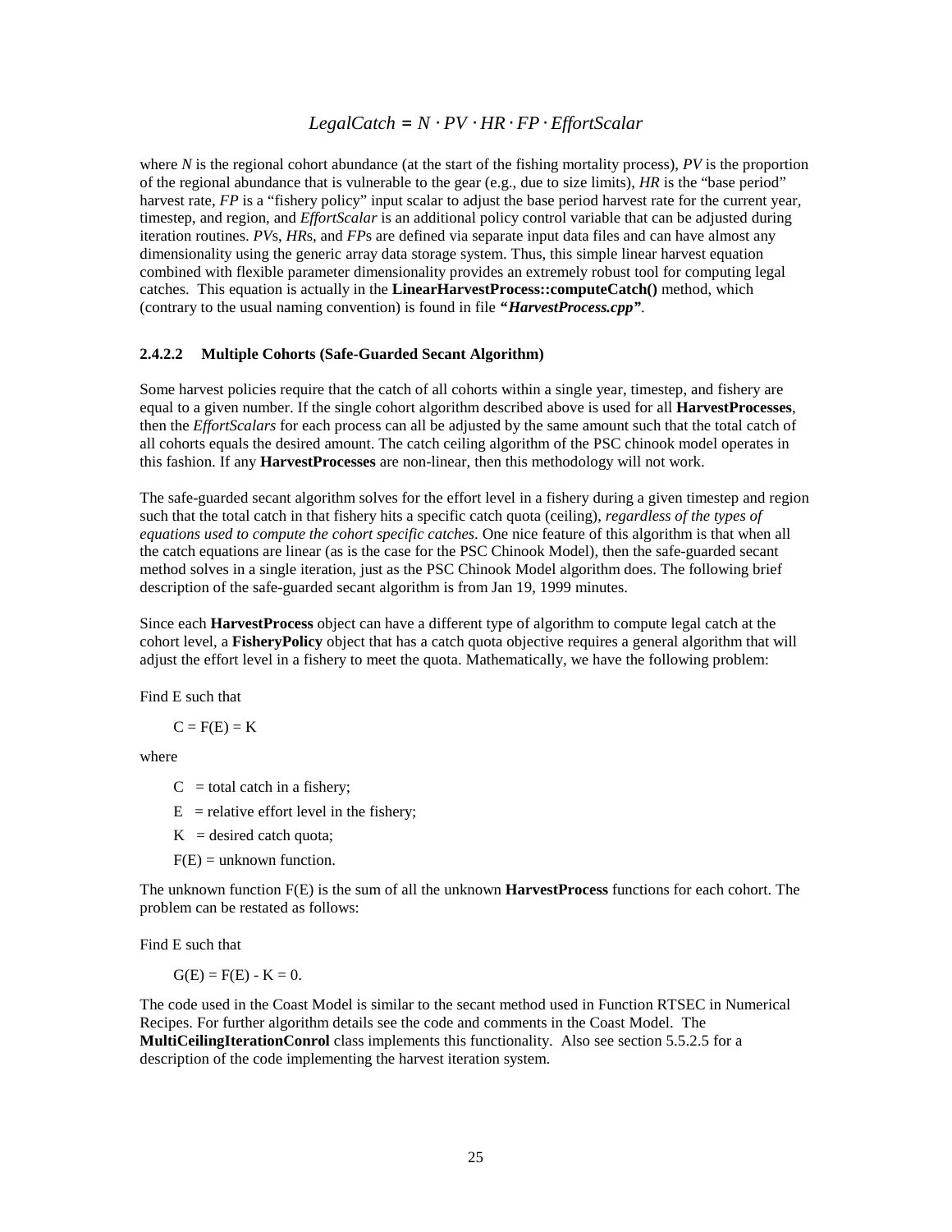$$LegalCatch = N \cdot PV \cdot HR \cdot FP \cdot EffortScalar$$

where *N* is the regional cohort abundance (at the start of the fishing mortality process), *PV* is the proportion of the regional abundance that is vulnerable to the gear (e.g., due to size limits), *HR* is the "base period" harvest rate, *FP* is a "fishery policy" input scalar to adjust the base period harvest rate for the current year, timestep, and region, and *EffortScalar* is an additional policy control variable that can be adjusted during iteration routines. *PV*s, *HR*s, and *FP*s are defined via separate input data files and can have almost any dimensionality using the generic array data storage system. Thus, this simple linear harvest equation combined with flexible parameter dimensionality provides an extremely robust tool for computing legal catches. This equation is actually in the **LinearHarvestProcess::computeCatch()** method, which (contrary to the usual naming convention) is found in file ***"HarvestProcess.cpp"***.

#### 2.4.2.2 Multiple Cohorts (Safe-Guarded Secant Algorithm)

Some harvest policies require that the catch of all cohorts within a single year, timestep, and fishery are equal to a given number. If the single cohort algorithm described above is used for all **HarvestProcesses**, then the *EffortScalars* for each process can all be adjusted by the same amount such that the total catch of all cohorts equals the desired amount. The catch ceiling algorithm of the PSC chinook model operates in this fashion. If any **HarvestProcesses** are non-linear, then this methodology will not work.

The safe-guarded secant algorithm solves for the effort level in a fishery during a given timestep and region such that the total catch in that fishery hits a specific catch quota (ceiling), *regardless of the types of equations used to compute the cohort specific catches*. One nice feature of this algorithm is that when all the catch equations are linear (as is the case for the PSC Chinook Model), then the safe-guarded secant method solves in a single iteration, just as the PSC Chinook Model algorithm does. The following brief description of the safe-guarded secant algorithm is from Jan 19, 1999 minutes.

Since each **HarvestProcess** object can have a different type of algorithm to compute legal catch at the cohort level, a **FisheryPolicy** object that has a catch quota objective requires a general algorithm that will adjust the effort level in a fishery to meet the quota. Mathematically, we have the following problem:

Find E such that

$C = F(E) = K$

where

$C$ = total catch in a fishery;

$E$ = relative effort level in the fishery;

$K$ = desired catch quota;

$F(E)$ = unknown function.

The unknown function F(E) is the sum of all the unknown **HarvestProcess** functions for each cohort. The problem can be restated as follows:

Find E such that

$G(E) = F(E) - K = 0.$

The code used in the Coast Model is similar to the secant method used in Function RTSEC in Numerical Recipes. For further algorithm details see the code and comments in the Coast Model. The **MultiCeilingIterationConrol** class implements this functionality. Also see section 5.5.2.5 for a description of the code implementing the harvest iteration system.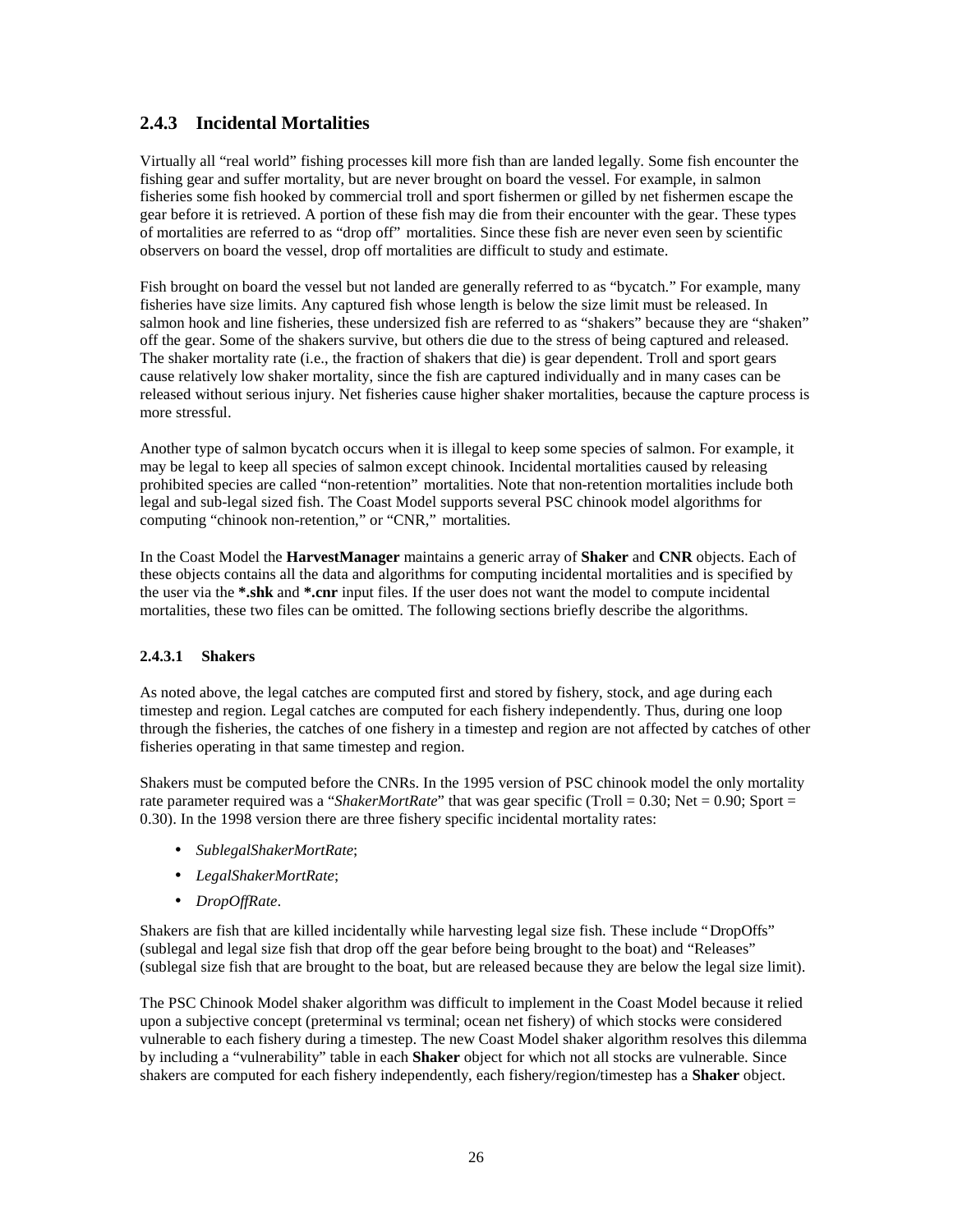### 2.4.3 Incidental Mortalities

Virtually all "real world" fishing processes kill more fish than are landed legally. Some fish encounter the fishing gear and suffer mortality, but are never brought on board the vessel. For example, in salmon fisheries some fish hooked by commercial troll and sport fishermen or gilled by net fishermen escape the gear before it is retrieved. A portion of these fish may die from their encounter with the gear. These types of mortalities are referred to as "drop off" mortalities. Since these fish are never even seen by scientific observers on board the vessel, drop off mortalities are difficult to study and estimate.

Fish brought on board the vessel but not landed are generally referred to as "bycatch." For example, many fisheries have size limits. Any captured fish whose length is below the size limit must be released. In salmon hook and line fisheries, these undersized fish are referred to as "shakers" because they are "shaken" off the gear. Some of the shakers survive, but others die due to the stress of being captured and released. The shaker mortality rate (i.e., the fraction of shakers that die) is gear dependent. Troll and sport gears cause relatively low shaker mortality, since the fish are captured individually and in many cases can be released without serious injury. Net fisheries cause higher shaker mortalities, because the capture process is more stressful.

Another type of salmon bycatch occurs when it is illegal to keep some species of salmon. For example, it may be legal to keep all species of salmon except chinook. Incidental mortalities caused by releasing prohibited species are called "non-retention" mortalities. Note that non-retention mortalities include both legal and sub-legal sized fish. The Coast Model supports several PSC chinook model algorithms for computing "chinook non-retention," or "CNR," mortalities.

In the Coast Model the **HarvestManager** maintains a generic array of **Shaker** and **CNR** objects. Each of these objects contains all the data and algorithms for computing incidental mortalities and is specified by the user via the ***.shk** and ***.cnr** input files. If the user does not want the model to compute incidental mortalities, these two files can be omitted. The following sections briefly describe the algorithms.

#### 2.4.3.1 Shakers

As noted above, the legal catches are computed first and stored by fishery, stock, and age during each timestep and region. Legal catches are computed for each fishery independently. Thus, during one loop through the fisheries, the catches of one fishery in a timestep and region are not affected by catches of other fisheries operating in that same timestep and region.

Shakers must be computed before the CNRs. In the 1995 version of PSC chinook model the only mortality rate parameter required was a "*ShakerMortRate*" that was gear specific (Troll = 0.30; Net = 0.90; Sport = 0.30). In the 1998 version there are three fishery specific incidental mortality rates:

- *SublegalShakerMortRate*;
- *LegalShakerMortRate*;
- *DropOffRate*.

Shakers are fish that are killed incidentally while harvesting legal size fish. These include "DropOffs" (sublegal and legal size fish that drop off the gear before being brought to the boat) and "Releases" (sublegal size fish that are brought to the boat, but are released because they are below the legal size limit).

The PSC Chinook Model shaker algorithm was difficult to implement in the Coast Model because it relied upon a subjective concept (preterminal vs terminal; ocean net fishery) of which stocks were considered vulnerable to each fishery during a timestep. The new Coast Model shaker algorithm resolves this dilemma by including a "vulnerability" table in each **Shaker** object for which not all stocks are vulnerable. Since shakers are computed for each fishery independently, each fishery/region/timestep has a **Shaker** object.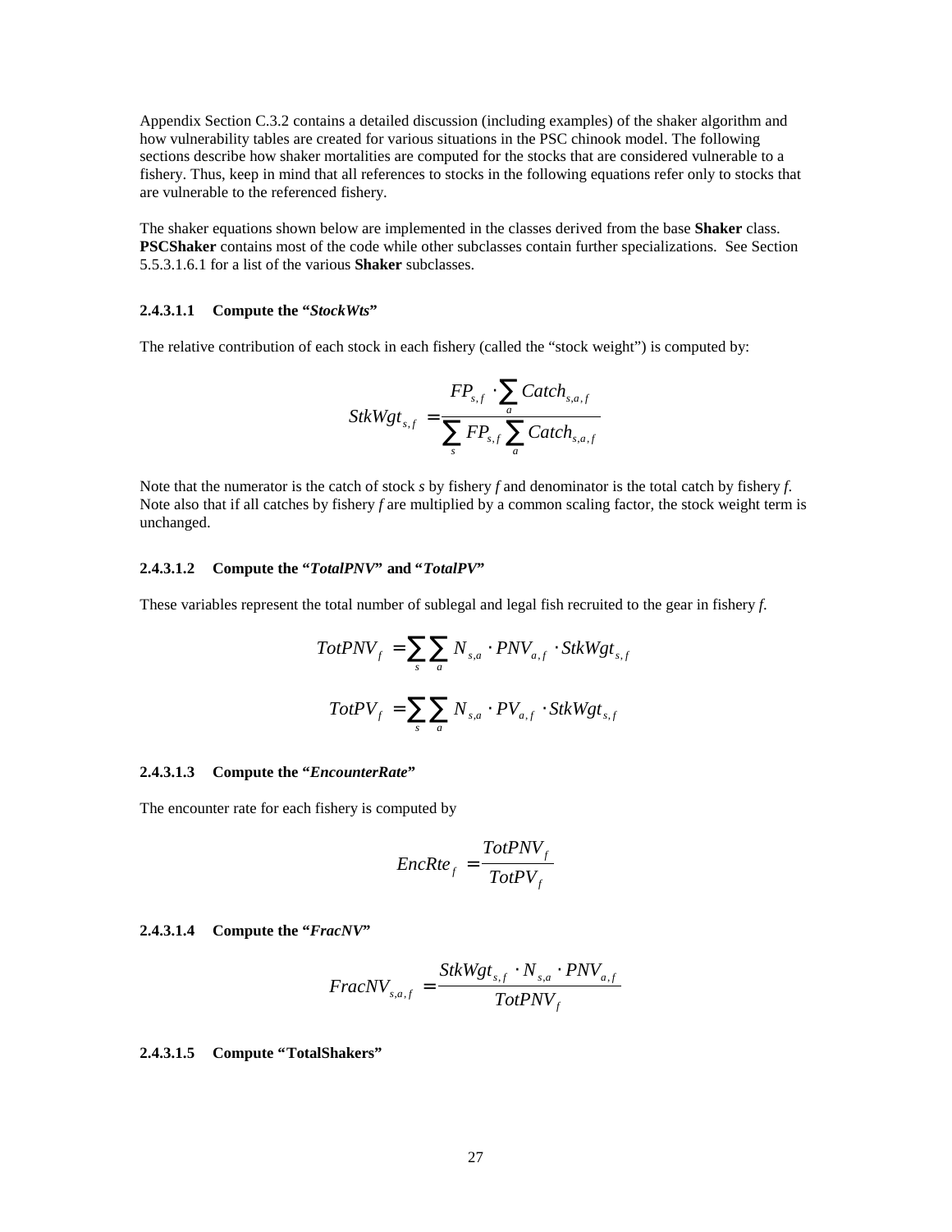Appendix Section C.3.2 contains a detailed discussion (including examples) of the shaker algorithm and how vulnerability tables are created for various situations in the PSC chinook model. The following sections describe how shaker mortalities are computed for the stocks that are considered vulnerable to a fishery. Thus, keep in mind that all references to stocks in the following equations refer only to stocks that are vulnerable to the referenced fishery.

The shaker equations shown below are implemented in the classes derived from the base **Shaker** class. **PSCShaker** contains most of the code while other subclasses contain further specializations. See Section 5.5.3.1.6.1 for a list of the various **Shaker** subclasses.

#### 2.4.3.1.1 Compute the "*StockWts*"

The relative contribution of each stock in each fishery (called the "stock weight") is computed by:

$$StkWgt_{s,f} = \frac{FP_{s,f} \cdot \sum_{a} Catch_{s,a,f}}{\sum_{s} FP_{s,f} \sum_{a} Catch_{s,a,f}}$$

Note that the numerator is the catch of stock *s* by fishery *f* and denominator is the total catch by fishery *f*. Note also that if all catches by fishery *f* are multiplied by a common scaling factor, the stock weight term is unchanged.

#### 2.4.3.1.2 Compute the "*TotalPNV*" and "*TotalPV*"

These variables represent the total number of sublegal and legal fish recruited to the gear in fishery *f*.

$$TotPNV_f = \sum_{s} \sum_{a} N_{s,a} \cdot PNV_{a,f} \cdot StkWgt_{s,f}$$

$$TotPV_f = \sum_{s} \sum_{a} N_{s,a} \cdot PV_{a,f} \cdot StkWgt_{s,f}$$

#### 2.4.3.1.3 Compute the "*EncounterRate*"

The encounter rate for each fishery is computed by

$$EncRte_f = \frac{TotPNV_f}{TotPV_f}$$

#### 2.4.3.1.4 Compute the "*FracNV*"

$$FracNV_{s,a,f} = \frac{StkWgt_{s,f} \cdot N_{s,a} \cdot PNV_{a,f}}{TotPNV_f}$$

#### 2.4.3.1.5 Compute "TotalShakers"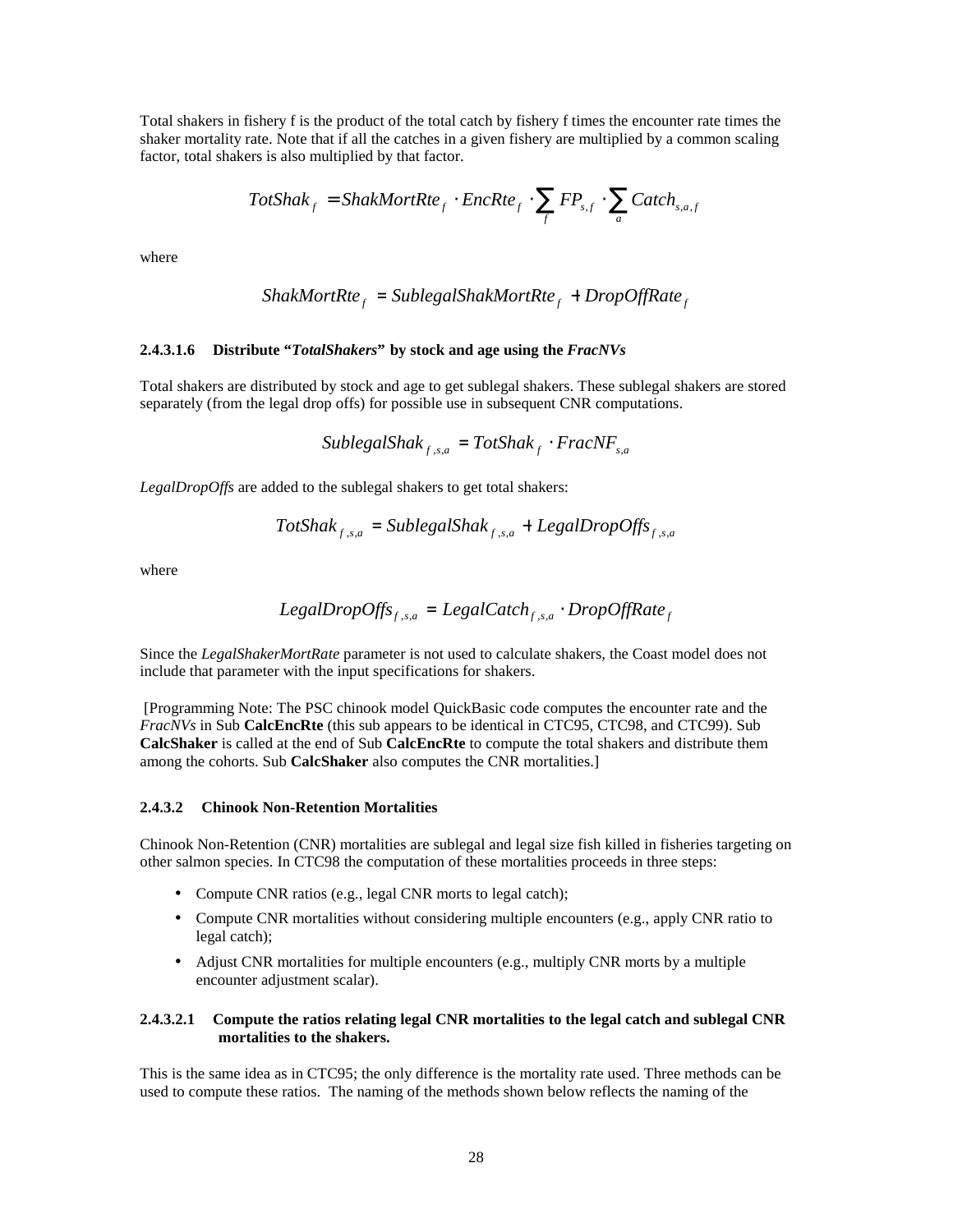Total shakers in fishery f is the product of the total catch by fishery f times the encounter rate times the shaker mortality rate. Note that if all the catches in a given fishery are multiplied by a common scaling factor, total shakers is also multiplied by that factor.

$$TotShak_f = ShakMortRte_f \cdot EncRte_f \cdot \sum_f FP_{s,f} \cdot \sum_a Catch_{s,a,f}$$

where

$$ShakMortRte_f = SublegalShakMortRte_f + DropOffRate_f$$

#### 2.4.3.1.6 Distribute "*TotalShakers*" by stock and age using the *FracNVs*

Total shakers are distributed by stock and age to get sublegal shakers. These sublegal shakers are stored separately (from the legal drop offs) for possible use in subsequent CNR computations.

$$SublegalShak_{f,s,a} = TotShak_f \cdot FracNF_{s,a}$$

*LegalDropOffs* are added to the sublegal shakers to get total shakers:

$$TotShak_{f,s,a} = SublegalShak_{f,s,a} + LegalDropOffs_{f,s,a}$$

where

$$LegalDropOffs_{f,s,a} = LegalCatch_{f,s,a} \cdot DropOffRate_f$$

Since the *LegalShakerMortRate* parameter is not used to calculate shakers, the Coast model does not include that parameter with the input specifications for shakers.

[Programming Note: The PSC chinook model QuickBasic code computes the encounter rate and the *FracNVs* in Sub **CalcEncRte** (this sub appears to be identical in CTC95, CTC98, and CTC99). Sub **CalcShaker** is called at the end of Sub **CalcEncRte** to compute the total shakers and distribute them among the cohorts. Sub **CalcShaker** also computes the CNR mortalities.]

### 2.4.3.2 Chinook Non-Retention Mortalities

Chinook Non-Retention (CNR) mortalities are sublegal and legal size fish killed in fisheries targeting on other salmon species. In CTC98 the computation of these mortalities proceeds in three steps:

- Compute CNR ratios (e.g., legal CNR morts to legal catch);
- Compute CNR mortalities without considering multiple encounters (e.g., apply CNR ratio to legal catch);
- Adjust CNR mortalities for multiple encounters (e.g., multiply CNR morts by a multiple encounter adjustment scalar).

#### 2.4.3.2.1 Compute the ratios relating legal CNR mortalities to the legal catch and sublegal CNR mortalities to the shakers.

This is the same idea as in CTC95; the only difference is the mortality rate used. Three methods can be used to compute these ratios. The naming of the methods shown below reflects the naming of the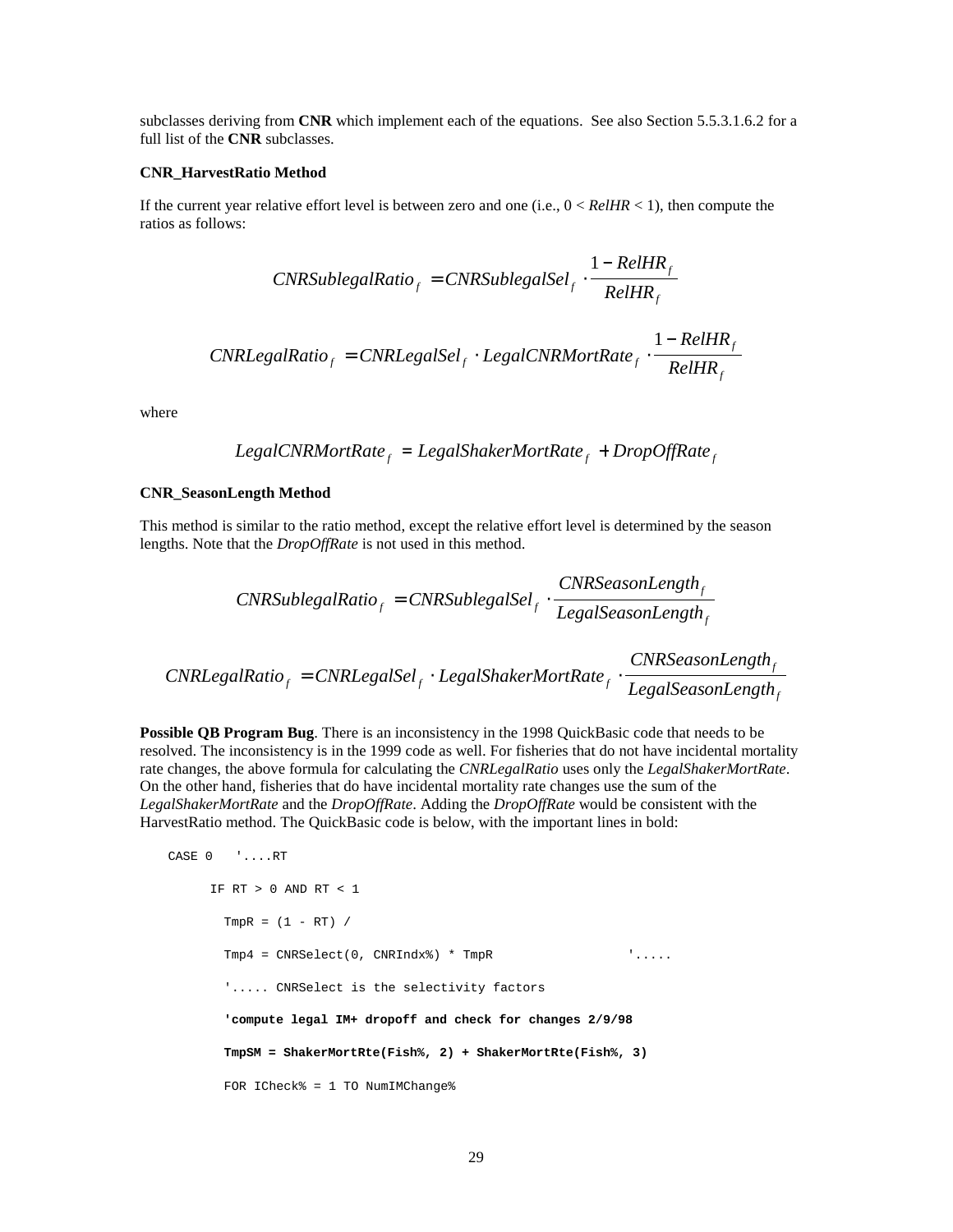subclasses deriving from **CNR** which implement each of the equations. See also Section 5.5.3.1.6.2 for a full list of the **CNR** subclasses.

**CNR_HarvestRatio Method**

If the current year relative effort level is between zero and one (i.e., $0 < RelHR < 1$), then compute the ratios as follows:

$$CNRSublegalRatio_f = CNRSublegalSel_f \cdot \frac{1 - RelHR_f}{RelHR_f}$$

$$CNRLegalRatio_f = CNRLegalSel_f \cdot LegalCNRMortRate_f \cdot \frac{1 - RelHR_f}{RelHR_f}$$

where

$$LegalCNRMortRate_f = LegalShakerMortRate_f + DropOffRate_f$$

**CNR_SeasonLength Method**

This method is similar to the ratio method, except the relative effort level is determined by the season lengths. Note that the *DropOffRate* is not used in this method.

$$CNRSublegalRatio_f = CNRSublegalSel_f \cdot \frac{CNRSeasonLength_f}{LegalSeasonLength_f}$$

$$CNRLegalRatio_f = CNRLegalSel_f \cdot LegalShakerMortRate_f \cdot \frac{CNRSeasonLength_f}{LegalSeasonLength_f}$$

**Possible QB Program Bug**. There is an inconsistency in the 1998 QuickBasic code that needs to be resolved. The inconsistency is in the 1999 code as well. For fisheries that do not have incidental mortality rate changes, the above formula for calculating the *CNRLegalRatio* uses only the *LegalShakerMortRate*. On the other hand, fisheries that do have incidental mortality rate changes use the sum of the *LegalShakerMortRate* and the *DropOffRate*. Adding the *DropOffRate* would be consistent with the HarvestRatio method. The QuickBasic code is below, with the important lines in bold:

```
CASE 0   '....RT

      IF RT > 0 AND RT < 1

        TmpR = (1 - RT) /

        Tmp4 = CNRSelect(0, CNRIndx%) * TmpR                 '.....

        '..... CNRSelect is the selectivity factors

        'compute legal IM+ dropoff and check for changes 2/9/98

        TmpSM = ShakerMortRte(Fish%, 2) + ShakerMortRte(Fish%, 3)

        FOR ICheck% = 1 TO NumIMChange%
```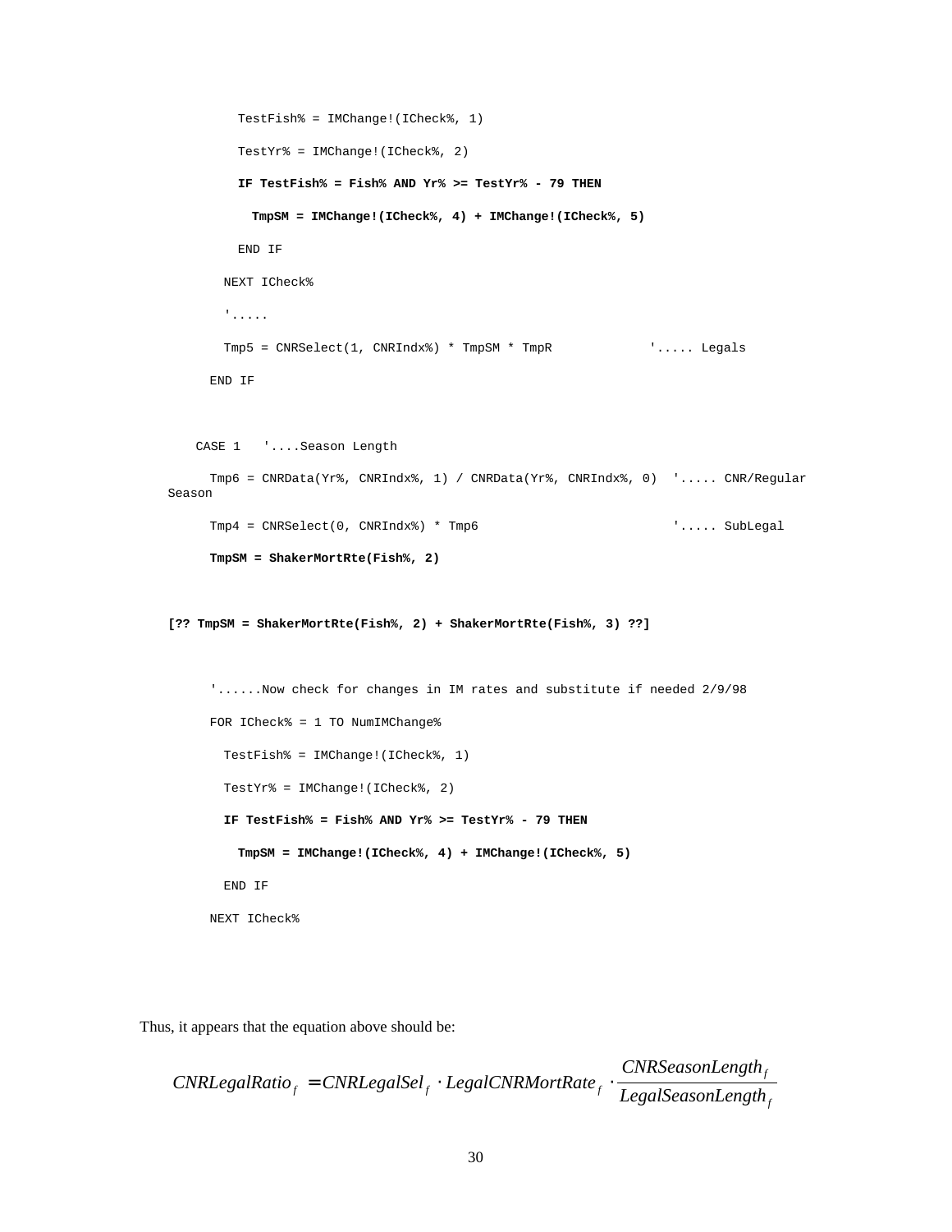```
          TestFish% = IMChange!(ICheck%, 1)
          TestYr% = IMChange!(ICheck%, 2)
          IF TestFish% = Fish% AND Yr% >= TestYr% - 79 THEN
            TmpSM = IMChange!(ICheck%, 4) + IMChange!(ICheck%, 5)
          END IF
        NEXT ICheck%
        '.....
        Tmp5 = CNRSelect(1, CNRIndx%) * TmpSM * TmpR             '..... Legals
      END IF


    CASE 1   '....Season Length
      Tmp6 = CNRData(Yr%, CNRIndx%, 1) / CNRData(Yr%, CNRIndx%, 0)  '..... CNR/Regular
Season
      Tmp4 = CNRSelect(0, CNRIndx%) * Tmp6                          '..... SubLegal
      TmpSM = ShakerMortRte(Fish%, 2)


[?? TmpSM = ShakerMortRte(Fish%, 2) + ShakerMortRte(Fish%, 3) ??]


      '......Now check for changes in IM rates and substitute if needed 2/9/98
      FOR ICheck% = 1 TO NumIMChange%
        TestFish% = IMChange!(ICheck%, 1)
        TestYr% = IMChange!(ICheck%, 2)
        IF TestFish% = Fish% AND Yr% >= TestYr% - 79 THEN
          TmpSM = IMChange!(ICheck%, 4) + IMChange!(ICheck%, 5)
        END IF
      NEXT ICheck%
```

Thus, it appears that the equation above should be:

$$CNRLegalRatio_f = CNRLegalSel_f \cdot LegalCNRMortRate_f \cdot \frac{CNRSeasonLength_f}{LegalSeasonLength_f}$$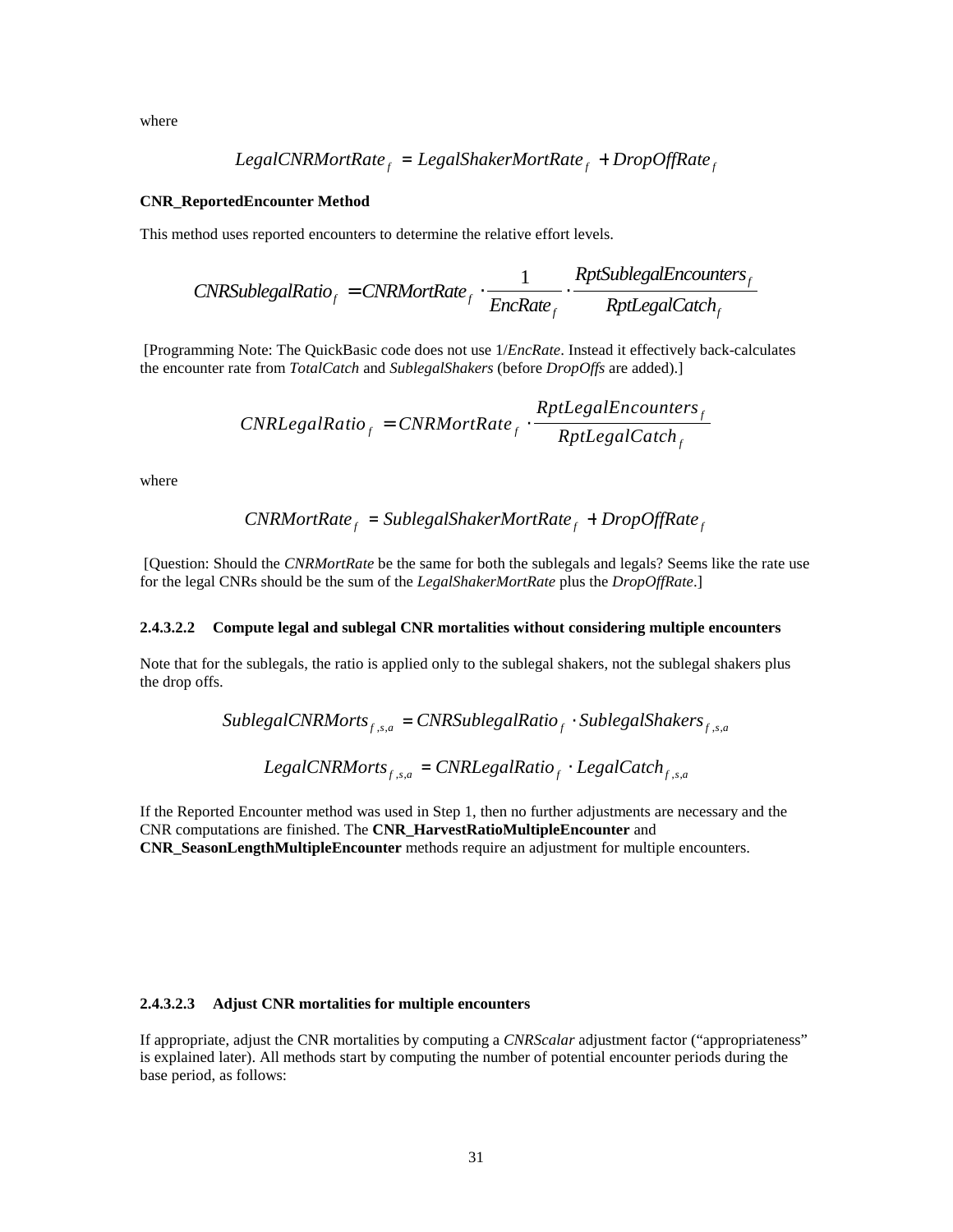where

$$LegalCNRMortRate_f = LegalShakerMortRate_f + DropOffRate_f$$

**CNR_ReportedEncounter Method**

This method uses reported encounters to determine the relative effort levels.

$$CNRSublegalRatio_f = CNRMortRate_f \cdot \frac{1}{EncRate_f} \cdot \frac{RptSublegalEncounters_f}{RptLegalCatch_f}$$

[Programming Note: The QuickBasic code does not use 1/*EncRate*. Instead it effectively back-calculates the encounter rate from *TotalCatch* and *SublegalShakers* (before *DropOffs* are added).]

$$CNRLegalRatio_f = CNRMortRate_f \cdot \frac{RptLegalEncounters_f}{RptLegalCatch_f}$$

where

$$CNRMortRate_f = SublegalShakerMortRate_f + DropOffRate_f$$

[Question: Should the *CNRMortRate* be the same for both the sublegals and legals? Seems like the rate use for the legal CNRs should be the sum of the *LegalShakerMortRate* plus the *DropOffRate*.]

#### 2.4.3.2.2 Compute legal and sublegal CNR mortalities without considering multiple encounters

Note that for the sublegals, the ratio is applied only to the sublegal shakers, not the sublegal shakers plus the drop offs.

$$SublegalCNRMorts_{f,s,a} = CNRSublegalRatio_f \cdot SublegalShakers_{f,s,a}$$

$$LegalCNRMorts_{f,s,a} = CNRLegalRatio_f \cdot LegalCatch_{f,s,a}$$

If the Reported Encounter method was used in Step 1, then no further adjustments are necessary and the CNR computations are finished. The **CNR_HarvestRatioMultipleEncounter** and **CNR_SeasonLengthMultipleEncounter** methods require an adjustment for multiple encounters.

#### 2.4.3.2.3 Adjust CNR mortalities for multiple encounters

If appropriate, adjust the CNR mortalities by computing a *CNRScalar* adjustment factor ("appropriateness" is explained later). All methods start by computing the number of potential encounter periods during the base period, as follows: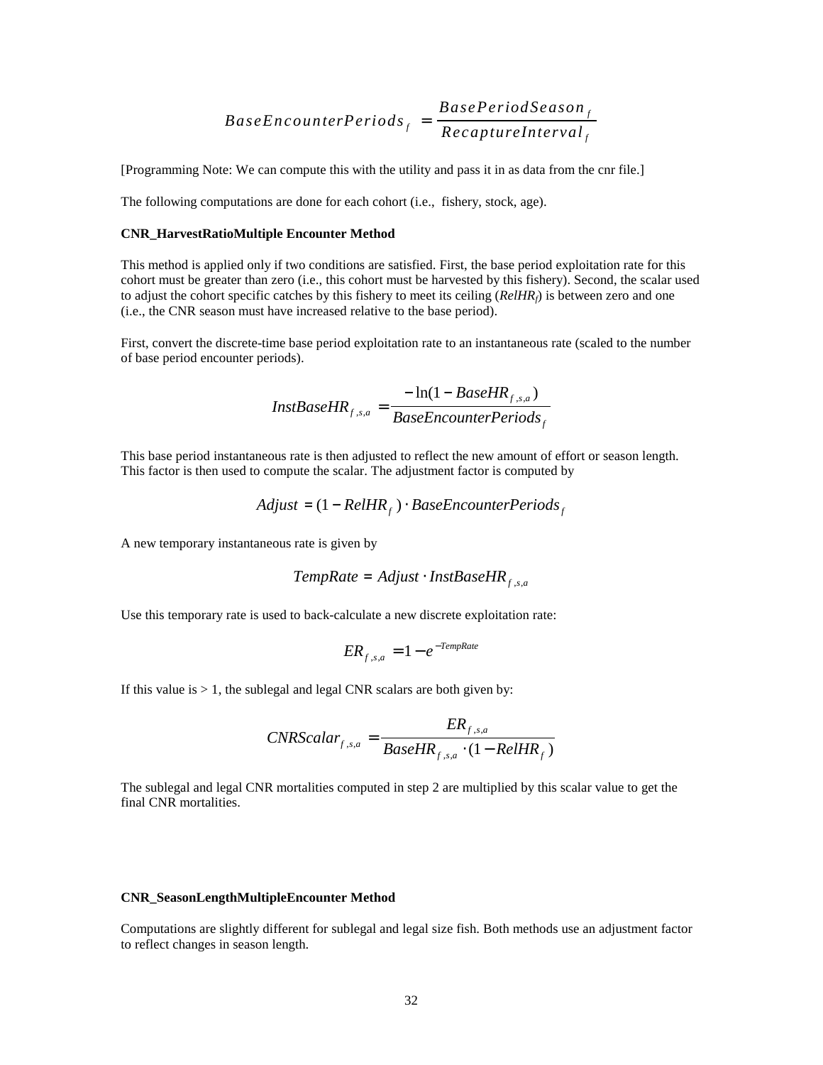$$BaseEncounterPeriods_f = \frac{BasePeriodSeason_f}{RecaptureInterval_f}$$

[Programming Note: We can compute this with the utility and pass it in as data from the cnr file.]

The following computations are done for each cohort (i.e., fishery, stock, age).

**CNR_HarvestRatioMultiple Encounter Method**

This method is applied only if two conditions are satisfied. First, the base period exploitation rate for this cohort must be greater than zero (i.e., this cohort must be harvested by this fishery). Second, the scalar used to adjust the cohort specific catches by this fishery to meet its ceiling (*$RelHR_f$*) is between zero and one (i.e., the CNR season must have increased relative to the base period).

First, convert the discrete-time base period exploitation rate to an instantaneous rate (scaled to the number of base period encounter periods).

$$InstBaseHR_{f,s,a} = \frac{-\ln(1 - BaseHR_{f,s,a})}{BaseEncounterPeriods_f}$$

This base period instantaneous rate is then adjusted to reflect the new amount of effort or season length. This factor is then used to compute the scalar. The adjustment factor is computed by

$$Adjust = (1 - RelHR_f) \cdot BaseEncounterPeriods_f$$

A new temporary instantaneous rate is given by

$$TempRate = Adjust \cdot InstBaseHR_{f,s,a}$$

Use this temporary rate is used to back-calculate a new discrete exploitation rate:

$$ER_{f,s,a} = 1 - e^{-TempRate}$$

If this value is > 1, the sublegal and legal CNR scalars are both given by:

$$CNRScalar_{f,s,a} = \frac{ER_{f,s,a}}{BaseHR_{f,s,a} \cdot (1 - RelHR_f)}$$

The sublegal and legal CNR mortalities computed in step 2 are multiplied by this scalar value to get the final CNR mortalities.

**CNR_SeasonLengthMultipleEncounter Method**

Computations are slightly different for sublegal and legal size fish. Both methods use an adjustment factor to reflect changes in season length.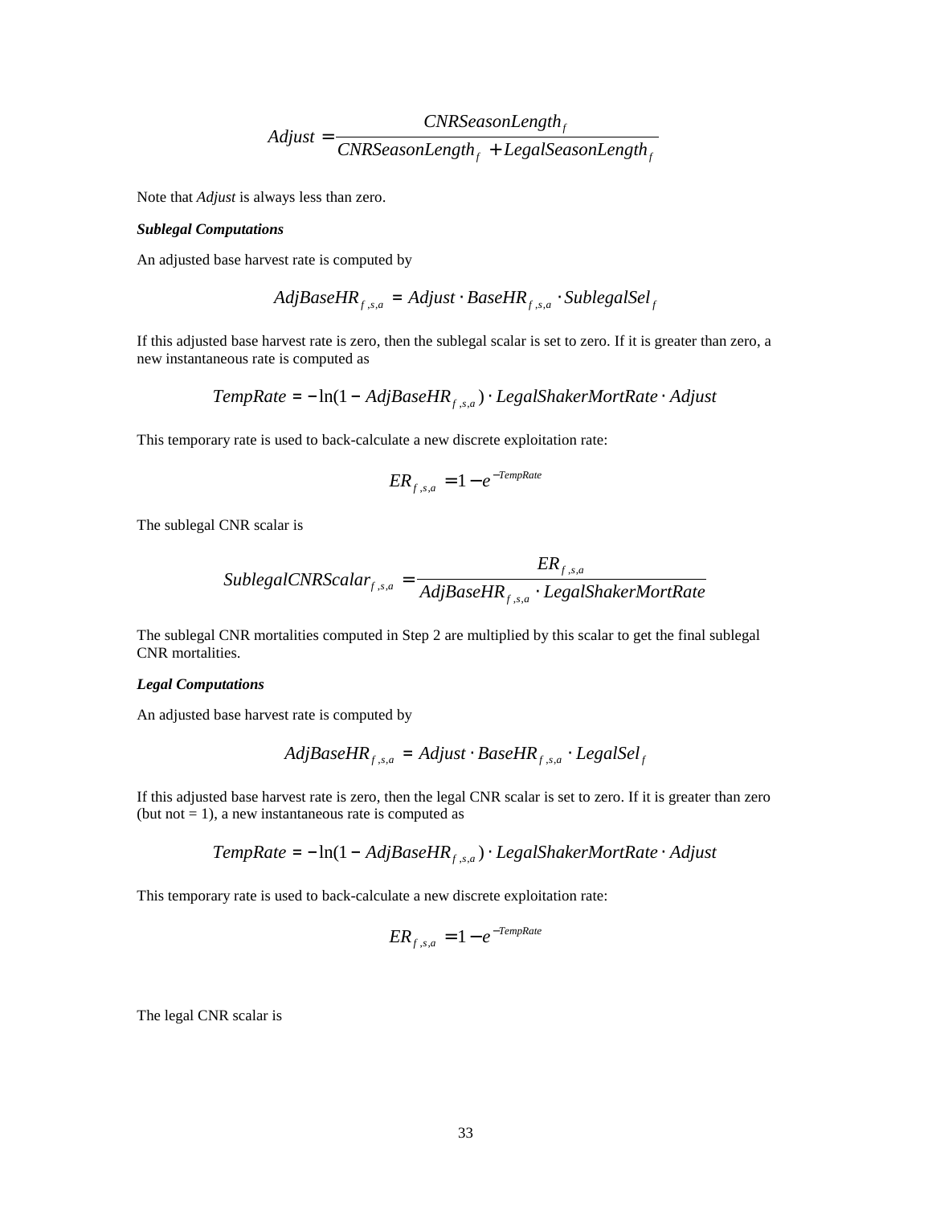$$Adjust = \frac{CNRSeasonLength_f}{CNRSeasonLength_f + LegalSeasonLength_f}$$

Note that *Adjust* is always less than zero.

***Sublegal Computations***

An adjusted base harvest rate is computed by

$$AdjBaseHR_{f,s,a} = Adjust \cdot BaseHR_{f,s,a} \cdot SublegalSel_f$$

If this adjusted base harvest rate is zero, then the sublegal scalar is set to zero. If it is greater than zero, a new instantaneous rate is computed as

$$TempRate = -\ln(1 - AdjBaseHR_{f,s,a}) \cdot LegalShakerMortRate \cdot Adjust$$

This temporary rate is used to back-calculate a new discrete exploitation rate:

$$ER_{f,s,a} = 1 - e^{-TempRate}$$

The sublegal CNR scalar is

$$SublegalCNRScalar_{f,s,a} = \frac{ER_{f,s,a}}{AdjBaseHR_{f,s,a} \cdot LegalShakerMortRate}$$

The sublegal CNR mortalities computed in Step 2 are multiplied by this scalar to get the final sublegal CNR mortalities.

***Legal Computations***

An adjusted base harvest rate is computed by

$$AdjBaseHR_{f,s,a} = Adjust \cdot BaseHR_{f,s,a} \cdot LegalSel_f$$

If this adjusted base harvest rate is zero, then the legal CNR scalar is set to zero. If it is greater than zero (but not = 1), a new instantaneous rate is computed as

$$TempRate = -\ln(1 - AdjBaseHR_{f,s,a}) \cdot LegalShakerMortRate \cdot Adjust$$

This temporary rate is used to back-calculate a new discrete exploitation rate:

$$ER_{f,s,a} = 1 - e^{-TempRate}$$

The legal CNR scalar is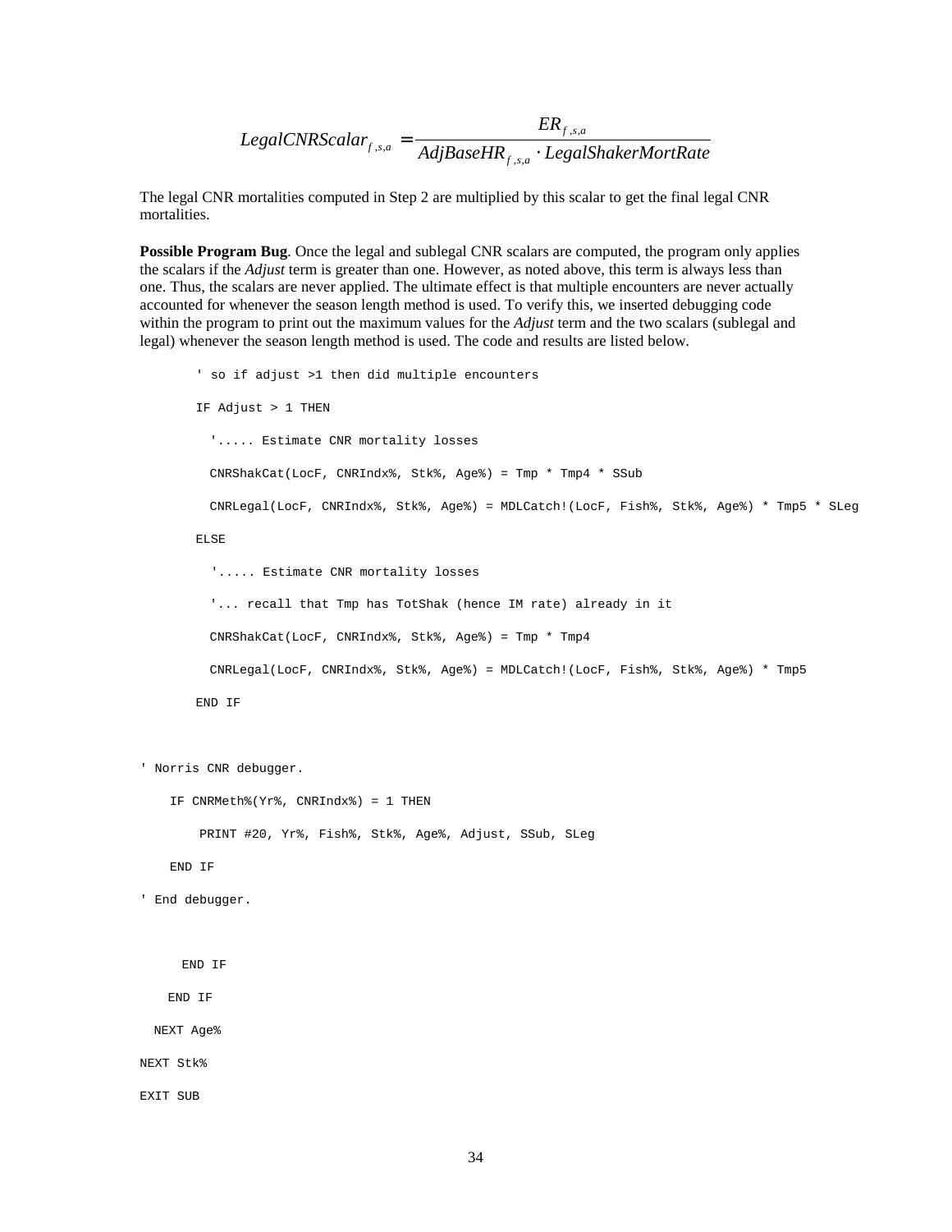$$LegalCNRScalar_{f,s,a} = \frac{ER_{f,s,a}}{AdjBaseHR_{f,s,a} \cdot LegalShakerMortRate}$$

The legal CNR mortalities computed in Step 2 are multiplied by this scalar to get the final legal CNR mortalities.

**Possible Program Bug**. Once the legal and sublegal CNR scalars are computed, the program only applies the scalars if the *Adjust* term is greater than one. However, as noted above, this term is always less than one. Thus, the scalars are never applied. The ultimate effect is that multiple encounters are never actually accounted for whenever the season length method is used. To verify this, we inserted debugging code within the program to print out the maximum values for the *Adjust* term and the two scalars (sublegal and legal) whenever the season length method is used. The code and results are listed below.

```
        ' so if adjust >1 then did multiple encounters

        IF Adjust > 1 THEN

          '..... Estimate CNR mortality losses

          CNRShakCat(LocF, CNRIndx%, Stk%, Age%) = Tmp * Tmp4 * SSub

          CNRLegal(LocF, CNRIndx%, Stk%, Age%) = MDLCatch!(LocF, Fish%, Stk%, Age%) * Tmp5 * SLeg

        ELSE

          '..... Estimate CNR mortality losses

          '... recall that Tmp has TotShak (hence IM rate) already in it

          CNRShakCat(LocF, CNRIndx%, Stk%, Age%) = Tmp * Tmp4

          CNRLegal(LocF, CNRIndx%, Stk%, Age%) = MDLCatch!(LocF, Fish%, Stk%, Age%) * Tmp5

        END IF


' Norris CNR debugger.

    IF CNRMeth%(Yr%, CNRIndx%) = 1 THEN

        PRINT #20, Yr%, Fish%, Stk%, Age%, Adjust, SSub, SLeg

    END IF

' End debugger.


      END IF

    END IF

  NEXT Age%

NEXT Stk%

EXIT SUB
```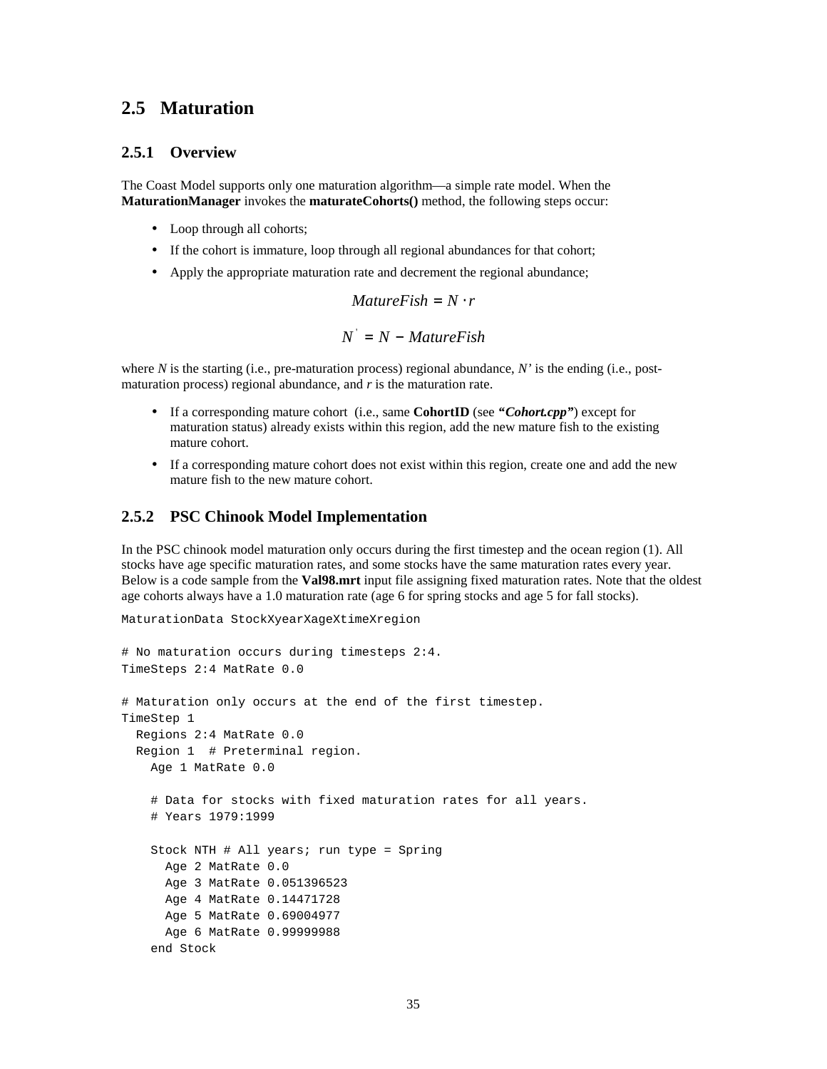## 2.5 Maturation

### 2.5.1 Overview

The Coast Model supports only one maturation algorithm—a simple rate model. When the **MaturationManager** invokes the **maturateCohorts()** method, the following steps occur:

- Loop through all cohorts;
- If the cohort is immature, loop through all regional abundances for that cohort;
- Apply the appropriate maturation rate and decrement the regional abundance;

$$MatureFish = N \cdot r$$

$$N' = N - MatureFish$$

where $N$ is the starting (i.e., pre-maturation process) regional abundance, $N'$ is the ending (i.e., post-maturation process) regional abundance, and $r$ is the maturation rate.

- If a corresponding mature cohort (i.e., same **CohortID** (see ***"Cohort.cpp"***) except for maturation status) already exists within this region, add the new mature fish to the existing mature cohort.
- If a corresponding mature cohort does not exist within this region, create one and add the new mature fish to the new mature cohort.

### 2.5.2 PSC Chinook Model Implementation

In the PSC chinook model maturation only occurs during the first timestep and the ocean region (1). All stocks have age specific maturation rates, and some stocks have the same maturation rates every year. Below is a code sample from the **Val98.mrt** input file assigning fixed maturation rates. Note that the oldest age cohorts always have a 1.0 maturation rate (age 6 for spring stocks and age 5 for fall stocks).

```
MaturationData StockXyearXageXtimeXregion

# No maturation occurs during timesteps 2:4.
TimeSteps 2:4 MatRate 0.0

# Maturation only occurs at the end of the first timestep.
TimeStep 1
  Regions 2:4 MatRate 0.0
  Region 1  # Preterminal region.
    Age 1 MatRate 0.0

    # Data for stocks with fixed maturation rates for all years.
    # Years 1979:1999

    Stock NTH # All years; run type = Spring
      Age 2 MatRate 0.0
      Age 3 MatRate 0.051396523
      Age 4 MatRate 0.14471728
      Age 5 MatRate 0.69004977
      Age 6 MatRate 0.99999988
    end Stock
```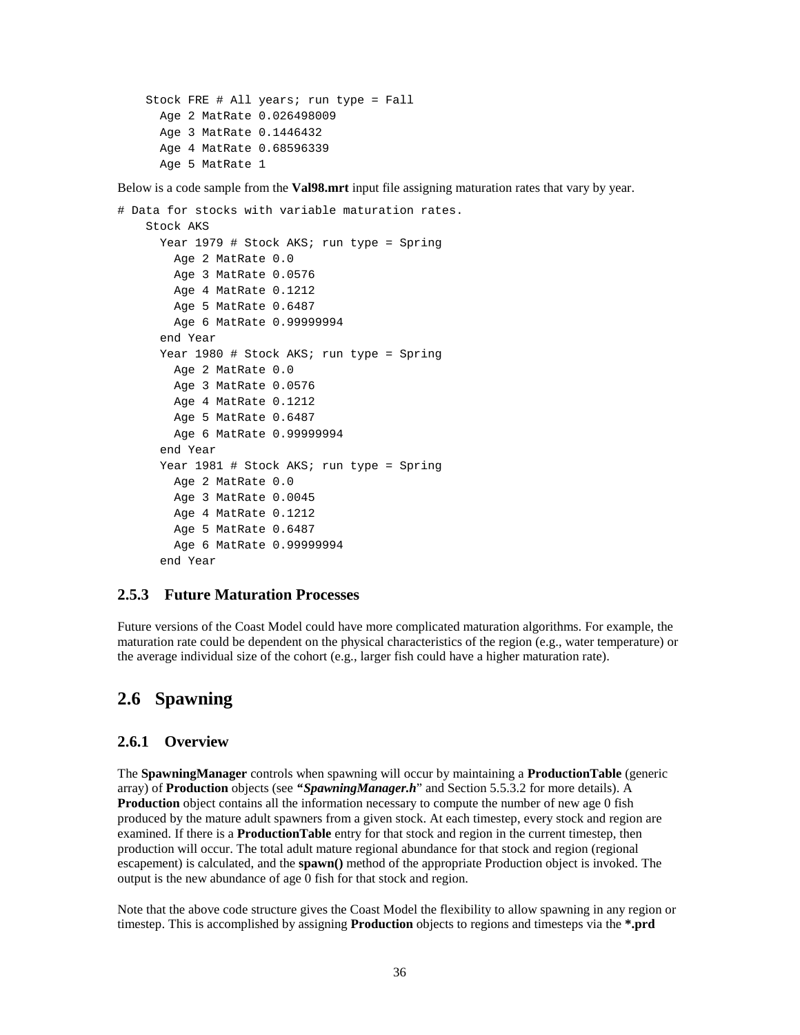```
    Stock FRE # All years; run type = Fall
      Age 2 MatRate 0.026498009
      Age 3 MatRate 0.1446432
      Age 4 MatRate 0.68596339
      Age 5 MatRate 1
```

Below is a code sample from the **Val98.mrt** input file assigning maturation rates that vary by year.

```
# Data for stocks with variable maturation rates.
    Stock AKS
      Year 1979 # Stock AKS; run type = Spring
        Age 2 MatRate 0.0
        Age 3 MatRate 0.0576
        Age 4 MatRate 0.1212
        Age 5 MatRate 0.6487
        Age 6 MatRate 0.99999994
      end Year
      Year 1980 # Stock AKS; run type = Spring
        Age 2 MatRate 0.0
        Age 3 MatRate 0.0576
        Age 4 MatRate 0.1212
        Age 5 MatRate 0.6487
        Age 6 MatRate 0.99999994
      end Year
      Year 1981 # Stock AKS; run type = Spring
        Age 2 MatRate 0.0
        Age 3 MatRate 0.0045
        Age 4 MatRate 0.1212
        Age 5 MatRate 0.6487
        Age 6 MatRate 0.99999994
      end Year
```

### 2.5.3 Future Maturation Processes

Future versions of the Coast Model could have more complicated maturation algorithms. For example, the maturation rate could be dependent on the physical characteristics of the region (e.g., water temperature) or the average individual size of the cohort (e.g., larger fish could have a higher maturation rate).

## 2.6 Spawning

### 2.6.1 Overview

The **SpawningManager** controls when spawning will occur by maintaining a **ProductionTable** (generic array) of **Production** objects (see ***"SpawningManager.h***" and Section 5.5.3.2 for more details). A **Production** object contains all the information necessary to compute the number of new age 0 fish produced by the mature adult spawners from a given stock. At each timestep, every stock and region are examined. If there is a **ProductionTable** entry for that stock and region in the current timestep, then production will occur. The total adult mature regional abundance for that stock and region (regional escapement) is calculated, and the **spawn()** method of the appropriate Production object is invoked. The output is the new abundance of age 0 fish for that stock and region.

Note that the above code structure gives the Coast Model the flexibility to allow spawning in any region or timestep. This is accomplished by assigning **Production** objects to regions and timesteps via the ***.prd**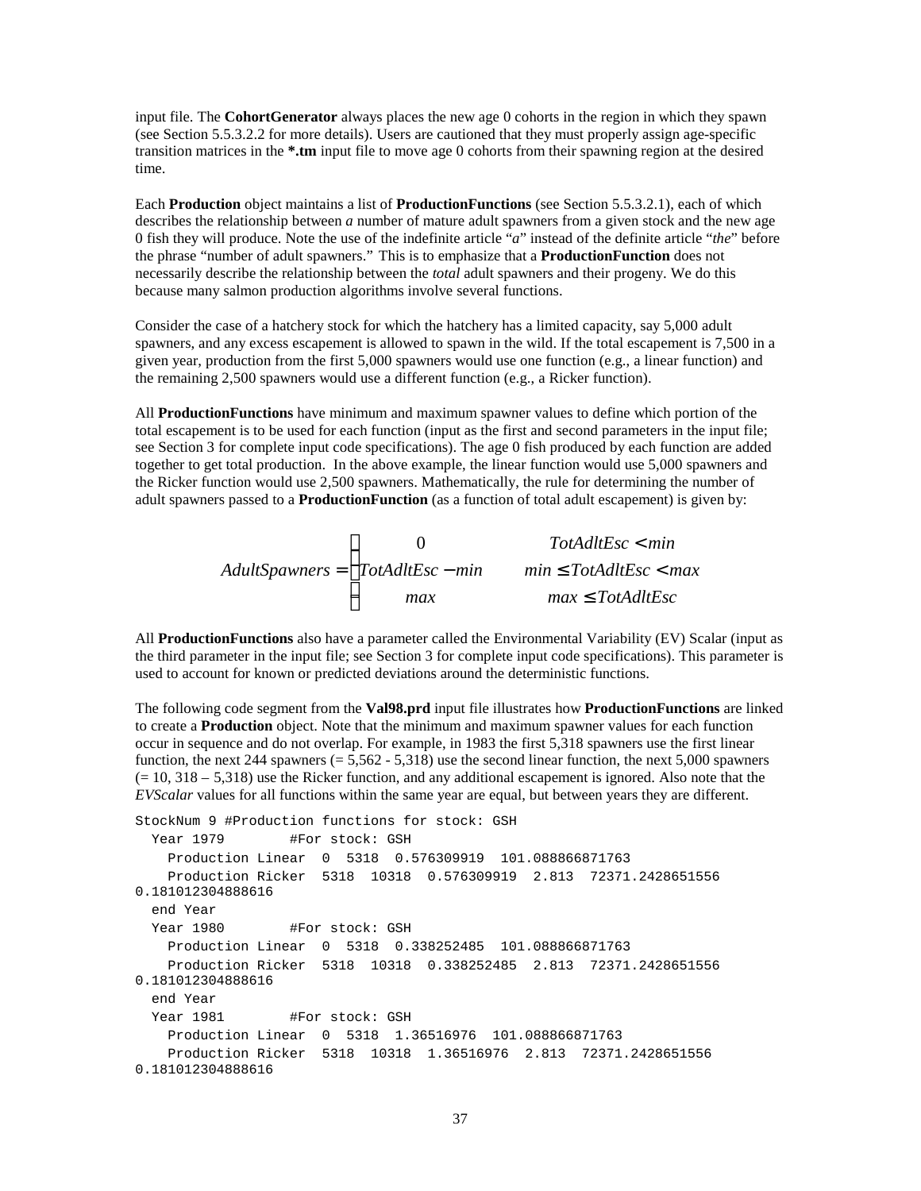input file. The **CohortGenerator** always places the new age 0 cohorts in the region in which they spawn (see Section 5.5.3.2.2 for more details). Users are cautioned that they must properly assign age-specific transition matrices in the ***.tm** input file to move age 0 cohorts from their spawning region at the desired time.

Each **Production** object maintains a list of **ProductionFunctions** (see Section 5.5.3.2.1), each of which describes the relationship between *a* number of mature adult spawners from a given stock and the new age 0 fish they will produce. Note the use of the indefinite article "*a*" instead of the definite article "*the*" before the phrase "number of adult spawners." This is to emphasize that a **ProductionFunction** does not necessarily describe the relationship between the *total* adult spawners and their progeny. We do this because many salmon production algorithms involve several functions.

Consider the case of a hatchery stock for which the hatchery has a limited capacity, say 5,000 adult spawners, and any excess escapement is allowed to spawn in the wild. If the total escapement is 7,500 in a given year, production from the first 5,000 spawners would use one function (e.g., a linear function) and the remaining 2,500 spawners would use a different function (e.g., a Ricker function).

All **ProductionFunctions** have minimum and maximum spawner values to define which portion of the total escapement is to be used for each function (input as the first and second parameters in the input file; see Section 3 for complete input code specifications). The age 0 fish produced by each function are added together to get total production. In the above example, the linear function would use 5,000 spawners and the Ricker function would use 2,500 spawners. Mathematically, the rule for determining the number of adult spawners passed to a **ProductionFunction** (as a function of total adult escapement) is given by:

$$AdultSpawners = \begin{cases} 0 & TotAdltEsc < min \\ TotAdltEsc - min & min \le TotAdltEsc < max \\ max & max \le TotAdltEsc \end{cases}$$

All **ProductionFunctions** also have a parameter called the Environmental Variability (EV) Scalar (input as the third parameter in the input file; see Section 3 for complete input code specifications). This parameter is used to account for known or predicted deviations around the deterministic functions.

The following code segment from the **Val98.prd** input file illustrates how **ProductionFunctions** are linked to create a **Production** object. Note that the minimum and maximum spawner values for each function occur in sequence and do not overlap. For example, in 1983 the first 5,318 spawners use the first linear function, the next 244 spawners (= 5,562 - 5,318) use the second linear function, the next 5,000 spawners (= 10, 318 – 5,318) use the Ricker function, and any additional escapement is ignored. Also note that the *EVScalar* values for all functions within the same year are equal, but between years they are different.

```
StockNum 9 #Production functions for stock: GSH
  Year 1979        #For stock: GSH
    Production Linear  0  5318  0.576309919  101.088866871763
    Production Ricker  5318  10318  0.576309919  2.813  72371.2428651556
0.181012304888616
  end Year
  Year 1980        #For stock: GSH
    Production Linear  0  5318  0.338252485  101.088866871763
    Production Ricker  5318  10318  0.338252485  2.813  72371.2428651556
0.181012304888616
  end Year
  Year 1981        #For stock: GSH
    Production Linear  0  5318  1.36516976  101.088866871763
    Production Ricker  5318  10318  1.36516976  2.813  72371.2428651556
0.181012304888616
```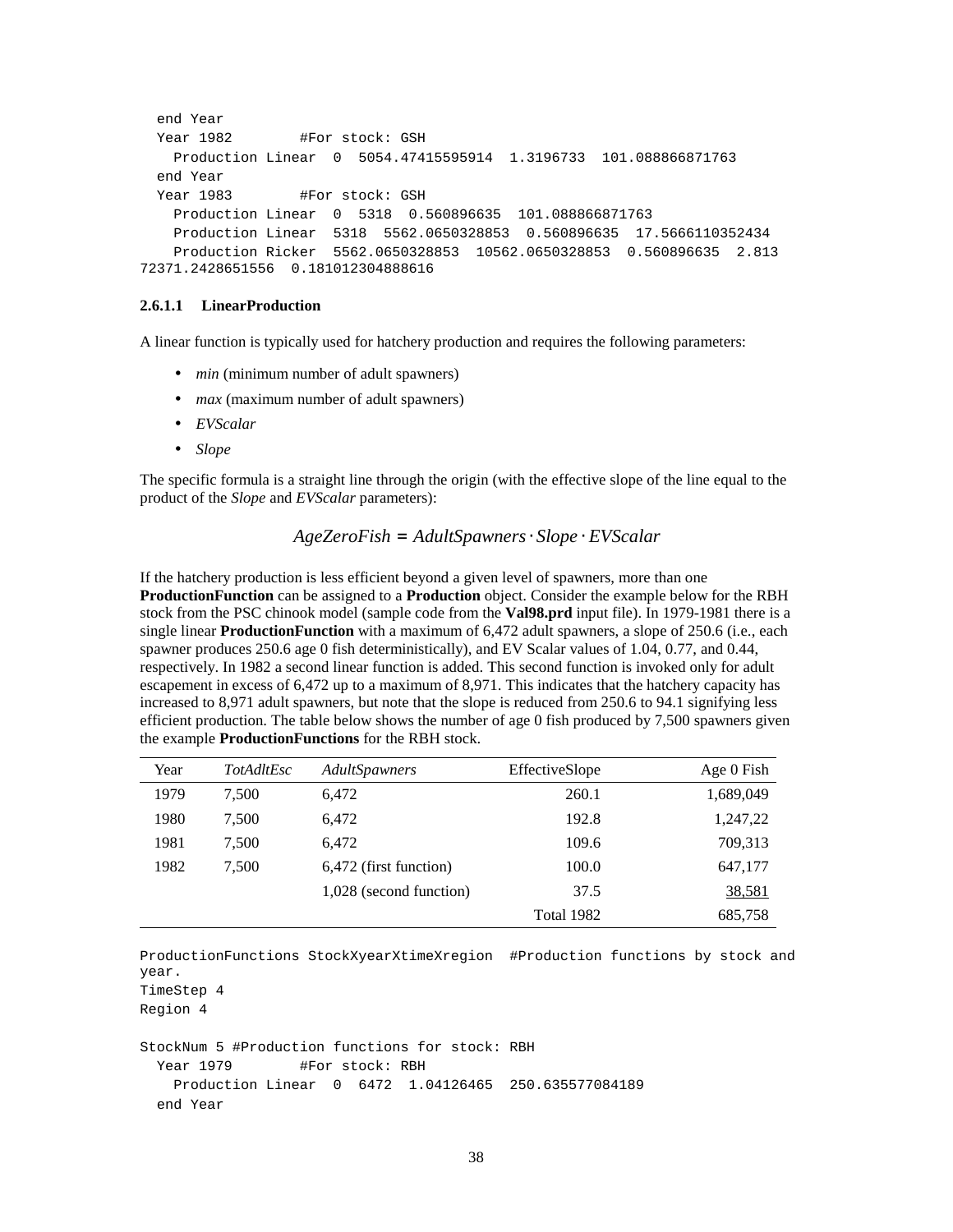```
  end Year
  Year 1982        #For stock: GSH
    Production Linear  0  5054.47415595914  1.3196733  101.088866871763
  end Year
  Year 1983        #For stock: GSH
    Production Linear  0  5318  0.560896635  101.088866871763
    Production Linear  5318  5562.0650328853  0.560896635  17.5666110352434
    Production Ricker  5562.0650328853  10562.0650328853  0.560896635  2.813
72371.2428651556  0.181012304888616
```

#### 2.6.1.1 LinearProduction

A linear function is typically used for hatchery production and requires the following parameters:

- *min* (minimum number of adult spawners)
- *max* (maximum number of adult spawners)
- *EVScalar*
- *Slope*

The specific formula is a straight line through the origin (with the effective slope of the line equal to the product of the *Slope* and *EVScalar* parameters):

$$AgeZeroFish = AdultSpawners \cdot Slope \cdot EVScalar$$

If the hatchery production is less efficient beyond a given level of spawners, more than one **ProductionFunction** can be assigned to a **Production** object. Consider the example below for the RBH stock from the PSC chinook model (sample code from the **Val98.prd** input file). In 1979-1981 there is a single linear **ProductionFunction** with a maximum of 6,472 adult spawners, a slope of 250.6 (i.e., each spawner produces 250.6 age 0 fish deterministically), and EV Scalar values of 1.04, 0.77, and 0.44, respectively. In 1982 a second linear function is added. This second function is invoked only for adult escapement in excess of 6,472 up to a maximum of 8,971. This indicates that the hatchery capacity has increased to 8,971 adult spawners, but note that the slope is reduced from 250.6 to 94.1 signifying less efficient production. The table below shows the number of age 0 fish produced by 7,500 spawners given the example **ProductionFunctions** for the RBH stock.

| Year | *TotAdltEsc* | *AdultSpawners* | EffectiveSlope | Age 0 Fish |
|---|---|---|---|---|
| 1979 | 7,500 | 6,472 | 260.1 | 1,689,049 |
| 1980 | 7,500 | 6,472 | 192.8 | 1,247,22 |
| 1981 | 7,500 | 6,472 | 109.6 | 709,313 |
| 1982 | 7,500 | 6,472 (first function) | 100.0 | 647,177 |
| | | 1,028 (second function) | 37.5 | 38,581 |
| | | | Total 1982 | 685,758 |

```
ProductionFunctions StockXyearXtimeXregion  #Production functions by stock and
year.
TimeStep 4
Region 4

StockNum 5 #Production functions for stock: RBH
  Year 1979        #For stock: RBH
    Production Linear  0  6472  1.04126465  250.635577084189
  end Year
```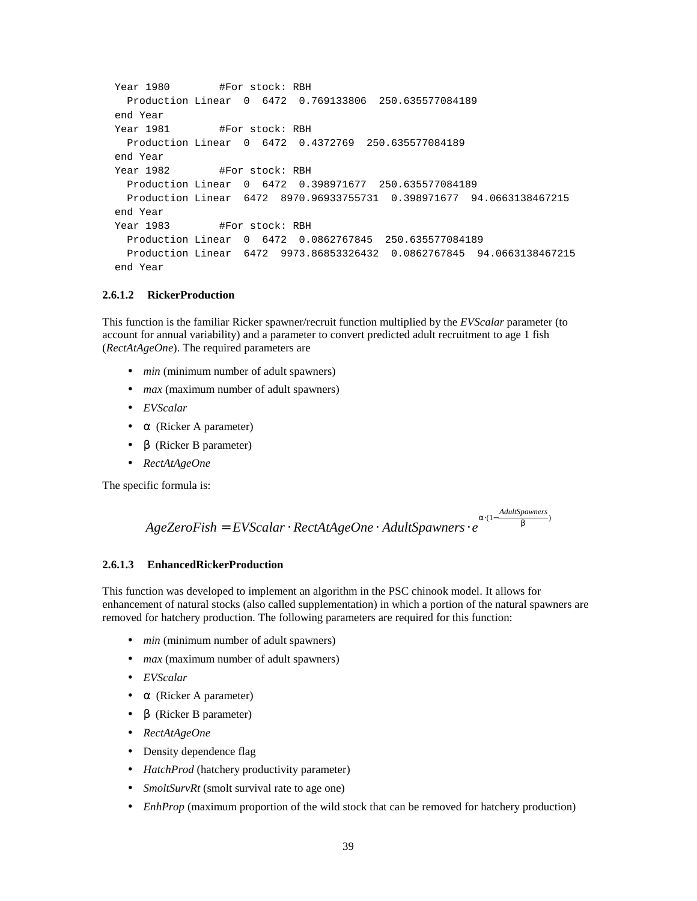```
Year 1980        #For stock: RBH
  Production Linear  0  6472  0.769133806  250.635577084189
end Year
Year 1981        #For stock: RBH
  Production Linear  0  6472  0.4372769  250.635577084189
end Year
Year 1982        #For stock: RBH
  Production Linear  0  6472  0.398971677  250.635577084189
  Production Linear  6472  8970.96933755731  0.398971677  94.0663138467215
end Year
Year 1983        #For stock: RBH
  Production Linear  0  6472  0.0862767845  250.635577084189
  Production Linear  6472  9973.86853326432  0.0862767845  94.0663138467215
end Year
```

#### 2.6.1.2 RickerProduction

This function is the familiar Ricker spawner/recruit function multiplied by the *EVScalar* parameter (to account for annual variability) and a parameter to convert predicted adult recruitment to age 1 fish (*RectAtAgeOne*). The required parameters are

- *min* (minimum number of adult spawners)
- *max* (maximum number of adult spawners)
- *EVScalar*
- $\alpha$ (Ricker A parameter)
- $\beta$ (Ricker B parameter)
- *RectAtAgeOne*

The specific formula is:

$$AgeZeroFish = EVScalar \cdot RectAtAgeOne \cdot AdultSpawners \cdot e^{\alpha \cdot (1 - \frac{AdultSpawners}{\beta})}$$

#### 2.6.1.3 EnhancedRickerProduction

This function was developed to implement an algorithm in the PSC chinook model. It allows for enhancement of natural stocks (also called supplementation) in which a portion of the natural spawners are removed for hatchery production. The following parameters are required for this function:

- *min* (minimum number of adult spawners)
- *max* (maximum number of adult spawners)
- *EVScalar*
- $\alpha$ (Ricker A parameter)
- $\beta$ (Ricker B parameter)
- *RectAtAgeOne*
- Density dependence flag
- *HatchProd* (hatchery productivity parameter)
- *SmoltSurvRt* (smolt survival rate to age one)
- *EnhProp* (maximum proportion of the wild stock that can be removed for hatchery production)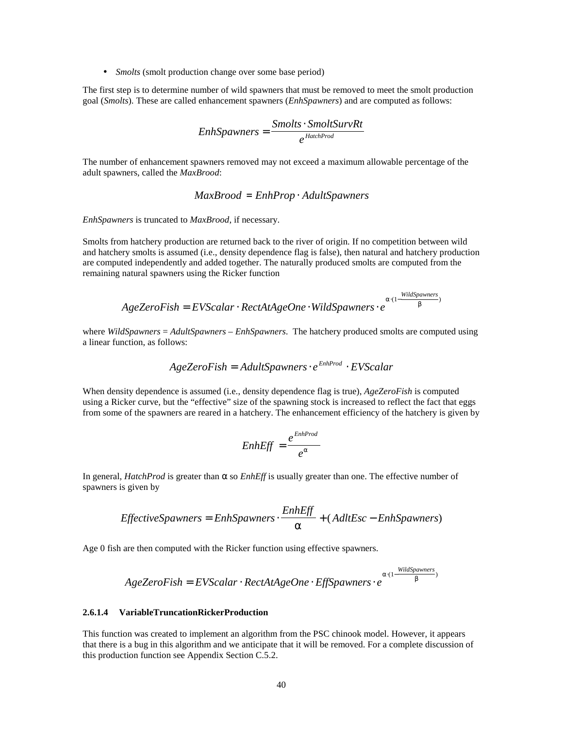- *Smolts* (smolt production change over some base period)

The first step is to determine number of wild spawners that must be removed to meet the smolt production goal (*Smolts*). These are called enhancement spawners (*EnhSpawners*) and are computed as follows:

$$EnhSpawners = \frac{Smolts \cdot SmoltSurvRt}{e^{HatchProd}}$$

The number of enhancement spawners removed may not exceed a maximum allowable percentage of the adult spawners, called the *MaxBrood*:

$$MaxBrood = EnhProp \cdot AdultSpawners$$

*EnhSpawners* is truncated to *MaxBrood*, if necessary.

Smolts from hatchery production are returned back to the river of origin. If no competition between wild and hatchery smolts is assumed (i.e., density dependence flag is false), then natural and hatchery production are computed independently and added together. The naturally produced smolts are computed from the remaining natural spawners using the Ricker function

$$AgeZeroFish = EVScalar \cdot RectAtAgeOne \cdot WildSpawners \cdot e^{\alpha \cdot (1 - \frac{WildSpawners}{\beta})}$$

where *WildSpawners* = *AdultSpawners* – *EnhSpawners*. The hatchery produced smolts are computed using a linear function, as follows:

$$AgeZeroFish = AdultSpawners \cdot e^{EnhProd} \cdot EVScalar$$

When density dependence is assumed (i.e., density dependence flag is true), *AgeZeroFish* is computed using a Ricker curve, but the "effective" size of the spawning stock is increased to reflect the fact that eggs from some of the spawners are reared in a hatchery. The enhancement efficiency of the hatchery is given by

$$EnhEff = \frac{e^{EnhProd}}{e^{\alpha}}$$

In general, *HatchProd* is greater than $\alpha$ so *EnhEff* is usually greater than one. The effective number of spawners is given by

$$EffectiveSpawners = EnhSpawners \cdot \frac{EnhEff}{\alpha} + (AdltEsc - EnhSpawners)$$

Age 0 fish are then computed with the Ricker function using effective spawners.

$$AgeZeroFish = EVScalar \cdot RectAtAgeOne \cdot EffSpawners \cdot e^{\alpha \cdot (1 - \frac{WildSpawners}{\beta})}$$

#### 2.6.1.4 VariableTruncationRickerProduction

This function was created to implement an algorithm from the PSC chinook model. However, it appears that there is a bug in this algorithm and we anticipate that it will be removed. For a complete discussion of this production function see Appendix Section C.5.2.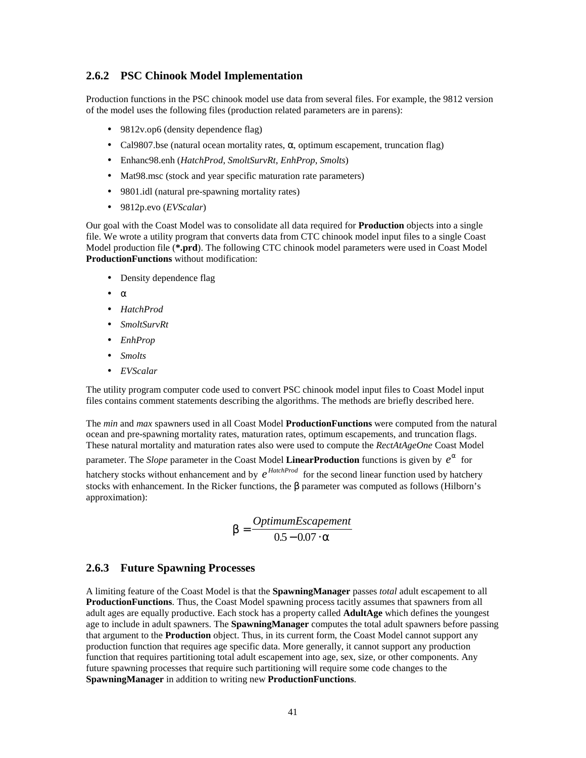### 2.6.2 PSC Chinook Model Implementation

Production functions in the PSC chinook model use data from several files. For example, the 9812 version of the model uses the following files (production related parameters are in parens):

- 9812v.op6 (density dependence flag)
- Cal9807.bse (natural ocean mortality rates, $\alpha$, optimum escapement, truncation flag)
- Enhanc98.enh (*HatchProd*, *SmoltSurvRt*, *EnhProp*, *Smolts*)
- Mat98.msc (stock and year specific maturation rate parameters)
- 9801.idl (natural pre-spawning mortality rates)
- 9812p.evo (*EVScalar*)

Our goal with the Coast Model was to consolidate all data required for **Production** objects into a single file. We wrote a utility program that converts data from CTC chinook model input files to a single Coast Model production file (***.prd**). The following CTC chinook model parameters were used in Coast Model **ProductionFunctions** without modification:

- Density dependence flag
- $\alpha$
- *HatchProd*
- *SmoltSurvRt*
- *EnhProp*
- *Smolts*
- *EVScalar*

The utility program computer code used to convert PSC chinook model input files to Coast Model input files contains comment statements describing the algorithms. The methods are briefly described here.

The *min* and *max* spawners used in all Coast Model **ProductionFunctions** were computed from the natural ocean and pre-spawning mortality rates, maturation rates, optimum escapements, and truncation flags. These natural mortality and maturation rates also were used to compute the *RectAtAgeOne* Coast Model parameter. The *Slope* parameter in the Coast Model **LinearProduction** functions is given by $e^{\alpha}$ for hatchery stocks without enhancement and by $e^{HatchProd}$ for the second linear function used by hatchery stocks with enhancement. In the Ricker functions, the $\beta$ parameter was computed as follows (Hilborn's approximation):

$$\beta = \frac{OptimumEscapement}{0.5 - 0.07 \cdot \alpha}$$

### 2.6.3 Future Spawning Processes

A limiting feature of the Coast Model is that the **SpawningManager** passes *total* adult escapement to all **ProductionFunctions**. Thus, the Coast Model spawning process tacitly assumes that spawners from all adult ages are equally productive. Each stock has a property called **AdultAge** which defines the youngest age to include in adult spawners. The **SpawningManager** computes the total adult spawners before passing that argument to the **Production** object. Thus, in its current form, the Coast Model cannot support any production function that requires age specific data. More generally, it cannot support any production function that requires partitioning total adult escapement into age, sex, size, or other components. Any future spawning processes that require such partitioning will require some code changes to the **SpawningManager** in addition to writing new **ProductionFunctions**.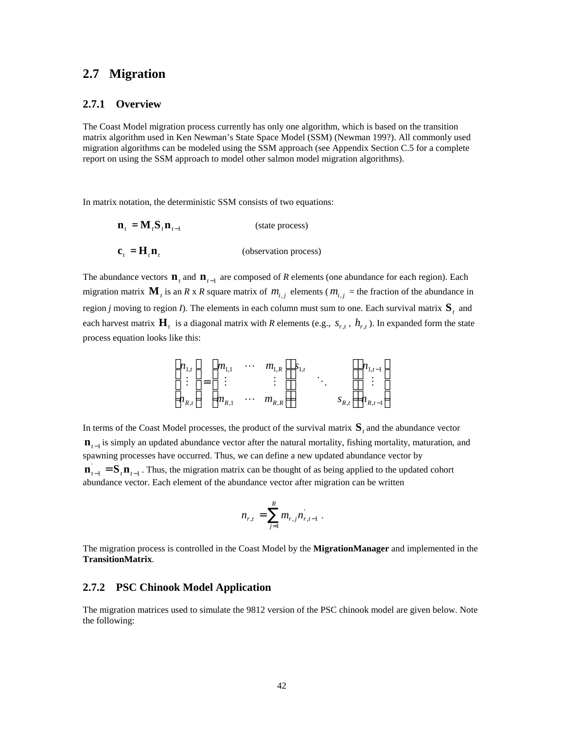## 2.7 Migration

### 2.7.1 Overview

The Coast Model migration process currently has only one algorithm, which is based on the transition matrix algorithm used in Ken Newman's State Space Model (SSM) (Newman 199?). All commonly used migration algorithms can be modeled using the SSM approach (see Appendix Section C.5 for a complete report on using the SSM approach to model other salmon model migration algorithms).

In matrix notation, the deterministic SSM consists of two equations:

$$\mathbf{n}_t = \mathbf{M}_t \mathbf{S}_t \mathbf{n}_{t-1} \qquad \text{(state process)}$$

$$\mathbf{c}_t = \mathbf{H}_t \mathbf{n}_t \qquad \text{(observation process)}$$

The abundance vectors $\mathbf{n}_t$ and $\mathbf{n}_{t-1}$ are composed of *R* elements (one abundance for each region). Each migration matrix $\mathbf{M}_t$ is an *R* x *R* square matrix of $m_{i,j}$ elements ($m_{i,j}$ = the fraction of the abundance in region *j* moving to region *I*). The elements in each column must sum to one. Each survival matrix $\mathbf{S}_t$ and each harvest matrix $\mathbf{H}_t$ is a diagonal matrix with *R* elements (e.g., $s_{r,t}$ , $h_{r,t}$ ). In expanded form the state process equation looks like this:

$$\begin{bmatrix} n_{1,t} \\ \vdots \\ n_{R,t} \end{bmatrix} = \begin{bmatrix} m_{1,1} & \cdots & m_{1,R} \\ \vdots & & \vdots \\ m_{R,1} & \cdots & m_{R,R} \end{bmatrix} \begin{bmatrix} s_{1,t} & & \\ & \ddots & \\ & & s_{R,t} \end{bmatrix} \begin{bmatrix} n_{1,t-1} \\ \vdots \\ n_{R,t-1} \end{bmatrix}$$

In terms of the Coast Model processes, the product of the survival matrix $\mathbf{S}_t$ and the abundance vector $\mathbf{n}_{t-1}$ is simply an updated abundance vector after the natural mortality, fishing mortality, maturation, and spawning processes have occurred. Thus, we can define a new updated abundance vector by $\mathbf{n}'_{t-1} = \mathbf{S}_t \mathbf{n}_{t-1}$ . Thus, the migration matrix can be thought of as being applied to the updated cohort abundance vector. Each element of the abundance vector after migration can be written

$$n_{r,t} = \sum_{j=1}^{R} m_{r,j} n'_{r,t-1} \ .$$

The migration process is controlled in the Coast Model by the **MigrationManager** and implemented in the **TransitionMatrix**.

### 2.7.2 PSC Chinook Model Application

The migration matrices used to simulate the 9812 version of the PSC chinook model are given below. Note the following: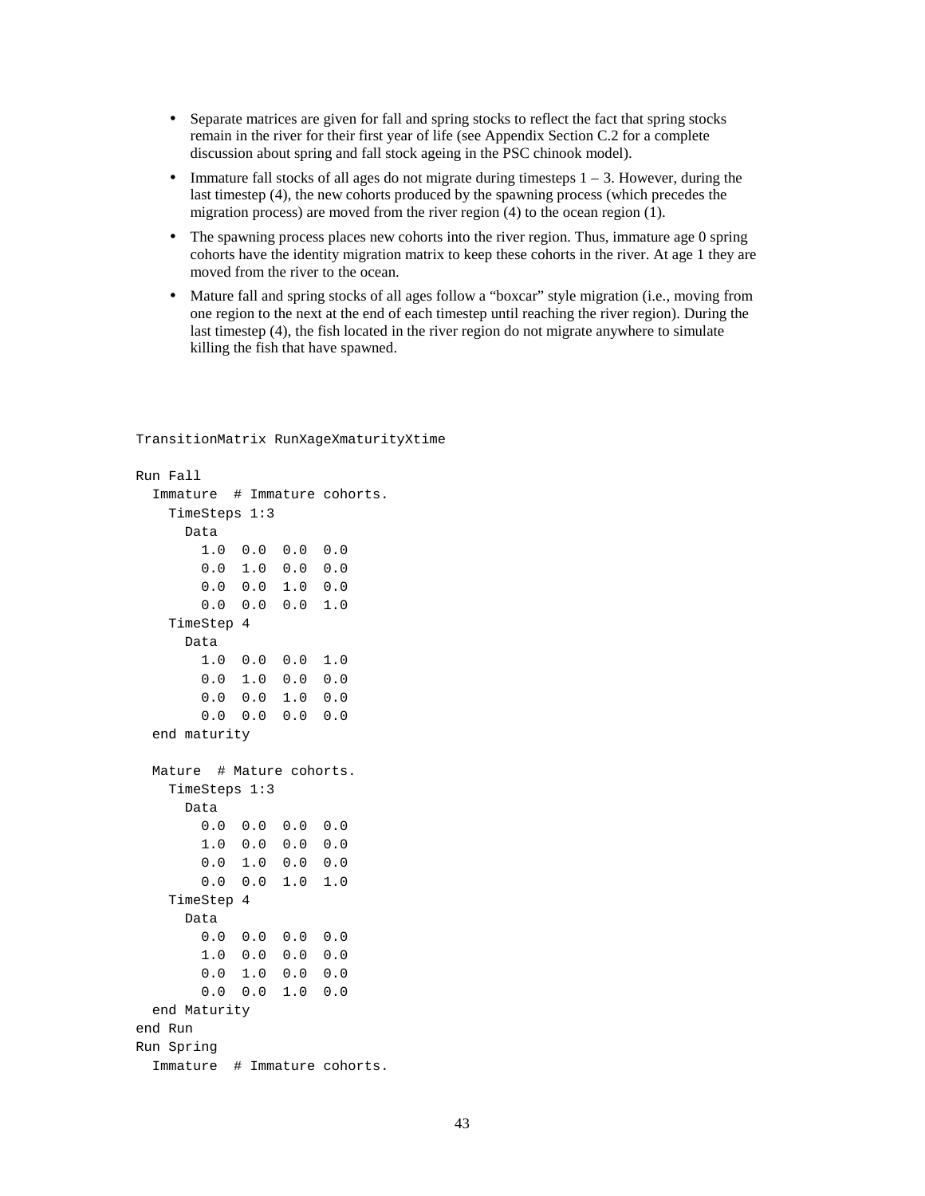- Separate matrices are given for fall and spring stocks to reflect the fact that spring stocks remain in the river for their first year of life (see Appendix Section C.2 for a complete discussion about spring and fall stock ageing in the PSC chinook model).
- Immature fall stocks of all ages do not migrate during timesteps 1 – 3. However, during the last timestep (4), the new cohorts produced by the spawning process (which precedes the migration process) are moved from the river region (4) to the ocean region (1).
- The spawning process places new cohorts into the river region. Thus, immature age 0 spring cohorts have the identity migration matrix to keep these cohorts in the river. At age 1 they are moved from the river to the ocean.
- Mature fall and spring stocks of all ages follow a "boxcar" style migration (i.e., moving from one region to the next at the end of each timestep until reaching the river region). During the last timestep (4), the fish located in the river region do not migrate anywhere to simulate killing the fish that have spawned.

```
TransitionMatrix RunXageXmaturityXtime

Run Fall
  Immature  # Immature cohorts.
    TimeSteps 1:3
      Data
        1.0  0.0  0.0  0.0
        0.0  1.0  0.0  0.0
        0.0  0.0  1.0  0.0
        0.0  0.0  0.0  1.0
    TimeStep 4
      Data
        1.0  0.0  0.0  1.0
        0.0  1.0  0.0  0.0
        0.0  0.0  1.0  0.0
        0.0  0.0  0.0  0.0
  end maturity

  Mature  # Mature cohorts.
    TimeSteps 1:3
      Data
        0.0  0.0  0.0  0.0
        1.0  0.0  0.0  0.0
        0.0  1.0  0.0  0.0
        0.0  0.0  1.0  1.0
    TimeStep 4
      Data
        0.0  0.0  0.0  0.0
        1.0  0.0  0.0  0.0
        0.0  1.0  0.0  0.0
        0.0  0.0  1.0  0.0
  end Maturity
end Run
Run Spring
  Immature  # Immature cohorts.
```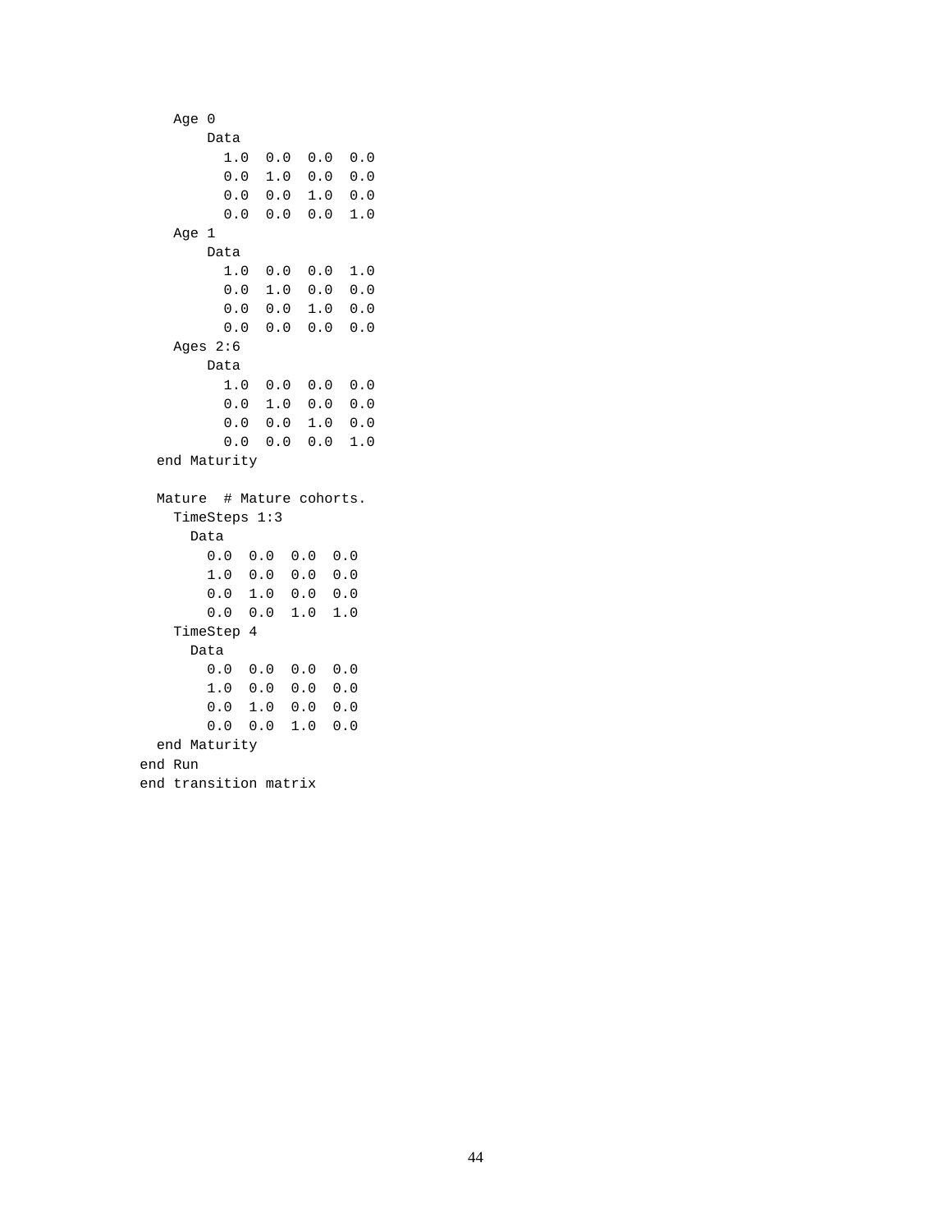```
    Age 0
        Data
          1.0  0.0  0.0  0.0
          0.0  1.0  0.0  0.0
          0.0  0.0  1.0  0.0
          0.0  0.0  0.0  1.0
    Age 1
        Data
          1.0  0.0  0.0  1.0
          0.0  1.0  0.0  0.0
          0.0  0.0  1.0  0.0
          0.0  0.0  0.0  0.0
    Ages 2:6
        Data
          1.0  0.0  0.0  0.0
          0.0  1.0  0.0  0.0
          0.0  0.0  1.0  0.0
          0.0  0.0  0.0  1.0
  end Maturity

  Mature  # Mature cohorts.
    TimeSteps 1:3
      Data
        0.0  0.0  0.0  0.0
        1.0  0.0  0.0  0.0
        0.0  1.0  0.0  0.0
        0.0  0.0  1.0  1.0
    TimeStep 4
      Data
        0.0  0.0  0.0  0.0
        1.0  0.0  0.0  0.0
        0.0  1.0  0.0  0.0
        0.0  0.0  1.0  0.0
  end Maturity
end Run
end transition matrix
```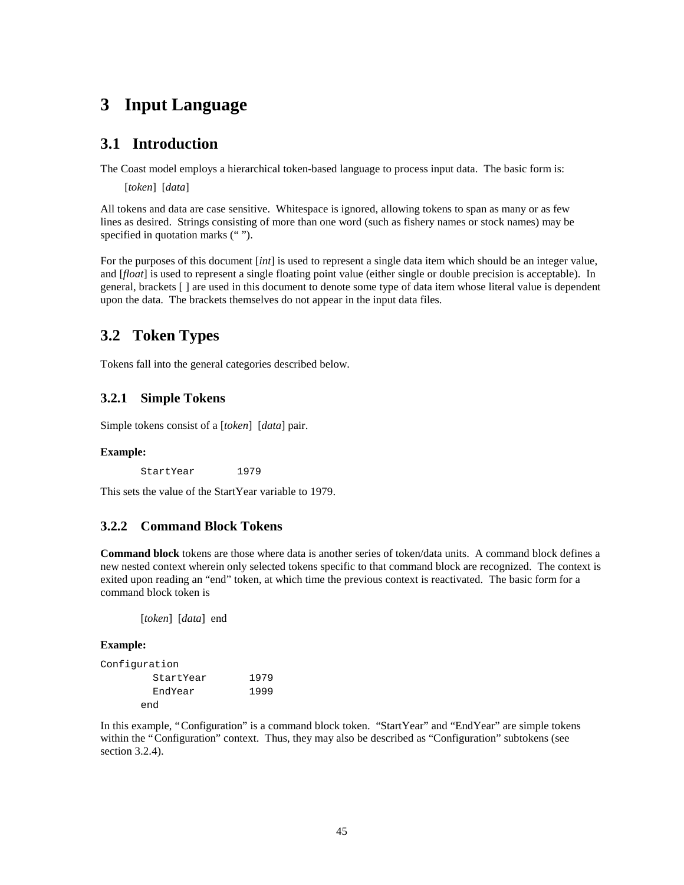# 3 Input Language

## 3.1 Introduction

The Coast model employs a hierarchical token-based language to process input data. The basic form is:

[*token*] [*data*]

All tokens and data are case sensitive. Whitespace is ignored, allowing tokens to span as many or as few lines as desired. Strings consisting of more than one word (such as fishery names or stock names) may be specified in quotation marks (" ").

For the purposes of this document [*int*] is used to represent a single data item which should be an integer value, and [*float*] is used to represent a single floating point value (either single or double precision is acceptable). In general, brackets [ ] are used in this document to denote some type of data item whose literal value is dependent upon the data. The brackets themselves do not appear in the input data files.

## 3.2 Token Types

Tokens fall into the general categories described below.

### 3.2.1 Simple Tokens

Simple tokens consist of a [*token*] [*data*] pair.

**Example:**

```
StartYear       1979
```

This sets the value of the StartYear variable to 1979.

### 3.2.2 Command Block Tokens

**Command block** tokens are those where data is another series of token/data units. A command block defines a new nested context wherein only selected tokens specific to that command block are recognized. The context is exited upon reading an "end" token, at which time the previous context is reactivated. The basic form for a command block token is

[*token*] [*data*] end

**Example:**

```
Configuration
         StartYear       1979
         EndYear         1999
       end
```

In this example, "Configuration" is a command block token. "StartYear" and "EndYear" are simple tokens within the "Configuration" context. Thus, they may also be described as "Configuration" subtokens (see section 3.2.4).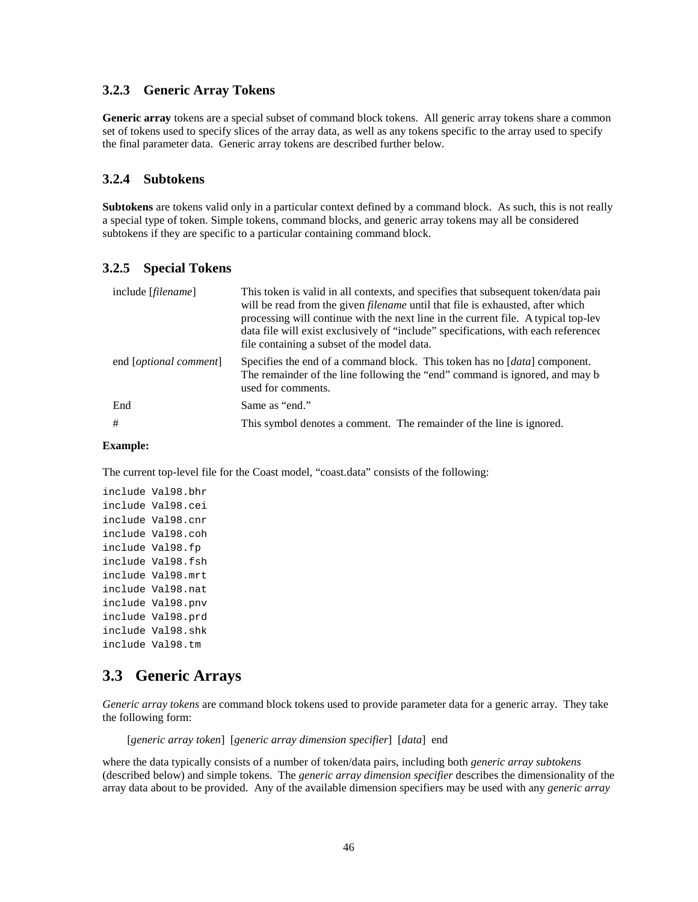### 3.2.3 Generic Array Tokens

**Generic array** tokens are a special subset of command block tokens. All generic array tokens share a common set of tokens used to specify slices of the array data, as well as any tokens specific to the array used to specify the final parameter data. Generic array tokens are described further below.

### 3.2.4 Subtokens

**Subtokens** are tokens valid only in a particular context defined by a command block. As such, this is not really a special type of token. Simple tokens, command blocks, and generic array tokens may all be considered subtokens if they are specific to a particular containing command block.

### 3.2.5 Special Tokens

| | |
|---|---|
| include [*filename*] | This token is valid in all contexts, and specifies that subsequent token/data pair will be read from the given *filename* until that file is exhausted, after which processing will continue with the next line in the current file. A typical top-lev data file will exist exclusively of "include" specifications, with each referenced file containing a subset of the model data. |
| end [*optional comment*] | Specifies the end of a command block. This token has no [*data*] component. The remainder of the line following the "end" command is ignored, and may be used for comments. |
| End | Same as "end." |
| # | This symbol denotes a comment. The remainder of the line is ignored. |

**Example:**

The current top-level file for the Coast model, "coast.data" consists of the following:

```
include Val98.bhr
include Val98.cei
include Val98.cnr
include Val98.coh
include Val98.fp
include Val98.fsh
include Val98.mrt
include Val98.nat
include Val98.pnv
include Val98.prd
include Val98.shk
include Val98.tm
```

## 3.3 Generic Arrays

*Generic array tokens* are command block tokens used to provide parameter data for a generic array. They take the following form:

[*generic array token*] [*generic array dimension specifier*] [*data*] end

where the data typically consists of a number of token/data pairs, including both *generic array subtokens* (described below) and simple tokens. The *generic array dimension specifier* describes the dimensionality of the array data about to be provided. Any of the available dimension specifiers may be used with any *generic array*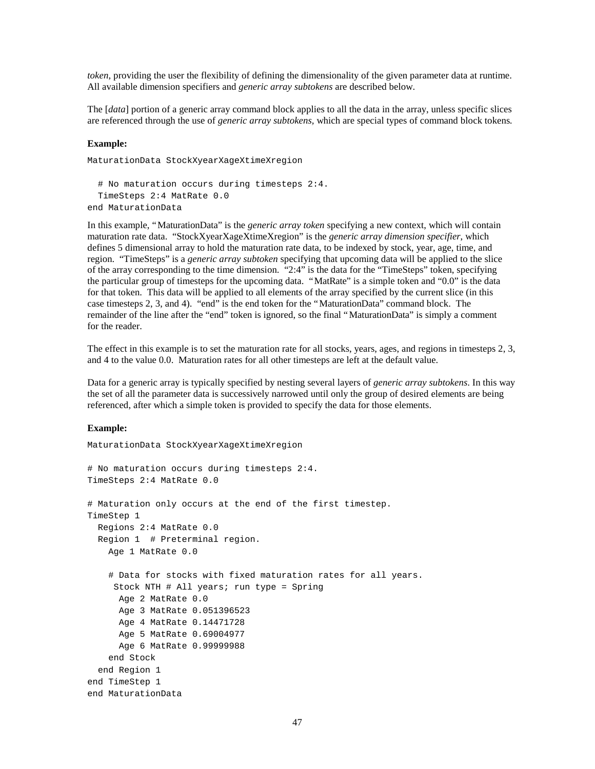*token*, providing the user the flexibility of defining the dimensionality of the given parameter data at runtime. All available dimension specifiers and *generic array subtokens* are described below.

The [*data*] portion of a generic array command block applies to all the data in the array, unless specific slices are referenced through the use of *generic array subtokens*, which are special types of command block tokens.

**Example:**

```
MaturationData StockXyearXageXtimeXregion

  # No maturation occurs during timesteps 2:4.
  TimeSteps 2:4 MatRate 0.0
end MaturationData
```

In this example, "MaturationData" is the *generic array token* specifying a new context, which will contain maturation rate data. "StockXyearXageXtimeXregion" is the *generic array dimension specifier*, which defines 5 dimensional array to hold the maturation rate data, to be indexed by stock, year, age, time, and region. "TimeSteps" is a *generic array subtoken* specifying that upcoming data will be applied to the slice of the array corresponding to the time dimension. "2:4" is the data for the "TimeSteps" token, specifying the particular group of timesteps for the upcoming data. "MatRate" is a simple token and "0.0" is the data for that token. This data will be applied to all elements of the array specified by the current slice (in this case timesteps 2, 3, and 4). "end" is the end token for the "MaturationData" command block. The remainder of the line after the "end" token is ignored, so the final "MaturationData" is simply a comment for the reader.

The effect in this example is to set the maturation rate for all stocks, years, ages, and regions in timesteps 2, 3, and 4 to the value 0.0. Maturation rates for all other timesteps are left at the default value.

Data for a generic array is typically specified by nesting several layers of *generic array subtokens*. In this way the set of all the parameter data is successively narrowed until only the group of desired elements are being referenced, after which a simple token is provided to specify the data for those elements.

**Example:**

```
MaturationData StockXyearXageXtimeXregion

# No maturation occurs during timesteps 2:4.
TimeSteps 2:4 MatRate 0.0

# Maturation only occurs at the end of the first timestep.
TimeStep 1
  Regions 2:4 MatRate 0.0
  Region 1  # Preterminal region.
    Age 1 MatRate 0.0

    # Data for stocks with fixed maturation rates for all years.
     Stock NTH # All years; run type = Spring
      Age 2 MatRate 0.0
      Age 3 MatRate 0.051396523
      Age 4 MatRate 0.14471728
      Age 5 MatRate 0.69004977
      Age 6 MatRate 0.99999988
    end Stock
  end Region 1
end TimeStep 1
end MaturationData
```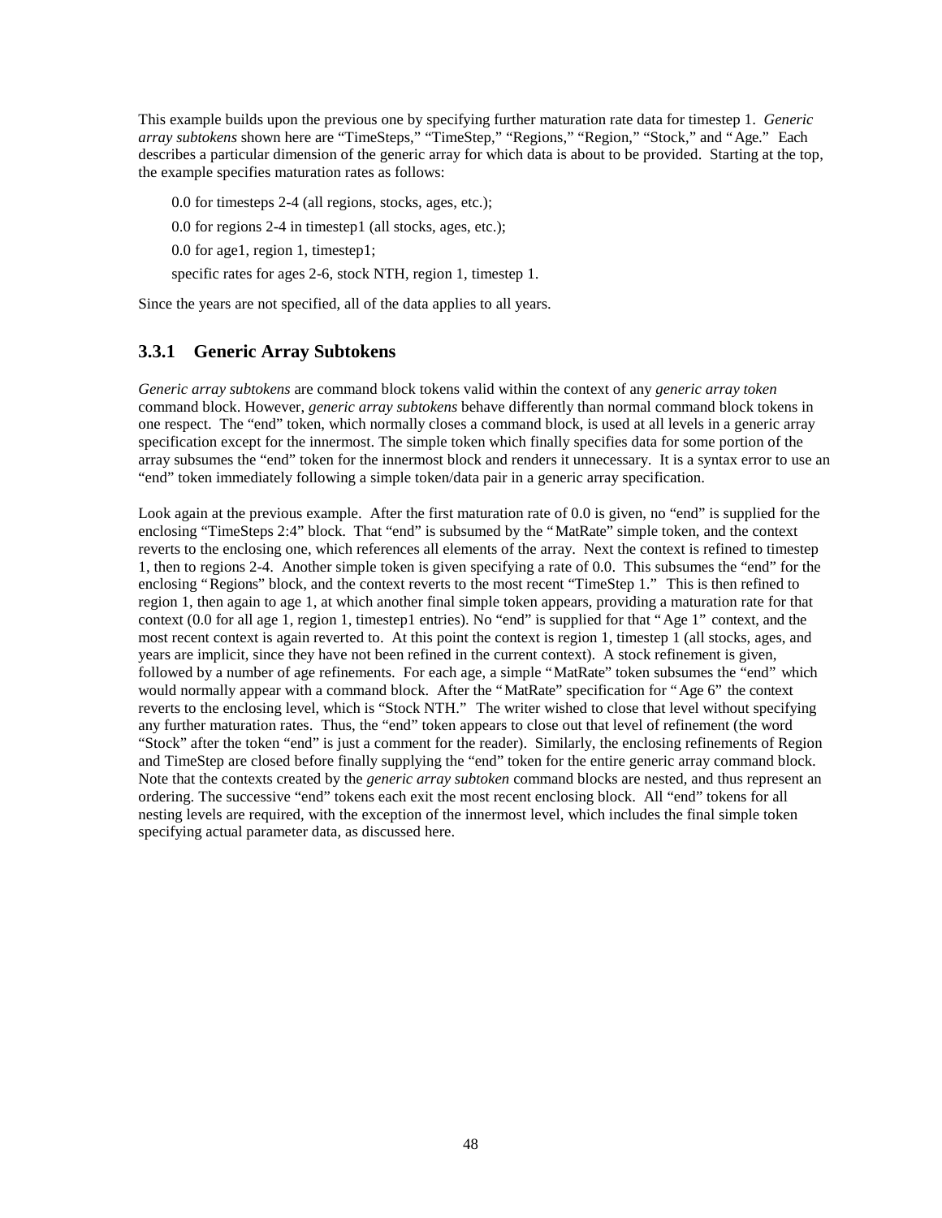This example builds upon the previous one by specifying further maturation rate data for timestep 1. *Generic array subtokens* shown here are "TimeSteps," "TimeStep," "Regions," "Region," "Stock," and "Age." Each describes a particular dimension of the generic array for which data is about to be provided. Starting at the top, the example specifies maturation rates as follows:

> 0.0 for timesteps 2-4 (all regions, stocks, ages, etc.);
>
> 0.0 for regions 2-4 in timestep1 (all stocks, ages, etc.);
>
> 0.0 for age1, region 1, timestep1;
>
> specific rates for ages 2-6, stock NTH, region 1, timestep 1.

Since the years are not specified, all of the data applies to all years.

### 3.3.1 Generic Array Subtokens

*Generic array subtokens* are command block tokens valid within the context of any *generic array token* command block. However, *generic array subtokens* behave differently than normal command block tokens in one respect. The "end" token, which normally closes a command block, is used at all levels in a generic array specification except for the innermost. The simple token which finally specifies data for some portion of the array subsumes the "end" token for the innermost block and renders it unnecessary. It is a syntax error to use an "end" token immediately following a simple token/data pair in a generic array specification.

Look again at the previous example. After the first maturation rate of 0.0 is given, no "end" is supplied for the enclosing "TimeSteps 2:4" block. That "end" is subsumed by the "MatRate" simple token, and the context reverts to the enclosing one, which references all elements of the array. Next the context is refined to timestep 1, then to regions 2-4. Another simple token is given specifying a rate of 0.0. This subsumes the "end" for the enclosing "Regions" block, and the context reverts to the most recent "TimeStep 1." This is then refined to region 1, then again to age 1, at which another final simple token appears, providing a maturation rate for that context (0.0 for all age 1, region 1, timestep1 entries). No "end" is supplied for that "Age 1" context, and the most recent context is again reverted to. At this point the context is region 1, timestep 1 (all stocks, ages, and years are implicit, since they have not been refined in the current context). A stock refinement is given, followed by a number of age refinements. For each age, a simple "MatRate" token subsumes the "end" which would normally appear with a command block. After the "MatRate" specification for "Age 6" the context reverts to the enclosing level, which is "Stock NTH." The writer wished to close that level without specifying any further maturation rates. Thus, the "end" token appears to close out that level of refinement (the word "Stock" after the token "end" is just a comment for the reader). Similarly, the enclosing refinements of Region and TimeStep are closed before finally supplying the "end" token for the entire generic array command block. Note that the contexts created by the *generic array subtoken* command blocks are nested, and thus represent an ordering. The successive "end" tokens each exit the most recent enclosing block. All "end" tokens for all nesting levels are required, with the exception of the innermost level, which includes the final simple token specifying actual parameter data, as discussed here.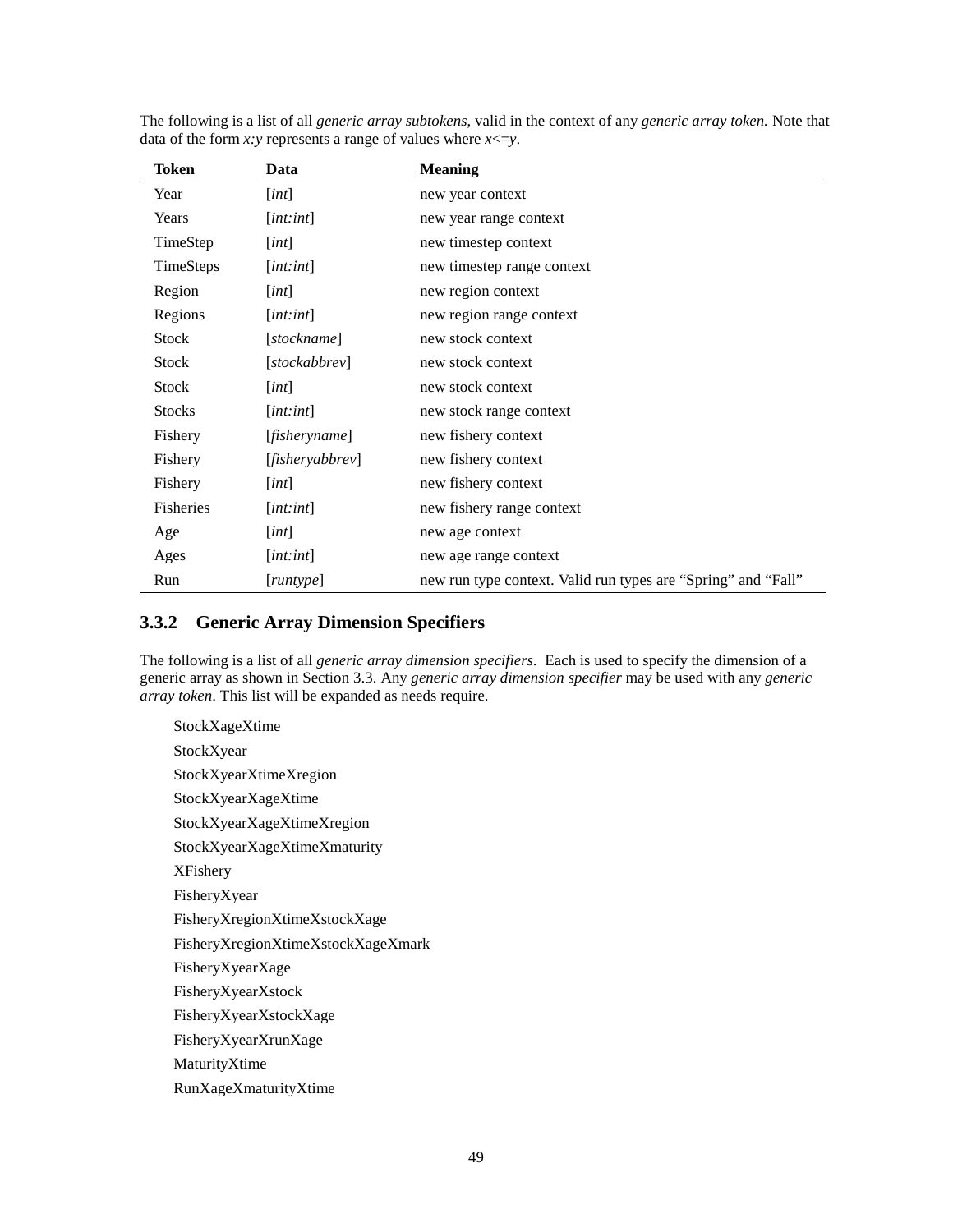The following is a list of all *generic array subtokens*, valid in the context of any *generic array token.* Note that data of the form *x:y* represents a range of values where *x<=y*.

| Token | Data | Meaning |
|---|---|---|
| Year | [*int*] | new year context |
| Years | [*int:int*] | new year range context |
| TimeStep | [*int*] | new timestep context |
| TimeSteps | [*int:int*] | new timestep range context |
| Region | [*int*] | new region context |
| Regions | [*int:int*] | new region range context |
| Stock | [*stockname*] | new stock context |
| Stock | [*stockabbrev*] | new stock context |
| Stock | [*int*] | new stock context |
| Stocks | [*int:int*] | new stock range context |
| Fishery | [*fisheryname*] | new fishery context |
| Fishery | [*fisheryabbrev*] | new fishery context |
| Fishery | [*int*] | new fishery context |
| Fisheries | [*int:int*] | new fishery range context |
| Age | [*int*] | new age context |
| Ages | [*int:int*] | new age range context |
| Run | [*runtype*] | new run type context. Valid run types are "Spring" and "Fall" |

### 3.3.2 Generic Array Dimension Specifiers

The following is a list of all *generic array dimension specifiers*. Each is used to specify the dimension of a generic array as shown in Section 3.3. Any *generic array dimension specifier* may be used with any *generic array token*. This list will be expanded as needs require.

StockXageXtime  
StockXyear  
StockXyearXtimeXregion  
StockXyearXageXtime  
StockXyearXageXtimeXregion  
StockXyearXageXtimeXmaturity  
XFishery  
FisheryXyear  
FisheryXregionXtimeXstockXage  
FisheryXregionXtimeXstockXageXmark  
FisheryXyearXage  
FisheryXyearXstock  
FisheryXyearXstockXage  
FisheryXyearXrunXage  
MaturityXtime  
RunXageXmaturityXtime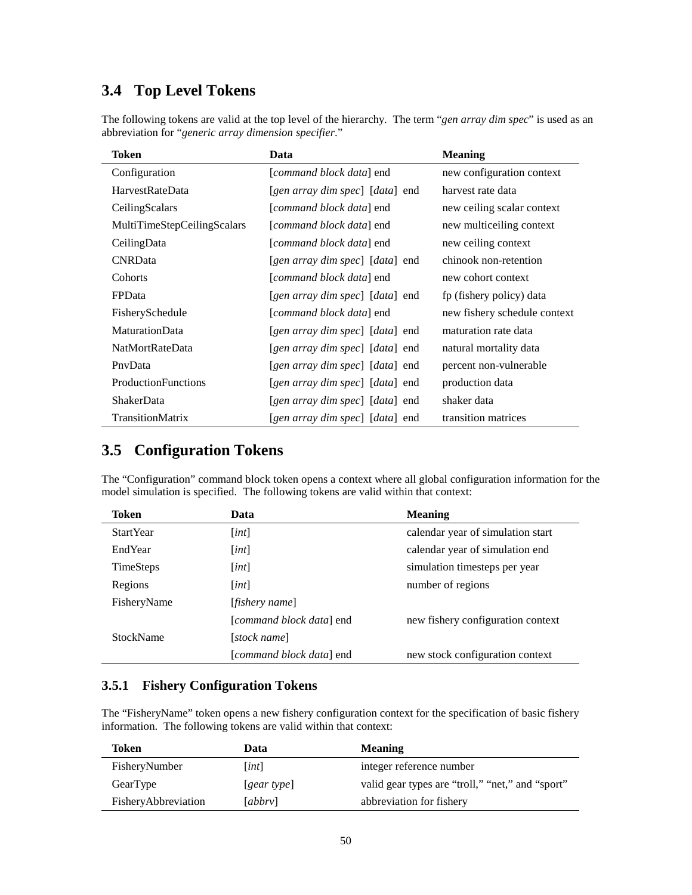## 3.4 Top Level Tokens

The following tokens are valid at the top level of the hierarchy. The term "*gen array dim spec*" is used as an abbreviation for "*generic array dimension specifier*."

| Token | Data | Meaning |
|---|---|---|
| Configuration | [*command block data*] end | new configuration context |
| HarvestRateData | [*gen array dim spec*] [*data*] end | harvest rate data |
| CeilingScalars | [*command block data*] end | new ceiling scalar context |
| MultiTimeStepCeilingScalars | [*command block data*] end | new multiceiling context |
| CeilingData | [*command block data*] end | new ceiling context |
| CNRData | [*gen array dim spec*] [*data*] end | chinook non-retention |
| Cohorts | [*command block data*] end | new cohort context |
| FPData | [*gen array dim spec*] [*data*] end | fp (fishery policy) data |
| FisherySchedule | [*command block data*] end | new fishery schedule context |
| MaturationData | [*gen array dim spec*] [*data*] end | maturation rate data |
| NatMortRateData | [*gen array dim spec*] [*data*] end | natural mortality data |
| PnvData | [*gen array dim spec*] [*data*] end | percent non-vulnerable |
| ProductionFunctions | [*gen array dim spec*] [*data*] end | production data |
| ShakerData | [*gen array dim spec*] [*data*] end | shaker data |
| TransitionMatrix | [*gen array dim spec*] [*data*] end | transition matrices |

## 3.5 Configuration Tokens

The "Configuration" command block token opens a context where all global configuration information for the model simulation is specified. The following tokens are valid within that context:

| Token | Data | Meaning |
|---|---|---|
| StartYear | [*int*] | calendar year of simulation start |
| EndYear | [*int*] | calendar year of simulation end |
| TimeSteps | [*int*] | simulation timesteps per year |
| Regions | [*int*] | number of regions |
| FisheryName | [*fishery name*] | |
| | [*command block data*] end | new fishery configuration context |
| StockName | [*stock name*] | |
| | [*command block data*] end | new stock configuration context |

### 3.5.1 Fishery Configuration Tokens

The "FisheryName" token opens a new fishery configuration context for the specification of basic fishery information. The following tokens are valid within that context:

| Token | Data | Meaning |
|---|---|---|
| FisheryNumber | [*int*] | integer reference number |
| GearType | [*gear type*] | valid gear types are "troll," "net," and "sport" |
| FisheryAbbreviation | [*abbrv*] | abbreviation for fishery |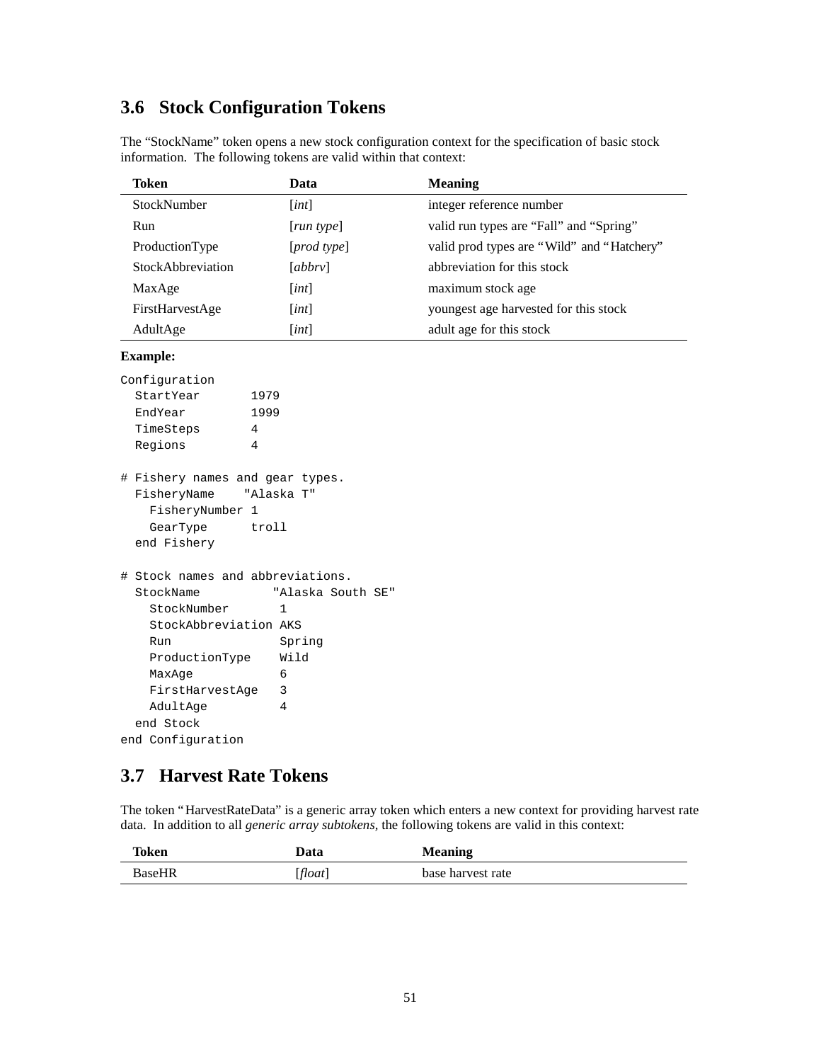## 3.6 Stock Configuration Tokens

The "StockName" token opens a new stock configuration context for the specification of basic stock information. The following tokens are valid within that context:

| Token | Data | Meaning |
|---|---|---|
| StockNumber | [*int*] | integer reference number |
| Run | [*run type*] | valid run types are "Fall" and "Spring" |
| ProductionType | [*prod type*] | valid prod types are "Wild" and "Hatchery" |
| StockAbbreviation | [*abbrv*] | abbreviation for this stock |
| MaxAge | [*int*] | maximum stock age |
| FirstHarvestAge | [*int*] | youngest age harvested for this stock |
| AdultAge | [*int*] | adult age for this stock |

**Example:**

```
Configuration
  StartYear       1979
  EndYear         1999
  TimeSteps       4
  Regions         4

# Fishery names and gear types.
  FisheryName    "Alaska T"
    FisheryNumber 1
    GearType      troll
  end Fishery

# Stock names and abbreviations.
  StockName          "Alaska South SE"
    StockNumber       1
    StockAbbreviation AKS
    Run               Spring
    ProductionType    Wild
    MaxAge            6
    FirstHarvestAge   3
    AdultAge          4
  end Stock
end Configuration
```

## 3.7 Harvest Rate Tokens

The token "HarvestRateData" is a generic array token which enters a new context for providing harvest rate data. In addition to all *generic array subtokens*, the following tokens are valid in this context:

| Token | Data | Meaning |
|---|---|---|
| BaseHR | [*float*] | base harvest rate |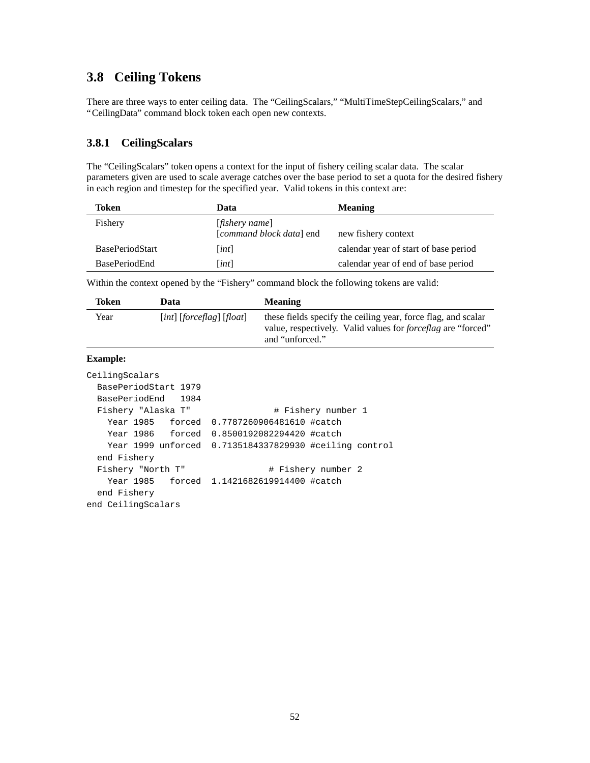## 3.8 Ceiling Tokens

There are three ways to enter ceiling data. The "CeilingScalars," "MultiTimeStepCeilingScalars," and "CeilingData" command block token each open new contexts.

### 3.8.1 CeilingScalars

The "CeilingScalars" token opens a context for the input of fishery ceiling scalar data. The scalar parameters given are used to scale average catches over the base period to set a quota for the desired fishery in each region and timestep for the specified year. Valid tokens in this context are:

| Token | Data | Meaning |
|---|---|---|
| Fishery | [*fishery name*] [*command block data*] end | new fishery context |
| BasePeriodStart | [*int*] | calendar year of start of base period |
| BasePeriodEnd | [*int*] | calendar year of end of base period |

Within the context opened by the "Fishery" command block the following tokens are valid:

| Token | Data | Meaning |
|---|---|---|
| Year | [*int*] [*forceflag*] [*float*] | these fields specify the ceiling year, force flag, and scalar value, respectively. Valid values for *forceflag* are "forced" and "unforced." |

**Example:**

```
CeilingScalars
  BasePeriodStart 1979
  BasePeriodEnd   1984
  Fishery "Alaska T"                # Fishery number 1
    Year 1985   forced  0.7787260906481610 #catch
    Year 1986   forced  0.8500192082294420 #catch
    Year 1999 unforced  0.7135184337829930 #ceiling control
  end Fishery
  Fishery "North T"                # Fishery number 2
    Year 1985   forced  1.1421682619914400 #catch
  end Fishery
end CeilingScalars
```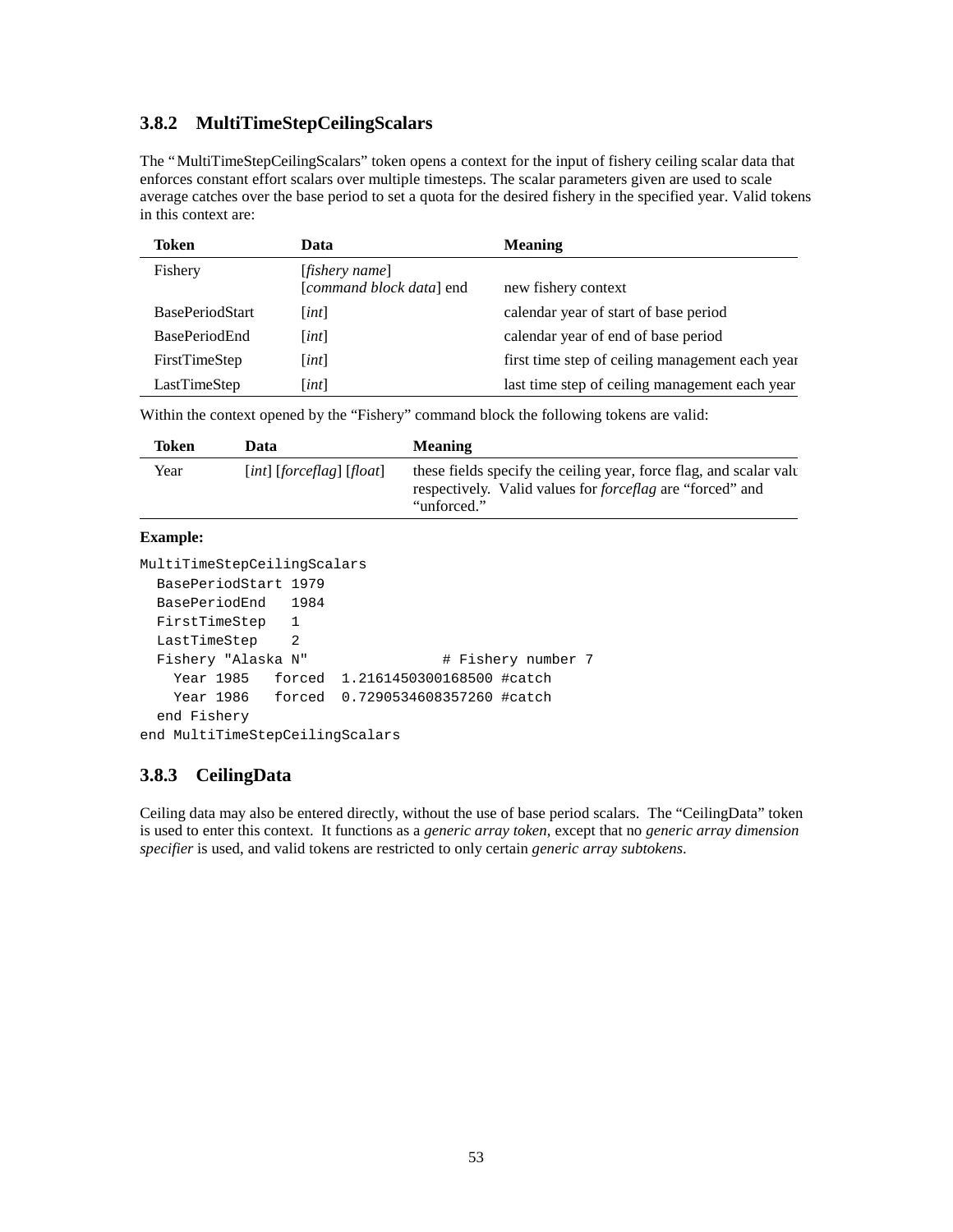### 3.8.2 MultiTimeStepCeilingScalars

The "MultiTimeStepCeilingScalars" token opens a context for the input of fishery ceiling scalar data that enforces constant effort scalars over multiple timesteps. The scalar parameters given are used to scale average catches over the base period to set a quota for the desired fishery in the specified year. Valid tokens in this context are:

| Token | Data | Meaning |
|---|---|---|
| Fishery | [*fishery name*] [*command block data*] end | new fishery context |
| BasePeriodStart | [*int*] | calendar year of start of base period |
| BasePeriodEnd | [*int*] | calendar year of end of base period |
| FirstTimeStep | [*int*] | first time step of ceiling management each year |
| LastTimeStep | [*int*] | last time step of ceiling management each year |

Within the context opened by the "Fishery" command block the following tokens are valid:

| Token | Data | Meaning |
|---|---|---|
| Year | [*int*] [*forceflag*] [*float*] | these fields specify the ceiling year, force flag, and scalar value respectively. Valid values for *forceflag* are "forced" and "unforced." |

**Example:**

```
MultiTimeStepCeilingScalars
  BasePeriodStart 1979
  BasePeriodEnd   1984
  FirstTimeStep   1
  LastTimeStep    2
  Fishery "Alaska N"               # Fishery number 7
    Year 1985   forced  1.2161450300168500 #catch
    Year 1986   forced  0.7290534608357260 #catch
  end Fishery
end MultiTimeStepCeilingScalars
```

### 3.8.3 CeilingData

Ceiling data may also be entered directly, without the use of base period scalars. The "CeilingData" token is used to enter this context. It functions as a *generic array token*, except that no *generic array dimension specifier* is used, and valid tokens are restricted to only certain *generic array subtokens*.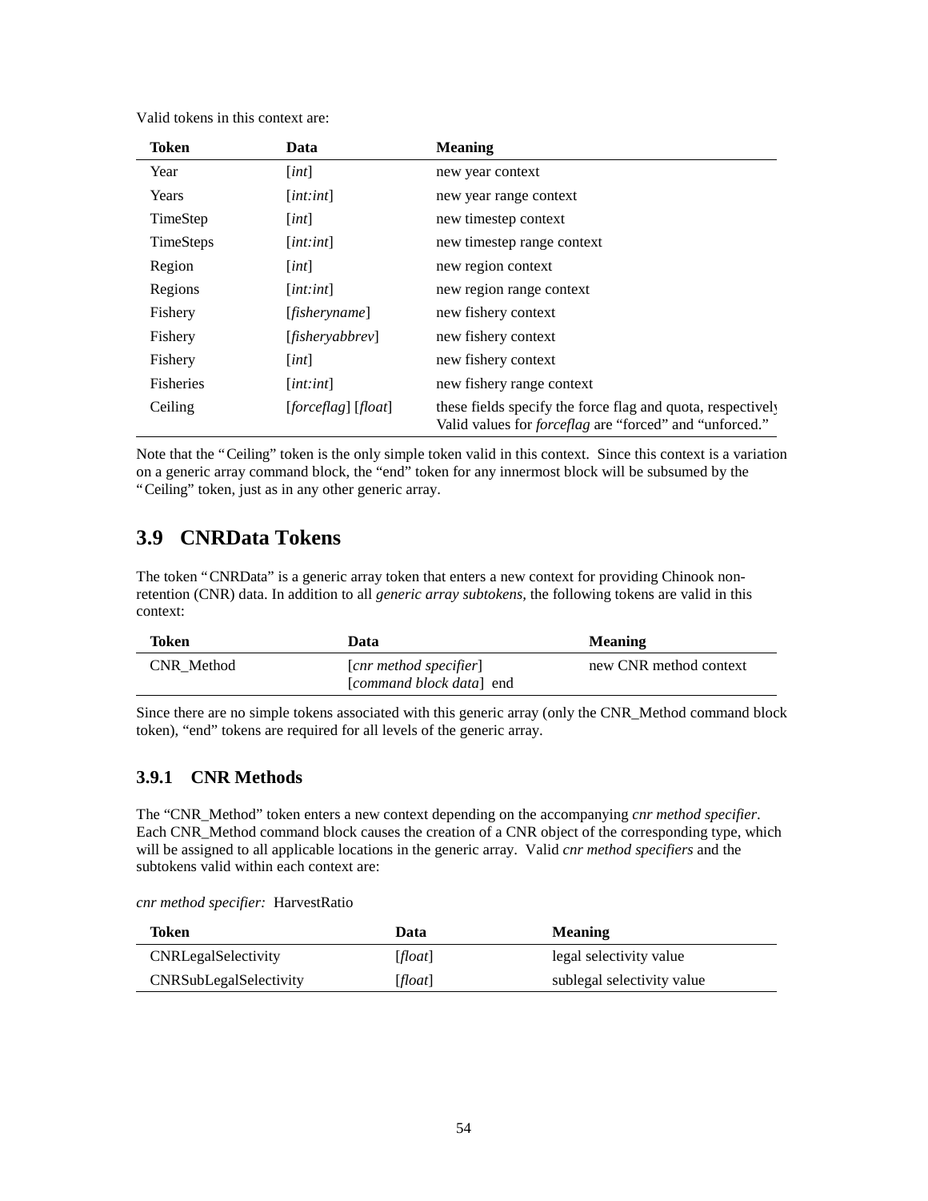Valid tokens in this context are:

| Token | Data | Meaning |
|---|---|---|
| Year | [*int*] | new year context |
| Years | [*int:int*] | new year range context |
| TimeStep | [*int*] | new timestep context |
| TimeSteps | [*int:int*] | new timestep range context |
| Region | [*int*] | new region context |
| Regions | [*int:int*] | new region range context |
| Fishery | [*fisheryname*] | new fishery context |
| Fishery | [*fisheryabbrev*] | new fishery context |
| Fishery | [*int*] | new fishery context |
| Fisheries | [*int:int*] | new fishery range context |
| Ceiling | [*forceflag*] [*float*] | these fields specify the force flag and quota, respectively. Valid values for *forceflag* are "forced" and "unforced." |

Note that the "Ceiling" token is the only simple token valid in this context. Since this context is a variation on a generic array command block, the "end" token for any innermost block will be subsumed by the "Ceiling" token, just as in any other generic array.

## 3.9 CNRData Tokens

The token "CNRData" is a generic array token that enters a new context for providing Chinook non-retention (CNR) data. In addition to all *generic array subtokens,* the following tokens are valid in this context:

| Token | Data | Meaning |
|---|---|---|
| CNR_Method | [*cnr method specifier*] [*command block data*] end | new CNR method context |

Since there are no simple tokens associated with this generic array (only the CNR_Method command block token), "end" tokens are required for all levels of the generic array.

### 3.9.1 CNR Methods

The "CNR_Method" token enters a new context depending on the accompanying *cnr method specifier*. Each CNR_Method command block causes the creation of a CNR object of the corresponding type, which will be assigned to all applicable locations in the generic array. Valid *cnr method specifiers* and the subtokens valid within each context are:

*cnr method specifier:* HarvestRatio

| Token | Data | Meaning |
|---|---|---|
| CNRLegalSelectivity | [*float*] | legal selectivity value |
| CNRSubLegalSelectivity | [*float*] | sublegal selectivity value |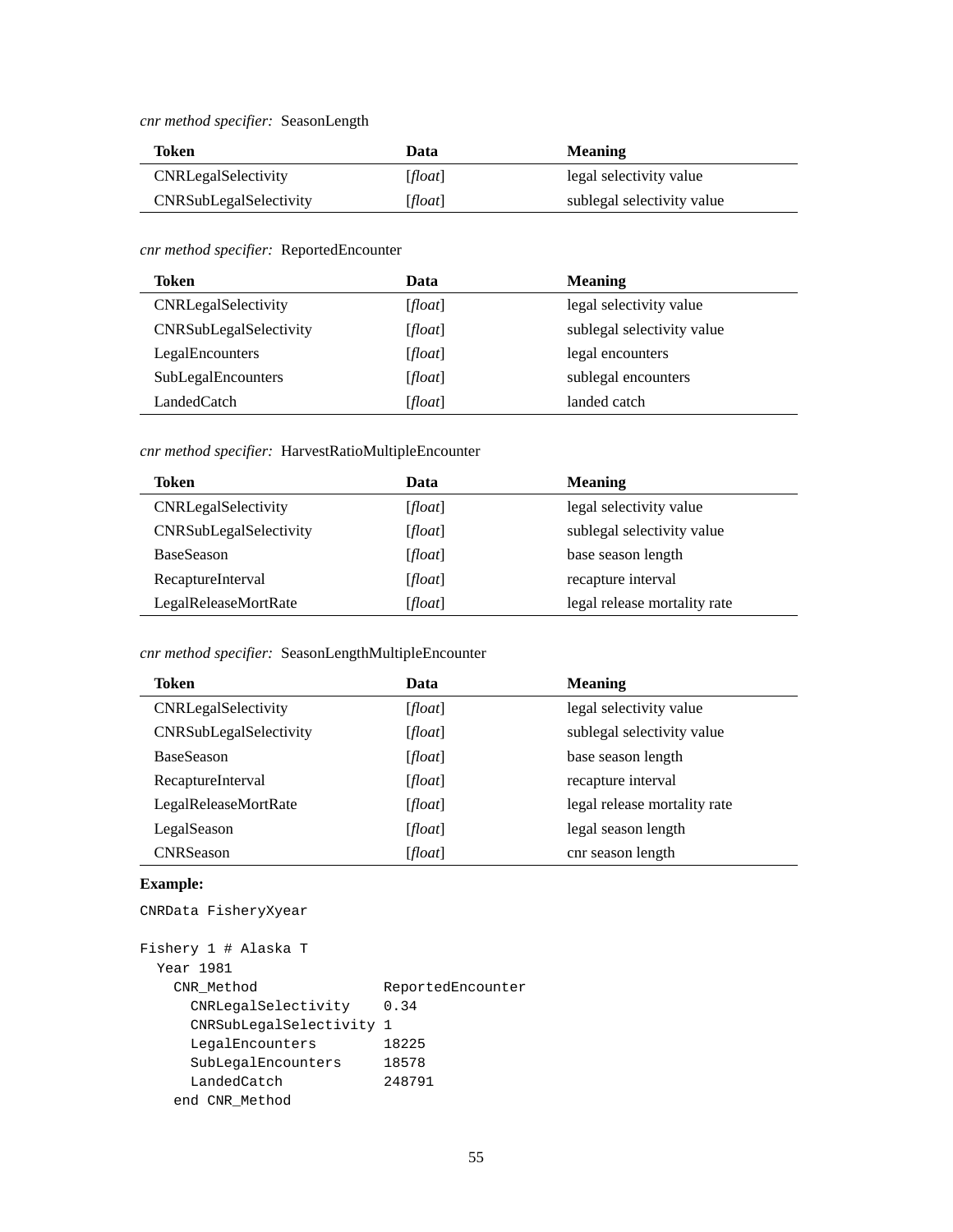*cnr method specifier:* SeasonLength

| Token | Data | Meaning |
|---|---|---|
| CNRLegalSelectivity | [*float*] | legal selectivity value |
| CNRSubLegalSelectivity | [*float*] | sublegal selectivity value |

*cnr method specifier:* ReportedEncounter

| Token | Data | Meaning |
|---|---|---|
| CNRLegalSelectivity | [*float*] | legal selectivity value |
| CNRSubLegalSelectivity | [*float*] | sublegal selectivity value |
| LegalEncounters | [*float*] | legal encounters |
| SubLegalEncounters | [*float*] | sublegal encounters |
| LandedCatch | [*float*] | landed catch |

*cnr method specifier:* HarvestRatioMultipleEncounter

| Token | Data | Meaning |
|---|---|---|
| CNRLegalSelectivity | [*float*] | legal selectivity value |
| CNRSubLegalSelectivity | [*float*] | sublegal selectivity value |
| BaseSeason | [*float*] | base season length |
| RecaptureInterval | [*float*] | recapture interval |
| LegalReleaseMortRate | [*float*] | legal release mortality rate |

*cnr method specifier:* SeasonLengthMultipleEncounter

| Token | Data | Meaning |
|---|---|---|
| CNRLegalSelectivity | [*float*] | legal selectivity value |
| CNRSubLegalSelectivity | [*float*] | sublegal selectivity value |
| BaseSeason | [*float*] | base season length |
| RecaptureInterval | [*float*] | recapture interval |
| LegalReleaseMortRate | [*float*] | legal release mortality rate |
| LegalSeason | [*float*] | legal season length |
| CNRSeason | [*float*] | cnr season length |

**Example:**

```
CNRData FisheryXyear

Fishery 1 # Alaska T
  Year 1981
    CNR_Method              ReportedEncounter
      CNRLegalSelectivity    0.34
      CNRSubLegalSelectivity 1
      LegalEncounters        18225
      SubLegalEncounters     18578
      LandedCatch            248791
    end CNR_Method
```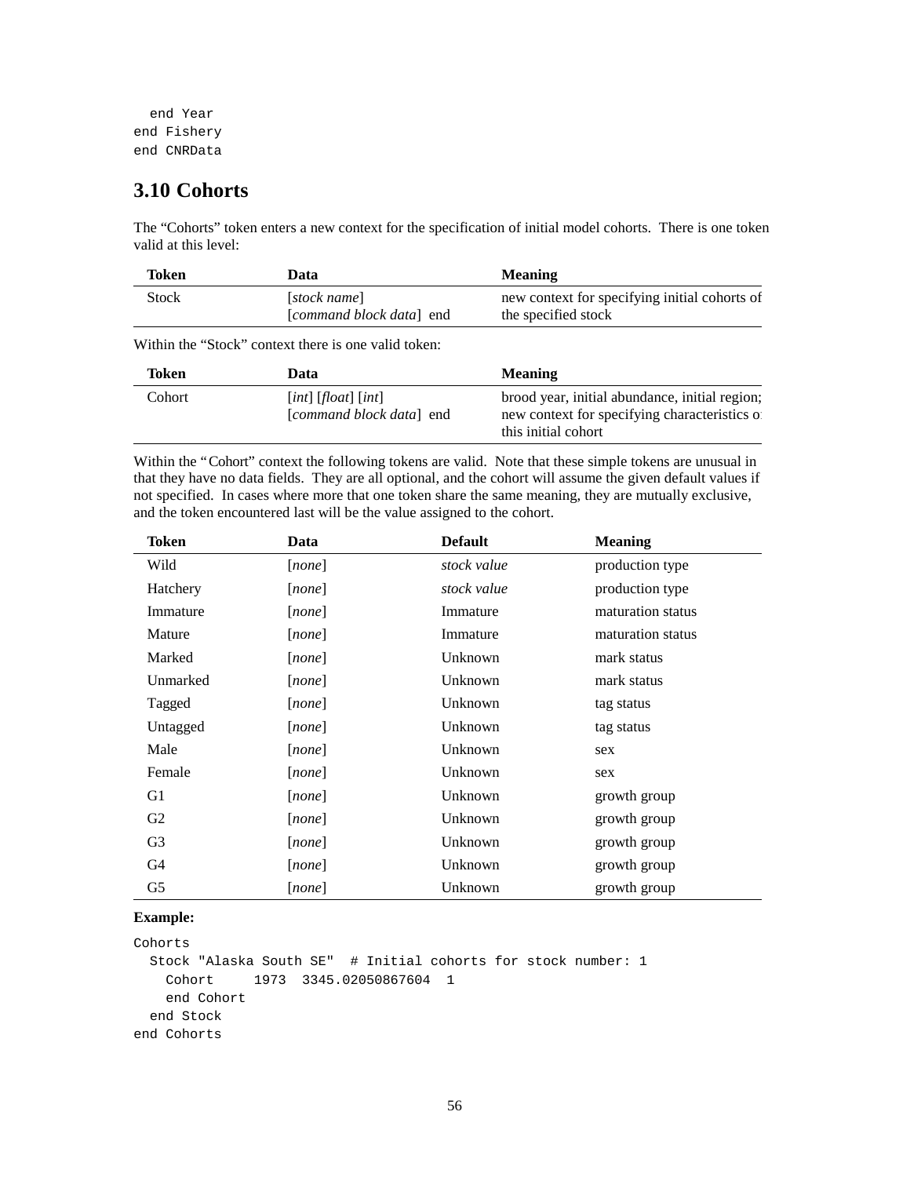```
  end Year
end Fishery
end CNRData
```

## 3.10 Cohorts

The "Cohorts" token enters a new context for the specification of initial model cohorts. There is one token valid at this level:

| Token | Data | Meaning |
|---|---|---|
| Stock | [*stock name*] [*command block data*] end | new context for specifying initial cohorts of the specified stock |

Within the "Stock" context there is one valid token:

| Token | Data | Meaning |
|---|---|---|
| Cohort | [*int*] [*float*] [*int*] [*command block data*] end | brood year, initial abundance, initial region; new context for specifying characteristics of this initial cohort |

Within the "Cohort" context the following tokens are valid. Note that these simple tokens are unusual in that they have no data fields. They are all optional, and the cohort will assume the given default values if not specified. In cases where more that one token share the same meaning, they are mutually exclusive, and the token encountered last will be the value assigned to the cohort.

| Token | Data | Default | Meaning |
|---|---|---|---|
| Wild | [*none*] | *stock value* | production type |
| Hatchery | [*none*] | *stock value* | production type |
| Immature | [*none*] | Immature | maturation status |
| Mature | [*none*] | Immature | maturation status |
| Marked | [*none*] | Unknown | mark status |
| Unmarked | [*none*] | Unknown | mark status |
| Tagged | [*none*] | Unknown | tag status |
| Untagged | [*none*] | Unknown | tag status |
| Male | [*none*] | Unknown | sex |
| Female | [*none*] | Unknown | sex |
| G1 | [*none*] | Unknown | growth group |
| G2 | [*none*] | Unknown | growth group |
| G3 | [*none*] | Unknown | growth group |
| G4 | [*none*] | Unknown | growth group |
| G5 | [*none*] | Unknown | growth group |

**Example:**

```
Cohorts
  Stock "Alaska South SE"  # Initial cohorts for stock number: 1
    Cohort     1973  3345.02050867604  1
    end Cohort
  end Stock
end Cohorts
```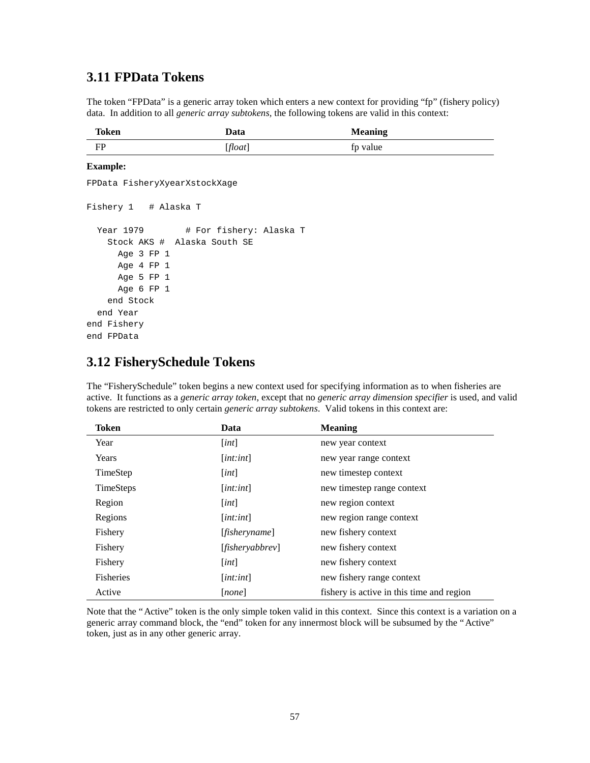## 3.11 FPData Tokens

The token “FPData” is a generic array token which enters a new context for providing “fp” (fishery policy) data. In addition to all *generic array subtokens*, the following tokens are valid in this context:

| Token | Data | Meaning |
|---|---|---|
| FP | [*float*] | fp value |

**Example:**

```
FPData FisheryXyearXstockXage

Fishery 1   # Alaska T

  Year 1979        # For fishery: Alaska T
    Stock AKS #  Alaska South SE
      Age 3 FP 1
      Age 4 FP 1
      Age 5 FP 1
      Age 6 FP 1
    end Stock
  end Year
end Fishery
end FPData
```

## 3.12 FisherySchedule Tokens

The “FisherySchedule” token begins a new context used for specifying information as to when fisheries are active. It functions as a *generic array token*, except that no *generic array dimension specifier* is used, and valid tokens are restricted to only certain *generic array subtokens*. Valid tokens in this context are:

| Token | Data | Meaning |
|---|---|---|
| Year | [*int*] | new year context |
| Years | [*int:int*] | new year range context |
| TimeStep | [*int*] | new timestep context |
| TimeSteps | [*int:int*] | new timestep range context |
| Region | [*int*] | new region context |
| Regions | [*int:int*] | new region range context |
| Fishery | [*fisheryname*] | new fishery context |
| Fishery | [*fisheryabbrev*] | new fishery context |
| Fishery | [*int*] | new fishery context |
| Fisheries | [*int:int*] | new fishery range context |
| Active | [*none*] | fishery is active in this time and region |

Note that the “Active” token is the only simple token valid in this context. Since this context is a variation on a generic array command block, the “end” token for any innermost block will be subsumed by the “Active” token, just as in any other generic array.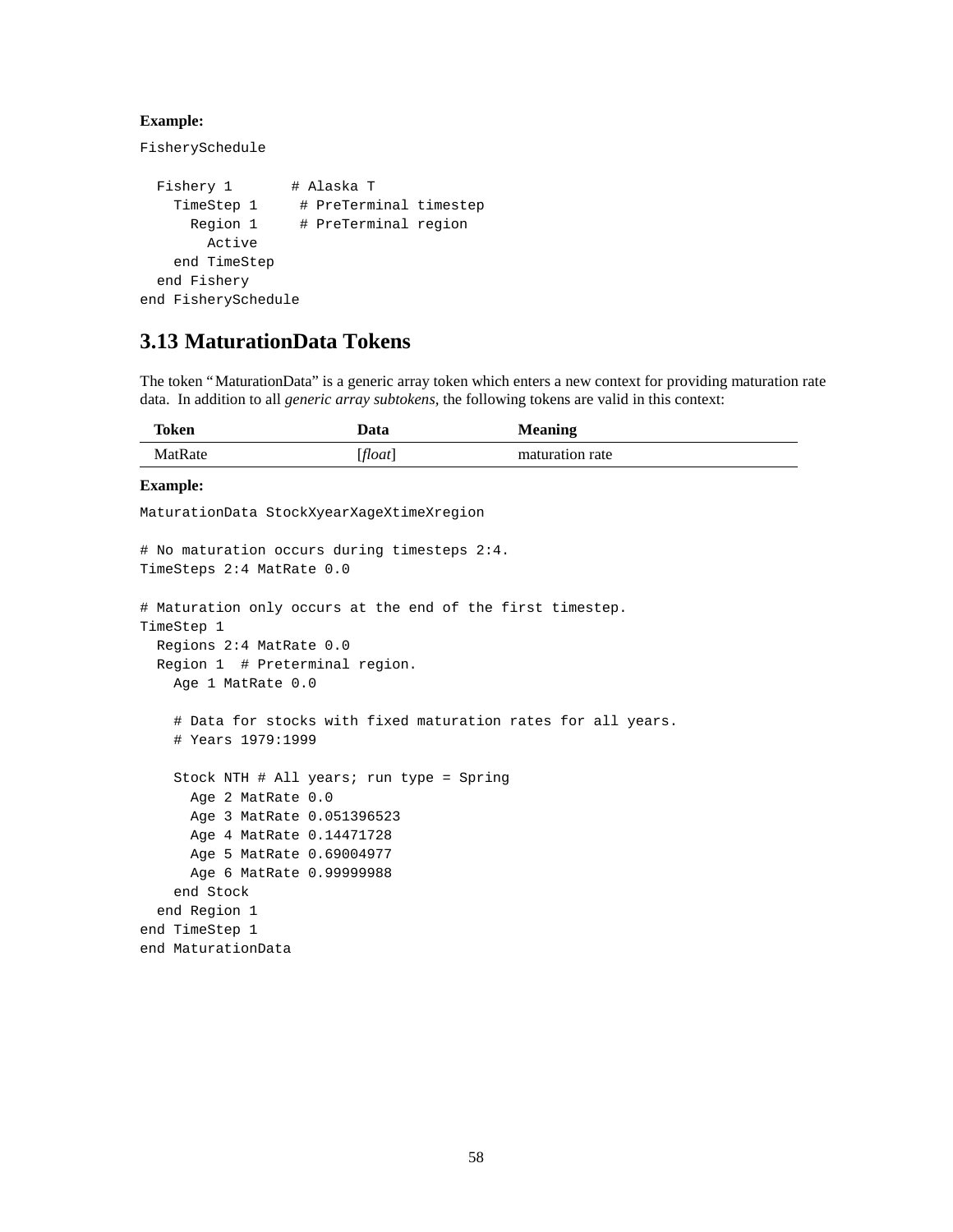**Example:**

```
FisherySchedule

  Fishery 1       # Alaska T
    TimeStep 1     # PreTerminal timestep
      Region 1     # PreTerminal region
        Active
    end TimeStep
  end Fishery
end FisherySchedule
```

## 3.13 MaturationData Tokens

The token “MaturationData” is a generic array token which enters a new context for providing maturation rate data. In addition to all *generic array subtokens*, the following tokens are valid in this context:

| Token | Data | Meaning |
|---|---|---|
| MatRate | [*float*] | maturation rate |

**Example:**

```
MaturationData StockXyearXageXtimeXregion

# No maturation occurs during timesteps 2:4.
TimeSteps 2:4 MatRate 0.0

# Maturation only occurs at the end of the first timestep.
TimeStep 1
  Regions 2:4 MatRate 0.0
  Region 1  # Preterminal region.
    Age 1 MatRate 0.0

    # Data for stocks with fixed maturation rates for all years.
    # Years 1979:1999

    Stock NTH # All years; run type = Spring
      Age 2 MatRate 0.0
      Age 3 MatRate 0.051396523
      Age 4 MatRate 0.14471728
      Age 5 MatRate 0.69004977
      Age 6 MatRate 0.99999988
    end Stock
  end Region 1
end TimeStep 1
end MaturationData
```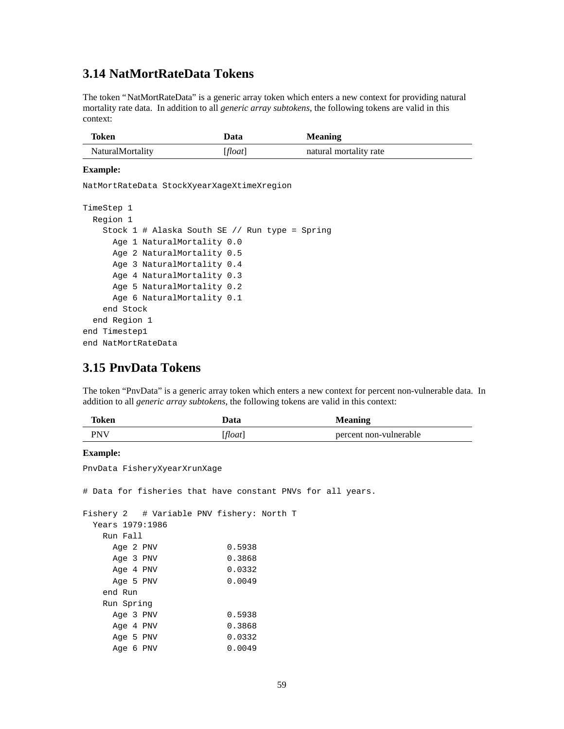## 3.14 NatMortRateData Tokens

The token "NatMortRateData" is a generic array token which enters a new context for providing natural mortality rate data. In addition to all *generic array subtokens,* the following tokens are valid in this context:

| Token | Data | Meaning |
|---|---|---|
| NaturalMortality | [*float*] | natural mortality rate |

**Example:**

```
NatMortRateData StockXyearXageXtimeXregion

TimeStep 1
  Region 1
    Stock 1 # Alaska South SE // Run type = Spring
      Age 1 NaturalMortality 0.0
      Age 2 NaturalMortality 0.5
      Age 3 NaturalMortality 0.4
      Age 4 NaturalMortality 0.3
      Age 5 NaturalMortality 0.2
      Age 6 NaturalMortality 0.1
    end Stock
  end Region 1
end Timestep1
end NatMortRateData
```

## 3.15 PnvData Tokens

The token "PnvData" is a generic array token which enters a new context for percent non-vulnerable data. In addition to all *generic array subtokens,* the following tokens are valid in this context:

| Token | Data | Meaning |
|---|---|---|
| PNV | [*float*] | percent non-vulnerable |

**Example:**

```
PnvData FisheryXyearXrunXage

# Data for fisheries that have constant PNVs for all years.

Fishery 2   # Variable PNV fishery: North T
  Years 1979:1986
    Run Fall
      Age 2 PNV             0.5938
      Age 3 PNV             0.3868
      Age 4 PNV             0.0332
      Age 5 PNV             0.0049
    end Run
    Run Spring
      Age 3 PNV             0.5938
      Age 4 PNV             0.3868
      Age 5 PNV             0.0332
      Age 6 PNV             0.0049
```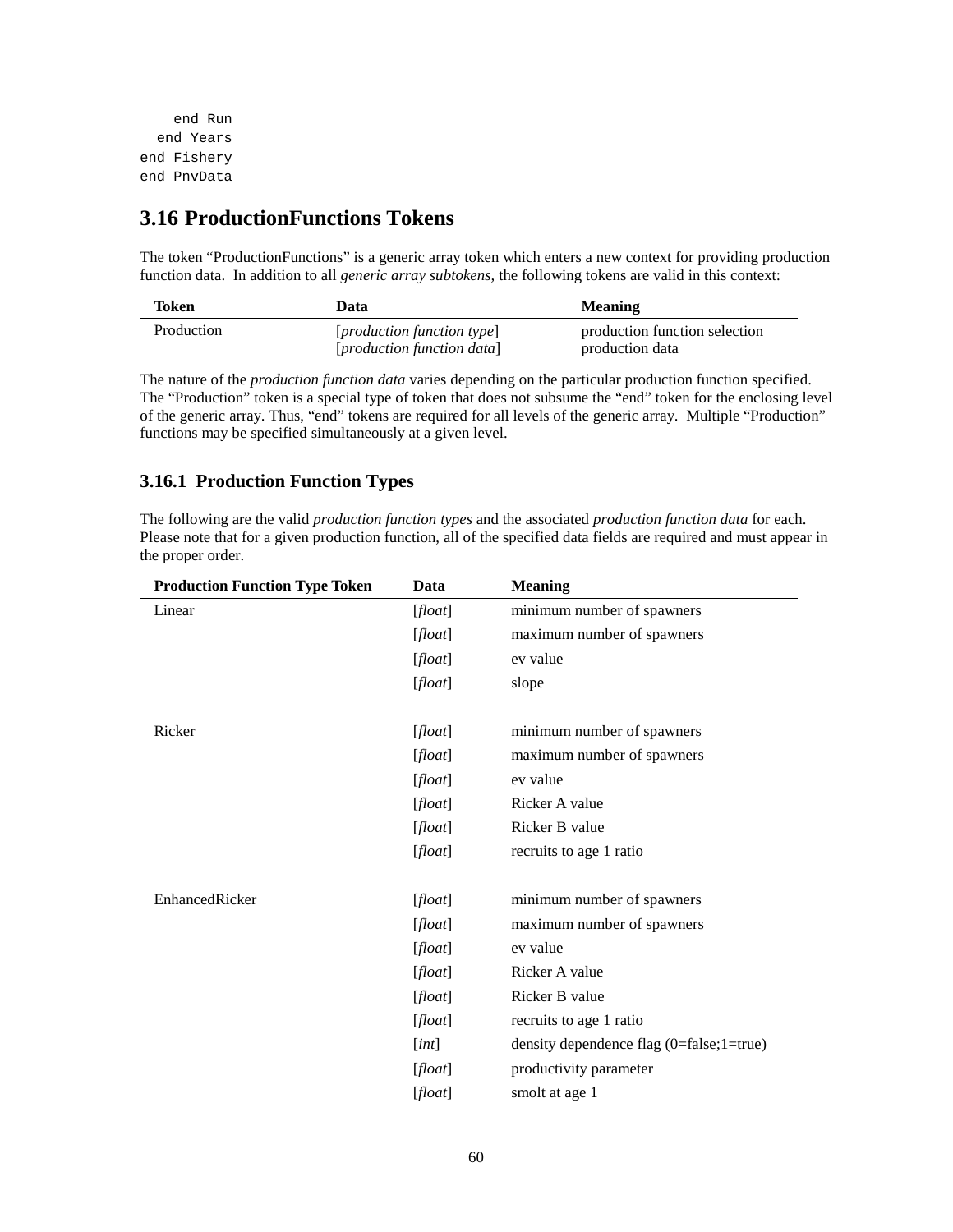```
    end Run
  end Years
end Fishery
end PnvData
```

## 3.16 ProductionFunctions Tokens

The token "ProductionFunctions" is a generic array token which enters a new context for providing production function data. In addition to all *generic array subtokens,* the following tokens are valid in this context:

| Token | Data | Meaning |
|---|---|---|
| Production | [*production function type*]<br>[*production function data*] | production function selection<br>production data |

The nature of the *production function data* varies depending on the particular production function specified. The "Production" token is a special type of token that does not subsume the "end" token for the enclosing level of the generic array. Thus, "end" tokens are required for all levels of the generic array. Multiple "Production" functions may be specified simultaneously at a given level.

### 3.16.1 Production Function Types

The following are the valid *production function types* and the associated *production function data* for each. Please note that for a given production function, all of the specified data fields are required and must appear in the proper order.

| Production Function Type Token | Data | Meaning |
|---|---|---|
| Linear | [*float*] | minimum number of spawners |
| | [*float*] | maximum number of spawners |
| | [*float*] | ev value |
| | [*float*] | slope |
| Ricker | [*float*] | minimum number of spawners |
| | [*float*] | maximum number of spawners |
| | [*float*] | ev value |
| | [*float*] | Ricker A value |
| | [*float*] | Ricker B value |
| | [*float*] | recruits to age 1 ratio |
| EnhancedRicker | [*float*] | minimum number of spawners |
| | [*float*] | maximum number of spawners |
| | [*float*] | ev value |
| | [*float*] | Ricker A value |
| | [*float*] | Ricker B value |
| | [*float*] | recruits to age 1 ratio |
| | [*int*] | density dependence flag (0=false;1=true) |
| | [*float*] | productivity parameter |
| | [*float*] | smolt at age 1 |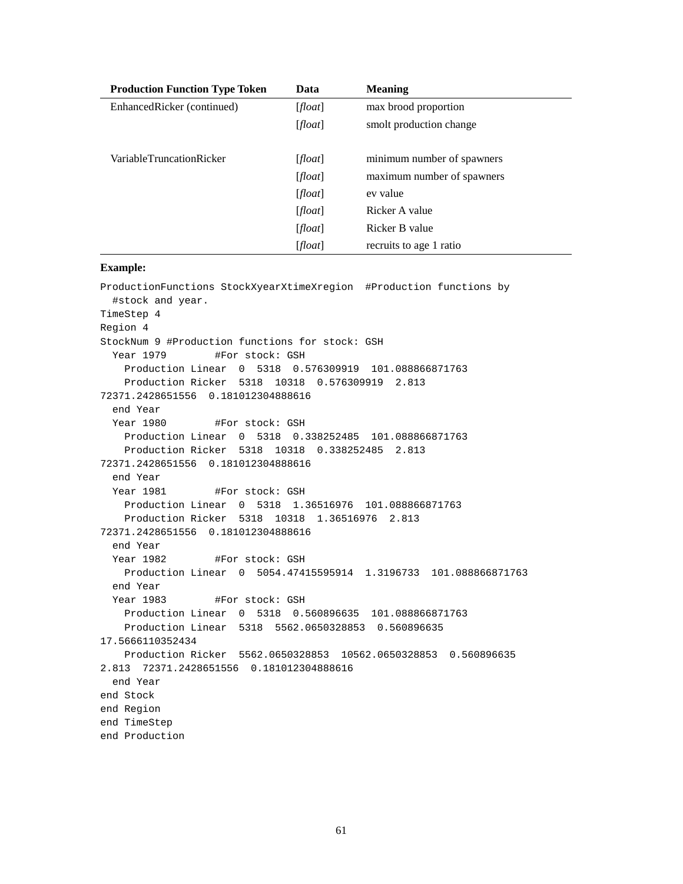| Production Function Type Token | Data | Meaning |
|---|---|---|
| EnhancedRicker (continued) | [*float*] | max brood proportion |
| | [*float*] | smolt production change |
| | | |
| VariableTruncationRicker | [*float*] | minimum number of spawners |
| | [*float*] | maximum number of spawners |
| | [*float*] | ev value |
| | [*float*] | Ricker A value |
| | [*float*] | Ricker B value |
| | [*float*] | recruits to age 1 ratio |

**Example:**

```
ProductionFunctions StockXyearXtimeXregion  #Production functions by
  #stock and year.
TimeStep 4
Region 4
StockNum 9 #Production functions for stock: GSH
  Year 1979        #For stock: GSH
    Production Linear  0  5318  0.576309919  101.088866871763
    Production Ricker  5318  10318  0.576309919  2.813
72371.2428651556  0.181012304888616
  end Year
  Year 1980        #For stock: GSH
    Production Linear  0  5318  0.338252485  101.088866871763
    Production Ricker  5318  10318  0.338252485  2.813
72371.2428651556  0.181012304888616
  end Year
  Year 1981        #For stock: GSH
    Production Linear  0  5318  1.36516976  101.088866871763
    Production Ricker  5318  10318  1.36516976  2.813
72371.2428651556  0.181012304888616
  end Year
  Year 1982        #For stock: GSH
    Production Linear  0  5054.47415595914  1.3196733  101.088866871763
  end Year
  Year 1983        #For stock: GSH
    Production Linear  0  5318  0.560896635  101.088866871763
    Production Linear  5318  5562.0650328853  0.560896635
17.5666110352434
    Production Ricker  5562.0650328853  10562.0650328853  0.560896635
2.813  72371.2428651556  0.181012304888616
  end Year
end Stock
end Region
end TimeStep
end Production
```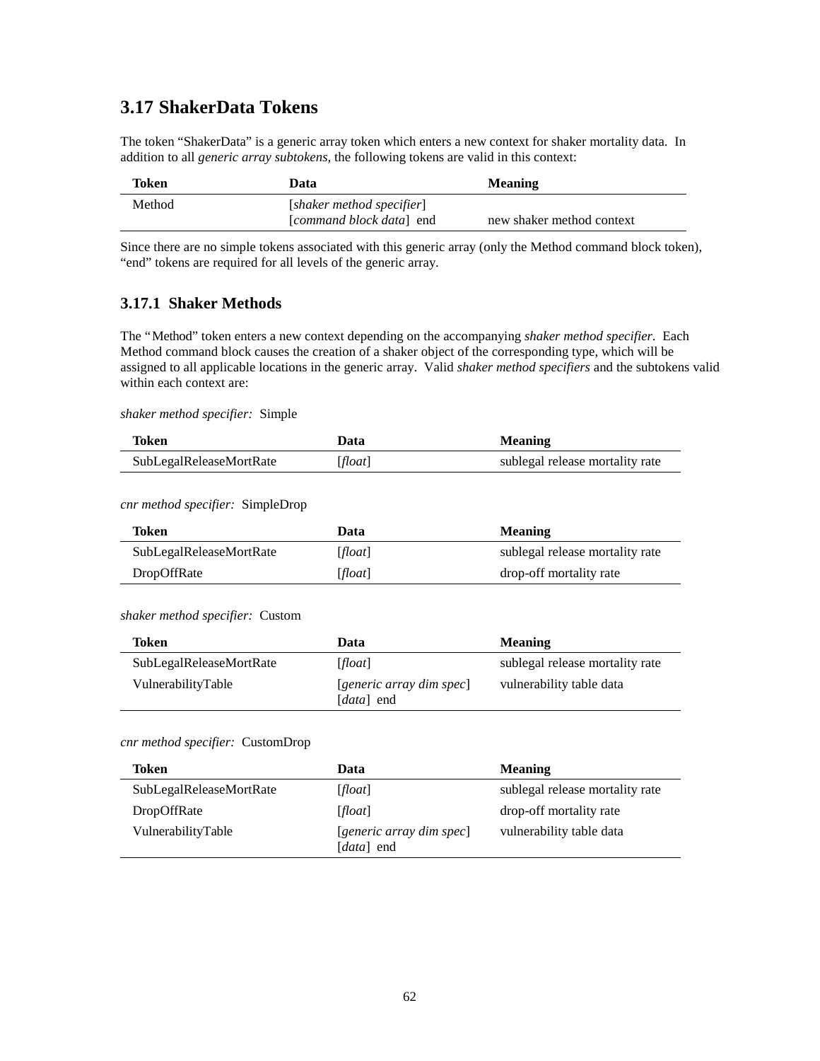## 3.17 ShakerData Tokens

The token "ShakerData" is a generic array token which enters a new context for shaker mortality data. In addition to all *generic array subtokens*, the following tokens are valid in this context:

| Token | Data | Meaning |
|---|---|---|
| Method | [*shaker method specifier*] [*command block data*] end | new shaker method context |

Since there are no simple tokens associated with this generic array (only the Method command block token), "end" tokens are required for all levels of the generic array.

### 3.17.1 Shaker Methods

The "Method" token enters a new context depending on the accompanying *shaker method specifier*. Each Method command block causes the creation of a shaker object of the corresponding type, which will be assigned to all applicable locations in the generic array. Valid *shaker method specifiers* and the subtokens valid within each context are:

*shaker method specifier:* Simple

| Token | Data | Meaning |
|---|---|---|
| SubLegalReleaseMortRate | [*float*] | sublegal release mortality rate |

*cnr method specifier:* SimpleDrop

| Token | Data | Meaning |
|---|---|---|
| SubLegalReleaseMortRate | [*float*] | sublegal release mortality rate |
| DropOffRate | [*float*] | drop-off mortality rate |

*shaker method specifier:* Custom

| Token | Data | Meaning |
|---|---|---|
| SubLegalReleaseMortRate | [*float*] | sublegal release mortality rate |
| VulnerabilityTable | [*generic array dim spec*] [*data*] end | vulnerability table data |

*cnr method specifier:* CustomDrop

| Token | Data | Meaning |
|---|---|---|
| SubLegalReleaseMortRate | [*float*] | sublegal release mortality rate |
| DropOffRate | [*float*] | drop-off mortality rate |
| VulnerabilityTable | [*generic array dim spec*] [*data*] end | vulnerability table data |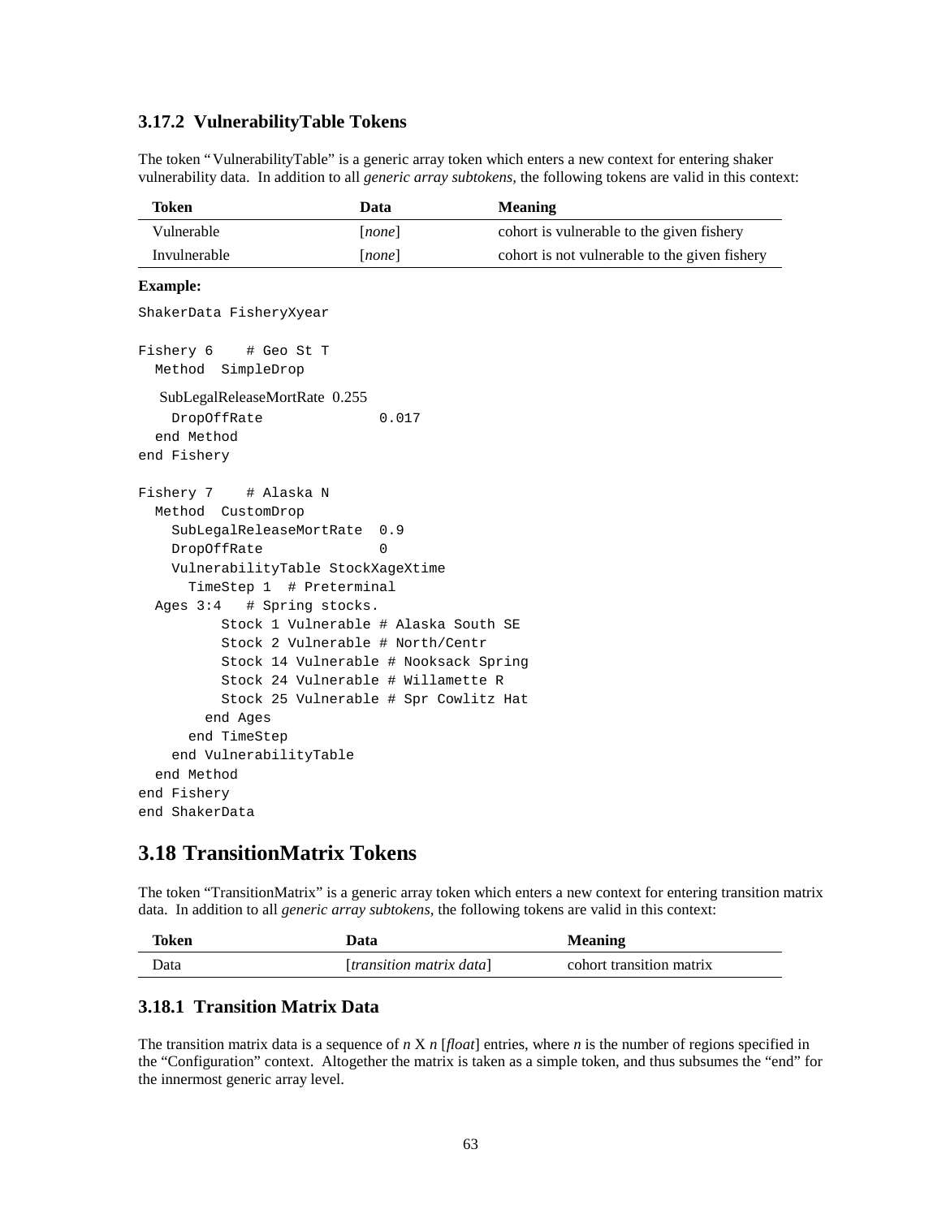### 3.17.2 VulnerabilityTable Tokens

The token "VulnerabilityTable" is a generic array token which enters a new context for entering shaker vulnerability data. In addition to all *generic array subtokens*, the following tokens are valid in this context:

| Token | Data | Meaning |
|---|---|---|
| Vulnerable | [*none*] | cohort is vulnerable to the given fishery |
| Invulnerable | [*none*] | cohort is not vulnerable to the given fishery |

**Example:**

```
ShakerData FisheryXyear

Fishery 6    # Geo St T
  Method  SimpleDrop
   SubLegalReleaseMortRate  0.255
    DropOffRate              0.017
  end Method
end Fishery

Fishery 7    # Alaska N
  Method  CustomDrop
    SubLegalReleaseMortRate  0.9
    DropOffRate              0
    VulnerabilityTable StockXageXtime
      TimeStep 1  # Preterminal
  Ages 3:4   # Spring stocks.
          Stock 1 Vulnerable # Alaska South SE
          Stock 2 Vulnerable # North/Centr
          Stock 14 Vulnerable # Nooksack Spring
          Stock 24 Vulnerable # Willamette R
          Stock 25 Vulnerable # Spr Cowlitz Hat
        end Ages
      end TimeStep
    end VulnerabilityTable
  end Method
end Fishery
end ShakerData
```

## 3.18 TransitionMatrix Tokens

The token "TransitionMatrix" is a generic array token which enters a new context for entering transition matrix data. In addition to all *generic array subtokens*, the following tokens are valid in this context:

| Token | Data | Meaning |
|---|---|---|
| Data | [*transition matrix data*] | cohort transition matrix |

### 3.18.1 Transition Matrix Data

The transition matrix data is a sequence of $n$ X $n$ [*float*] entries, where $n$ is the number of regions specified in the "Configuration" context. Altogether the matrix is taken as a simple token, and thus subsumes the "end" for the innermost generic array level.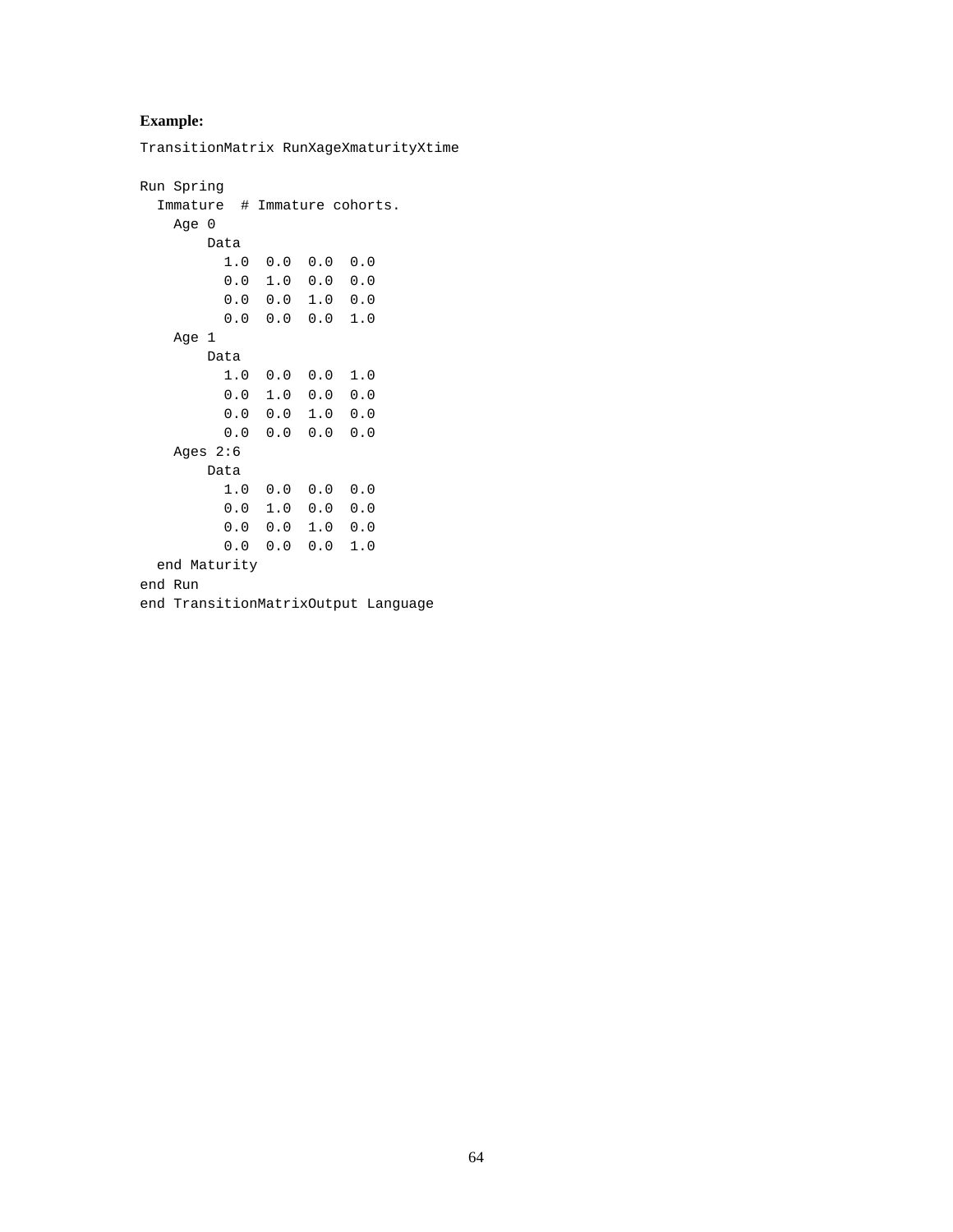**Example:**

```
TransitionMatrix RunXageXmaturityXtime

Run Spring
  Immature  # Immature cohorts.
    Age 0
        Data
          1.0  0.0  0.0  0.0
          0.0  1.0  0.0  0.0
          0.0  0.0  1.0  0.0
          0.0  0.0  0.0  1.0
    Age 1
        Data
          1.0  0.0  0.0  1.0
          0.0  1.0  0.0  0.0
          0.0  0.0  1.0  0.0
          0.0  0.0  0.0  0.0
    Ages 2:6
        Data
          1.0  0.0  0.0  0.0
          0.0  1.0  0.0  0.0
          0.0  0.0  1.0  0.0
          0.0  0.0  0.0  1.0
  end Maturity
end Run
end TransitionMatrixOutput Language
```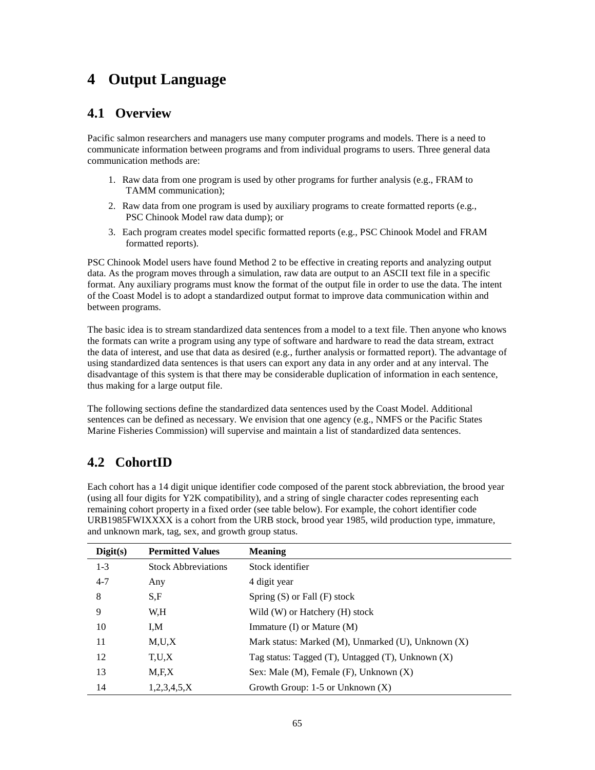# 4 Output Language

## 4.1 Overview

Pacific salmon researchers and managers use many computer programs and models. There is a need to communicate information between programs and from individual programs to users. Three general data communication methods are:

1. Raw data from one program is used by other programs for further analysis (e.g., FRAM to TAMM communication);
2. Raw data from one program is used by auxiliary programs to create formatted reports (e.g., PSC Chinook Model raw data dump); or
3. Each program creates model specific formatted reports (e.g., PSC Chinook Model and FRAM formatted reports).

PSC Chinook Model users have found Method 2 to be effective in creating reports and analyzing output data. As the program moves through a simulation, raw data are output to an ASCII text file in a specific format. Any auxiliary programs must know the format of the output file in order to use the data. The intent of the Coast Model is to adopt a standardized output format to improve data communication within and between programs.

The basic idea is to stream standardized data sentences from a model to a text file. Then anyone who knows the formats can write a program using any type of software and hardware to read the data stream, extract the data of interest, and use that data as desired (e.g., further analysis or formatted report). The advantage of using standardized data sentences is that users can export any data in any order and at any interval. The disadvantage of this system is that there may be considerable duplication of information in each sentence, thus making for a large output file.

The following sections define the standardized data sentences used by the Coast Model. Additional sentences can be defined as necessary. We envision that one agency (e.g., NMFS or the Pacific States Marine Fisheries Commission) will supervise and maintain a list of standardized data sentences.

## 4.2 CohortID

Each cohort has a 14 digit unique identifier code composed of the parent stock abbreviation, the brood year (using all four digits for Y2K compatibility), and a string of single character codes representing each remaining cohort property in a fixed order (see table below). For example, the cohort identifier code URB1985FWIXXXX is a cohort from the URB stock, brood year 1985, wild production type, immature, and unknown mark, tag, sex, and growth group status.

| Digit(s) | Permitted Values | Meaning |
|---|---|---|
| 1-3 | Stock Abbreviations | Stock identifier |
| 4-7 | Any | 4 digit year |
| 8 | S,F | Spring (S) or Fall (F) stock |
| 9 | W,H | Wild (W) or Hatchery (H) stock |
| 10 | I,M | Immature (I) or Mature (M) |
| 11 | M,U,X | Mark status: Marked (M), Unmarked (U), Unknown (X) |
| 12 | T,U,X | Tag status: Tagged (T), Untagged (T), Unknown (X) |
| 13 | M,F,X | Sex: Male (M), Female (F), Unknown (X) |
| 14 | 1,2,3,4,5,X | Growth Group: 1-5 or Unknown (X) |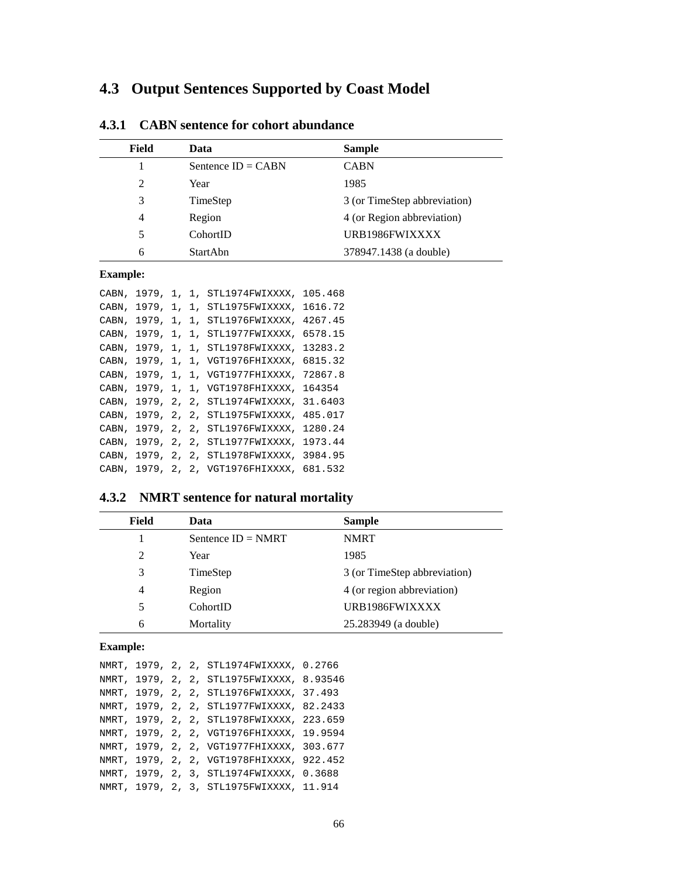## 4.3 Output Sentences Supported by Coast Model

### 4.3.1 CABN sentence for cohort abundance

| Field | Data | Sample |
|---|---|---|
| 1 | Sentence ID = CABN | CABN |
| 2 | Year | 1985 |
| 3 | TimeStep | 3 (or TimeStep abbreviation) |
| 4 | Region | 4 (or Region abbreviation) |
| 5 | CohortID | URB1986FWIXXXX |
| 6 | StartAbn | 378947.1438 (a double) |

**Example:**

```
CABN, 1979, 1, 1, STL1974FWIXXXX, 105.468
CABN, 1979, 1, 1, STL1975FWIXXXX, 1616.72
CABN, 1979, 1, 1, STL1976FWIXXXX, 4267.45
CABN, 1979, 1, 1, STL1977FWIXXXX, 6578.15
CABN, 1979, 1, 1, STL1978FWIXXXX, 13283.2
CABN, 1979, 1, 1, VGT1976FHIXXXX, 6815.32
CABN, 1979, 1, 1, VGT1977FHIXXXX, 72867.8
CABN, 1979, 1, 1, VGT1978FHIXXXX, 164354
CABN, 1979, 2, 2, STL1974FWIXXXX, 31.6403
CABN, 1979, 2, 2, STL1975FWIXXXX, 485.017
CABN, 1979, 2, 2, STL1976FWIXXXX, 1280.24
CABN, 1979, 2, 2, STL1977FWIXXXX, 1973.44
CABN, 1979, 2, 2, STL1978FWIXXXX, 3984.95
CABN, 1979, 2, 2, VGT1976FHIXXXX, 681.532
```

### 4.3.2 NMRT sentence for natural mortality

| Field | Data | Sample |
|---|---|---|
| 1 | Sentence ID = NMRT | NMRT |
| 2 | Year | 1985 |
| 3 | TimeStep | 3 (or TimeStep abbreviation) |
| 4 | Region | 4 (or region abbreviation) |
| 5 | CohortID | URB1986FWIXXXX |
| 6 | Mortality | 25.283949 (a double) |

**Example:**

```
NMRT, 1979, 2, 2, STL1974FWIXXXX, 0.2766
NMRT, 1979, 2, 2, STL1975FWIXXXX, 8.93546
NMRT, 1979, 2, 2, STL1976FWIXXXX, 37.493
NMRT, 1979, 2, 2, STL1977FWIXXXX, 82.2433
NMRT, 1979, 2, 2, STL1978FWIXXXX, 223.659
NMRT, 1979, 2, 2, VGT1976FHIXXXX, 19.9594
NMRT, 1979, 2, 2, VGT1977FHIXXXX, 303.677
NMRT, 1979, 2, 2, VGT1978FHIXXXX, 922.452
NMRT, 1979, 2, 3, STL1974FWIXXXX, 0.3688
NMRT, 1979, 2, 3, STL1975FWIXXXX, 11.914
```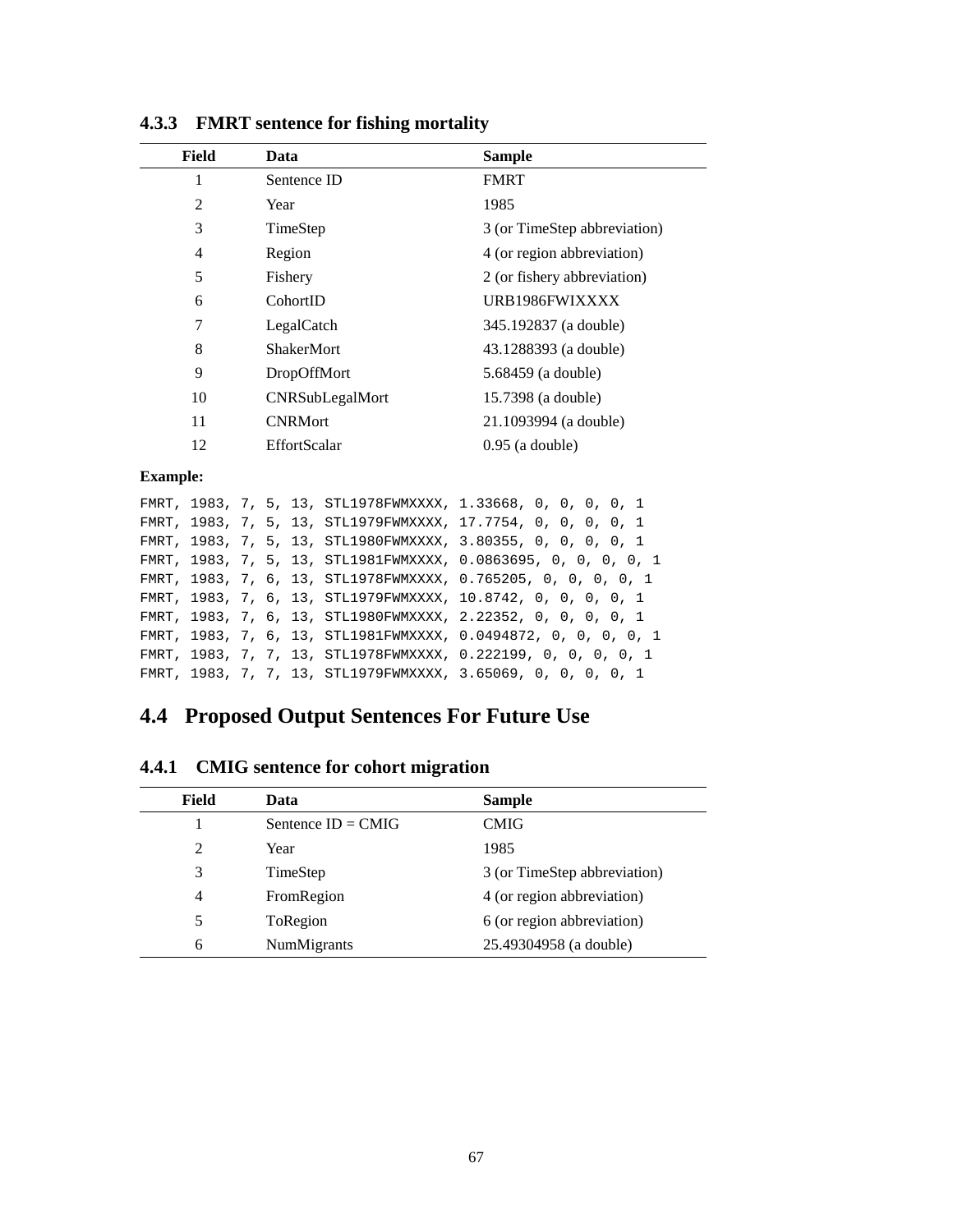### 4.3.3 FMRT sentence for fishing mortality

| Field | Data | Sample |
|---|---|---|
| 1 | Sentence ID | FMRT |
| 2 | Year | 1985 |
| 3 | TimeStep | 3 (or TimeStep abbreviation) |
| 4 | Region | 4 (or region abbreviation) |
| 5 | Fishery | 2 (or fishery abbreviation) |
| 6 | CohortID | URB1986FWIXXXX |
| 7 | LegalCatch | 345.192837 (a double) |
| 8 | ShakerMort | 43.1288393 (a double) |
| 9 | DropOffMort | 5.68459 (a double) |
| 10 | CNRSubLegalMort | 15.7398 (a double) |
| 11 | CNRMort | 21.1093994 (a double) |
| 12 | EffortScalar | 0.95 (a double) |

**Example:**

```
FMRT, 1983, 7, 5, 13, STL1978FWMXXXX, 1.33668, 0, 0, 0, 0, 1
FMRT, 1983, 7, 5, 13, STL1979FWMXXXX, 17.7754, 0, 0, 0, 0, 1
FMRT, 1983, 7, 5, 13, STL1980FWMXXXX, 3.80355, 0, 0, 0, 0, 1
FMRT, 1983, 7, 5, 13, STL1981FWMXXXX, 0.0863695, 0, 0, 0, 0, 1
FMRT, 1983, 7, 6, 13, STL1978FWMXXXX, 0.765205, 0, 0, 0, 0, 1
FMRT, 1983, 7, 6, 13, STL1979FWMXXXX, 10.8742, 0, 0, 0, 0, 1
FMRT, 1983, 7, 6, 13, STL1980FWMXXXX, 2.22352, 0, 0, 0, 0, 1
FMRT, 1983, 7, 6, 13, STL1981FWMXXXX, 0.0494872, 0, 0, 0, 0, 1
FMRT, 1983, 7, 7, 13, STL1978FWMXXXX, 0.222199, 0, 0, 0, 0, 1
FMRT, 1983, 7, 7, 13, STL1979FWMXXXX, 3.65069, 0, 0, 0, 0, 1
```

## 4.4 Proposed Output Sentences For Future Use

### 4.4.1 CMIG sentence for cohort migration

| Field | Data | Sample |
|---|---|---|
| 1 | Sentence ID = CMIG | CMIG |
| 2 | Year | 1985 |
| 3 | TimeStep | 3 (or TimeStep abbreviation) |
| 4 | FromRegion | 4 (or region abbreviation) |
| 5 | ToRegion | 6 (or region abbreviation) |
| 6 | NumMigrants | 25.49304958 (a double) |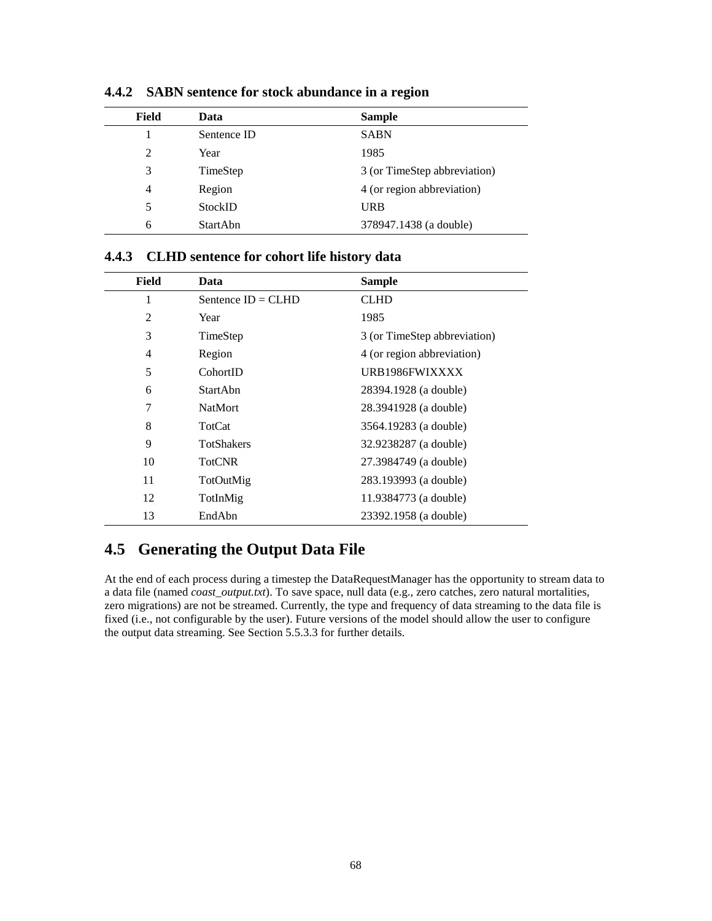### 4.4.2 SABN sentence for stock abundance in a region

| Field | Data | Sample |
|---|---|---|
| 1 | Sentence ID | SABN |
| 2 | Year | 1985 |
| 3 | TimeStep | 3 (or TimeStep abbreviation) |
| 4 | Region | 4 (or region abbreviation) |
| 5 | StockID | URB |
| 6 | StartAbn | 378947.1438 (a double) |

### 4.4.3 CLHD sentence for cohort life history data

| Field | Data | Sample |
|---|---|---|
| 1 | Sentence ID = CLHD | CLHD |
| 2 | Year | 1985 |
| 3 | TimeStep | 3 (or TimeStep abbreviation) |
| 4 | Region | 4 (or region abbreviation) |
| 5 | CohortID | URB1986FWIXXXX |
| 6 | StartAbn | 28394.1928 (a double) |
| 7 | NatMort | 28.3941928 (a double) |
| 8 | TotCat | 3564.19283 (a double) |
| 9 | TotShakers | 32.9238287 (a double) |
| 10 | TotCNR | 27.3984749 (a double) |
| 11 | TotOutMig | 283.193993 (a double) |
| 12 | TotInMig | 11.9384773 (a double) |
| 13 | EndAbn | 23392.1958 (a double) |

## 4.5 Generating the Output Data File

At the end of each process during a timestep the DataRequestManager has the opportunity to stream data to a data file (named *coast_output.txt*). To save space, null data (e.g., zero catches, zero natural mortalities, zero migrations) are not be streamed. Currently, the type and frequency of data streaming to the data file is fixed (i.e., not configurable by the user). Future versions of the model should allow the user to configure the output data streaming. See Section 5.5.3.3 for further details.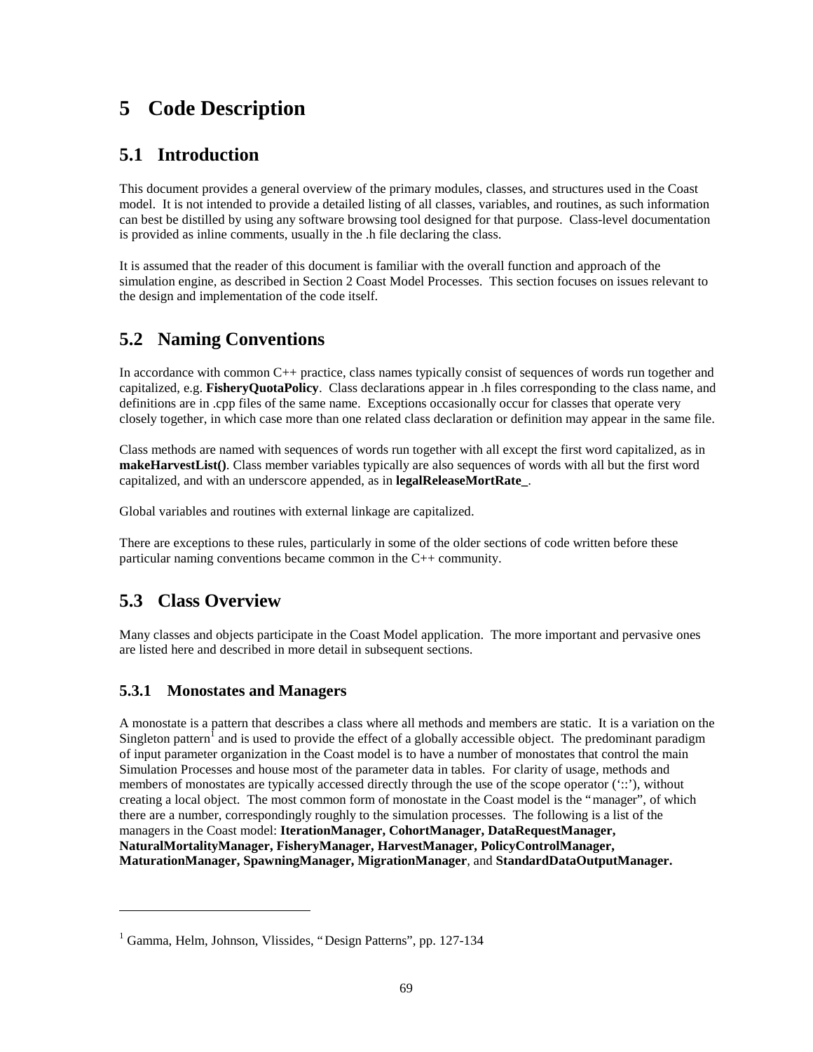# 5 Code Description

## 5.1 Introduction

This document provides a general overview of the primary modules, classes, and structures used in the Coast model. It is not intended to provide a detailed listing of all classes, variables, and routines, as such information can best be distilled by using any software browsing tool designed for that purpose. Class-level documentation is provided as inline comments, usually in the .h file declaring the class.

It is assumed that the reader of this document is familiar with the overall function and approach of the simulation engine, as described in Section 2 Coast Model Processes. This section focuses on issues relevant to the design and implementation of the code itself.

## 5.2 Naming Conventions

In accordance with common C++ practice, class names typically consist of sequences of words run together and capitalized, e.g. **FisheryQuotaPolicy**. Class declarations appear in .h files corresponding to the class name, and definitions are in .cpp files of the same name. Exceptions occasionally occur for classes that operate very closely together, in which case more than one related class declaration or definition may appear in the same file.

Class methods are named with sequences of words run together with all except the first word capitalized, as in **makeHarvestList()**. Class member variables typically are also sequences of words with all but the first word capitalized, and with an underscore appended, as in **legalReleaseMortRate_**.

Global variables and routines with external linkage are capitalized.

There are exceptions to these rules, particularly in some of the older sections of code written before these particular naming conventions became common in the C++ community.

## 5.3 Class Overview

Many classes and objects participate in the Coast Model application. The more important and pervasive ones are listed here and described in more detail in subsequent sections.

### 5.3.1 Monostates and Managers

A monostate is a pattern that describes a class where all methods and members are static. It is a variation on the Singleton pattern[1] and is used to provide the effect of a globally accessible object. The predominant paradigm of input parameter organization in the Coast model is to have a number of monostates that control the main Simulation Processes and house most of the parameter data in tables. For clarity of usage, methods and members of monostates are typically accessed directly through the use of the scope operator ('::'), without creating a local object. The most common form of monostate in the Coast model is the "manager", of which there are a number, correspondingly roughly to the simulation processes. The following is a list of the managers in the Coast model: **IterationManager, CohortManager, DataRequestManager, NaturalMortalityManager, FisheryManager, HarvestManager, PolicyControlManager, MaturationManager, SpawningManager, MigrationManager**, and **StandardDataOutputManager.**

---

[1] Gamma, Helm, Johnson, Vlissides, "Design Patterns", pp. 127-134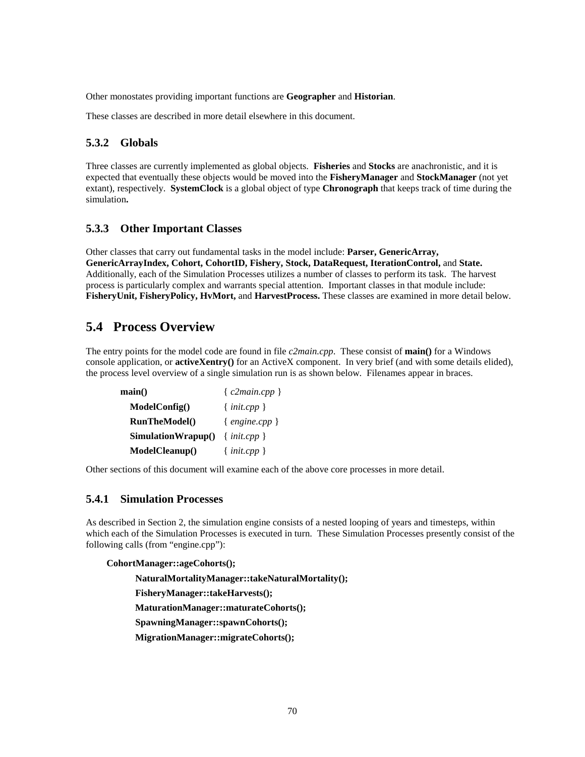Other monostates providing important functions are **Geographer** and **Historian**.

These classes are described in more detail elsewhere in this document.

### 5.3.2 Globals

Three classes are currently implemented as global objects. **Fisheries** and **Stocks** are anachronistic, and it is expected that eventually these objects would be moved into the **FisheryManager** and **StockManager** (not yet extant), respectively. **SystemClock** is a global object of type **Chronograph** that keeps track of time during the simulation**.**

### 5.3.3 Other Important Classes

Other classes that carry out fundamental tasks in the model include: **Parser, GenericArray, GenericArrayIndex, Cohort, CohortID, Fishery, Stock, DataRequest, IterationControl,** and **State.** Additionally, each of the Simulation Processes utilizes a number of classes to perform its task. The harvest process is particularly complex and warrants special attention. Important classes in that module include: **FisheryUnit, FisheryPolicy, HvMort,** and **HarvestProcess.** These classes are examined in more detail below.

## 5.4 Process Overview

The entry points for the model code are found in file *c2main.cpp*. These consist of **main()** for a Windows console application, or **activeXentry()** for an ActiveX component. In very brief (and with some details elided), the process level overview of a single simulation run is as shown below. Filenames appear in braces.

| | |
|---|---|
| **main()** | { *c2main.cpp* } |
| **ModelConfig()** | { *init.cpp* } |
| **RunTheModel()** | { *engine.cpp* } |
| **SimulationWrapup()** | { *init.cpp* } |
| **ModelCleanup()** | { *init.cpp* } |

Other sections of this document will examine each of the above core processes in more detail.

### 5.4.1 Simulation Processes

As described in Section 2, the simulation engine consists of a nested looping of years and timesteps, within which each of the Simulation Processes is executed in turn. These Simulation Processes presently consist of the following calls (from "engine.cpp"):

```
CohortManager::ageCohorts();
    NaturalMortalityManager::takeNaturalMortality();
    FisheryManager::takeHarvests();
    MaturationManager::maturateCohorts();
    SpawningManager::spawnCohorts();
    MigrationManager::migrateCohorts();
```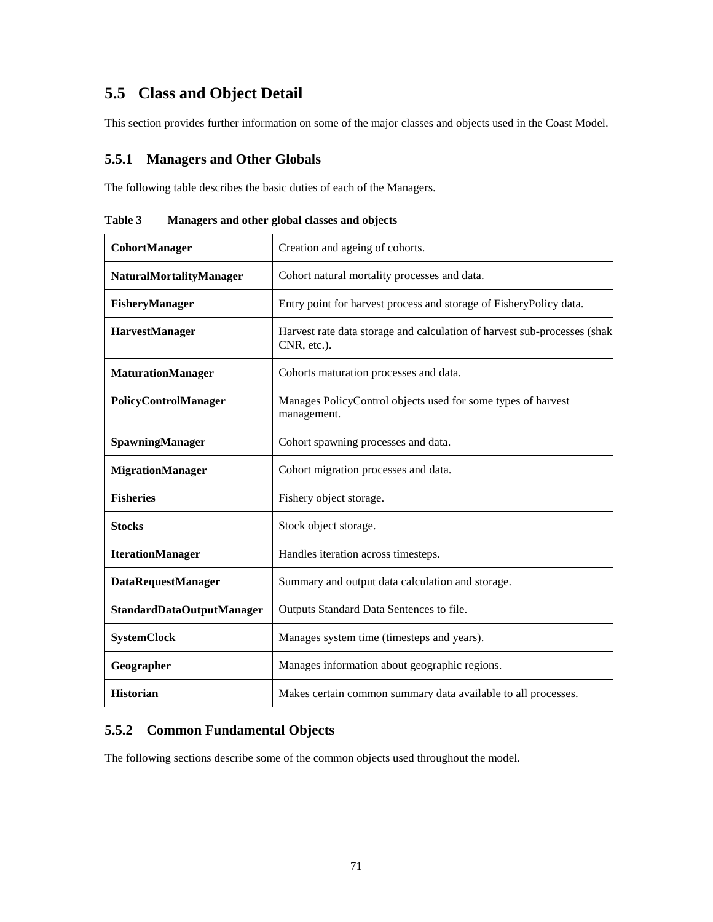## 5.5 Class and Object Detail

This section provides further information on some of the major classes and objects used in the Coast Model.

### 5.5.1 Managers and Other Globals

The following table describes the basic duties of each of the Managers.

**Table 3 Managers and other global classes and objects**

| | |
|---|---|
| **CohortManager** | Creation and ageing of cohorts. |
| **NaturalMortalityManager** | Cohort natural mortality processes and data. |
| **FisheryManager** | Entry point for harvest process and storage of FisheryPolicy data. |
| **HarvestManager** | Harvest rate data storage and calculation of harvest sub-processes (shak CNR, etc.). |
| **MaturationManager** | Cohorts maturation processes and data. |
| **PolicyControlManager** | Manages PolicyControl objects used for some types of harvest management. |
| **SpawningManager** | Cohort spawning processes and data. |
| **MigrationManager** | Cohort migration processes and data. |
| **Fisheries** | Fishery object storage. |
| **Stocks** | Stock object storage. |
| **IterationManager** | Handles iteration across timesteps. |
| **DataRequestManager** | Summary and output data calculation and storage. |
| **StandardDataOutputManager** | Outputs Standard Data Sentences to file. |
| **SystemClock** | Manages system time (timesteps and years). |
| **Geographer** | Manages information about geographic regions. |
| **Historian** | Makes certain common summary data available to all processes. |

### 5.5.2 Common Fundamental Objects

The following sections describe some of the common objects used throughout the model.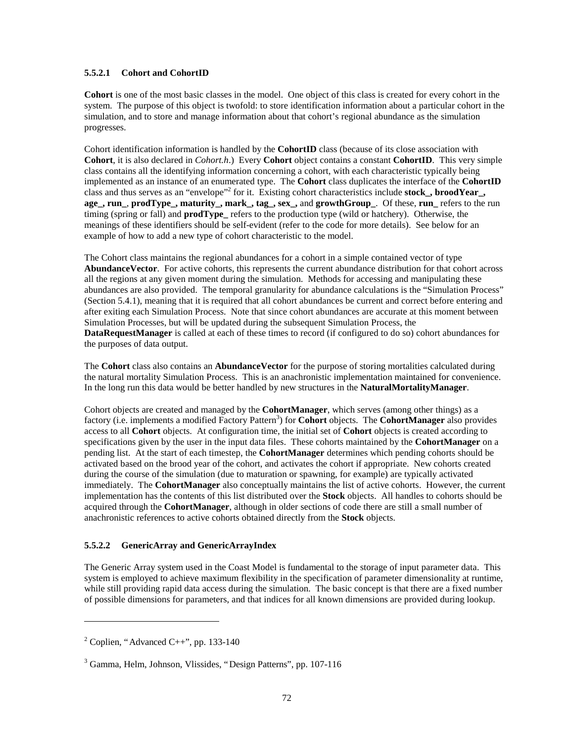#### 5.5.2.1 Cohort and CohortID

**Cohort** is one of the most basic classes in the model. One object of this class is created for every cohort in the system. The purpose of this object is twofold: to store identification information about a particular cohort in the simulation, and to store and manage information about that cohort's regional abundance as the simulation progresses.

Cohort identification information is handled by the **CohortID** class (because of its close association with **Cohort**, it is also declared in *Cohort.h*.) Every **Cohort** object contains a constant **CohortID**. This very simple class contains all the identifying information concerning a cohort, with each characteristic typically being implemented as an instance of an enumerated type. The **Cohort** class duplicates the interface of the **CohortID** class and thus serves as an "envelope"[2] for it. Existing cohort characteristics include **stock_, broodYear_, age_, run_**, **prodType_, maturity_, mark_, tag_, sex_,** and **growthGroup_**. Of these, **run_** refers to the run timing (spring or fall) and **prodType_** refers to the production type (wild or hatchery). Otherwise, the meanings of these identifiers should be self-evident (refer to the code for more details). See below for an example of how to add a new type of cohort characteristic to the model.

The Cohort class maintains the regional abundances for a cohort in a simple contained vector of type **AbundanceVector**. For active cohorts, this represents the current abundance distribution for that cohort across all the regions at any given moment during the simulation. Methods for accessing and manipulating these abundances are also provided. The temporal granularity for abundance calculations is the "Simulation Process" (Section 5.4.1), meaning that it is required that all cohort abundances be current and correct before entering and after exiting each Simulation Process. Note that since cohort abundances are accurate at this moment between Simulation Processes, but will be updated during the subsequent Simulation Process, the **DataRequestManager** is called at each of these times to record (if configured to do so) cohort abundances for the purposes of data output.

The **Cohort** class also contains an **AbundanceVector** for the purpose of storing mortalities calculated during the natural mortality Simulation Process. This is an anachronistic implementation maintained for convenience. In the long run this data would be better handled by new structures in the **NaturalMortalityManager**.

Cohort objects are created and managed by the **CohortManager**, which serves (among other things) as a factory (i.e. implements a modified Factory Pattern[3]) for **Cohort** objects. The **CohortManager** also provides access to all **Cohort** objects. At configuration time, the initial set of **Cohort** objects is created according to specifications given by the user in the input data files. These cohorts maintained by the **CohortManager** on a pending list. At the start of each timestep, the **CohortManager** determines which pending cohorts should be activated based on the brood year of the cohort, and activates the cohort if appropriate. New cohorts created during the course of the simulation (due to maturation or spawning, for example) are typically activated immediately. The **CohortManager** also conceptually maintains the list of active cohorts. However, the current implementation has the contents of this list distributed over the **Stock** objects. All handles to cohorts should be acquired through the **CohortManager**, although in older sections of code there are still a small number of anachronistic references to active cohorts obtained directly from the **Stock** objects.

#### 5.5.2.2 GenericArray and GenericArrayIndex

The Generic Array system used in the Coast Model is fundamental to the storage of input parameter data. This system is employed to achieve maximum flexibility in the specification of parameter dimensionality at runtime, while still providing rapid data access during the simulation. The basic concept is that there are a fixed number of possible dimensions for parameters, and that indices for all known dimensions are provided during lookup.

---

[2] Coplien, "Advanced C++", pp. 133-140

[3] Gamma, Helm, Johnson, Vlissides, "Design Patterns", pp. 107-116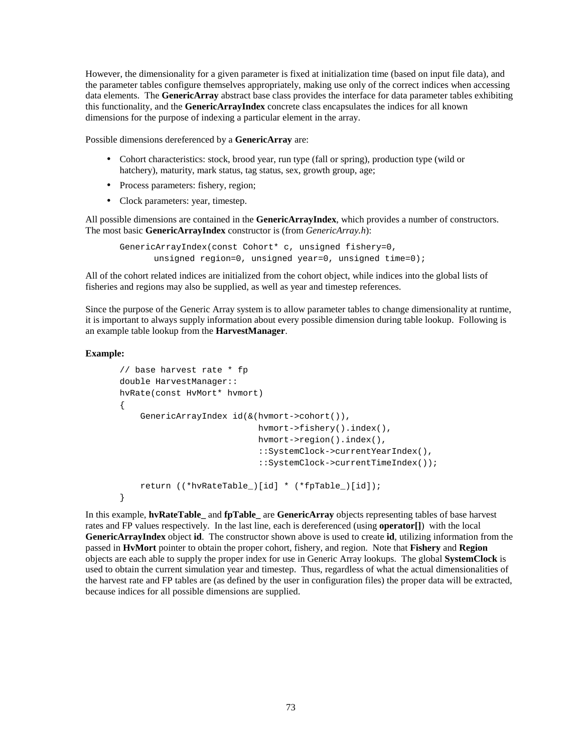However, the dimensionality for a given parameter is fixed at initialization time (based on input file data), and the parameter tables configure themselves appropriately, making use only of the correct indices when accessing data elements. The **GenericArray** abstract base class provides the interface for data parameter tables exhibiting this functionality, and the **GenericArrayIndex** concrete class encapsulates the indices for all known dimensions for the purpose of indexing a particular element in the array.

Possible dimensions dereferenced by a **GenericArray** are:

- Cohort characteristics: stock, brood year, run type (fall or spring), production type (wild or hatchery), maturity, mark status, tag status, sex, growth group, age;
- Process parameters: fishery, region;
- Clock parameters: year, timestep.

All possible dimensions are contained in the **GenericArrayIndex**, which provides a number of constructors. The most basic **GenericArrayIndex** constructor is (from *GenericArray.h*):

```
GenericArrayIndex(const Cohort* c, unsigned fishery=0,
      unsigned region=0, unsigned year=0, unsigned time=0);
```

All of the cohort related indices are initialized from the cohort object, while indices into the global lists of fisheries and regions may also be supplied, as well as year and timestep references.

Since the purpose of the Generic Array system is to allow parameter tables to change dimensionality at runtime, it is important to always supply information about every possible dimension during table lookup. Following is an example table lookup from the **HarvestManager**.

**Example:**

```
// base harvest rate * fp
double HarvestManager::
hvRate(const HvMort* hvmort)
{
    GenericArrayIndex id(&(hvmort->cohort()),
                         hvmort->fishery().index(),
                         hvmort->region().index(),
                         ::SystemClock->currentYearIndex(),
                         ::SystemClock->currentTimeIndex());

    return ((*hvRateTable_)[id] * (*fpTable_)[id]);
}
```

In this example, **hvRateTable_** and **fpTable_** are **GenericArray** objects representing tables of base harvest rates and FP values respectively. In the last line, each is dereferenced (using **operator[]**) with the local **GenericArrayIndex** object **id**. The constructor shown above is used to create **id**, utilizing information from the passed in **HvMort** pointer to obtain the proper cohort, fishery, and region. Note that **Fishery** and **Region** objects are each able to supply the proper index for use in Generic Array lookups. The global **SystemClock** is used to obtain the current simulation year and timestep. Thus, regardless of what the actual dimensionalities of the harvest rate and FP tables are (as defined by the user in configuration files) the proper data will be extracted, because indices for all possible dimensions are supplied.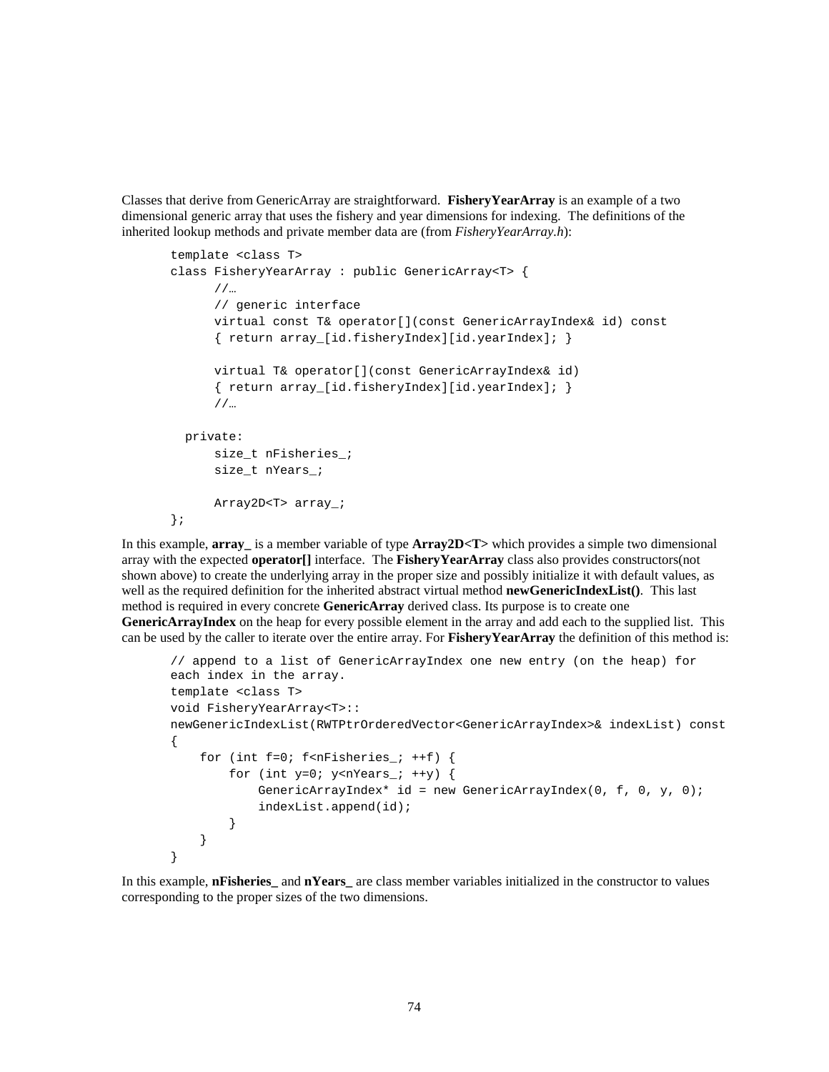Classes that derive from GenericArray are straightforward. **FisheryYearArray** is an example of a two dimensional generic array that uses the fishery and year dimensions for indexing. The definitions of the inherited lookup methods and private member data are (from *FisheryYearArray.h*):

```
template <class T>
class FisheryYearArray : public GenericArray<T> {
      //…
      // generic interface
      virtual const T& operator[](const GenericArrayIndex& id) const
      { return array_[id.fisheryIndex][id.yearIndex]; }

      virtual T& operator[](const GenericArrayIndex& id)
      { return array_[id.fisheryIndex][id.yearIndex]; }
      //…

  private:
      size_t nFisheries_;
      size_t nYears_;

      Array2D<T> array_;
};
```

In this example, **array_** is a member variable of type **Array2D<T>** which provides a simple two dimensional array with the expected **operator[]** interface. The **FisheryYearArray** class also provides constructors(not shown above) to create the underlying array in the proper size and possibly initialize it with default values, as well as the required definition for the inherited abstract virtual method **newGenericIndexList()**. This last method is required in every concrete **GenericArray** derived class. Its purpose is to create one **GenericArrayIndex** on the heap for every possible element in the array and add each to the supplied list. This can be used by the caller to iterate over the entire array. For **FisheryYearArray** the definition of this method is:

```
// append to a list of GenericArrayIndex one new entry (on the heap) for
each index in the array.
template <class T>
void FisheryYearArray<T>::
newGenericIndexList(RWTPtrOrderedVector<GenericArrayIndex>& indexList) const
{
    for (int f=0; f<nFisheries_; ++f) {
        for (int y=0; y<nYears_; ++y) {
            GenericArrayIndex* id = new GenericArrayIndex(0, f, 0, y, 0);
            indexList.append(id);
        }
    }
}
```

In this example, **nFisheries_** and **nYears_** are class member variables initialized in the constructor to values corresponding to the proper sizes of the two dimensions.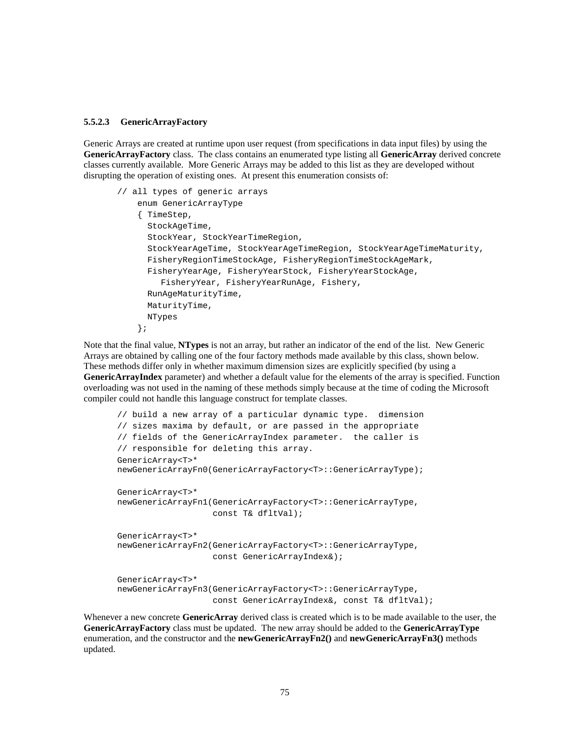#### 5.5.2.3 GenericArrayFactory

Generic Arrays are created at runtime upon user request (from specifications in data input files) by using the **GenericArrayFactory** class. The class contains an enumerated type listing all **GenericArray** derived concrete classes currently available. More Generic Arrays may be added to this list as they are developed without disrupting the operation of existing ones. At present this enumeration consists of:

```
// all types of generic arrays
    enum GenericArrayType
    { TimeStep,
      StockAgeTime,
      StockYear, StockYearTimeRegion,
      StockYearAgeTime, StockYearAgeTimeRegion, StockYearAgeTimeMaturity,
      FisheryRegionTimeStockAge, FisheryRegionTimeStockAgeMark,
      FisheryYearAge, FisheryYearStock, FisheryYearStockAge,
         FisheryYear, FisheryYearRunAge, Fishery,
      RunAgeMaturityTime,
      MaturityTime,
      NTypes
    };
```

Note that the final value, **NTypes** is not an array, but rather an indicator of the end of the list. New Generic Arrays are obtained by calling one of the four factory methods made available by this class, shown below. These methods differ only in whether maximum dimension sizes are explicitly specified (by using a **GenericArrayIndex** parameter) and whether a default value for the elements of the array is specified. Function overloading was not used in the naming of these methods simply because at the time of coding the Microsoft compiler could not handle this language construct for template classes.

```
// build a new array of a particular dynamic type.  dimension
// sizes maxima by default, or are passed in the appropriate
// fields of the GenericArrayIndex parameter.  the caller is
// responsible for deleting this array.
GenericArray<T>*
newGenericArrayFn0(GenericArrayFactory<T>::GenericArrayType);

GenericArray<T>*
newGenericArrayFn1(GenericArrayFactory<T>::GenericArrayType,
                   const T& dfltVal);

GenericArray<T>*
newGenericArrayFn2(GenericArrayFactory<T>::GenericArrayType,
                   const GenericArrayIndex&);

GenericArray<T>*
newGenericArrayFn3(GenericArrayFactory<T>::GenericArrayType,
                   const GenericArrayIndex&, const T& dfltVal);
```

Whenever a new concrete **GenericArray** derived class is created which is to be made available to the user, the **GenericArrayFactory** class must be updated. The new array should be added to the **GenericArrayType** enumeration, and the constructor and the **newGenericArrayFn2()** and **newGenericArrayFn3()** methods updated.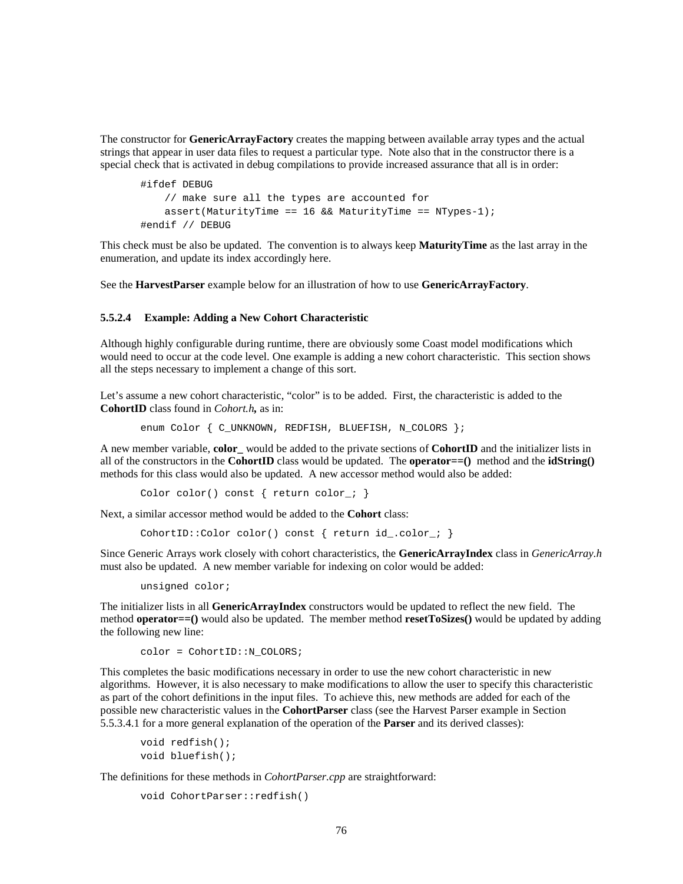The constructor for **GenericArrayFactory** creates the mapping between available array types and the actual strings that appear in user data files to request a particular type. Note also that in the constructor there is a special check that is activated in debug compilations to provide increased assurance that all is in order:

```
#ifdef DEBUG
    // make sure all the types are accounted for
    assert(MaturityTime == 16 && MaturityTime == NTypes-1);
#endif // DEBUG
```

This check must be also be updated. The convention is to always keep **MaturityTime** as the last array in the enumeration, and update its index accordingly here.

See the **HarvestParser** example below for an illustration of how to use **GenericArrayFactory**.

#### 5.5.2.4 Example: Adding a New Cohort Characteristic

Although highly configurable during runtime, there are obviously some Coast model modifications which would need to occur at the code level. One example is adding a new cohort characteristic. This section shows all the steps necessary to implement a change of this sort.

Let's assume a new cohort characteristic, "color" is to be added. First, the characteristic is added to the **CohortID** class found in *Cohort.h*, as in:

```
enum Color { C_UNKNOWN, REDFISH, BLUEFISH, N_COLORS };
```

A new member variable, **color_** would be added to the private sections of **CohortID** and the initializer lists in all of the constructors in the **CohortID** class would be updated. The **operator==()** method and the **idString()** methods for this class would also be updated. A new accessor method would also be added:

```
Color color() const { return color_; }
```

Next, a similar accessor method would be added to the **Cohort** class:

```
CohortID::Color color() const { return id_.color_; }
```

Since Generic Arrays work closely with cohort characteristics, the **GenericArrayIndex** class in *GenericArray.h* must also be updated. A new member variable for indexing on color would be added:

```
unsigned color;
```

The initializer lists in all **GenericArrayIndex** constructors would be updated to reflect the new field. The method **operator==()** would also be updated. The member method **resetToSizes()** would be updated by adding the following new line:

```
color = CohortID::N_COLORS;
```

This completes the basic modifications necessary in order to use the new cohort characteristic in new algorithms. However, it is also necessary to make modifications to allow the user to specify this characteristic as part of the cohort definitions in the input files. To achieve this, new methods are added for each of the possible new characteristic values in the **CohortParser** class (see the Harvest Parser example in Section 5.5.3.4.1 for a more general explanation of the operation of the **Parser** and its derived classes):

```
void redfish();
void bluefish();
```

The definitions for these methods in *CohortParser.cpp* are straightforward:

```
void CohortParser::redfish()
```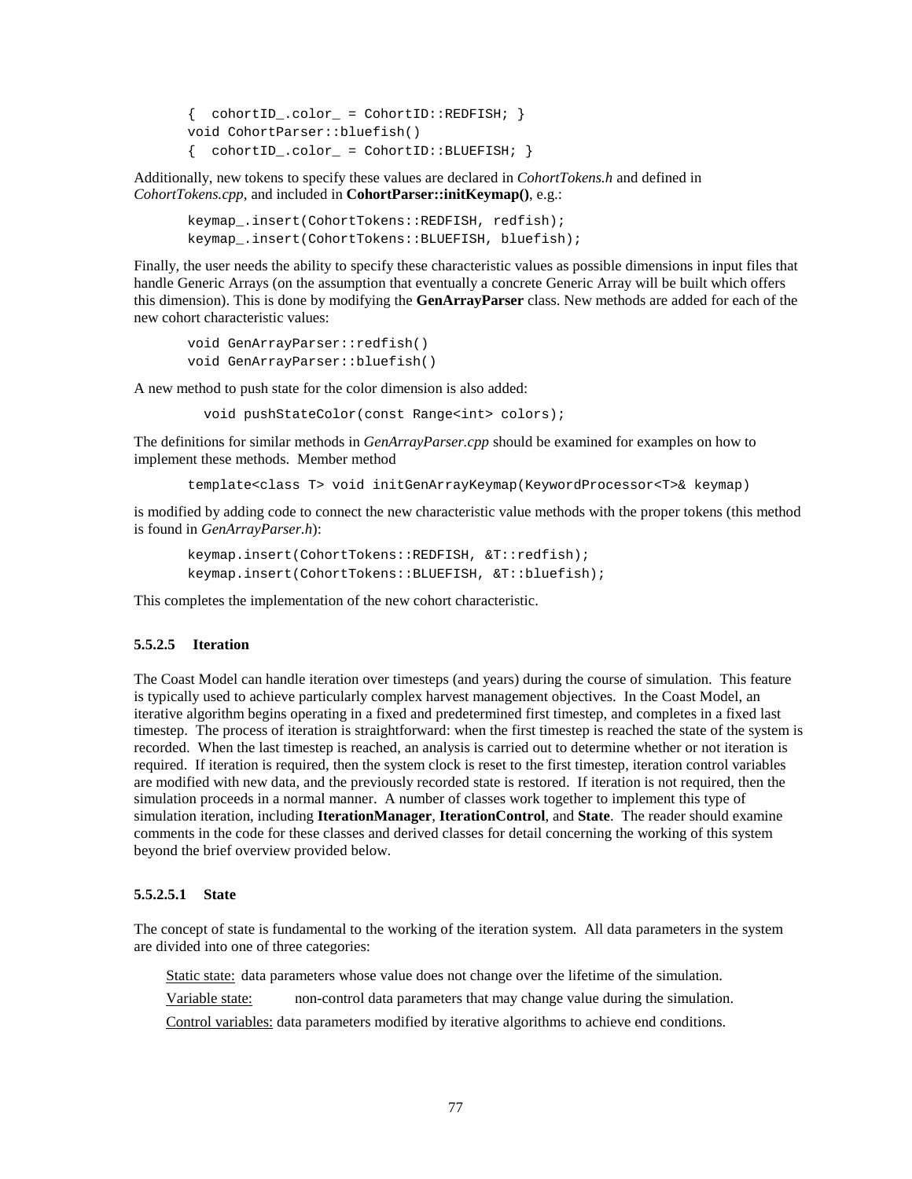```
{  cohortID_.color_ = CohortID::REDFISH; }
void CohortParser::bluefish()
{  cohortID_.color_ = CohortID::BLUEFISH; }
```

Additionally, new tokens to specify these values are declared in *CohortTokens.h* and defined in *CohortTokens.cpp*, and included in **CohortParser::initKeymap()**, e.g.:

```
keymap_.insert(CohortTokens::REDFISH, redfish);
keymap_.insert(CohortTokens::BLUEFISH, bluefish);
```

Finally, the user needs the ability to specify these characteristic values as possible dimensions in input files that handle Generic Arrays (on the assumption that eventually a concrete Generic Array will be built which offers this dimension). This is done by modifying the **GenArrayParser** class. New methods are added for each of the new cohort characteristic values:

```
void GenArrayParser::redfish()
void GenArrayParser::bluefish()
```

A new method to push state for the color dimension is also added:

```
void pushStateColor(const Range<int> colors);
```

The definitions for similar methods in *GenArrayParser.cpp* should be examined for examples on how to implement these methods. Member method

```
template<class T> void initGenArrayKeymap(KeywordProcessor<T>& keymap)
```

is modified by adding code to connect the new characteristic value methods with the proper tokens (this method is found in *GenArrayParser.h*):

```
keymap.insert(CohortTokens::REDFISH, &T::redfish);
keymap.insert(CohortTokens::BLUEFISH, &T::bluefish);
```

This completes the implementation of the new cohort characteristic.

#### 5.5.2.5 Iteration

The Coast Model can handle iteration over timesteps (and years) during the course of simulation. This feature is typically used to achieve particularly complex harvest management objectives. In the Coast Model, an iterative algorithm begins operating in a fixed and predetermined first timestep, and completes in a fixed last timestep. The process of iteration is straightforward: when the first timestep is reached the state of the system is recorded. When the last timestep is reached, an analysis is carried out to determine whether or not iteration is required. If iteration is required, then the system clock is reset to the first timestep, iteration control variables are modified with new data, and the previously recorded state is restored. If iteration is not required, then the simulation proceeds in a normal manner. A number of classes work together to implement this type of simulation iteration, including **IterationManager**, **IterationControl**, and **State**. The reader should examine comments in the code for these classes and derived classes for detail concerning the working of this system beyond the brief overview provided below.

##### 5.5.2.5.1 State

The concept of state is fundamental to the working of the iteration system. All data parameters in the system are divided into one of three categories:

Static state: data parameters whose value does not change over the lifetime of the simulation.

Variable state: non-control data parameters that may change value during the simulation.

Control variables: data parameters modified by iterative algorithms to achieve end conditions.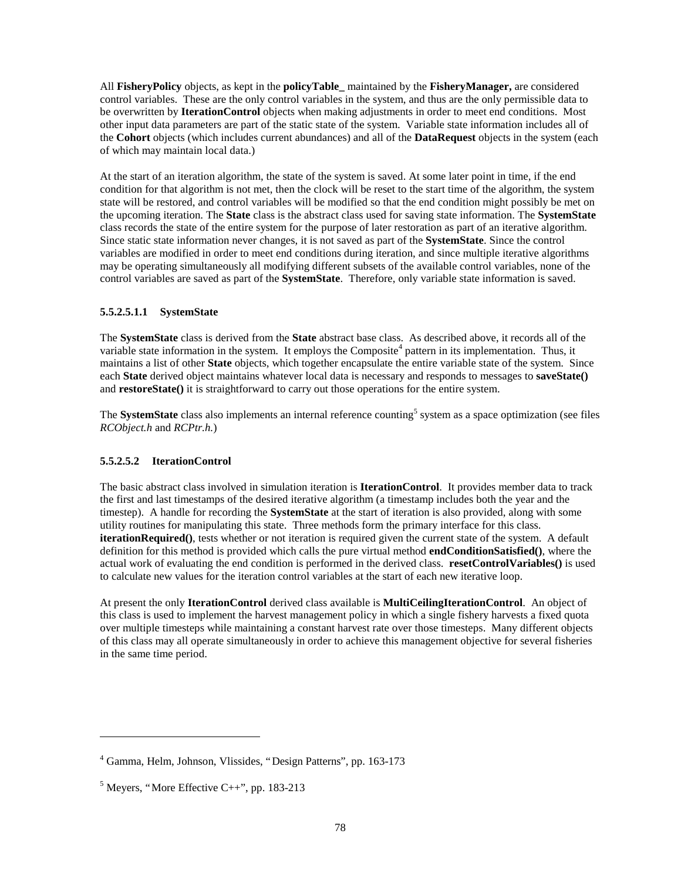All **FisheryPolicy** objects, as kept in the **policyTable_** maintained by the **FisheryManager,** are considered control variables. These are the only control variables in the system, and thus are the only permissible data to be overwritten by **IterationControl** objects when making adjustments in order to meet end conditions. Most other input data parameters are part of the static state of the system. Variable state information includes all of the **Cohort** objects (which includes current abundances) and all of the **DataRequest** objects in the system (each of which may maintain local data.)

At the start of an iteration algorithm, the state of the system is saved. At some later point in time, if the end condition for that algorithm is not met, then the clock will be reset to the start time of the algorithm, the system state will be restored, and control variables will be modified so that the end condition might possibly be met on the upcoming iteration. The **State** class is the abstract class used for saving state information. The **SystemState** class records the state of the entire system for the purpose of later restoration as part of an iterative algorithm. Since static state information never changes, it is not saved as part of the **SystemState**. Since the control variables are modified in order to meet end conditions during iteration, and since multiple iterative algorithms may be operating simultaneously all modifying different subsets of the available control variables, none of the control variables are saved as part of the **SystemState**. Therefore, only variable state information is saved.

#### 5.5.2.5.1.1 SystemState

The **SystemState** class is derived from the **State** abstract base class. As described above, it records all of the variable state information in the system. It employs the Composite[4] pattern in its implementation. Thus, it maintains a list of other **State** objects, which together encapsulate the entire variable state of the system. Since each **State** derived object maintains whatever local data is necessary and responds to messages to **saveState()** and **restoreState()** it is straightforward to carry out those operations for the entire system.

The **SystemState** class also implements an internal reference counting[5] system as a space optimization (see files *RCObject.h* and *RCPtr.h.*)

#### 5.5.2.5.2 IterationControl

The basic abstract class involved in simulation iteration is **IterationControl**. It provides member data to track the first and last timestamps of the desired iterative algorithm (a timestamp includes both the year and the timestep). A handle for recording the **SystemState** at the start of iteration is also provided, along with some utility routines for manipulating this state. Three methods form the primary interface for this class. **iterationRequired()**, tests whether or not iteration is required given the current state of the system. A default definition for this method is provided which calls the pure virtual method **endConditionSatisfied()**, where the actual work of evaluating the end condition is performed in the derived class. **resetControlVariables()** is used to calculate new values for the iteration control variables at the start of each new iterative loop.

At present the only **IterationControl** derived class available is **MultiCeilingIterationControl**. An object of this class is used to implement the harvest management policy in which a single fishery harvests a fixed quota over multiple timesteps while maintaining a constant harvest rate over those timesteps. Many different objects of this class may all operate simultaneously in order to achieve this management objective for several fisheries in the same time period.

---

[4] Gamma, Helm, Johnson, Vlissides, "Design Patterns", pp. 163-173

[5] Meyers, "More Effective C++", pp. 183-213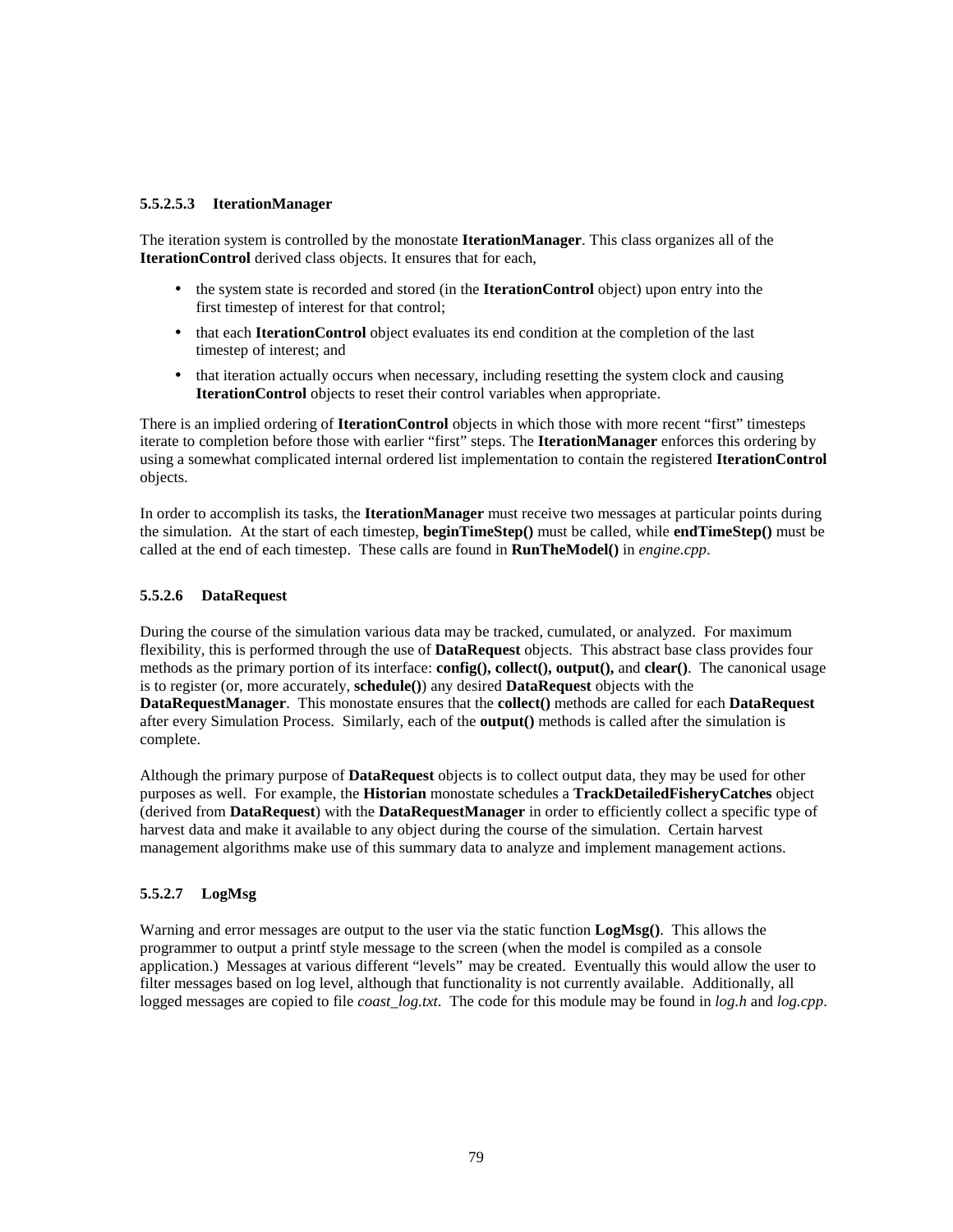##### 5.5.2.5.3 IterationManager

The iteration system is controlled by the monostate **IterationManager**. This class organizes all of the **IterationControl** derived class objects. It ensures that for each,

- the system state is recorded and stored (in the **IterationControl** object) upon entry into the first timestep of interest for that control;
- that each **IterationControl** object evaluates its end condition at the completion of the last timestep of interest; and
- that iteration actually occurs when necessary, including resetting the system clock and causing **IterationControl** objects to reset their control variables when appropriate.

There is an implied ordering of **IterationControl** objects in which those with more recent “first” timesteps iterate to completion before those with earlier “first” steps. The **IterationManager** enforces this ordering by using a somewhat complicated internal ordered list implementation to contain the registered **IterationControl** objects.

In order to accomplish its tasks, the **IterationManager** must receive two messages at particular points during the simulation. At the start of each timestep, **beginTimeStep()** must be called, while **endTimeStep()** must be called at the end of each timestep. These calls are found in **RunTheModel()** in *engine.cpp*.

#### 5.5.2.6 DataRequest

During the course of the simulation various data may be tracked, cumulated, or analyzed. For maximum flexibility, this is performed through the use of **DataRequest** objects. This abstract base class provides four methods as the primary portion of its interface: **config(), collect(), output(),** and **clear()**. The canonical usage is to register (or, more accurately, **schedule()**) any desired **DataRequest** objects with the **DataRequestManager**. This monostate ensures that the **collect()** methods are called for each **DataRequest** after every Simulation Process. Similarly, each of the **output()** methods is called after the simulation is complete.

Although the primary purpose of **DataRequest** objects is to collect output data, they may be used for other purposes as well. For example, the **Historian** monostate schedules a **TrackDetailedFisheryCatches** object (derived from **DataRequest**) with the **DataRequestManager** in order to efficiently collect a specific type of harvest data and make it available to any object during the course of the simulation. Certain harvest management algorithms make use of this summary data to analyze and implement management actions.

#### 5.5.2.7 LogMsg

Warning and error messages are output to the user via the static function **LogMsg()**. This allows the programmer to output a printf style message to the screen (when the model is compiled as a console application.) Messages at various different “levels” may be created. Eventually this would allow the user to filter messages based on log level, although that functionality is not currently available. Additionally, all logged messages are copied to file *coast_log.txt*. The code for this module may be found in *log.h* and *log.cpp*.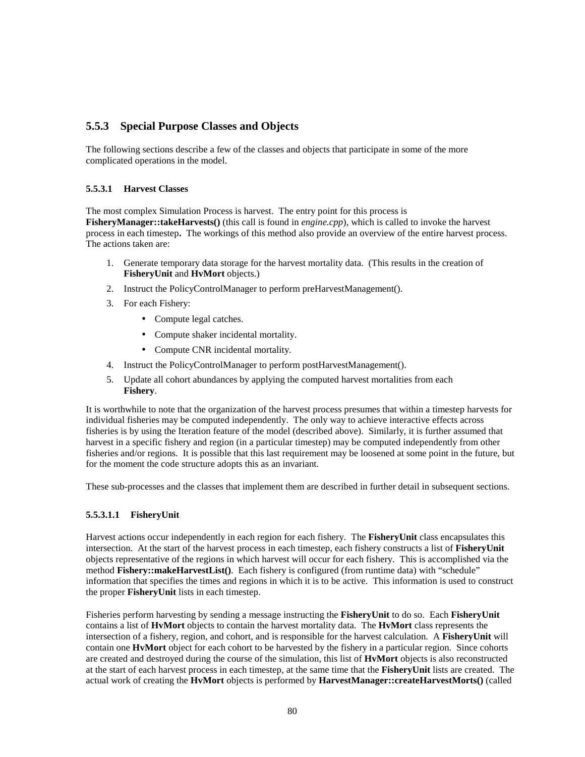### 5.5.3 Special Purpose Classes and Objects

The following sections describe a few of the classes and objects that participate in some of the more complicated operations in the model.

#### 5.5.3.1 Harvest Classes

The most complex Simulation Process is harvest. The entry point for this process is **FisheryManager::takeHarvests()** (this call is found in *engine.cpp*), which is called to invoke the harvest process in each timestep**.** The workings of this method also provide an overview of the entire harvest process. The actions taken are:

1. Generate temporary data storage for the harvest mortality data. (This results in the creation of **FisheryUnit** and **HvMort** objects.)
2. Instruct the PolicyControlManager to perform preHarvestManagement().
3. For each Fishery:
   - Compute legal catches.
   - Compute shaker incidental mortality.
   - Compute CNR incidental mortality.
4. Instruct the PolicyControlManager to perform postHarvestManagement().
5. Update all cohort abundances by applying the computed harvest mortalities from each **Fishery**.

It is worthwhile to note that the organization of the harvest process presumes that within a timestep harvests for individual fisheries may be computed independently. The only way to achieve interactive effects across fisheries is by using the Iteration feature of the model (described above). Similarly, it is further assumed that harvest in a specific fishery and region (in a particular timestep) may be computed independently from other fisheries and/or regions. It is possible that this last requirement may be loosened at some point in the future, but for the moment the code structure adopts this as an invariant.

These sub-processes and the classes that implement them are described in further detail in subsequent sections.

##### 5.5.3.1.1 FisheryUnit

Harvest actions occur independently in each region for each fishery. The **FisheryUnit** class encapsulates this intersection. At the start of the harvest process in each timestep, each fishery constructs a list of **FisheryUnit** objects representative of the regions in which harvest will occur for each fishery. This is accomplished via the method **Fishery::makeHarvestList()**. Each fishery is configured (from runtime data) with "schedule" information that specifies the times and regions in which it is to be active. This information is used to construct the proper **FisheryUnit** lists in each timestep.

Fisheries perform harvesting by sending a message instructing the **FisheryUnit** to do so. Each **FisheryUnit** contains a list of **HvMort** objects to contain the harvest mortality data. The **HvMort** class represents the intersection of a fishery, region, and cohort, and is responsible for the harvest calculation. A **FisheryUnit** will contain one **HvMort** object for each cohort to be harvested by the fishery in a particular region. Since cohorts are created and destroyed during the course of the simulation, this list of **HvMort** objects is also reconstructed at the start of each harvest process in each timestep, at the same time that the **FisheryUnit** lists are created. The actual work of creating the **HvMort** objects is performed by **HarvestManager::createHarvestMorts()** (called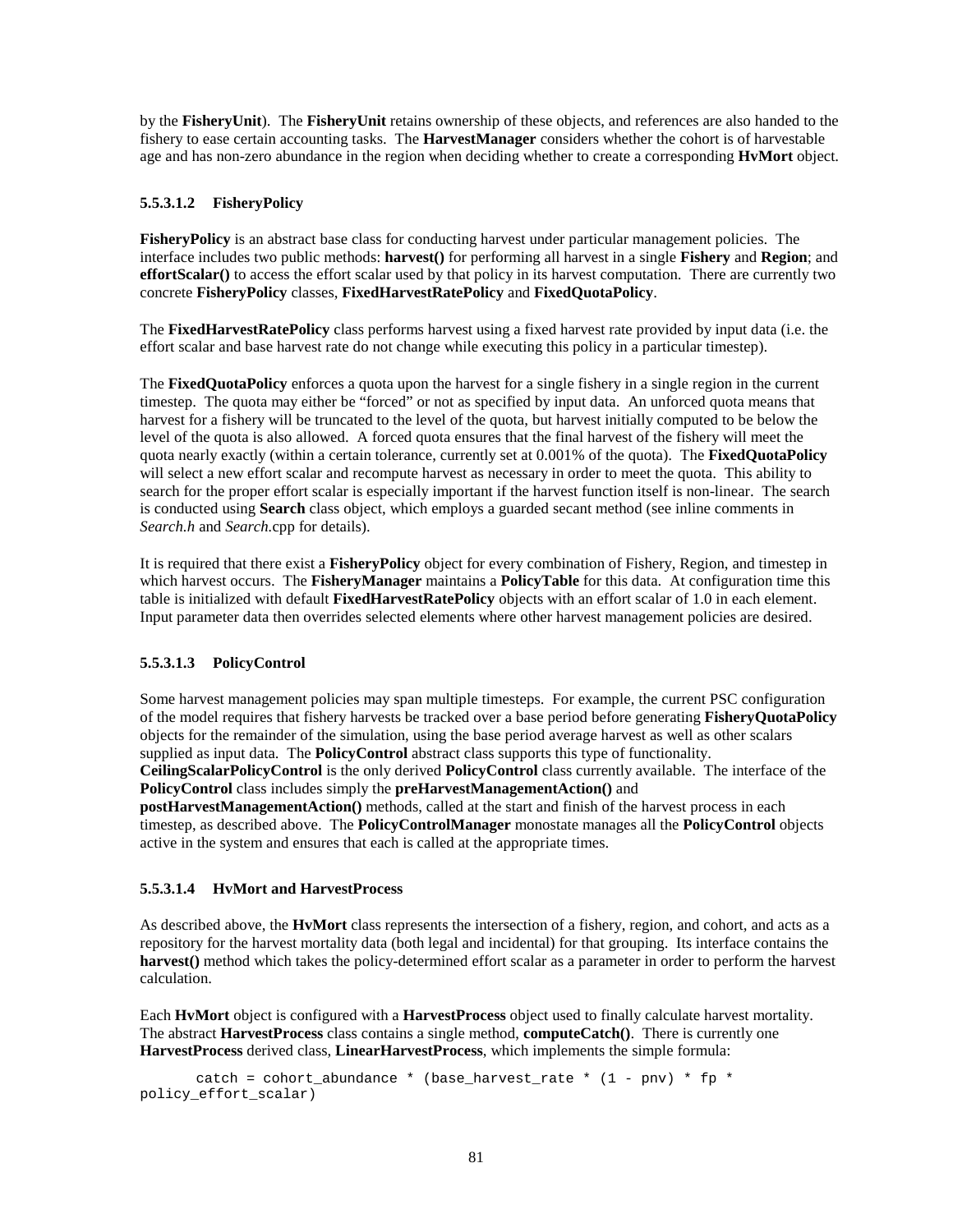by the **FisheryUnit**). The **FisheryUnit** retains ownership of these objects, and references are also handed to the fishery to ease certain accounting tasks. The **HarvestManager** considers whether the cohort is of harvestable age and has non-zero abundance in the region when deciding whether to create a corresponding **HvMort** object.

#### 5.5.3.1.2 FisheryPolicy

**FisheryPolicy** is an abstract base class for conducting harvest under particular management policies. The interface includes two public methods: **harvest()** for performing all harvest in a single **Fishery** and **Region**; and **effortScalar()** to access the effort scalar used by that policy in its harvest computation. There are currently two concrete **FisheryPolicy** classes, **FixedHarvestRatePolicy** and **FixedQuotaPolicy**.

The **FixedHarvestRatePolicy** class performs harvest using a fixed harvest rate provided by input data (i.e. the effort scalar and base harvest rate do not change while executing this policy in a particular timestep).

The **FixedQuotaPolicy** enforces a quota upon the harvest for a single fishery in a single region in the current timestep. The quota may either be "forced" or not as specified by input data. An unforced quota means that harvest for a fishery will be truncated to the level of the quota, but harvest initially computed to be below the level of the quota is also allowed. A forced quota ensures that the final harvest of the fishery will meet the quota nearly exactly (within a certain tolerance, currently set at 0.001% of the quota). The **FixedQuotaPolicy** will select a new effort scalar and recompute harvest as necessary in order to meet the quota. This ability to search for the proper effort scalar is especially important if the harvest function itself is non-linear. The search is conducted using **Search** class object, which employs a guarded secant method (see inline comments in *Search.h* and *Search*.cpp for details).

It is required that there exist a **FisheryPolicy** object for every combination of Fishery, Region, and timestep in which harvest occurs. The **FisheryManager** maintains a **PolicyTable** for this data. At configuration time this table is initialized with default **FixedHarvestRatePolicy** objects with an effort scalar of 1.0 in each element. Input parameter data then overrides selected elements where other harvest management policies are desired.

#### 5.5.3.1.3 PolicyControl

Some harvest management policies may span multiple timesteps. For example, the current PSC configuration of the model requires that fishery harvests be tracked over a base period before generating **FisheryQuotaPolicy** objects for the remainder of the simulation, using the base period average harvest as well as other scalars supplied as input data. The **PolicyControl** abstract class supports this type of functionality. **CeilingScalarPolicyControl** is the only derived **PolicyControl** class currently available. The interface of the **PolicyControl** class includes simply the **preHarvestManagementAction()** and **postHarvestManagementAction()** methods, called at the start and finish of the harvest process in each timestep, as described above. The **PolicyControlManager** monostate manages all the **PolicyControl** objects active in the system and ensures that each is called at the appropriate times.

#### 5.5.3.1.4 HvMort and HarvestProcess

As described above, the **HvMort** class represents the intersection of a fishery, region, and cohort, and acts as a repository for the harvest mortality data (both legal and incidental) for that grouping. Its interface contains the **harvest()** method which takes the policy-determined effort scalar as a parameter in order to perform the harvest calculation.

Each **HvMort** object is configured with a **HarvestProcess** object used to finally calculate harvest mortality. The abstract **HarvestProcess** class contains a single method, **computeCatch()**. There is currently one **HarvestProcess** derived class, **LinearHarvestProcess**, which implements the simple formula:

```
catch = cohort_abundance * (base_harvest_rate * (1 - pnv) * fp *
policy_effort_scalar)
```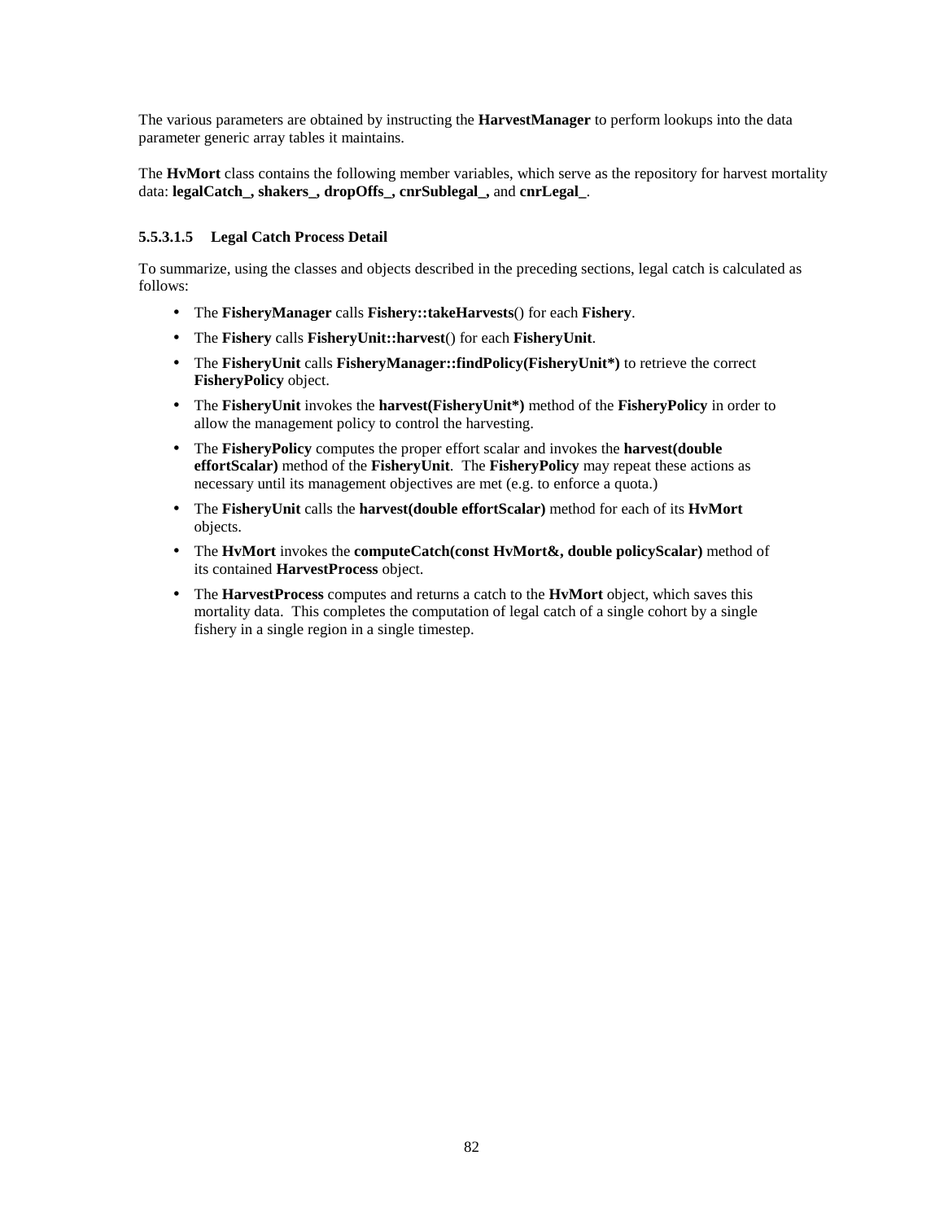The various parameters are obtained by instructing the **HarvestManager** to perform lookups into the data parameter generic array tables it maintains.

The **HvMort** class contains the following member variables, which serve as the repository for harvest mortality data: **legalCatch_, shakers_, dropOffs_, cnrSublegal_,** and **cnrLegal_**.

#### 5.5.3.1.5 Legal Catch Process Detail

To summarize, using the classes and objects described in the preceding sections, legal catch is calculated as follows:

- The **FisheryManager** calls **Fishery::takeHarvests**() for each **Fishery**.
- The **Fishery** calls **FisheryUnit::harvest**() for each **FisheryUnit**.
- The **FisheryUnit** calls **FisheryManager::findPolicy(FisheryUnit*)** to retrieve the correct **FisheryPolicy** object.
- The **FisheryUnit** invokes the **harvest(FisheryUnit*)** method of the **FisheryPolicy** in order to allow the management policy to control the harvesting.
- The **FisheryPolicy** computes the proper effort scalar and invokes the **harvest(double effortScalar)** method of the **FisheryUnit**. The **FisheryPolicy** may repeat these actions as necessary until its management objectives are met (e.g. to enforce a quota.)
- The **FisheryUnit** calls the **harvest(double effortScalar)** method for each of its **HvMort** objects.
- The **HvMort** invokes the **computeCatch(const HvMort&, double policyScalar)** method of its contained **HarvestProcess** object.
- The **HarvestProcess** computes and returns a catch to the **HvMort** object, which saves this mortality data. This completes the computation of legal catch of a single cohort by a single fishery in a single region in a single timestep.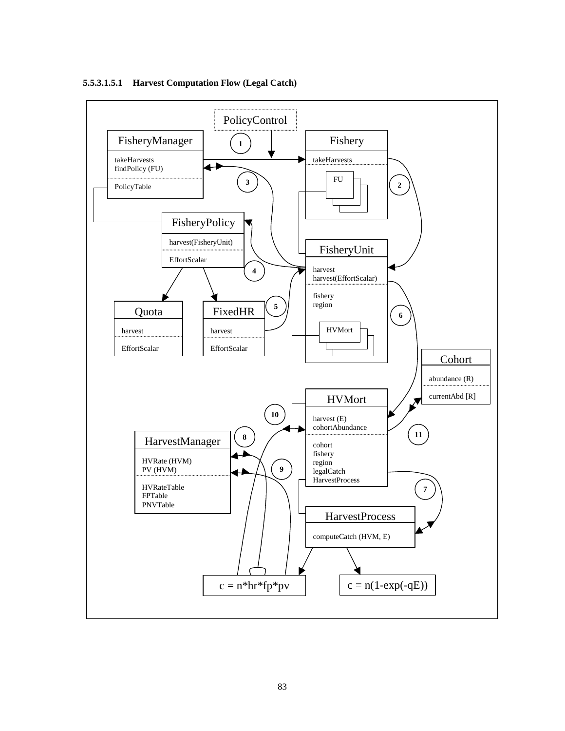#### 5.5.3.1.5.1 Harvest Computation Flow (Legal Catch)

PolicyControl

**FisheryManager**
- takeHarvests
- findPolicy (FU)
- PolicyTable

**Fishery**
- takeHarvests
- FU

**FisheryPolicy**
- harvest(FisheryUnit)
- EffortScalar

**FisheryUnit**
- harvest
- harvest(EffortScalar)
- fishery
- region
- HVMort

**Quota**
- harvest
- EffortScalar

**FixedHR**
- harvest
- EffortScalar

**Cohort**
- abundance (R)
- currentAbd [R]

**HVMort**
- harvest (E)
- cohortAbundance
- cohort
- fishery
- region
- legalCatch
- HarvestProcess

**HarvestManager**
- HVRate (HVM)
- PV (HVM)
- HVRateTable
- FPTable
- PNVTable

**HarvestProcess**
- computeCatch (HVM, E)

c = n*hr*fp*pv

c = n(1-exp(-qE))

1 2 3 4 5 6 7 8 9 10 11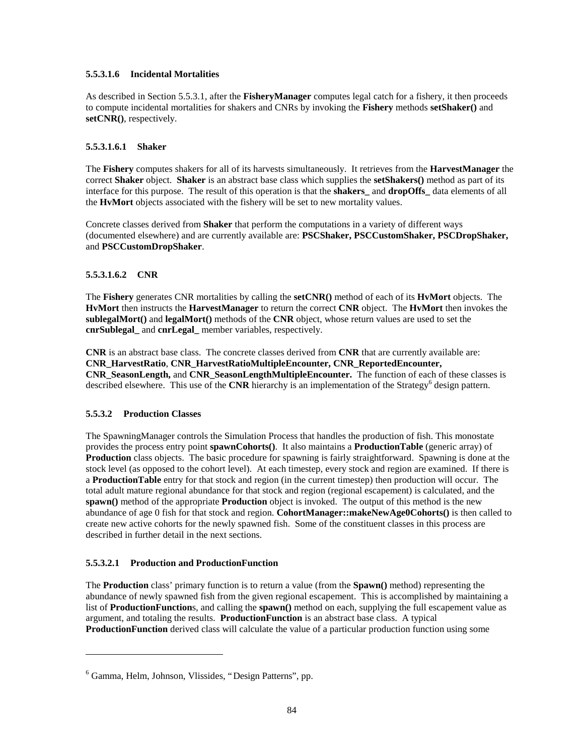#### 5.5.3.1.6 Incidental Mortalities

As described in Section 5.5.3.1, after the **FisheryManager** computes legal catch for a fishery, it then proceeds to compute incidental mortalities for shakers and CNRs by invoking the **Fishery** methods **setShaker()** and **setCNR()**, respectively.

##### 5.5.3.1.6.1 Shaker

The **Fishery** computes shakers for all of its harvests simultaneously. It retrieves from the **HarvestManager** the correct **Shaker** object. **Shaker** is an abstract base class which supplies the **setShakers()** method as part of its interface for this purpose. The result of this operation is that the **shakers_** and **dropOffs_** data elements of all the **HvMort** objects associated with the fishery will be set to new mortality values.

Concrete classes derived from **Shaker** that perform the computations in a variety of different ways (documented elsewhere) and are currently available are: **PSCShaker, PSCCustomShaker, PSCDropShaker,** and **PSCCustomDropShaker**.

##### 5.5.3.1.6.2 CNR

The **Fishery** generates CNR mortalities by calling the **setCNR()** method of each of its **HvMort** objects. The **HvMort** then instructs the **HarvestManager** to return the correct **CNR** object. The **HvMort** then invokes the **sublegalMort()** and **legalMort()** methods of the **CNR** object, whose return values are used to set the **cnrSublegal_** and **cnrLegal_** member variables, respectively.

**CNR** is an abstract base class. The concrete classes derived from **CNR** that are currently available are: **CNR_HarvestRatio**, **CNR_HarvestRatioMultipleEncounter, CNR_ReportedEncounter, CNR_SeasonLength,** and **CNR_SeasonLengthMultipleEncounter.** The function of each of these classes is described elsewhere. This use of the **CNR** hierarchy is an implementation of the Strategy[6] design pattern.

### 5.5.3.2 Production Classes

The SpawningManager controls the Simulation Process that handles the production of fish. This monostate provides the process entry point **spawnCohorts()**. It also maintains a **ProductionTable** (generic array) of **Production** class objects. The basic procedure for spawning is fairly straightforward. Spawning is done at the stock level (as opposed to the cohort level). At each timestep, every stock and region are examined. If there is a **ProductionTable** entry for that stock and region (in the current timestep) then production will occur. The total adult mature regional abundance for that stock and region (regional escapement) is calculated, and the **spawn()** method of the appropriate **Production** object is invoked. The output of this method is the new abundance of age 0 fish for that stock and region. **CohortManager::makeNewAge0Cohorts()** is then called to create new active cohorts for the newly spawned fish. Some of the constituent classes in this process are described in further detail in the next sections.

#### 5.5.3.2.1 Production and ProductionFunction

The **Production** class' primary function is to return a value (from the **Spawn()** method) representing the abundance of newly spawned fish from the given regional escapement. This is accomplished by maintaining a list of **ProductionFunction**s, and calling the **spawn()** method on each, supplying the full escapement value as argument, and totaling the results. **ProductionFunction** is an abstract base class. A typical **ProductionFunction** derived class will calculate the value of a particular production function using some

---

[6] Gamma, Helm, Johnson, Vlissides, "Design Patterns", pp.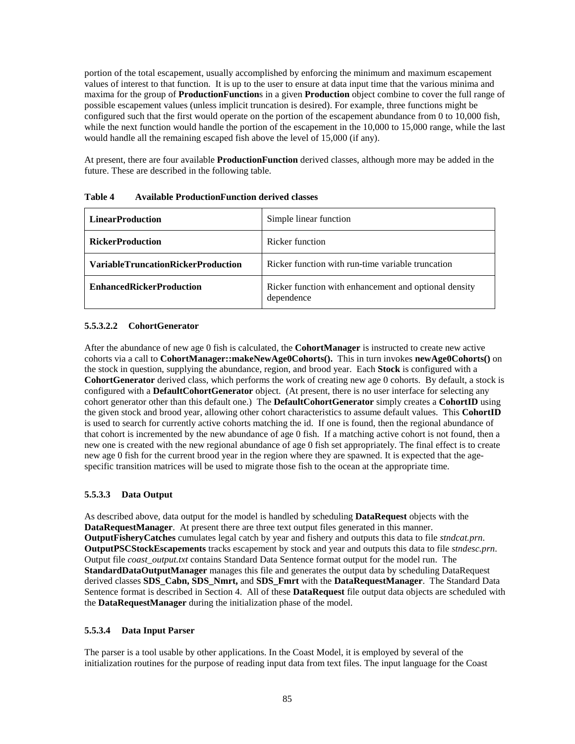portion of the total escapement, usually accomplished by enforcing the minimum and maximum escapement values of interest to that function. It is up to the user to ensure at data input time that the various minima and maxima for the group of **ProductionFunction**s in a given **Production** object combine to cover the full range of possible escapement values (unless implicit truncation is desired). For example, three functions might be configured such that the first would operate on the portion of the escapement abundance from 0 to 10,000 fish, while the next function would handle the portion of the escapement in the 10,000 to 15,000 range, while the last would handle all the remaining escaped fish above the level of 15,000 (if any).

At present, there are four available **ProductionFunction** derived classes, although more may be added in the future. These are described in the following table.

**Table 4 Available ProductionFunction derived classes**

| | |
|---|---|
| **LinearProduction** | Simple linear function |
| **RickerProduction** | Ricker function |
| **VariableTruncationRickerProduction** | Ricker function with run-time variable truncation |
| **EnhancedRickerProduction** | Ricker function with enhancement and optional density dependence |

#### 5.5.3.2.2 CohortGenerator

After the abundance of new age 0 fish is calculated, the **CohortManager** is instructed to create new active cohorts via a call to **CohortManager::makeNewAge0Cohorts().** This in turn invokes **newAge0Cohorts()** on the stock in question, supplying the abundance, region, and brood year. Each **Stock** is configured with a **CohortGenerator** derived class, which performs the work of creating new age 0 cohorts. By default, a stock is configured with a **DefaultCohortGenerator** object. (At present, there is no user interface for selecting any cohort generator other than this default one.) The **DefaultCohortGenerator** simply creates a **CohortID** using the given stock and brood year, allowing other cohort characteristics to assume default values. This **CohortID** is used to search for currently active cohorts matching the id. If one is found, then the regional abundance of that cohort is incremented by the new abundance of age 0 fish. If a matching active cohort is not found, then a new one is created with the new regional abundance of age 0 fish set appropriately. The final effect is to create new age 0 fish for the current brood year in the region where they are spawned. It is expected that the age-specific transition matrices will be used to migrate those fish to the ocean at the appropriate time.

### 5.5.3.3 Data Output

As described above, data output for the model is handled by scheduling **DataRequest** objects with the **DataRequestManager**. At present there are three text output files generated in this manner. **OutputFisheryCatches** cumulates legal catch by year and fishery and outputs this data to file *stndcat.prn*. **OutputPSCStockEscapements** tracks escapement by stock and year and outputs this data to file *stndesc.prn*. Output file *coast_output.txt* contains Standard Data Sentence format output for the model run. The **StandardDataOutputManager** manages this file and generates the output data by scheduling DataRequest derived classes **SDS_Cabn, SDS_Nmrt,** and **SDS_Fmrt** with the **DataRequestManager**. The Standard Data Sentence format is described in Section 4. All of these **DataRequest** file output data objects are scheduled with the **DataRequestManager** during the initialization phase of the model.

### 5.5.3.4 Data Input Parser

The parser is a tool usable by other applications. In the Coast Model, it is employed by several of the initialization routines for the purpose of reading input data from text files. The input language for the Coast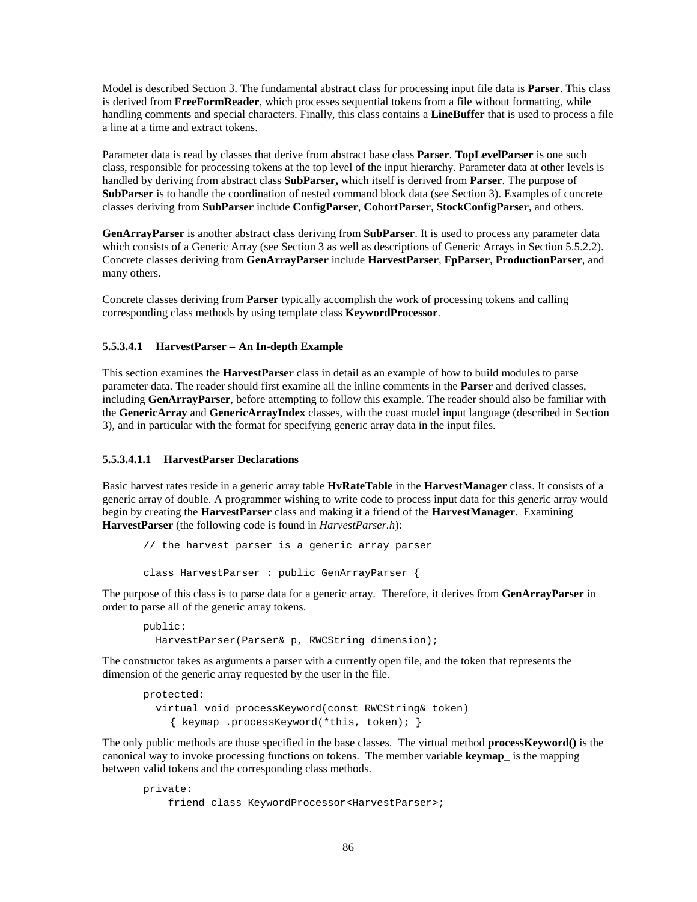Model is described Section 3. The fundamental abstract class for processing input file data is **Parser**. This class is derived from **FreeFormReader**, which processes sequential tokens from a file without formatting, while handling comments and special characters. Finally, this class contains a **LineBuffer** that is used to process a file a line at a time and extract tokens.

Parameter data is read by classes that derive from abstract base class **Parser**. **TopLevelParser** is one such class, responsible for processing tokens at the top level of the input hierarchy. Parameter data at other levels is handled by deriving from abstract class **SubParser,** which itself is derived from **Parser**. The purpose of **SubParser** is to handle the coordination of nested command block data (see Section 3). Examples of concrete classes deriving from **SubParser** include **ConfigParser**, **CohortParser**, **StockConfigParser**, and others.

**GenArrayParser** is another abstract class deriving from **SubParser**. It is used to process any parameter data which consists of a Generic Array (see Section 3 as well as descriptions of Generic Arrays in Section 5.5.2.2). Concrete classes deriving from **GenArrayParser** include **HarvestParser**, **FpParser**, **ProductionParser**, and many others.

Concrete classes deriving from **Parser** typically accomplish the work of processing tokens and calling corresponding class methods by using template class **KeywordProcessor**.

#### 5.5.3.4.1 HarvestParser – An In-depth Example

This section examines the **HarvestParser** class in detail as an example of how to build modules to parse parameter data. The reader should first examine all the inline comments in the **Parser** and derived classes, including **GenArrayParser**, before attempting to follow this example. The reader should also be familiar with the **GenericArray** and **GenericArrayIndex** classes, with the coast model input language (described in Section 3), and in particular with the format for specifying generic array data in the input files.

##### 5.5.3.4.1.1 HarvestParser Declarations

Basic harvest rates reside in a generic array table **HvRateTable** in the **HarvestManager** class. It consists of a generic array of double. A programmer wishing to write code to process input data for this generic array would begin by creating the **HarvestParser** class and making it a friend of the **HarvestManager**. Examining **HarvestParser** (the following code is found in *HarvestParser.h*):

```
// the harvest parser is a generic array parser

class HarvestParser : public GenArrayParser {
```

The purpose of this class is to parse data for a generic array. Therefore, it derives from **GenArrayParser** in order to parse all of the generic array tokens.

```
public:
  HarvestParser(Parser& p, RWCString dimension);
```

The constructor takes as arguments a parser with a currently open file, and the token that represents the dimension of the generic array requested by the user in the file.

```
protected:
  virtual void processKeyword(const RWCString& token)
    { keymap_.processKeyword(*this, token); }
```

The only public methods are those specified in the base classes. The virtual method **processKeyword()** is the canonical way to invoke processing functions on tokens. The member variable **keymap_** is the mapping between valid tokens and the corresponding class methods.

```
private:
    friend class KeywordProcessor<HarvestParser>;
```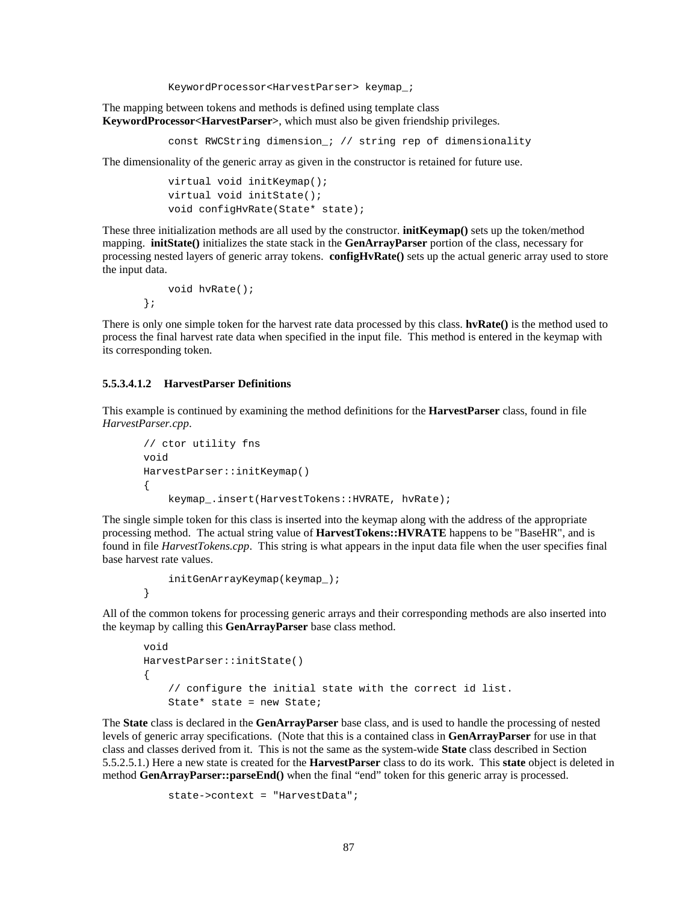```
KeywordProcessor<HarvestParser> keymap_;
```

The mapping between tokens and methods is defined using template class **KeywordProcessor<HarvestParser>**, which must also be given friendship privileges.

```
const RWCString dimension_; // string rep of dimensionality
```

The dimensionality of the generic array as given in the constructor is retained for future use.

```
virtual void initKeymap();
virtual void initState();
void configHvRate(State* state);
```

These three initialization methods are all used by the constructor. **initKeymap()** sets up the token/method mapping. **initState()** initializes the state stack in the **GenArrayParser** portion of the class, necessary for processing nested layers of generic array tokens. **configHvRate()** sets up the actual generic array used to store the input data.

```
    void hvRate();
};
```

There is only one simple token for the harvest rate data processed by this class. **hvRate()** is the method used to process the final harvest rate data when specified in the input file. This method is entered in the keymap with its corresponding token.

#### 5.5.3.4.1.2 HarvestParser Definitions

This example is continued by examining the method definitions for the **HarvestParser** class, found in file *HarvestParser.cpp*.

```
// ctor utility fns
void
HarvestParser::initKeymap()
{
    keymap_.insert(HarvestTokens::HVRATE, hvRate);
```

The single simple token for this class is inserted into the keymap along with the address of the appropriate processing method. The actual string value of **HarvestTokens::HVRATE** happens to be "BaseHR", and is found in file *HarvestTokens.cpp*. This string is what appears in the input data file when the user specifies final base harvest rate values.

```
    initGenArrayKeymap(keymap_);
}
```

All of the common tokens for processing generic arrays and their corresponding methods are also inserted into the keymap by calling this **GenArrayParser** base class method.

```
void
HarvestParser::initState()
{
    // configure the initial state with the correct id list.
    State* state = new State;
```

The **State** class is declared in the **GenArrayParser** base class, and is used to handle the processing of nested levels of generic array specifications. (Note that this is a contained class in **GenArrayParser** for use in that class and classes derived from it. This is not the same as the system-wide **State** class described in Section 5.5.2.5.1.) Here a new state is created for the **HarvestParser** class to do its work. This **state** object is deleted in method **GenArrayParser::parseEnd()** when the final "end" token for this generic array is processed.

```
    state->context = "HarvestData";
```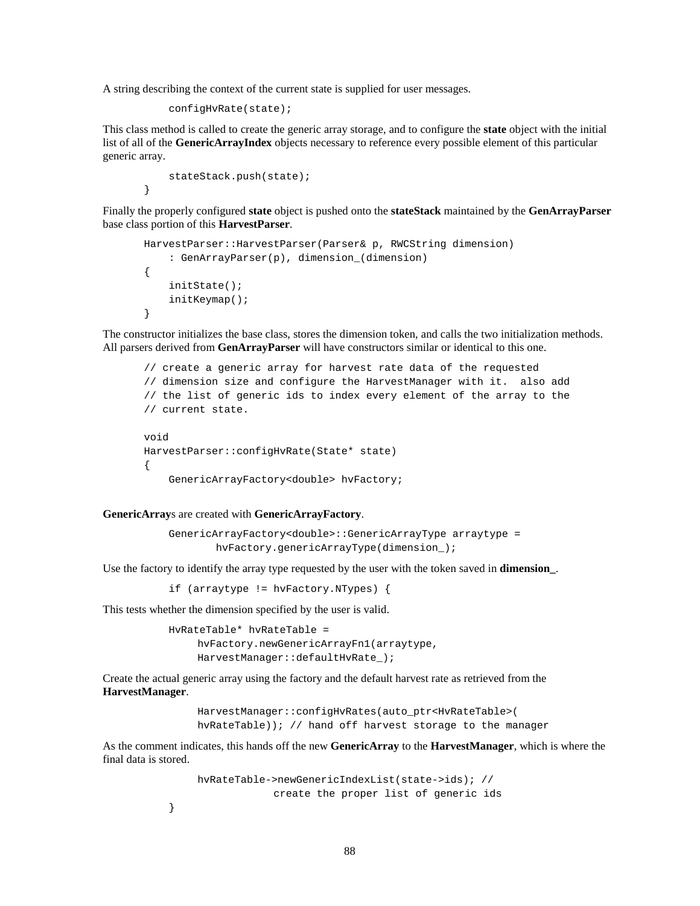A string describing the context of the current state is supplied for user messages.

```
    configHvRate(state);
```

This class method is called to create the generic array storage, and to configure the **state** object with the initial list of all of the **GenericArrayIndex** objects necessary to reference every possible element of this particular generic array.

```
    stateStack.push(state);
}
```

Finally the properly configured **state** object is pushed onto the **stateStack** maintained by the **GenArrayParser** base class portion of this **HarvestParser**.

```
HarvestParser::HarvestParser(Parser& p, RWCString dimension)
    : GenArrayParser(p), dimension_(dimension)
{
    initState();
    initKeymap();
}
```

The constructor initializes the base class, stores the dimension token, and calls the two initialization methods. All parsers derived from **GenArrayParser** will have constructors similar or identical to this one.

```
// create a generic array for harvest rate data of the requested
// dimension size and configure the HarvestManager with it.  also add
// the list of generic ids to index every element of the array to the
// current state.

void
HarvestParser::configHvRate(State* state)
{
    GenericArrayFactory<double> hvFactory;
```

**GenericArray**s are created with **GenericArrayFactory**.

```
    GenericArrayFactory<double>::GenericArrayType arraytype =
           hvFactory.genericArrayType(dimension_);
```

Use the factory to identify the array type requested by the user with the token saved in **dimension_**.

```
    if (arraytype != hvFactory.NTypes) {
```

This tests whether the dimension specified by the user is valid.

```
    HvRateTable* hvRateTable =
         hvFactory.newGenericArrayFn1(arraytype,
         HarvestManager::defaultHvRate_);
```

Create the actual generic array using the factory and the default harvest rate as retrieved from the **HarvestManager**.

```
         HarvestManager::configHvRates(auto_ptr<HvRateTable>(
         hvRateTable)); // hand off harvest storage to the manager
```

As the comment indicates, this hands off the new **GenericArray** to the **HarvestManager**, which is where the final data is stored.

```
         hvRateTable->newGenericIndexList(state->ids); //
                       create the proper list of generic ids
    }
```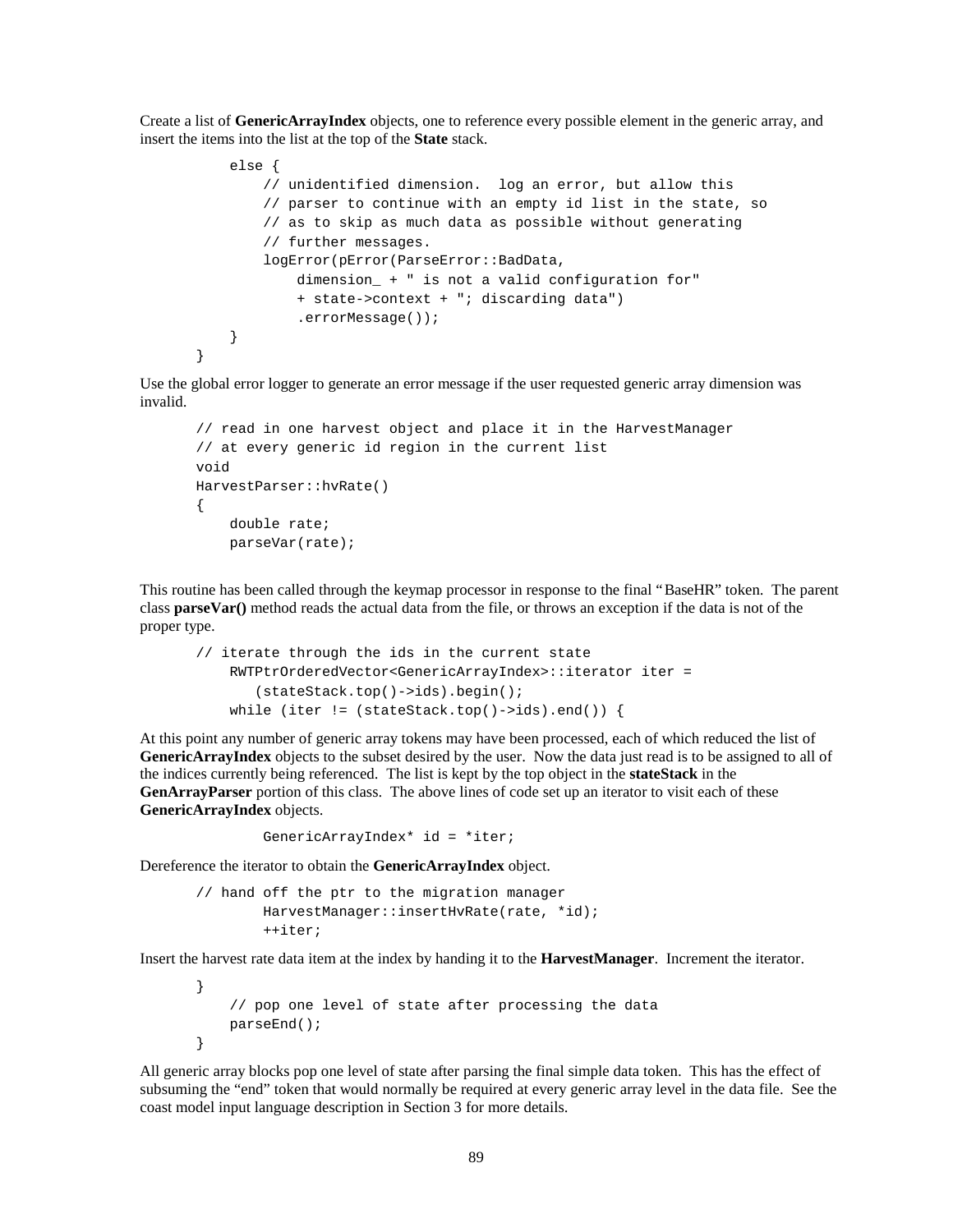Create a list of **GenericArrayIndex** objects, one to reference every possible element in the generic array, and insert the items into the list at the top of the **State** stack.

```
        else {
            // unidentified dimension.  log an error, but allow this
            // parser to continue with an empty id list in the state, so
            // as to skip as much data as possible without generating
            // further messages.
            logError(pError(ParseError::BadData,
                dimension_ + " is not a valid configuration for"
                + state->context + "; discarding data")
                .errorMessage());
        }
    }
```

Use the global error logger to generate an error message if the user requested generic array dimension was invalid.

```
    // read in one harvest object and place it in the HarvestManager
    // at every generic id region in the current list
    void
    HarvestParser::hvRate()
    {
        double rate;
        parseVar(rate);
```

This routine has been called through the keymap processor in response to the final "BaseHR" token. The parent class **parseVar()** method reads the actual data from the file, or throws an exception if the data is not of the proper type.

```
    // iterate through the ids in the current state
        RWTPtrOrderedVector<GenericArrayIndex>::iterator iter =
           (stateStack.top()->ids).begin();
        while (iter != (stateStack.top()->ids).end()) {
```

At this point any number of generic array tokens may have been processed, each of which reduced the list of **GenericArrayIndex** objects to the subset desired by the user. Now the data just read is to be assigned to all of the indices currently being referenced. The list is kept by the top object in the **stateStack** in the **GenArrayParser** portion of this class. The above lines of code set up an iterator to visit each of these **GenericArrayIndex** objects.

```
            GenericArrayIndex* id = *iter;
```

Dereference the iterator to obtain the **GenericArrayIndex** object.

```
    // hand off the ptr to the migration manager
            HarvestManager::insertHvRate(rate, *id);
            ++iter;
```

Insert the harvest rate data item at the index by handing it to the **HarvestManager**. Increment the iterator.

```
    }
        // pop one level of state after processing the data
        parseEnd();
    }
```

All generic array blocks pop one level of state after parsing the final simple data token. This has the effect of subsuming the "end" token that would normally be required at every generic array level in the data file. See the coast model input language description in Section 3 for more details.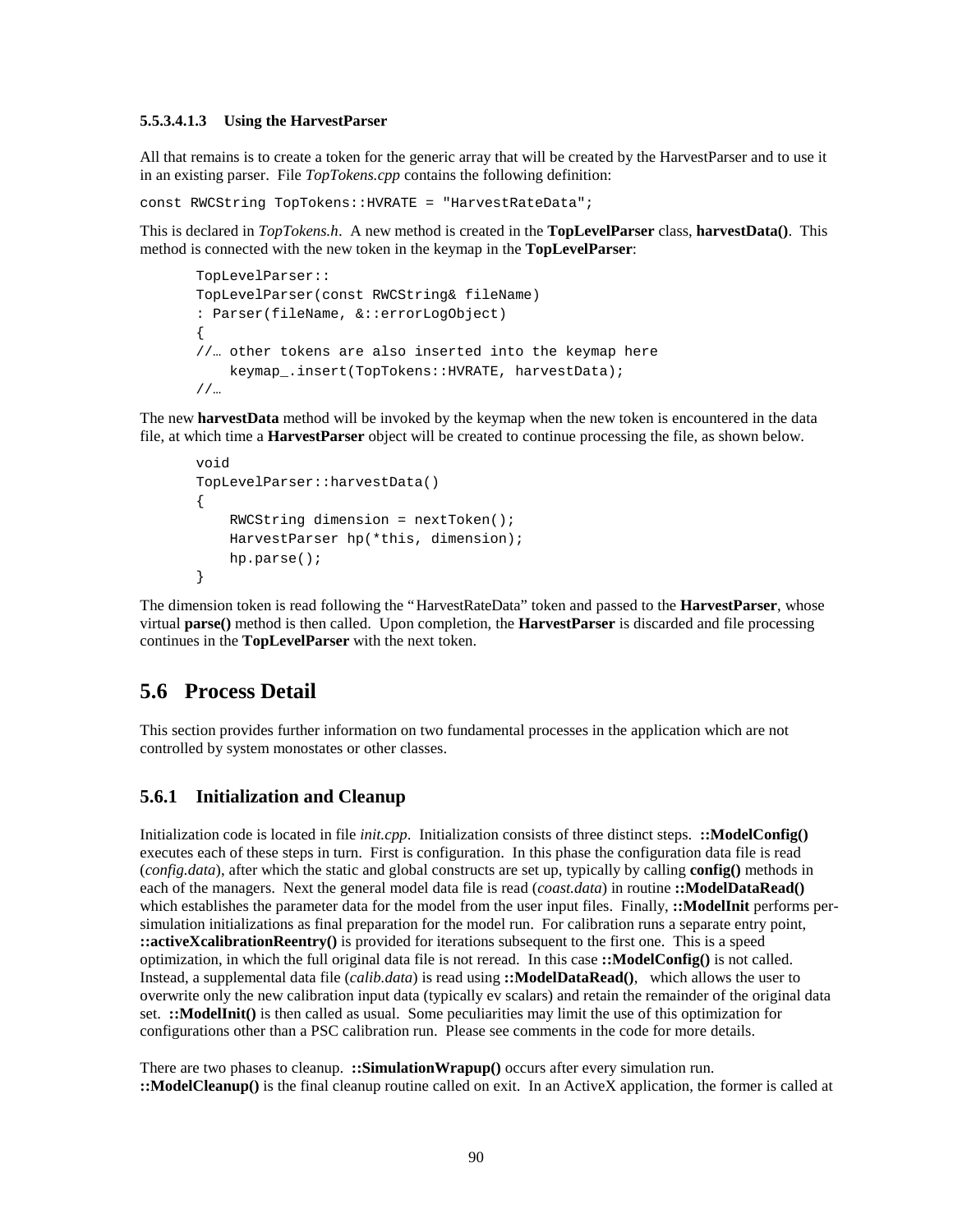#### 5.5.3.4.1.3 Using the HarvestParser

All that remains is to create a token for the generic array that will be created by the HarvestParser and to use it in an existing parser. File *TopTokens.cpp* contains the following definition:

```
const RWCString TopTokens::HVRATE = "HarvestRateData";
```

This is declared in *TopTokens.h*. A new method is created in the **TopLevelParser** class, **harvestData()**. This method is connected with the new token in the keymap in the **TopLevelParser**:

```
TopLevelParser::
TopLevelParser(const RWCString& fileName)
: Parser(fileName, &::errorLogObject)
{
//… other tokens are also inserted into the keymap here
    keymap_.insert(TopTokens::HVRATE, harvestData);
//…
```

The new **harvestData** method will be invoked by the keymap when the new token is encountered in the data file, at which time a **HarvestParser** object will be created to continue processing the file, as shown below.

```
void
TopLevelParser::harvestData()
{
    RWCString dimension = nextToken();
    HarvestParser hp(*this, dimension);
    hp.parse();
}
```

The dimension token is read following the "HarvestRateData" token and passed to the **HarvestParser**, whose virtual **parse()** method is then called. Upon completion, the **HarvestParser** is discarded and file processing continues in the **TopLevelParser** with the next token.

## 5.6 Process Detail

This section provides further information on two fundamental processes in the application which are not controlled by system monostates or other classes.

### 5.6.1 Initialization and Cleanup

Initialization code is located in file *init.cpp*. Initialization consists of three distinct steps. **::ModelConfig()** executes each of these steps in turn. First is configuration. In this phase the configuration data file is read (*config.data*), after which the static and global constructs are set up, typically by calling **config()** methods in each of the managers. Next the general model data file is read (*coast.data*) in routine **::ModelDataRead()** which establishes the parameter data for the model from the user input files. Finally, **::ModelInit** performs per-simulation initializations as final preparation for the model run. For calibration runs a separate entry point, **::activeXcalibrationReentry()** is provided for iterations subsequent to the first one. This is a speed optimization, in which the full original data file is not reread. In this case **::ModelConfig()** is not called. Instead, a supplemental data file (*calib.data*) is read using **::ModelDataRead()**, which allows the user to overwrite only the new calibration input data (typically ev scalars) and retain the remainder of the original data set. **::ModelInit()** is then called as usual. Some peculiarities may limit the use of this optimization for configurations other than a PSC calibration run. Please see comments in the code for more details.

There are two phases to cleanup. **::SimulationWrapup()** occurs after every simulation run. **::ModelCleanup()** is the final cleanup routine called on exit. In an ActiveX application, the former is called at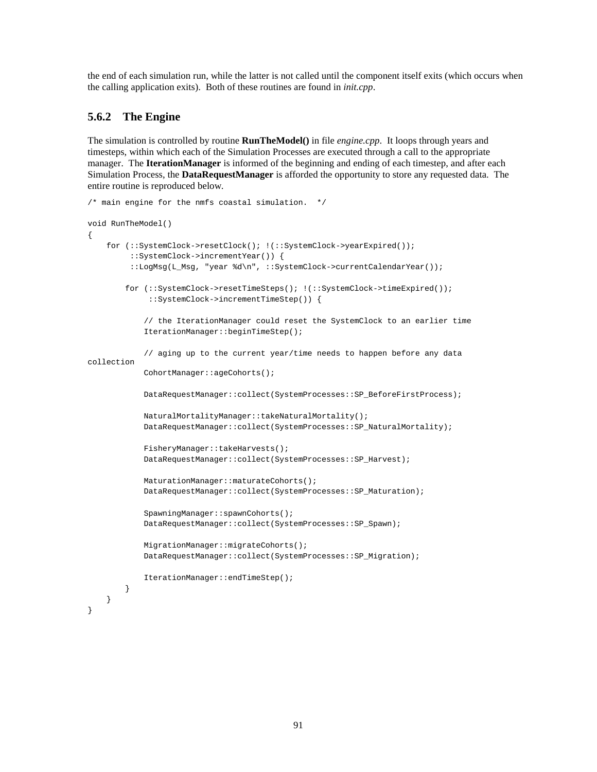the end of each simulation run, while the latter is not called until the component itself exits (which occurs when the calling application exits). Both of these routines are found in *init.cpp*.

### 5.6.2 The Engine

The simulation is controlled by routine **RunTheModel()** in file *engine.cpp*. It loops through years and timesteps, within which each of the Simulation Processes are executed through a call to the appropriate manager. The **IterationManager** is informed of the beginning and ending of each timestep, and after each Simulation Process, the **DataRequestManager** is afforded the opportunity to store any requested data. The entire routine is reproduced below.

```
/* main engine for the nmfs coastal simulation.  */

void RunTheModel()
{
    for (::SystemClock->resetClock(); !(::SystemClock->yearExpired());
         ::SystemClock->incrementYear()) {
         ::LogMsg(L_Msg, "year %d\n", ::SystemClock->currentCalendarYear());

        for (::SystemClock->resetTimeSteps(); !(::SystemClock->timeExpired());
             ::SystemClock->incrementTimeStep()) {

            // the IterationManager could reset the SystemClock to an earlier time
            IterationManager::beginTimeStep();

            // aging up to the current year/time needs to happen before any data
collection
            CohortManager::ageCohorts();

            DataRequestManager::collect(SystemProcesses::SP_BeforeFirstProcess);

            NaturalMortalityManager::takeNaturalMortality();
            DataRequestManager::collect(SystemProcesses::SP_NaturalMortality);

            FisheryManager::takeHarvests();
            DataRequestManager::collect(SystemProcesses::SP_Harvest);

            MaturationManager::maturateCohorts();
            DataRequestManager::collect(SystemProcesses::SP_Maturation);

            SpawningManager::spawnCohorts();
            DataRequestManager::collect(SystemProcesses::SP_Spawn);

            MigrationManager::migrateCohorts();
            DataRequestManager::collect(SystemProcesses::SP_Migration);

            IterationManager::endTimeStep();
        }
    }
}
```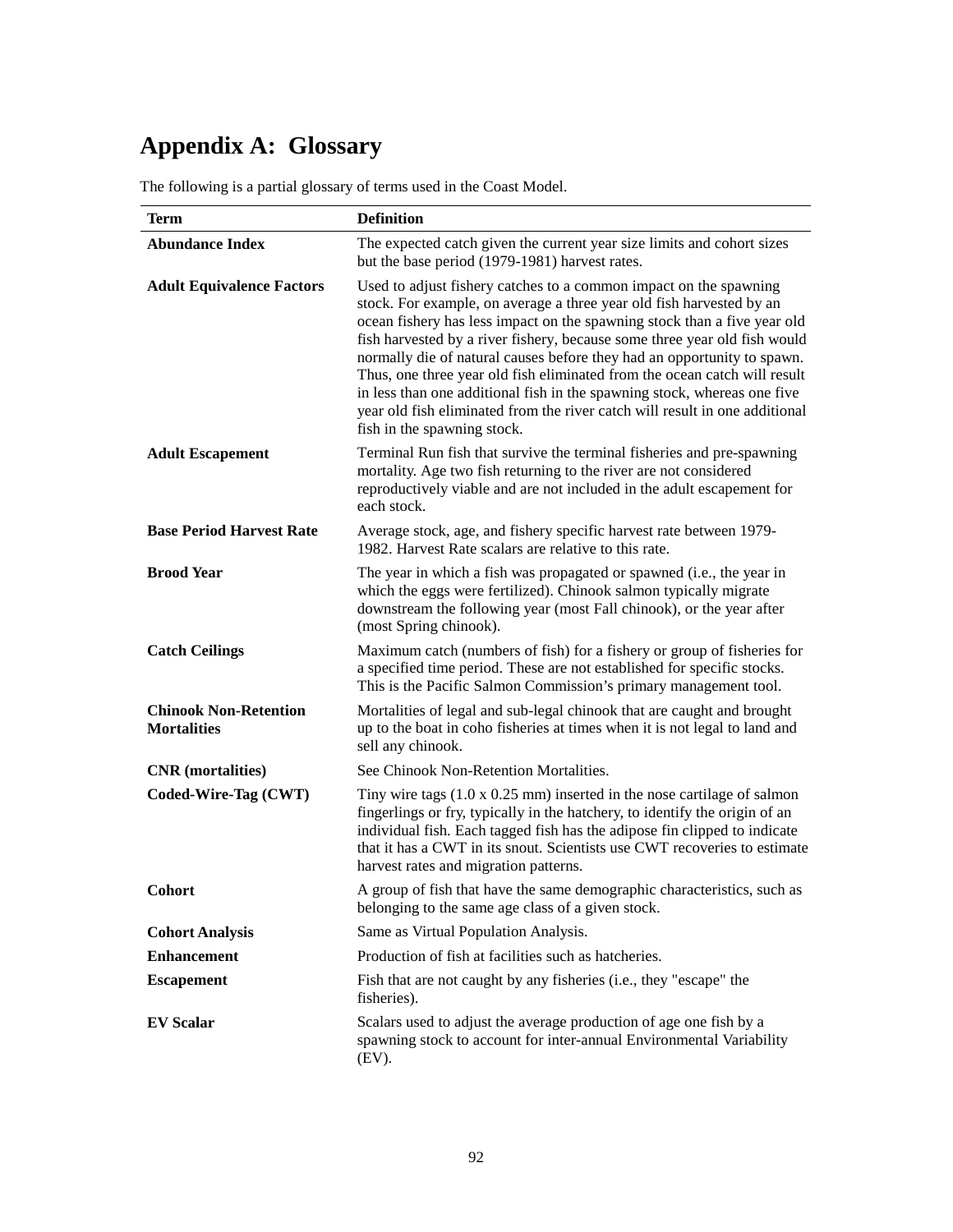# Appendix A: Glossary

The following is a partial glossary of terms used in the Coast Model.

| Term | Definition |
|---|---|
| **Abundance Index** | The expected catch given the current year size limits and cohort sizes but the base period (1979-1981) harvest rates. |
| **Adult Equivalence Factors** | Used to adjust fishery catches to a common impact on the spawning stock. For example, on average a three year old fish harvested by an ocean fishery has less impact on the spawning stock than a five year old fish harvested by a river fishery, because some three year old fish would normally die of natural causes before they had an opportunity to spawn. Thus, one three year old fish eliminated from the ocean catch will result in less than one additional fish in the spawning stock, whereas one five year old fish eliminated from the river catch will result in one additional fish in the spawning stock. |
| **Adult Escapement** | Terminal Run fish that survive the terminal fisheries and pre-spawning mortality. Age two fish returning to the river are not considered reproductively viable and are not included in the adult escapement for each stock. |
| **Base Period Harvest Rate** | Average stock, age, and fishery specific harvest rate between 1979-1982. Harvest Rate scalars are relative to this rate. |
| **Brood Year** | The year in which a fish was propagated or spawned (i.e., the year in which the eggs were fertilized). Chinook salmon typically migrate downstream the following year (most Fall chinook), or the year after (most Spring chinook). |
| **Catch Ceilings** | Maximum catch (numbers of fish) for a fishery or group of fisheries for a specified time period. These are not established for specific stocks. This is the Pacific Salmon Commission's primary management tool. |
| **Chinook Non-Retention Mortalities** | Mortalities of legal and sub-legal chinook that are caught and brought up to the boat in coho fisheries at times when it is not legal to land and sell any chinook. |
| **CNR (mortalities)** | See Chinook Non-Retention Mortalities. |
| **Coded-Wire-Tag (CWT)** | Tiny wire tags (1.0 x 0.25 mm) inserted in the nose cartilage of salmon fingerlings or fry, typically in the hatchery, to identify the origin of an individual fish. Each tagged fish has the adipose fin clipped to indicate that it has a CWT in its snout. Scientists use CWT recoveries to estimate harvest rates and migration patterns. |
| **Cohort** | A group of fish that have the same demographic characteristics, such as belonging to the same age class of a given stock. |
| **Cohort Analysis** | Same as Virtual Population Analysis. |
| **Enhancement** | Production of fish at facilities such as hatcheries. |
| **Escapement** | Fish that are not caught by any fisheries (i.e., they "escape" the fisheries). |
| **EV Scalar** | Scalars used to adjust the average production of age one fish by a spawning stock to account for inter-annual Environmental Variability (EV). |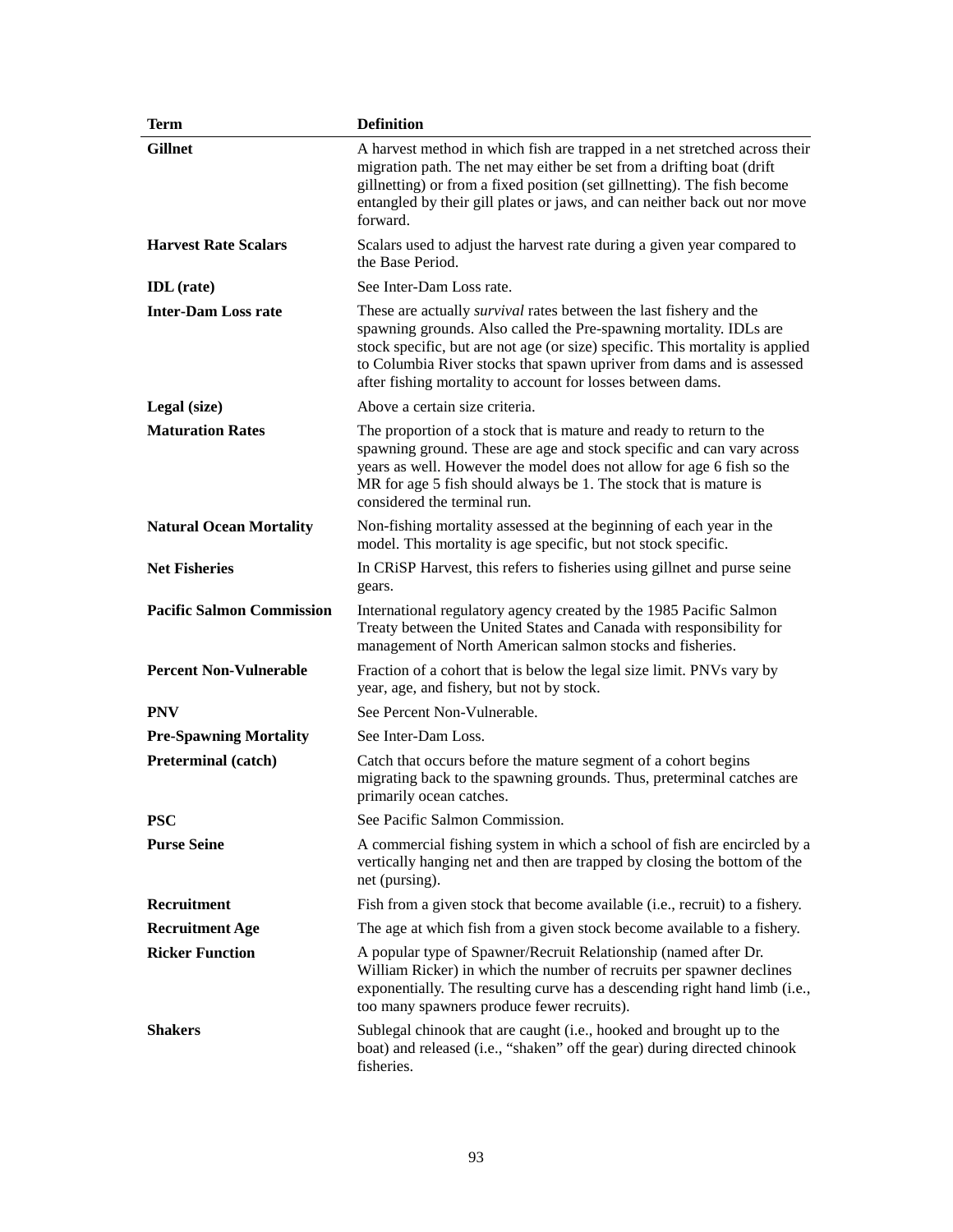| Term | Definition |
|---|---|
| **Gillnet** | A harvest method in which fish are trapped in a net stretched across their migration path. The net may either be set from a drifting boat (drift gillnetting) or from a fixed position (set gillnetting). The fish become entangled by their gill plates or jaws, and can neither back out nor move forward. |
| **Harvest Rate Scalars** | Scalars used to adjust the harvest rate during a given year compared to the Base Period. |
| **IDL (rate)** | See Inter-Dam Loss rate. |
| **Inter-Dam Loss rate** | These are actually *survival* rates between the last fishery and the spawning grounds. Also called the Pre-spawning mortality. IDLs are stock specific, but are not age (or size) specific. This mortality is applied to Columbia River stocks that spawn upriver from dams and is assessed after fishing mortality to account for losses between dams. |
| **Legal (size)** | Above a certain size criteria. |
| **Maturation Rates** | The proportion of a stock that is mature and ready to return to the spawning ground. These are age and stock specific and can vary across years as well. However the model does not allow for age 6 fish so the MR for age 5 fish should always be 1. The stock that is mature is considered the terminal run. |
| **Natural Ocean Mortality** | Non-fishing mortality assessed at the beginning of each year in the model. This mortality is age specific, but not stock specific. |
| **Net Fisheries** | In CRiSP Harvest, this refers to fisheries using gillnet and purse seine gears. |
| **Pacific Salmon Commission** | International regulatory agency created by the 1985 Pacific Salmon Treaty between the United States and Canada with responsibility for management of North American salmon stocks and fisheries. |
| **Percent Non-Vulnerable** | Fraction of a cohort that is below the legal size limit. PNVs vary by year, age, and fishery, but not by stock. |
| **PNV** | See Percent Non-Vulnerable. |
| **Pre-Spawning Mortality** | See Inter-Dam Loss. |
| **Preterminal (catch)** | Catch that occurs before the mature segment of a cohort begins migrating back to the spawning grounds. Thus, preterminal catches are primarily ocean catches. |
| **PSC** | See Pacific Salmon Commission. |
| **Purse Seine** | A commercial fishing system in which a school of fish are encircled by a vertically hanging net and then are trapped by closing the bottom of the net (pursing). |
| **Recruitment** | Fish from a given stock that become available (i.e., recruit) to a fishery. |
| **Recruitment Age** | The age at which fish from a given stock become available to a fishery. |
| **Ricker Function** | A popular type of Spawner/Recruit Relationship (named after Dr. William Ricker) in which the number of recruits per spawner declines exponentially. The resulting curve has a descending right hand limb (i.e., too many spawners produce fewer recruits). |
| **Shakers** | Sublegal chinook that are caught (i.e., hooked and brought up to the boat) and released (i.e., "shaken" off the gear) during directed chinook fisheries. |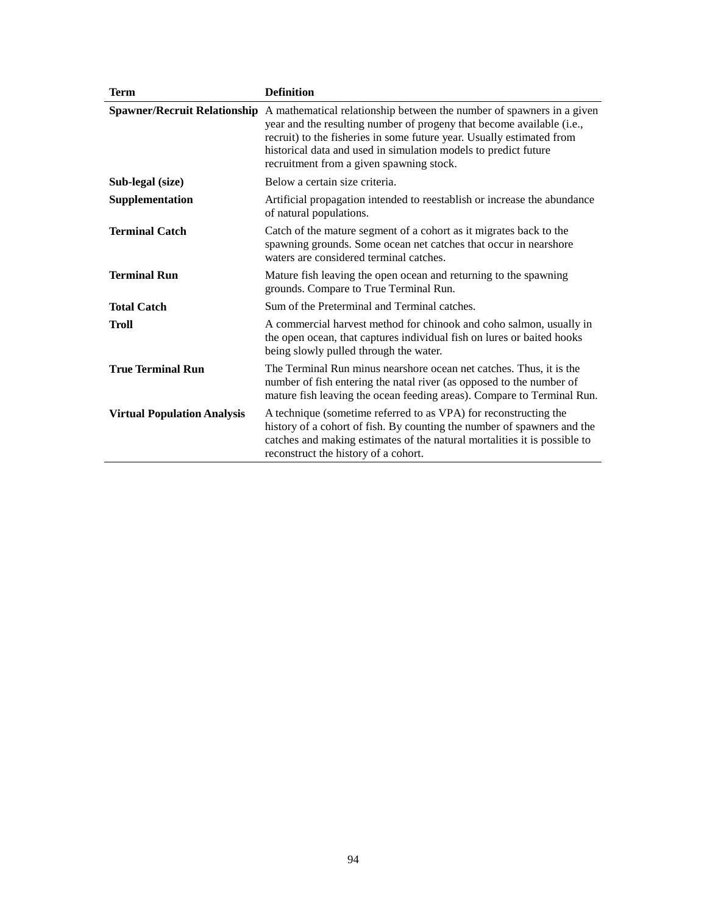| Term | Definition |
|---|---|
| **Spawner/Recruit Relationship** | A mathematical relationship between the number of spawners in a given year and the resulting number of progeny that become available (i.e., recruit) to the fisheries in some future year. Usually estimated from historical data and used in simulation models to predict future recruitment from a given spawning stock. |
| **Sub-legal (size)** | Below a certain size criteria. |
| **Supplementation** | Artificial propagation intended to reestablish or increase the abundance of natural populations. |
| **Terminal Catch** | Catch of the mature segment of a cohort as it migrates back to the spawning grounds. Some ocean net catches that occur in nearshore waters are considered terminal catches. |
| **Terminal Run** | Mature fish leaving the open ocean and returning to the spawning grounds. Compare to True Terminal Run. |
| **Total Catch** | Sum of the Preterminal and Terminal catches. |
| **Troll** | A commercial harvest method for chinook and coho salmon, usually in the open ocean, that captures individual fish on lures or baited hooks being slowly pulled through the water. |
| **True Terminal Run** | The Terminal Run minus nearshore ocean net catches. Thus, it is the number of fish entering the natal river (as opposed to the number of mature fish leaving the ocean feeding areas). Compare to Terminal Run. |
| **Virtual Population Analysis** | A technique (sometime referred to as VPA) for reconstructing the history of a cohort of fish. By counting the number of spawners and the catches and making estimates of the natural mortalities it is possible to reconstruct the history of a cohort. |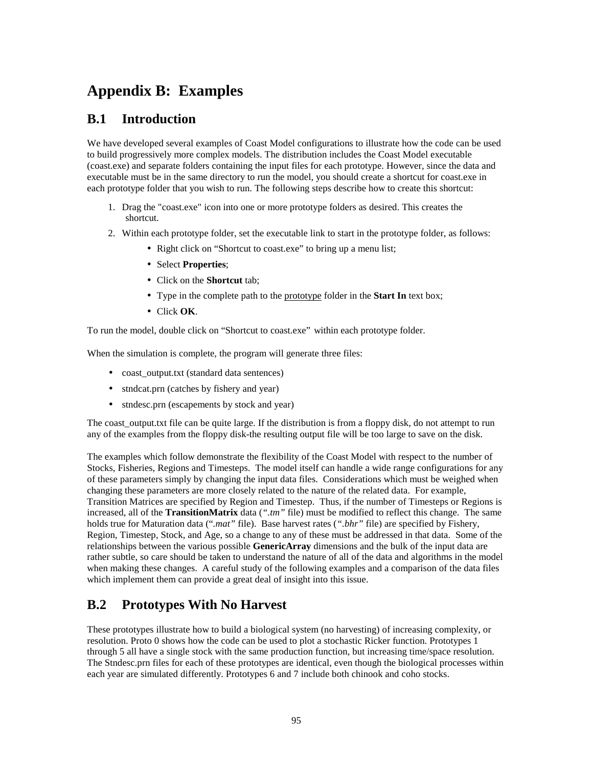# Appendix B: Examples

## B.1 Introduction

We have developed several examples of Coast Model configurations to illustrate how the code can be used to build progressively more complex models. The distribution includes the Coast Model executable (coast.exe) and separate folders containing the input files for each prototype. However, since the data and executable must be in the same directory to run the model, you should create a shortcut for coast.exe in each prototype folder that you wish to run. The following steps describe how to create this shortcut:

1. Drag the "coast.exe" icon into one or more prototype folders as desired. This creates the shortcut.
2. Within each prototype folder, set the executable link to start in the prototype folder, as follows:
   - Right click on "Shortcut to coast.exe" to bring up a menu list;
   - Select **Properties**;
   - Click on the **Shortcut** tab;
   - Type in the complete path to the prototype folder in the **Start In** text box;
   - Click **OK**.

To run the model, double click on "Shortcut to coast.exe" within each prototype folder.

When the simulation is complete, the program will generate three files:

- coast_output.txt (standard data sentences)
- stndcat.prn (catches by fishery and year)
- stndesc.prn (escapements by stock and year)

The coast_output.txt file can be quite large. If the distribution is from a floppy disk, do not attempt to run any of the examples from the floppy disk-the resulting output file will be too large to save on the disk.

The examples which follow demonstrate the flexibility of the Coast Model with respect to the number of Stocks, Fisheries, Regions and Timesteps. The model itself can handle a wide range configurations for any of these parameters simply by changing the input data files. Considerations which must be weighed when changing these parameters are more closely related to the nature of the related data. For example, Transition Matrices are specified by Region and Timestep. Thus, if the number of Timesteps or Regions is increased, all of the **TransitionMatrix** data (*".tm"* file) must be modified to reflect this change. The same holds true for Maturation data (*".mat"* file). Base harvest rates (*".bhr"* file) are specified by Fishery, Region, Timestep, Stock, and Age, so a change to any of these must be addressed in that data. Some of the relationships between the various possible **GenericArray** dimensions and the bulk of the input data are rather subtle, so care should be taken to understand the nature of all of the data and algorithms in the model when making these changes. A careful study of the following examples and a comparison of the data files which implement them can provide a great deal of insight into this issue.

## B.2 Prototypes With No Harvest

These prototypes illustrate how to build a biological system (no harvesting) of increasing complexity, or resolution. Proto 0 shows how the code can be used to plot a stochastic Ricker function. Prototypes 1 through 5 all have a single stock with the same production function, but increasing time/space resolution. The Stndesc.prn files for each of these prototypes are identical, even though the biological processes within each year are simulated differently. Prototypes 6 and 7 include both chinook and coho stocks.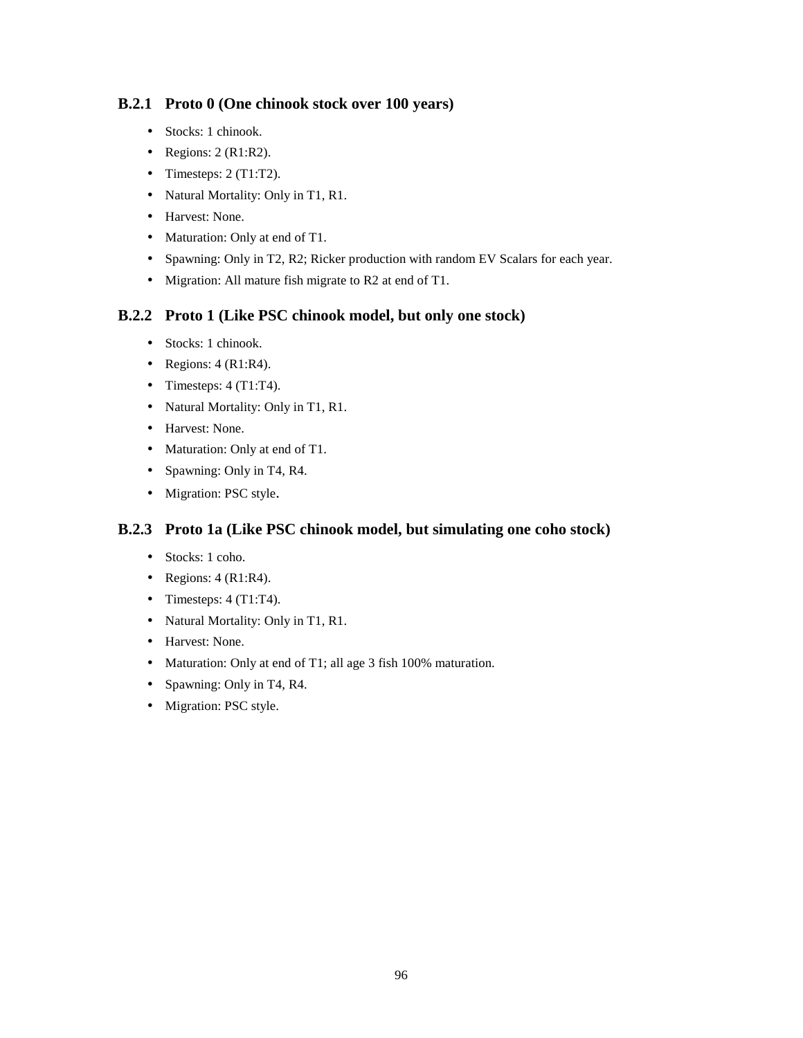### B.2.1 Proto 0 (One chinook stock over 100 years)

- Stocks: 1 chinook.
- Regions: 2 (R1:R2).
- Timesteps: 2 (T1:T2).
- Natural Mortality: Only in T1, R1.
- Harvest: None.
- Maturation: Only at end of T1.
- Spawning: Only in T2, R2; Ricker production with random EV Scalars for each year.
- Migration: All mature fish migrate to R2 at end of T1.

### B.2.2 Proto 1 (Like PSC chinook model, but only one stock)

- Stocks: 1 chinook.
- Regions: 4 (R1:R4).
- Timesteps: 4 (T1:T4).
- Natural Mortality: Only in T1, R1.
- Harvest: None.
- Maturation: Only at end of T1.
- Spawning: Only in T4, R4.
- Migration: PSC style.

### B.2.3 Proto 1a (Like PSC chinook model, but simulating one coho stock)

- Stocks: 1 coho.
- Regions: 4 (R1:R4).
- Timesteps: 4 (T1:T4).
- Natural Mortality: Only in T1, R1.
- Harvest: None.
- Maturation: Only at end of T1; all age 3 fish 100% maturation.
- Spawning: Only in T4, R4.
- Migration: PSC style.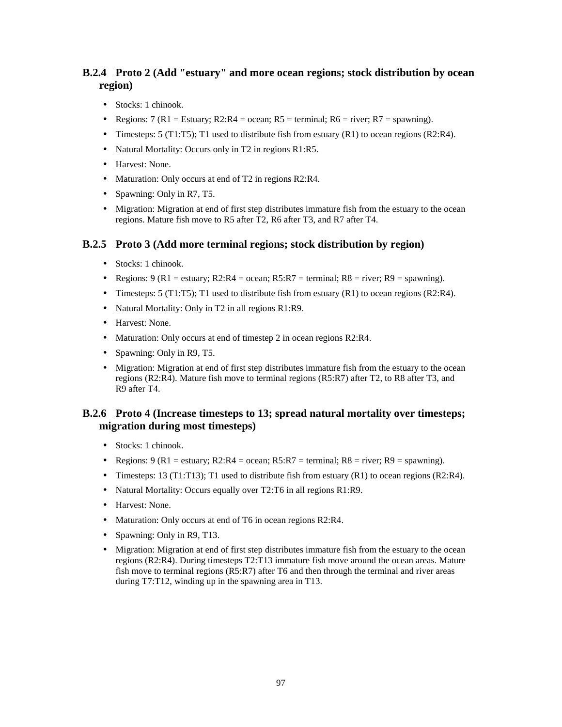### B.2.4 Proto 2 (Add "estuary" and more ocean regions; stock distribution by ocean region)

- Stocks: 1 chinook.
- Regions: 7 (R1 = Estuary; R2:R4 = ocean; R5 = terminal; R6 = river; R7 = spawning).
- Timesteps: 5 (T1:T5); T1 used to distribute fish from estuary (R1) to ocean regions (R2:R4).
- Natural Mortality: Occurs only in T2 in regions R1:R5.
- Harvest: None.
- Maturation: Only occurs at end of T2 in regions R2:R4.
- Spawning: Only in R7, T5.
- Migration: Migration at end of first step distributes immature fish from the estuary to the ocean regions. Mature fish move to R5 after T2, R6 after T3, and R7 after T4.

### B.2.5 Proto 3 (Add more terminal regions; stock distribution by region)

- Stocks: 1 chinook.
- Regions: 9 (R1 = estuary; R2:R4 = ocean; R5:R7 = terminal; R8 = river; R9 = spawning).
- Timesteps: 5 (T1:T5); T1 used to distribute fish from estuary (R1) to ocean regions (R2:R4).
- Natural Mortality: Only in T2 in all regions R1:R9.
- Harvest: None.
- Maturation: Only occurs at end of timestep 2 in ocean regions R2:R4.
- Spawning: Only in R9, T5.
- Migration: Migration at end of first step distributes immature fish from the estuary to the ocean regions (R2:R4). Mature fish move to terminal regions (R5:R7) after T2, to R8 after T3, and R9 after T4.

### B.2.6 Proto 4 (Increase timesteps to 13; spread natural mortality over timesteps; migration during most timesteps)

- Stocks: 1 chinook.
- Regions: 9 (R1 = estuary; R2:R4 = ocean; R5:R7 = terminal; R8 = river; R9 = spawning).
- Timesteps: 13 (T1:T13); T1 used to distribute fish from estuary (R1) to ocean regions (R2:R4).
- Natural Mortality: Occurs equally over T2:T6 in all regions R1:R9.
- Harvest: None.
- Maturation: Only occurs at end of T6 in ocean regions R2:R4.
- Spawning: Only in R9, T13.
- Migration: Migration at end of first step distributes immature fish from the estuary to the ocean regions (R2:R4). During timesteps T2:T13 immature fish move around the ocean areas. Mature fish move to terminal regions (R5:R7) after T6 and then through the terminal and river areas during T7:T12, winding up in the spawning area in T13.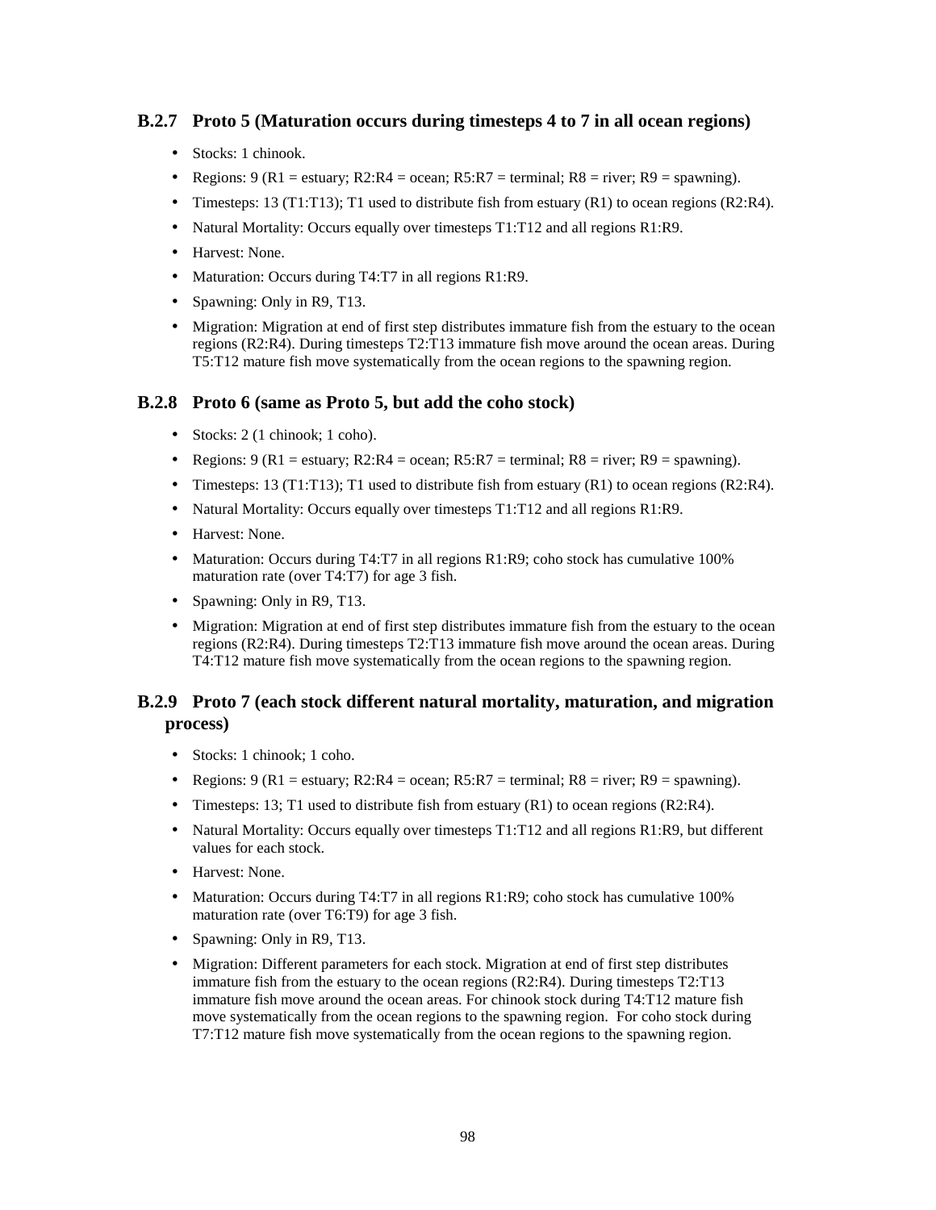### B.2.7 Proto 5 (Maturation occurs during timesteps 4 to 7 in all ocean regions)

- Stocks: 1 chinook.
- Regions: 9 (R1 = estuary; R2:R4 = ocean; R5:R7 = terminal; R8 = river; R9 = spawning).
- Timesteps: 13 (T1:T13); T1 used to distribute fish from estuary (R1) to ocean regions (R2:R4).
- Natural Mortality: Occurs equally over timesteps T1:T12 and all regions R1:R9.
- Harvest: None.
- Maturation: Occurs during T4:T7 in all regions R1:R9.
- Spawning: Only in R9, T13.
- Migration: Migration at end of first step distributes immature fish from the estuary to the ocean regions (R2:R4). During timesteps T2:T13 immature fish move around the ocean areas. During T5:T12 mature fish move systematically from the ocean regions to the spawning region.

### B.2.8 Proto 6 (same as Proto 5, but add the coho stock)

- Stocks: 2 (1 chinook; 1 coho).
- Regions: 9 (R1 = estuary; R2:R4 = ocean; R5:R7 = terminal; R8 = river; R9 = spawning).
- Timesteps: 13 (T1:T13); T1 used to distribute fish from estuary (R1) to ocean regions (R2:R4).
- Natural Mortality: Occurs equally over timesteps T1:T12 and all regions R1:R9.
- Harvest: None.
- Maturation: Occurs during T4:T7 in all regions R1:R9; coho stock has cumulative 100% maturation rate (over T4:T7) for age 3 fish.
- Spawning: Only in R9, T13.
- Migration: Migration at end of first step distributes immature fish from the estuary to the ocean regions (R2:R4). During timesteps T2:T13 immature fish move around the ocean areas. During T4:T12 mature fish move systematically from the ocean regions to the spawning region.

### B.2.9 Proto 7 (each stock different natural mortality, maturation, and migration process)

- Stocks: 1 chinook; 1 coho.
- Regions: 9 (R1 = estuary; R2:R4 = ocean; R5:R7 = terminal; R8 = river; R9 = spawning).
- Timesteps: 13; T1 used to distribute fish from estuary (R1) to ocean regions (R2:R4).
- Natural Mortality: Occurs equally over timesteps T1:T12 and all regions R1:R9, but different values for each stock.
- Harvest: None.
- Maturation: Occurs during T4:T7 in all regions R1:R9; coho stock has cumulative 100% maturation rate (over T6:T9) for age 3 fish.
- Spawning: Only in R9, T13.
- Migration: Different parameters for each stock. Migration at end of first step distributes immature fish from the estuary to the ocean regions (R2:R4). During timesteps T2:T13 immature fish move around the ocean areas. For chinook stock during T4:T12 mature fish move systematically from the ocean regions to the spawning region. For coho stock during T7:T12 mature fish move systematically from the ocean regions to the spawning region.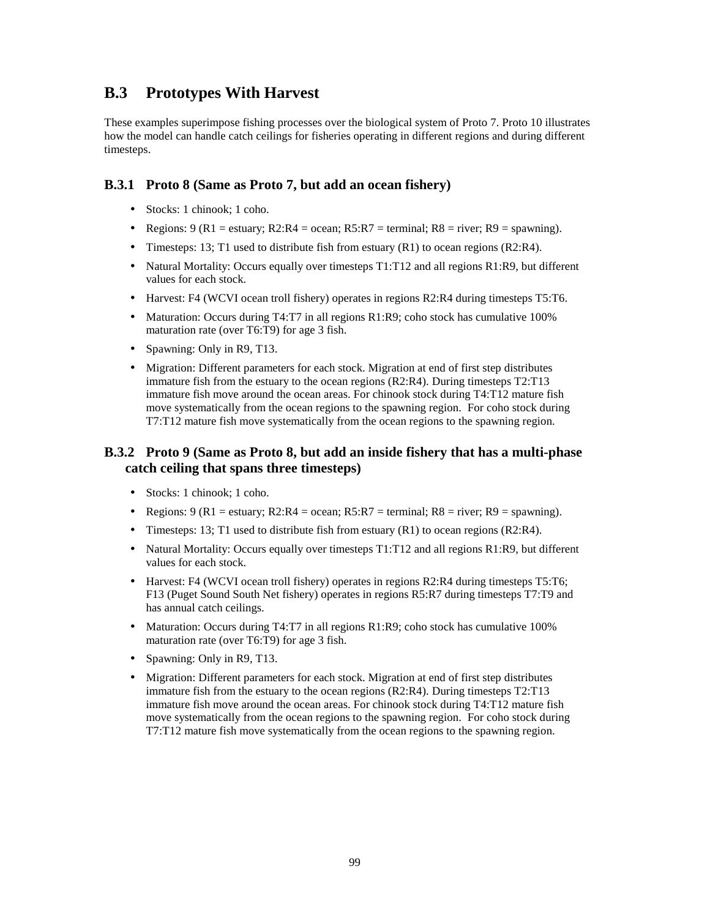## B.3 Prototypes With Harvest

These examples superimpose fishing processes over the biological system of Proto 7. Proto 10 illustrates how the model can handle catch ceilings for fisheries operating in different regions and during different timesteps.

### B.3.1 Proto 8 (Same as Proto 7, but add an ocean fishery)

- Stocks: 1 chinook; 1 coho.
- Regions: 9 (R1 = estuary; R2:R4 = ocean; R5:R7 = terminal; R8 = river; R9 = spawning).
- Timesteps: 13; T1 used to distribute fish from estuary (R1) to ocean regions (R2:R4).
- Natural Mortality: Occurs equally over timesteps T1:T12 and all regions R1:R9, but different values for each stock.
- Harvest: F4 (WCVI ocean troll fishery) operates in regions R2:R4 during timesteps T5:T6.
- Maturation: Occurs during T4:T7 in all regions R1:R9; coho stock has cumulative 100% maturation rate (over T6:T9) for age 3 fish.
- Spawning: Only in R9, T13.
- Migration: Different parameters for each stock. Migration at end of first step distributes immature fish from the estuary to the ocean regions (R2:R4). During timesteps T2:T13 immature fish move around the ocean areas. For chinook stock during T4:T12 mature fish move systematically from the ocean regions to the spawning region. For coho stock during T7:T12 mature fish move systematically from the ocean regions to the spawning region.

### B.3.2 Proto 9 (Same as Proto 8, but add an inside fishery that has a multi-phase catch ceiling that spans three timesteps)

- Stocks: 1 chinook; 1 coho.
- Regions: 9 (R1 = estuary; R2:R4 = ocean; R5:R7 = terminal; R8 = river; R9 = spawning).
- Timesteps: 13; T1 used to distribute fish from estuary (R1) to ocean regions (R2:R4).
- Natural Mortality: Occurs equally over timesteps T1:T12 and all regions R1:R9, but different values for each stock.
- Harvest: F4 (WCVI ocean troll fishery) operates in regions R2:R4 during timesteps T5:T6; F13 (Puget Sound South Net fishery) operates in regions R5:R7 during timesteps T7:T9 and has annual catch ceilings.
- Maturation: Occurs during T4:T7 in all regions R1:R9; coho stock has cumulative 100% maturation rate (over T6:T9) for age 3 fish.
- Spawning: Only in R9, T13.
- Migration: Different parameters for each stock. Migration at end of first step distributes immature fish from the estuary to the ocean regions (R2:R4). During timesteps T2:T13 immature fish move around the ocean areas. For chinook stock during T4:T12 mature fish move systematically from the ocean regions to the spawning region. For coho stock during T7:T12 mature fish move systematically from the ocean regions to the spawning region.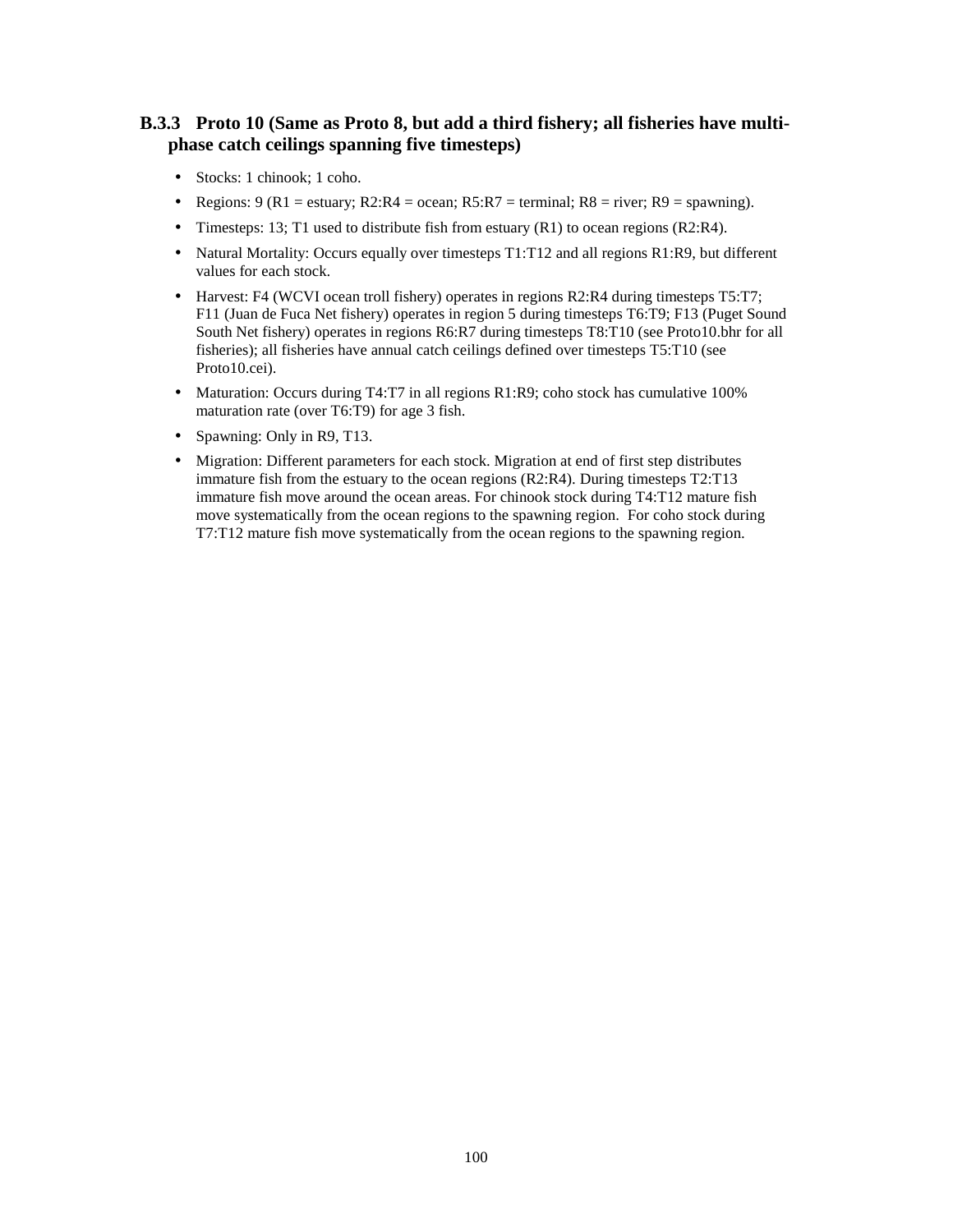### B.3.3 Proto 10 (Same as Proto 8, but add a third fishery; all fisheries have multi-phase catch ceilings spanning five timesteps)

- Stocks: 1 chinook; 1 coho.
- Regions: 9 (R1 = estuary; R2:R4 = ocean; R5:R7 = terminal; R8 = river; R9 = spawning).
- Timesteps: 13; T1 used to distribute fish from estuary (R1) to ocean regions (R2:R4).
- Natural Mortality: Occurs equally over timesteps T1:T12 and all regions R1:R9, but different values for each stock.
- Harvest: F4 (WCVI ocean troll fishery) operates in regions R2:R4 during timesteps T5:T7; F11 (Juan de Fuca Net fishery) operates in region 5 during timesteps T6:T9; F13 (Puget Sound South Net fishery) operates in regions R6:R7 during timesteps T8:T10 (see Proto10.bhr for all fisheries); all fisheries have annual catch ceilings defined over timesteps T5:T10 (see Proto10.cei).
- Maturation: Occurs during T4:T7 in all regions R1:R9; coho stock has cumulative 100% maturation rate (over T6:T9) for age 3 fish.
- Spawning: Only in R9, T13.
- Migration: Different parameters for each stock. Migration at end of first step distributes immature fish from the estuary to the ocean regions (R2:R4). During timesteps T2:T13 immature fish move around the ocean areas. For chinook stock during T4:T12 mature fish move systematically from the ocean regions to the spawning region. For coho stock during T7:T12 mature fish move systematically from the ocean regions to the spawning region.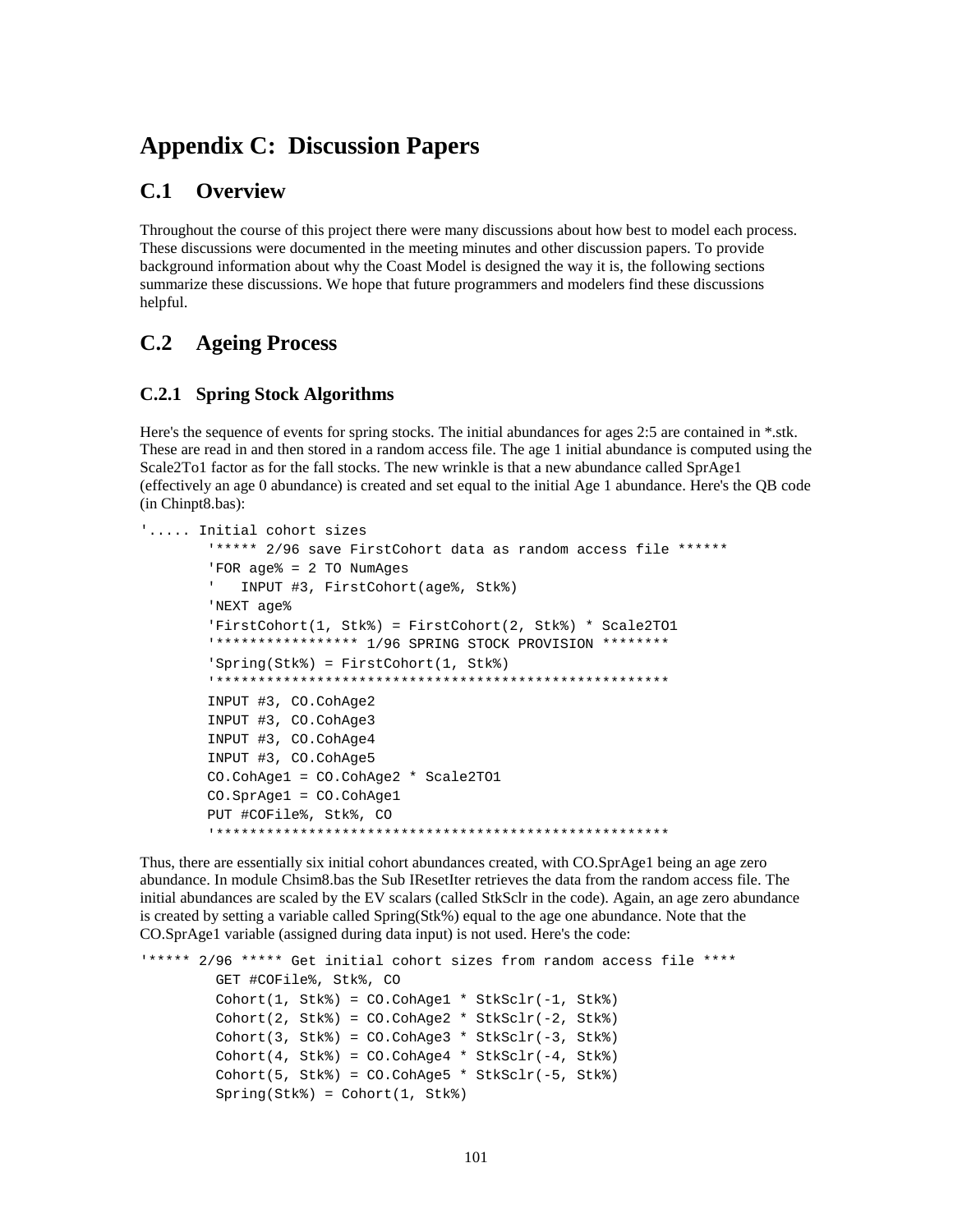# Appendix C: Discussion Papers

## C.1 Overview

Throughout the course of this project there were many discussions about how best to model each process. These discussions were documented in the meeting minutes and other discussion papers. To provide background information about why the Coast Model is designed the way it is, the following sections summarize these discussions. We hope that future programmers and modelers find these discussions helpful.

## C.2 Ageing Process

### C.2.1 Spring Stock Algorithms

Here's the sequence of events for spring stocks. The initial abundances for ages 2:5 are contained in *.stk. These are read in and then stored in a random access file. The age 1 initial abundance is computed using the Scale2To1 factor as for the fall stocks. The new wrinkle is that a new abundance called SprAge1 (effectively an age 0 abundance) is created and set equal to the initial Age 1 abundance. Here's the QB code (in Chinpt8.bas):

```
'..... Initial cohort sizes
        '***** 2/96 save FirstCohort data as random access file ******
        'FOR age% = 2 TO NumAges
        '   INPUT #3, FirstCohort(age%, Stk%)
        'NEXT age%
        'FirstCohort(1, Stk%) = FirstCohort(2, Stk%) * Scale2TO1
        '***************** 1/96 SPRING STOCK PROVISION ********
        'Spring(Stk%) = FirstCohort(1, Stk%)
        '*****************************************************
        INPUT #3, CO.CohAge2
        INPUT #3, CO.CohAge3
        INPUT #3, CO.CohAge4
        INPUT #3, CO.CohAge5
        CO.CohAge1 = CO.CohAge2 * Scale2TO1
        CO.SprAge1 = CO.CohAge1
        PUT #COFile%, Stk%, CO
        '*****************************************************
```

Thus, there are essentially six initial cohort abundances created, with CO.SprAge1 being an age zero abundance. In module Chsim8.bas the Sub IResetIter retrieves the data from the random access file. The initial abundances are scaled by the EV scalars (called StkSclr in the code). Again, an age zero abundance is created by setting a variable called Spring(Stk%) equal to the age one abundance. Note that the CO.SprAge1 variable (assigned during data input) is not used. Here's the code:

```
'***** 2/96 ***** Get initial cohort sizes from random access file ****
         GET #COFile%, Stk%, CO
         Cohort(1, Stk%) = CO.CohAge1 * StkSclr(-1, Stk%)
         Cohort(2, Stk%) = CO.CohAge2 * StkSclr(-2, Stk%)
         Cohort(3, Stk%) = CO.CohAge3 * StkSclr(-3, Stk%)
         Cohort(4, Stk%) = CO.CohAge4 * StkSclr(-4, Stk%)
         Cohort(5, Stk%) = CO.CohAge5 * StkSclr(-5, Stk%)
         Spring(Stk%) = Cohort(1, Stk%)
```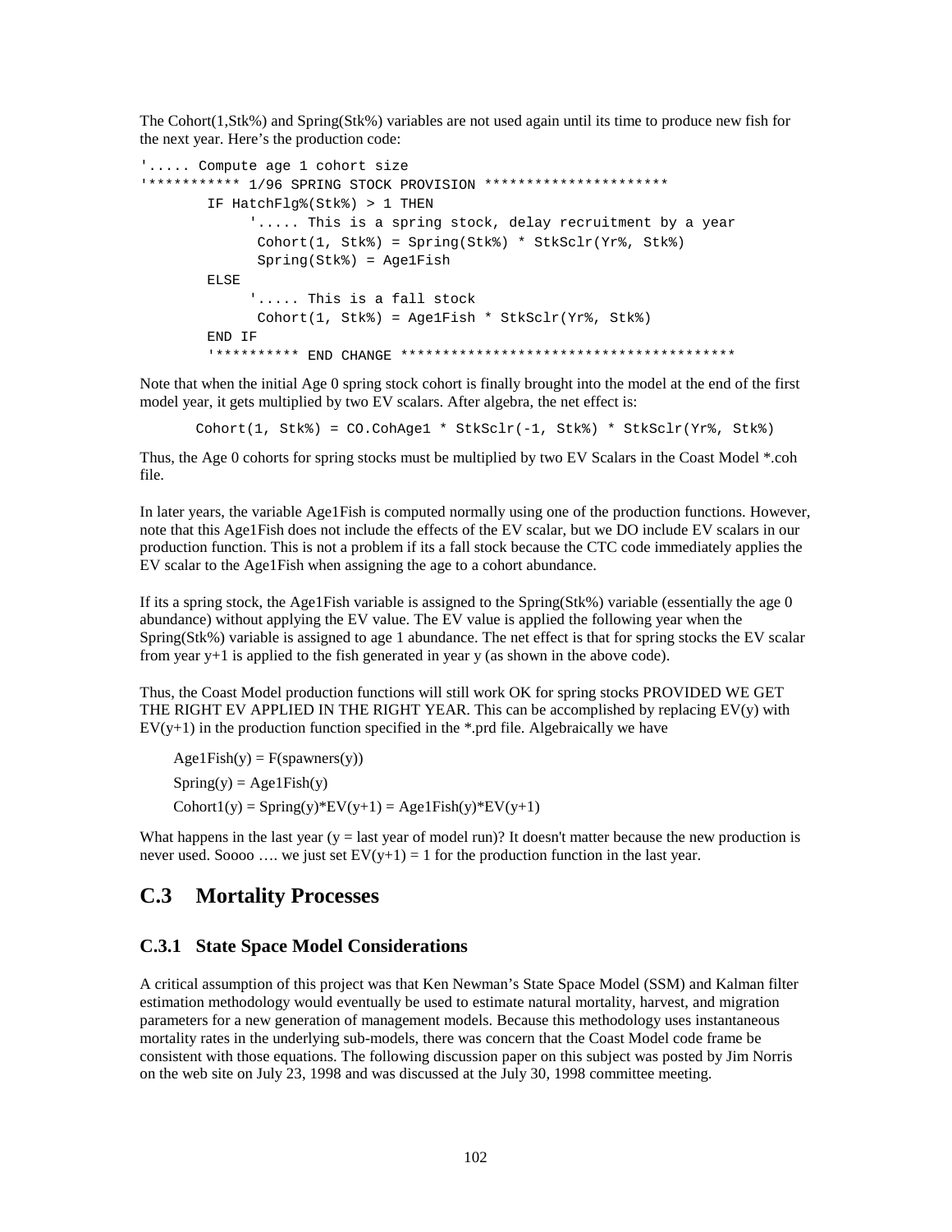The Cohort(1,Stk%) and Spring(Stk%) variables are not used again until its time to produce new fish for the next year. Here's the production code:

```
'..... Compute age 1 cohort size
'*********** 1/96 SPRING STOCK PROVISION **********************
        IF HatchFlg%(Stk%) > 1 THEN
             '..... This is a spring stock, delay recruitment by a year
              Cohort(1, Stk%) = Spring(Stk%) * StkSclr(Yr%, Stk%)
              Spring(Stk%) = Age1Fish
        ELSE
             '..... This is a fall stock
              Cohort(1, Stk%) = Age1Fish * StkSclr(Yr%, Stk%)
        END IF
        '********** END CHANGE ****************************************
```

Note that when the initial Age 0 spring stock cohort is finally brought into the model at the end of the first model year, it gets multiplied by two EV scalars. After algebra, the net effect is:

```
Cohort(1, Stk%) = CO.CohAge1 * StkSclr(-1, Stk%) * StkSclr(Yr%, Stk%)
```

Thus, the Age 0 cohorts for spring stocks must be multiplied by two EV Scalars in the Coast Model *.coh file.

In later years, the variable Age1Fish is computed normally using one of the production functions. However, note that this Age1Fish does not include the effects of the EV scalar, but we DO include EV scalars in our production function. This is not a problem if its a fall stock because the CTC code immediately applies the EV scalar to the Age1Fish when assigning the age to a cohort abundance.

If its a spring stock, the Age1Fish variable is assigned to the Spring(Stk%) variable (essentially the age 0 abundance) without applying the EV value. The EV value is applied the following year when the Spring(Stk%) variable is assigned to age 1 abundance. The net effect is that for spring stocks the EV scalar from year y+1 is applied to the fish generated in year y (as shown in the above code).

Thus, the Coast Model production functions will still work OK for spring stocks PROVIDED WE GET THE RIGHT EV APPLIED IN THE RIGHT YEAR. This can be accomplished by replacing EV(y) with EV(y+1) in the production function specified in the *.prd file. Algebraically we have

$Age1Fish(y) = F(spawners(y))$

$Spring(y) = Age1Fish(y)$

$Cohort1(y) = Spring(y)*EV(y+1) = Age1Fish(y)*EV(y+1)$

What happens in the last year (y = last year of model run)? It doesn't matter because the new production is never used. Soooo …. we just set $EV(y+1) = 1$ for the production function in the last year.

## C.3 Mortality Processes

### C.3.1 State Space Model Considerations

A critical assumption of this project was that Ken Newman's State Space Model (SSM) and Kalman filter estimation methodology would eventually be used to estimate natural mortality, harvest, and migration parameters for a new generation of management models. Because this methodology uses instantaneous mortality rates in the underlying sub-models, there was concern that the Coast Model code frame be consistent with those equations. The following discussion paper on this subject was posted by Jim Norris on the web site on July 23, 1998 and was discussed at the July 30, 1998 committee meeting.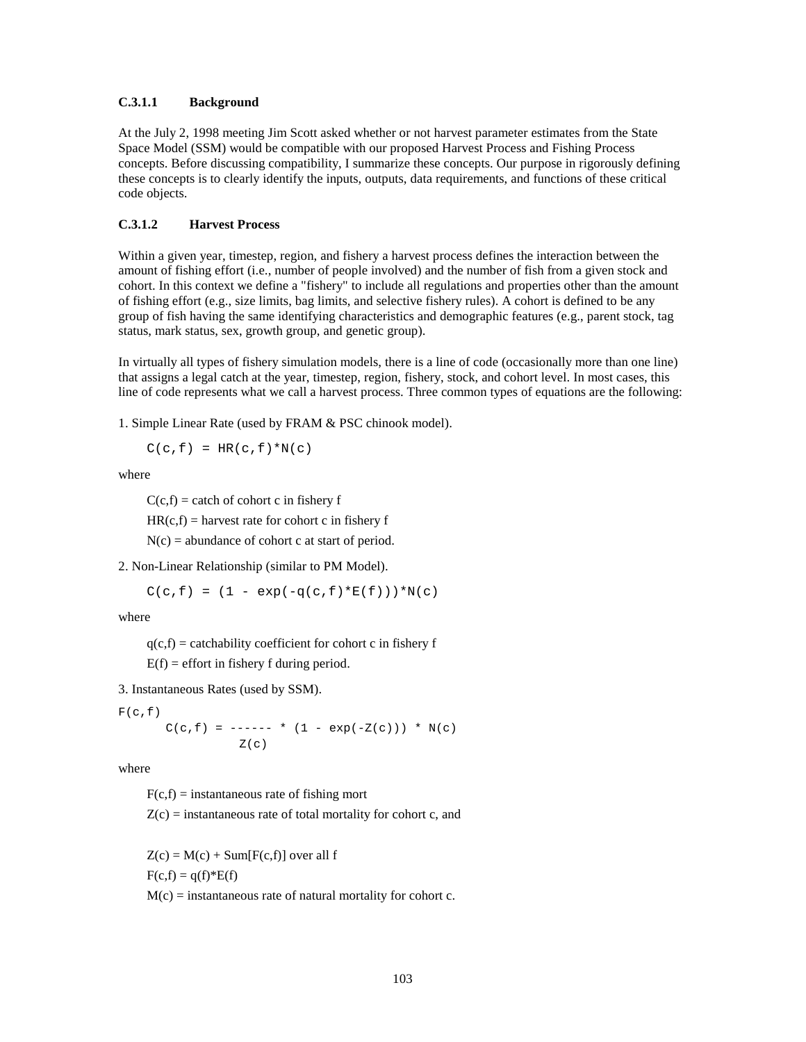### C.3.1.1 Background

At the July 2, 1998 meeting Jim Scott asked whether or not harvest parameter estimates from the State Space Model (SSM) would be compatible with our proposed Harvest Process and Fishing Process concepts. Before discussing compatibility, I summarize these concepts. Our purpose in rigorously defining these concepts is to clearly identify the inputs, outputs, data requirements, and functions of these critical code objects.

### C.3.1.2 Harvest Process

Within a given year, timestep, region, and fishery a harvest process defines the interaction between the amount of fishing effort (i.e., number of people involved) and the number of fish from a given stock and cohort. In this context we define a "fishery" to include all regulations and properties other than the amount of fishing effort (e.g., size limits, bag limits, and selective fishery rules). A cohort is defined to be any group of fish having the same identifying characteristics and demographic features (e.g., parent stock, tag status, mark status, sex, growth group, and genetic group).

In virtually all types of fishery simulation models, there is a line of code (occasionally more than one line) that assigns a legal catch at the year, timestep, region, fishery, stock, and cohort level. In most cases, this line of code represents what we call a harvest process. Three common types of equations are the following:

1. Simple Linear Rate (used by FRAM & PSC chinook model).

```
C(c,f) = HR(c,f)*N(c)
```

where

$C(c,f)$ = catch of cohort c in fishery f

$HR(c,f)$ = harvest rate for cohort c in fishery f

$N(c)$ = abundance of cohort c at start of period.

2. Non-Linear Relationship (similar to PM Model).

```
C(c,f) = (1 - exp(-q(c,f)*E(f)))*N(c)
```

where

$q(c,f)$ = catchability coefficient for cohort c in fishery f

$E(f)$ = effort in fishery f during period.

3. Instantaneous Rates (used by SSM).

```
F(c,f)
      C(c,f) = ------ * (1 - exp(-Z(c))) * N(c)
                Z(c)
```

where

$F(c,f)$ = instantaneous rate of fishing mort

$Z(c)$ = instantaneous rate of total mortality for cohort c, and

$Z(c) = M(c) + \text{Sum}[F(c,f)]$ over all f

$F(c,f) = q(f)*E(f)$

$M(c)$ = instantaneous rate of natural mortality for cohort c.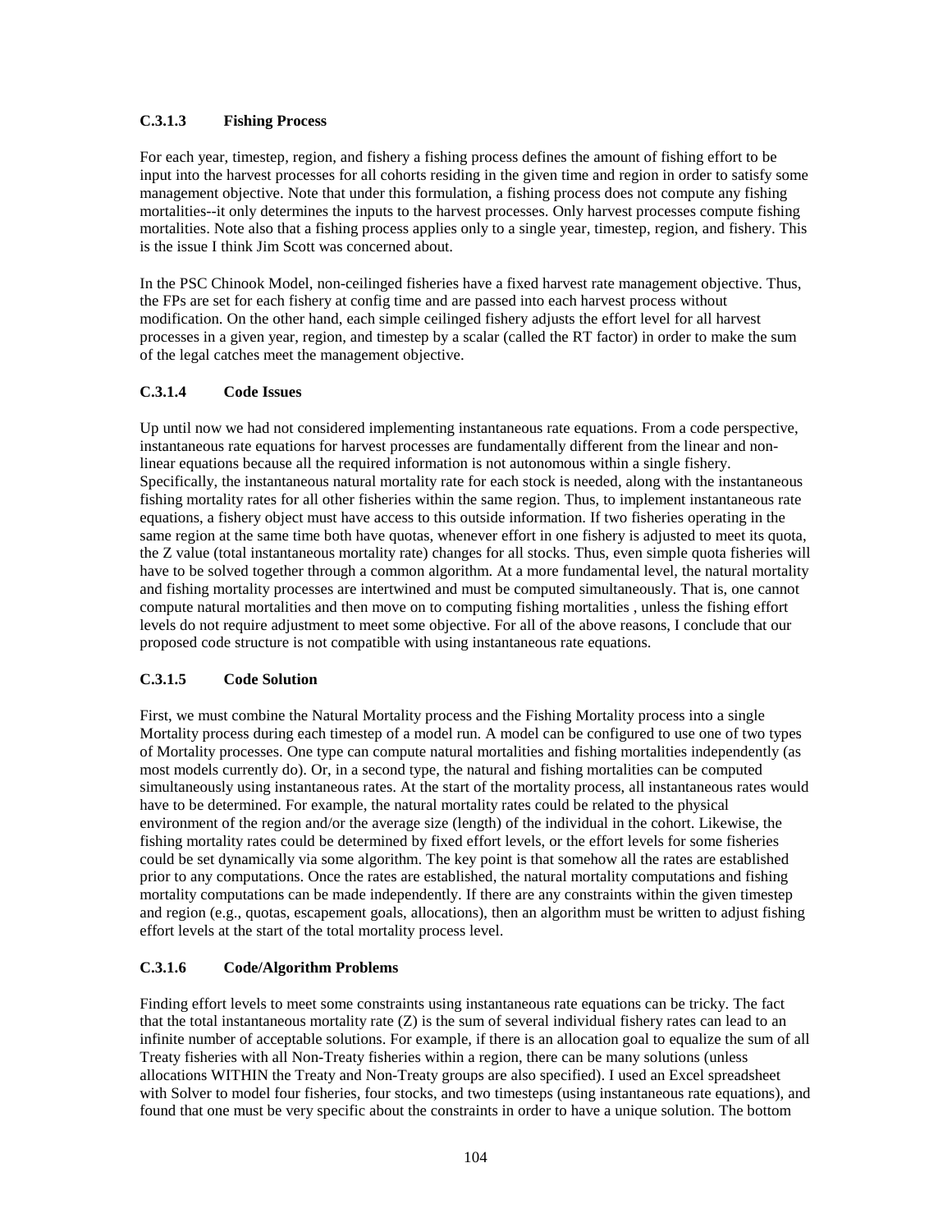### C.3.1.3 Fishing Process

For each year, timestep, region, and fishery a fishing process defines the amount of fishing effort to be input into the harvest processes for all cohorts residing in the given time and region in order to satisfy some management objective. Note that under this formulation, a fishing process does not compute any fishing mortalities--it only determines the inputs to the harvest processes. Only harvest processes compute fishing mortalities. Note also that a fishing process applies only to a single year, timestep, region, and fishery. This is the issue I think Jim Scott was concerned about.

In the PSC Chinook Model, non-ceilinged fisheries have a fixed harvest rate management objective. Thus, the FPs are set for each fishery at config time and are passed into each harvest process without modification. On the other hand, each simple ceilinged fishery adjusts the effort level for all harvest processes in a given year, region, and timestep by a scalar (called the RT factor) in order to make the sum of the legal catches meet the management objective.

### C.3.1.4 Code Issues

Up until now we had not considered implementing instantaneous rate equations. From a code perspective, instantaneous rate equations for harvest processes are fundamentally different from the linear and non-linear equations because all the required information is not autonomous within a single fishery. Specifically, the instantaneous natural mortality rate for each stock is needed, along with the instantaneous fishing mortality rates for all other fisheries within the same region. Thus, to implement instantaneous rate equations, a fishery object must have access to this outside information. If two fisheries operating in the same region at the same time both have quotas, whenever effort in one fishery is adjusted to meet its quota, the Z value (total instantaneous mortality rate) changes for all stocks. Thus, even simple quota fisheries will have to be solved together through a common algorithm. At a more fundamental level, the natural mortality and fishing mortality processes are intertwined and must be computed simultaneously. That is, one cannot compute natural mortalities and then move on to computing fishing mortalities , unless the fishing effort levels do not require adjustment to meet some objective. For all of the above reasons, I conclude that our proposed code structure is not compatible with using instantaneous rate equations.

### C.3.1.5 Code Solution

First, we must combine the Natural Mortality process and the Fishing Mortality process into a single Mortality process during each timestep of a model run. A model can be configured to use one of two types of Mortality processes. One type can compute natural mortalities and fishing mortalities independently (as most models currently do). Or, in a second type, the natural and fishing mortalities can be computed simultaneously using instantaneous rates. At the start of the mortality process, all instantaneous rates would have to be determined. For example, the natural mortality rates could be related to the physical environment of the region and/or the average size (length) of the individual in the cohort. Likewise, the fishing mortality rates could be determined by fixed effort levels, or the effort levels for some fisheries could be set dynamically via some algorithm. The key point is that somehow all the rates are established prior to any computations. Once the rates are established, the natural mortality computations and fishing mortality computations can be made independently. If there are any constraints within the given timestep and region (e.g., quotas, escapement goals, allocations), then an algorithm must be written to adjust fishing effort levels at the start of the total mortality process level.

### C.3.1.6 Code/Algorithm Problems

Finding effort levels to meet some constraints using instantaneous rate equations can be tricky. The fact that the total instantaneous mortality rate (Z) is the sum of several individual fishery rates can lead to an infinite number of acceptable solutions. For example, if there is an allocation goal to equalize the sum of all Treaty fisheries with all Non-Treaty fisheries within a region, there can be many solutions (unless allocations WITHIN the Treaty and Non-Treaty groups are also specified). I used an Excel spreadsheet with Solver to model four fisheries, four stocks, and two timesteps (using instantaneous rate equations), and found that one must be very specific about the constraints in order to have a unique solution. The bottom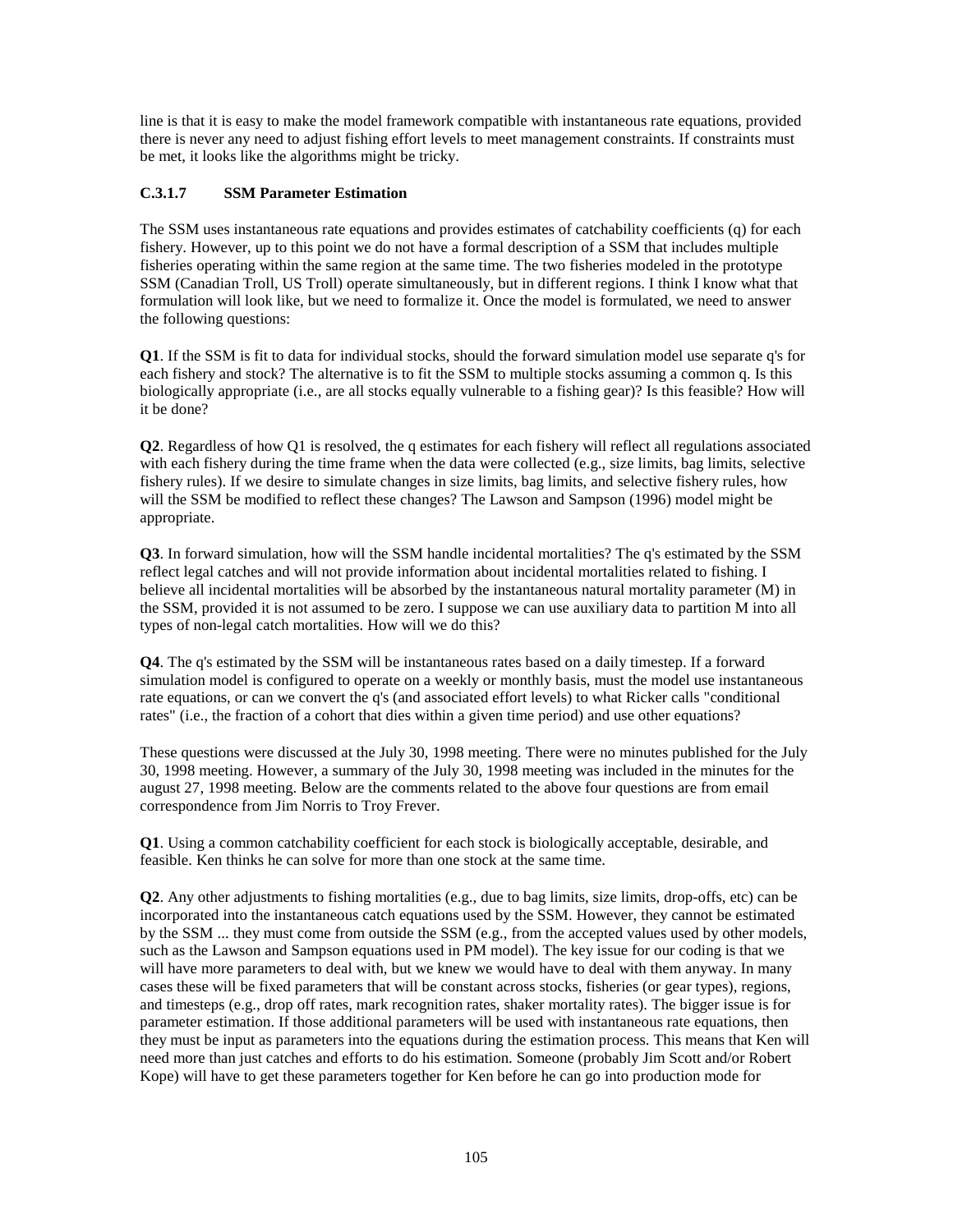line is that it is easy to make the model framework compatible with instantaneous rate equations, provided there is never any need to adjust fishing effort levels to meet management constraints. If constraints must be met, it looks like the algorithms might be tricky.

### C.3.1.7 SSM Parameter Estimation

The SSM uses instantaneous rate equations and provides estimates of catchability coefficients (q) for each fishery. However, up to this point we do not have a formal description of a SSM that includes multiple fisheries operating within the same region at the same time. The two fisheries modeled in the prototype SSM (Canadian Troll, US Troll) operate simultaneously, but in different regions. I think I know what that formulation will look like, but we need to formalize it. Once the model is formulated, we need to answer the following questions:

**Q1**. If the SSM is fit to data for individual stocks, should the forward simulation model use separate q's for each fishery and stock? The alternative is to fit the SSM to multiple stocks assuming a common q. Is this biologically appropriate (i.e., are all stocks equally vulnerable to a fishing gear)? Is this feasible? How will it be done?

**Q2**. Regardless of how Q1 is resolved, the q estimates for each fishery will reflect all regulations associated with each fishery during the time frame when the data were collected (e.g., size limits, bag limits, selective fishery rules). If we desire to simulate changes in size limits, bag limits, and selective fishery rules, how will the SSM be modified to reflect these changes? The Lawson and Sampson (1996) model might be appropriate.

**Q3**. In forward simulation, how will the SSM handle incidental mortalities? The q's estimated by the SSM reflect legal catches and will not provide information about incidental mortalities related to fishing. I believe all incidental mortalities will be absorbed by the instantaneous natural mortality parameter (M) in the SSM, provided it is not assumed to be zero. I suppose we can use auxiliary data to partition M into all types of non-legal catch mortalities. How will we do this?

**Q4**. The q's estimated by the SSM will be instantaneous rates based on a daily timestep. If a forward simulation model is configured to operate on a weekly or monthly basis, must the model use instantaneous rate equations, or can we convert the q's (and associated effort levels) to what Ricker calls "conditional rates" (i.e., the fraction of a cohort that dies within a given time period) and use other equations?

These questions were discussed at the July 30, 1998 meeting. There were no minutes published for the July 30, 1998 meeting. However, a summary of the July 30, 1998 meeting was included in the minutes for the august 27, 1998 meeting. Below are the comments related to the above four questions are from email correspondence from Jim Norris to Troy Frever.

**Q1**. Using a common catchability coefficient for each stock is biologically acceptable, desirable, and feasible. Ken thinks he can solve for more than one stock at the same time.

**Q2**. Any other adjustments to fishing mortalities (e.g., due to bag limits, size limits, drop-offs, etc) can be incorporated into the instantaneous catch equations used by the SSM. However, they cannot be estimated by the SSM ... they must come from outside the SSM (e.g., from the accepted values used by other models, such as the Lawson and Sampson equations used in PM model). The key issue for our coding is that we will have more parameters to deal with, but we knew we would have to deal with them anyway. In many cases these will be fixed parameters that will be constant across stocks, fisheries (or gear types), regions, and timesteps (e.g., drop off rates, mark recognition rates, shaker mortality rates). The bigger issue is for parameter estimation. If those additional parameters will be used with instantaneous rate equations, then they must be input as parameters into the equations during the estimation process. This means that Ken will need more than just catches and efforts to do his estimation. Someone (probably Jim Scott and/or Robert Kope) will have to get these parameters together for Ken before he can go into production mode for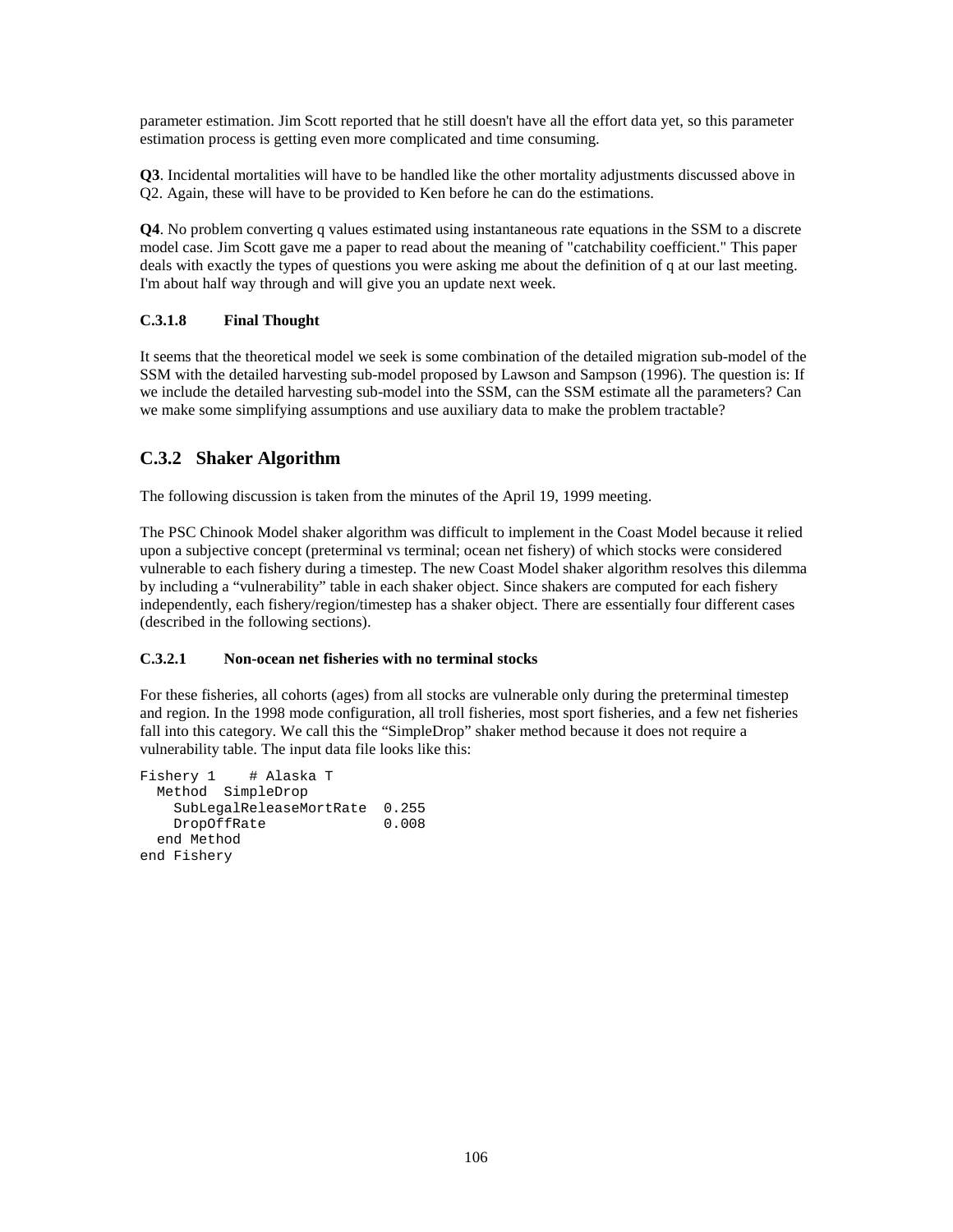parameter estimation. Jim Scott reported that he still doesn't have all the effort data yet, so this parameter estimation process is getting even more complicated and time consuming.

**Q3**. Incidental mortalities will have to be handled like the other mortality adjustments discussed above in Q2. Again, these will have to be provided to Ken before he can do the estimations.

**Q4**. No problem converting q values estimated using instantaneous rate equations in the SSM to a discrete model case. Jim Scott gave me a paper to read about the meaning of "catchability coefficient." This paper deals with exactly the types of questions you were asking me about the definition of q at our last meeting. I'm about half way through and will give you an update next week.

#### C.3.1.8 Final Thought

It seems that the theoretical model we seek is some combination of the detailed migration sub-model of the SSM with the detailed harvesting sub-model proposed by Lawson and Sampson (1996). The question is: If we include the detailed harvesting sub-model into the SSM, can the SSM estimate all the parameters? Can we make some simplifying assumptions and use auxiliary data to make the problem tractable?

### C.3.2 Shaker Algorithm

The following discussion is taken from the minutes of the April 19, 1999 meeting.

The PSC Chinook Model shaker algorithm was difficult to implement in the Coast Model because it relied upon a subjective concept (preterminal vs terminal; ocean net fishery) of which stocks were considered vulnerable to each fishery during a timestep. The new Coast Model shaker algorithm resolves this dilemma by including a "vulnerability" table in each shaker object. Since shakers are computed for each fishery independently, each fishery/region/timestep has a shaker object. There are essentially four different cases (described in the following sections).

#### C.3.2.1 Non-ocean net fisheries with no terminal stocks

For these fisheries, all cohorts (ages) from all stocks are vulnerable only during the preterminal timestep and region. In the 1998 mode configuration, all troll fisheries, most sport fisheries, and a few net fisheries fall into this category. We call this the "SimpleDrop" shaker method because it does not require a vulnerability table. The input data file looks like this:

```
Fishery 1    # Alaska T
  Method  SimpleDrop
    SubLegalReleaseMortRate  0.255
    DropOffRate              0.008
  end Method
end Fishery
```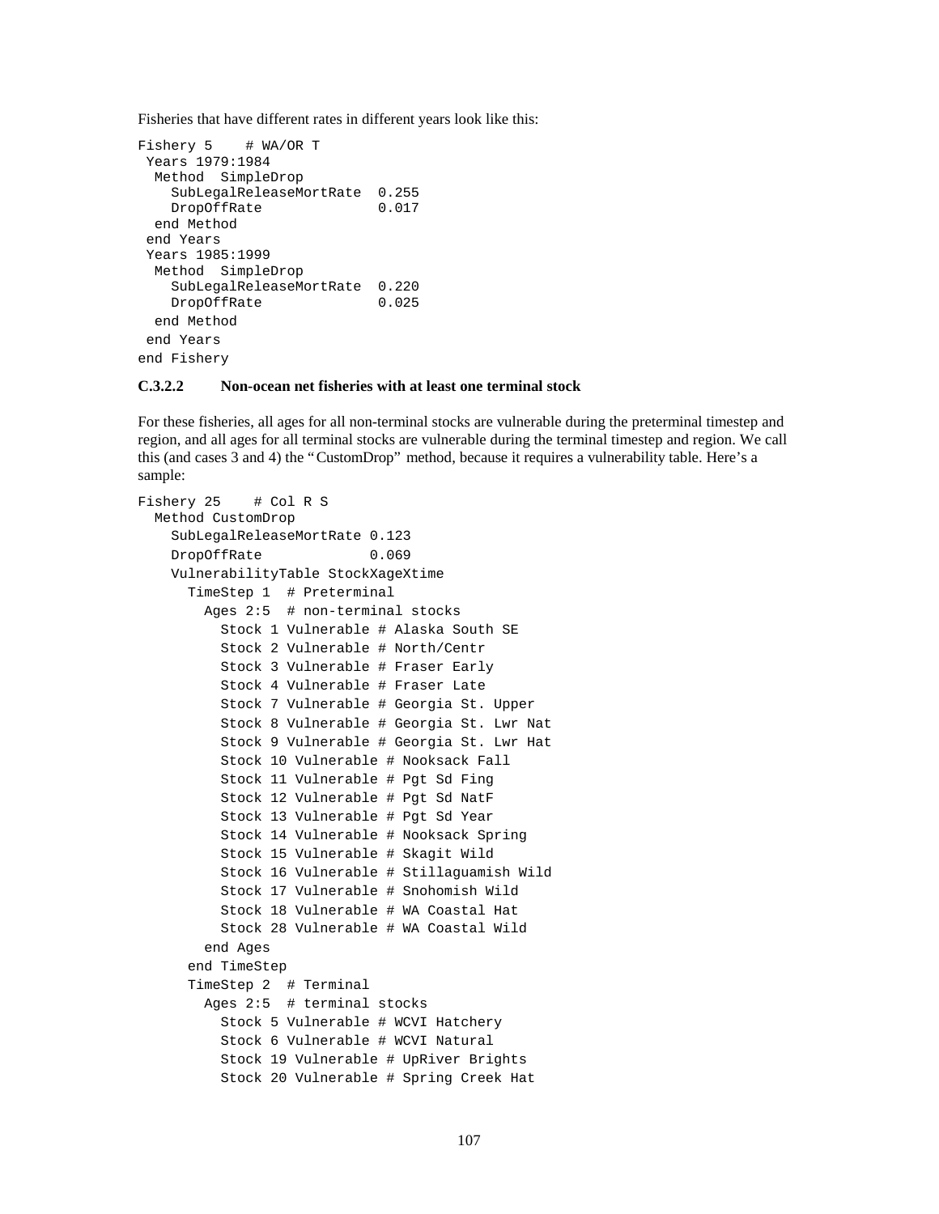Fisheries that have different rates in different years look like this:

```
Fishery 5    # WA/OR T
 Years 1979:1984
  Method  SimpleDrop
    SubLegalReleaseMortRate  0.255
    DropOffRate              0.017
  end Method
 end Years
 Years 1985:1999
  Method  SimpleDrop
    SubLegalReleaseMortRate  0.220
    DropOffRate              0.025
  end Method
 end Years
end Fishery
```

#### C.3.2.2 Non-ocean net fisheries with at least one terminal stock

For these fisheries, all ages for all non-terminal stocks are vulnerable during the preterminal timestep and region, and all ages for all terminal stocks are vulnerable during the terminal timestep and region. We call this (and cases 3 and 4) the "CustomDrop" method, because it requires a vulnerability table. Here's a sample:

```
Fishery 25    # Col R S
  Method CustomDrop
    SubLegalReleaseMortRate 0.123
    DropOffRate             0.069
    VulnerabilityTable StockXageXtime
      TimeStep 1  # Preterminal
        Ages 2:5  # non-terminal stocks
          Stock 1 Vulnerable # Alaska South SE
          Stock 2 Vulnerable # North/Centr
          Stock 3 Vulnerable # Fraser Early
          Stock 4 Vulnerable # Fraser Late
          Stock 7 Vulnerable # Georgia St. Upper
          Stock 8 Vulnerable # Georgia St. Lwr Nat
          Stock 9 Vulnerable # Georgia St. Lwr Hat
          Stock 10 Vulnerable # Nooksack Fall
          Stock 11 Vulnerable # Pgt Sd Fing
          Stock 12 Vulnerable # Pgt Sd NatF
          Stock 13 Vulnerable # Pgt Sd Year
          Stock 14 Vulnerable # Nooksack Spring
          Stock 15 Vulnerable # Skagit Wild
          Stock 16 Vulnerable # Stillaguamish Wild
          Stock 17 Vulnerable # Snohomish Wild
          Stock 18 Vulnerable # WA Coastal Hat
          Stock 28 Vulnerable # WA Coastal Wild
        end Ages
      end TimeStep
      TimeStep 2  # Terminal
        Ages 2:5  # terminal stocks
          Stock 5 Vulnerable # WCVI Hatchery
          Stock 6 Vulnerable # WCVI Natural
          Stock 19 Vulnerable # UpRiver Brights
          Stock 20 Vulnerable # Spring Creek Hat
```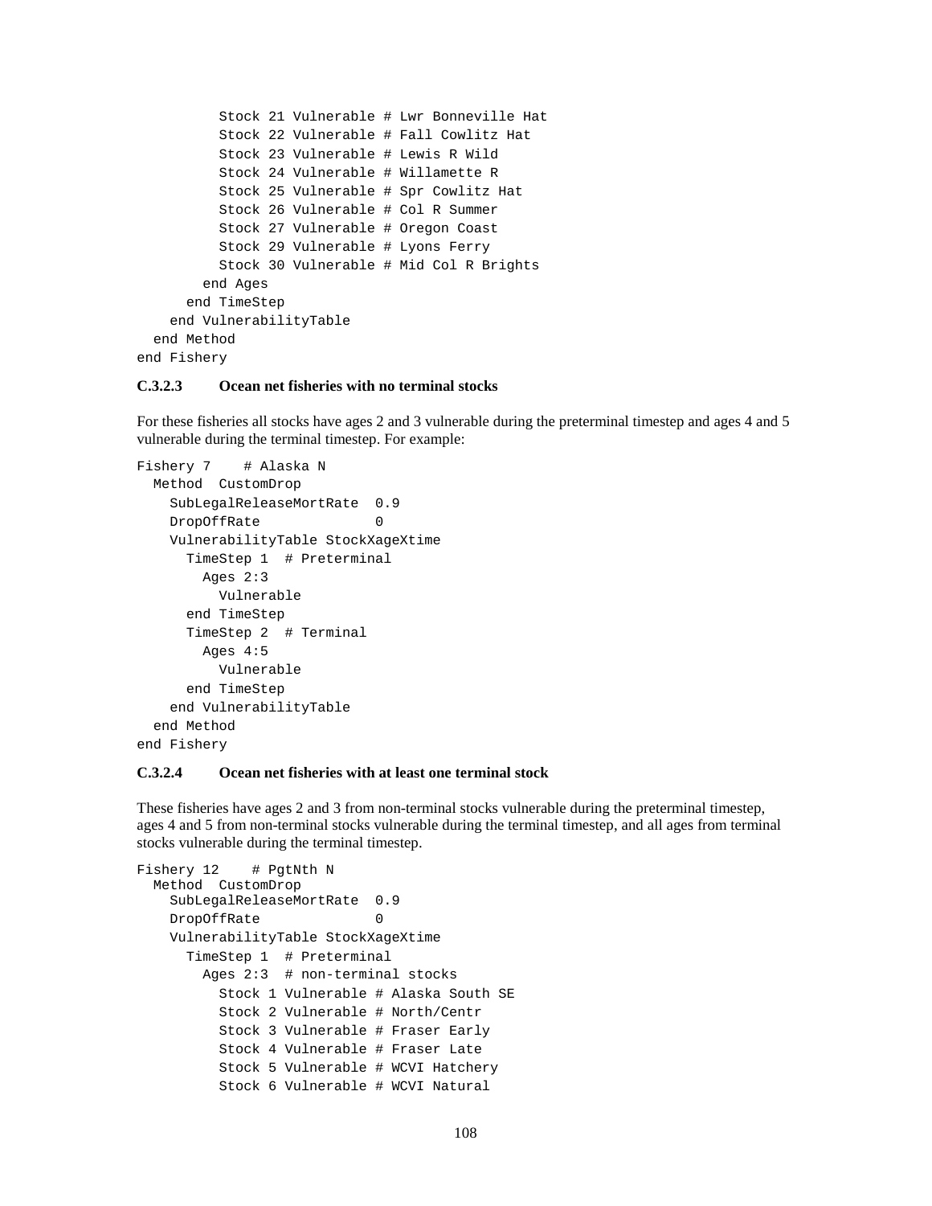```
          Stock 21 Vulnerable # Lwr Bonneville Hat
          Stock 22 Vulnerable # Fall Cowlitz Hat
          Stock 23 Vulnerable # Lewis R Wild
          Stock 24 Vulnerable # Willamette R
          Stock 25 Vulnerable # Spr Cowlitz Hat
          Stock 26 Vulnerable # Col R Summer
          Stock 27 Vulnerable # Oregon Coast
          Stock 29 Vulnerable # Lyons Ferry
          Stock 30 Vulnerable # Mid Col R Brights
        end Ages
      end TimeStep
    end VulnerabilityTable
  end Method
end Fishery
```

#### C.3.2.3 Ocean net fisheries with no terminal stocks

For these fisheries all stocks have ages 2 and 3 vulnerable during the preterminal timestep and ages 4 and 5 vulnerable during the terminal timestep. For example:

```
Fishery 7    # Alaska N
  Method  CustomDrop
    SubLegalReleaseMortRate  0.9
    DropOffRate              0
    VulnerabilityTable StockXageXtime
      TimeStep 1  # Preterminal
        Ages 2:3
          Vulnerable
      end TimeStep
      TimeStep 2  # Terminal
        Ages 4:5
          Vulnerable
      end TimeStep
    end VulnerabilityTable
  end Method
end Fishery
```

#### C.3.2.4 Ocean net fisheries with at least one terminal stock

These fisheries have ages 2 and 3 from non-terminal stocks vulnerable during the preterminal timestep, ages 4 and 5 from non-terminal stocks vulnerable during the terminal timestep, and all ages from terminal stocks vulnerable during the terminal timestep.

```
Fishery 12    # PgtNth N
  Method  CustomDrop
    SubLegalReleaseMortRate  0.9
    DropOffRate              0
    VulnerabilityTable StockXageXtime
      TimeStep 1  # Preterminal
        Ages 2:3  # non-terminal stocks
          Stock 1 Vulnerable # Alaska South SE
          Stock 2 Vulnerable # North/Centr
          Stock 3 Vulnerable # Fraser Early
          Stock 4 Vulnerable # Fraser Late
          Stock 5 Vulnerable # WCVI Hatchery
          Stock 6 Vulnerable # WCVI Natural
```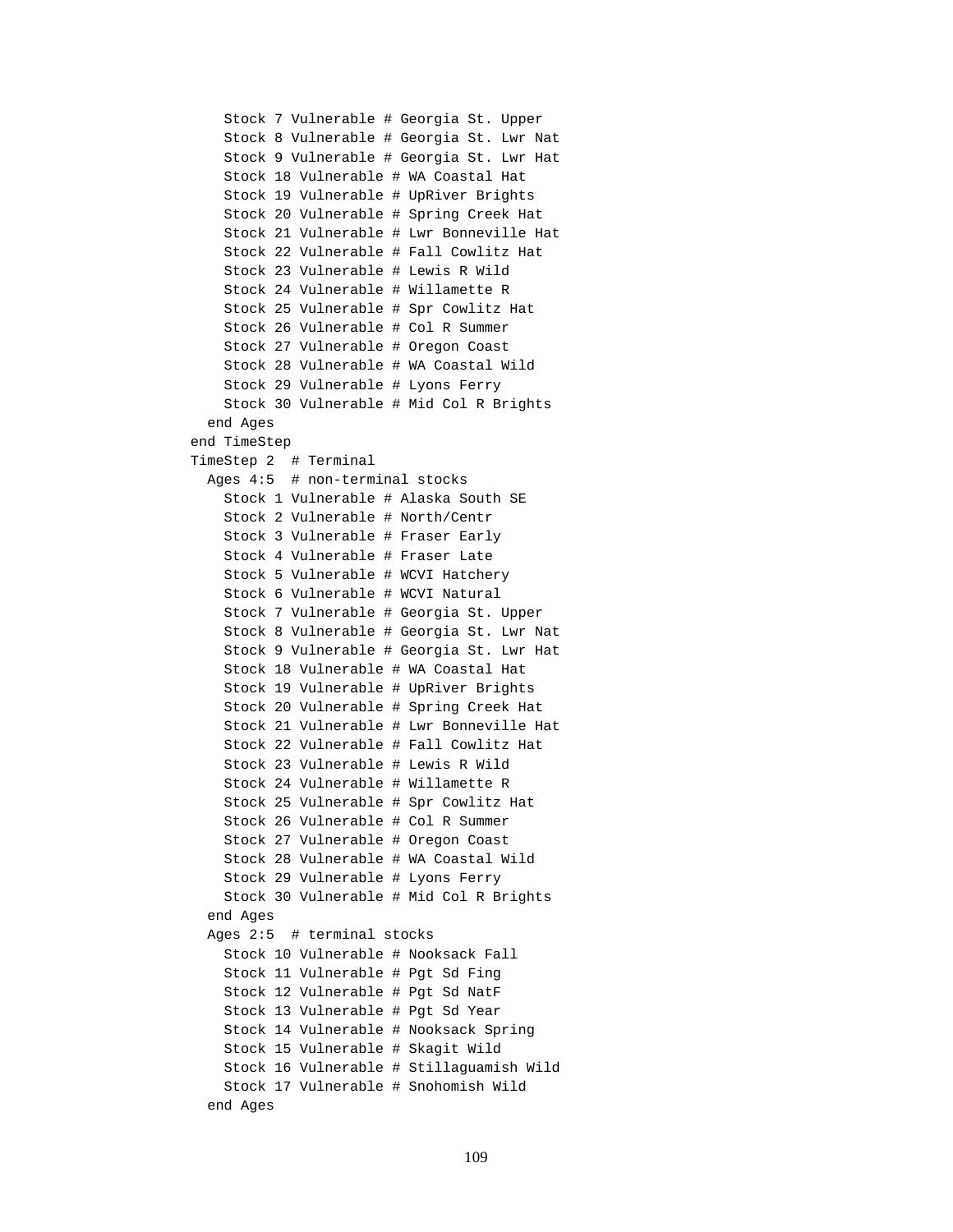```
      Stock 7 Vulnerable # Georgia St. Upper
      Stock 8 Vulnerable # Georgia St. Lwr Nat
      Stock 9 Vulnerable # Georgia St. Lwr Hat
      Stock 18 Vulnerable # WA Coastal Hat
      Stock 19 Vulnerable # UpRiver Brights
      Stock 20 Vulnerable # Spring Creek Hat
      Stock 21 Vulnerable # Lwr Bonneville Hat
      Stock 22 Vulnerable # Fall Cowlitz Hat
      Stock 23 Vulnerable # Lewis R Wild
      Stock 24 Vulnerable # Willamette R
      Stock 25 Vulnerable # Spr Cowlitz Hat
      Stock 26 Vulnerable # Col R Summer
      Stock 27 Vulnerable # Oregon Coast
      Stock 28 Vulnerable # WA Coastal Wild
      Stock 29 Vulnerable # Lyons Ferry
      Stock 30 Vulnerable # Mid Col R Brights
    end Ages
  end TimeStep
  TimeStep 2  # Terminal
    Ages 4:5  # non-terminal stocks
      Stock 1 Vulnerable # Alaska South SE
      Stock 2 Vulnerable # North/Centr
      Stock 3 Vulnerable # Fraser Early
      Stock 4 Vulnerable # Fraser Late
      Stock 5 Vulnerable # WCVI Hatchery
      Stock 6 Vulnerable # WCVI Natural
      Stock 7 Vulnerable # Georgia St. Upper
      Stock 8 Vulnerable # Georgia St. Lwr Nat
      Stock 9 Vulnerable # Georgia St. Lwr Hat
      Stock 18 Vulnerable # WA Coastal Hat
      Stock 19 Vulnerable # UpRiver Brights
      Stock 20 Vulnerable # Spring Creek Hat
      Stock 21 Vulnerable # Lwr Bonneville Hat
      Stock 22 Vulnerable # Fall Cowlitz Hat
      Stock 23 Vulnerable # Lewis R Wild
      Stock 24 Vulnerable # Willamette R
      Stock 25 Vulnerable # Spr Cowlitz Hat
      Stock 26 Vulnerable # Col R Summer
      Stock 27 Vulnerable # Oregon Coast
      Stock 28 Vulnerable # WA Coastal Wild
      Stock 29 Vulnerable # Lyons Ferry
      Stock 30 Vulnerable # Mid Col R Brights
    end Ages
    Ages 2:5  # terminal stocks
      Stock 10 Vulnerable # Nooksack Fall
      Stock 11 Vulnerable # Pgt Sd Fing
      Stock 12 Vulnerable # Pgt Sd NatF
      Stock 13 Vulnerable # Pgt Sd Year
      Stock 14 Vulnerable # Nooksack Spring
      Stock 15 Vulnerable # Skagit Wild
      Stock 16 Vulnerable # Stillaguamish Wild
      Stock 17 Vulnerable # Snohomish Wild
    end Ages
```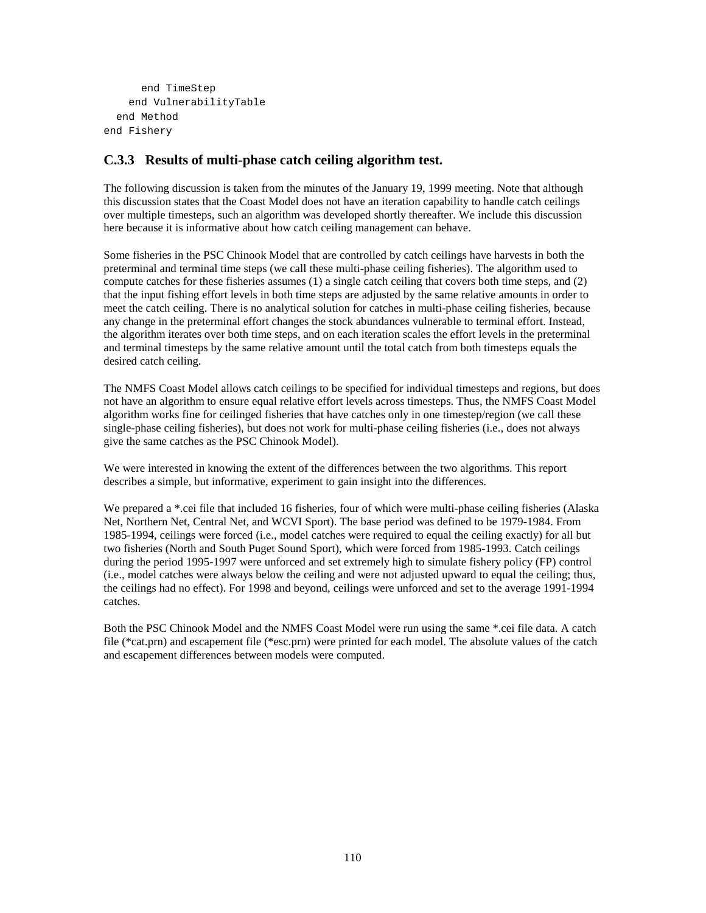```
      end TimeStep
    end VulnerabilityTable
  end Method
end Fishery
```

### C.3.3 Results of multi-phase catch ceiling algorithm test.

The following discussion is taken from the minutes of the January 19, 1999 meeting. Note that although this discussion states that the Coast Model does not have an iteration capability to handle catch ceilings over multiple timesteps, such an algorithm was developed shortly thereafter. We include this discussion here because it is informative about how catch ceiling management can behave.

Some fisheries in the PSC Chinook Model that are controlled by catch ceilings have harvests in both the preterminal and terminal time steps (we call these multi-phase ceiling fisheries). The algorithm used to compute catches for these fisheries assumes (1) a single catch ceiling that covers both time steps, and (2) that the input fishing effort levels in both time steps are adjusted by the same relative amounts in order to meet the catch ceiling. There is no analytical solution for catches in multi-phase ceiling fisheries, because any change in the preterminal effort changes the stock abundances vulnerable to terminal effort. Instead, the algorithm iterates over both time steps, and on each iteration scales the effort levels in the preterminal and terminal timesteps by the same relative amount until the total catch from both timesteps equals the desired catch ceiling.

The NMFS Coast Model allows catch ceilings to be specified for individual timesteps and regions, but does not have an algorithm to ensure equal relative effort levels across timesteps. Thus, the NMFS Coast Model algorithm works fine for ceilinged fisheries that have catches only in one timestep/region (we call these single-phase ceiling fisheries), but does not work for multi-phase ceiling fisheries (i.e., does not always give the same catches as the PSC Chinook Model).

We were interested in knowing the extent of the differences between the two algorithms. This report describes a simple, but informative, experiment to gain insight into the differences.

We prepared a *.cei file that included 16 fisheries, four of which were multi-phase ceiling fisheries (Alaska Net, Northern Net, Central Net, and WCVI Sport). The base period was defined to be 1979-1984. From 1985-1994, ceilings were forced (i.e., model catches were required to equal the ceiling exactly) for all but two fisheries (North and South Puget Sound Sport), which were forced from 1985-1993. Catch ceilings during the period 1995-1997 were unforced and set extremely high to simulate fishery policy (FP) control (i.e., model catches were always below the ceiling and were not adjusted upward to equal the ceiling; thus, the ceilings had no effect). For 1998 and beyond, ceilings were unforced and set to the average 1991-1994 catches.

Both the PSC Chinook Model and the NMFS Coast Model were run using the same *.cei file data. A catch file (*cat.prn) and escapement file (*esc.prn) were printed for each model. The absolute values of the catch and escapement differences between models were computed.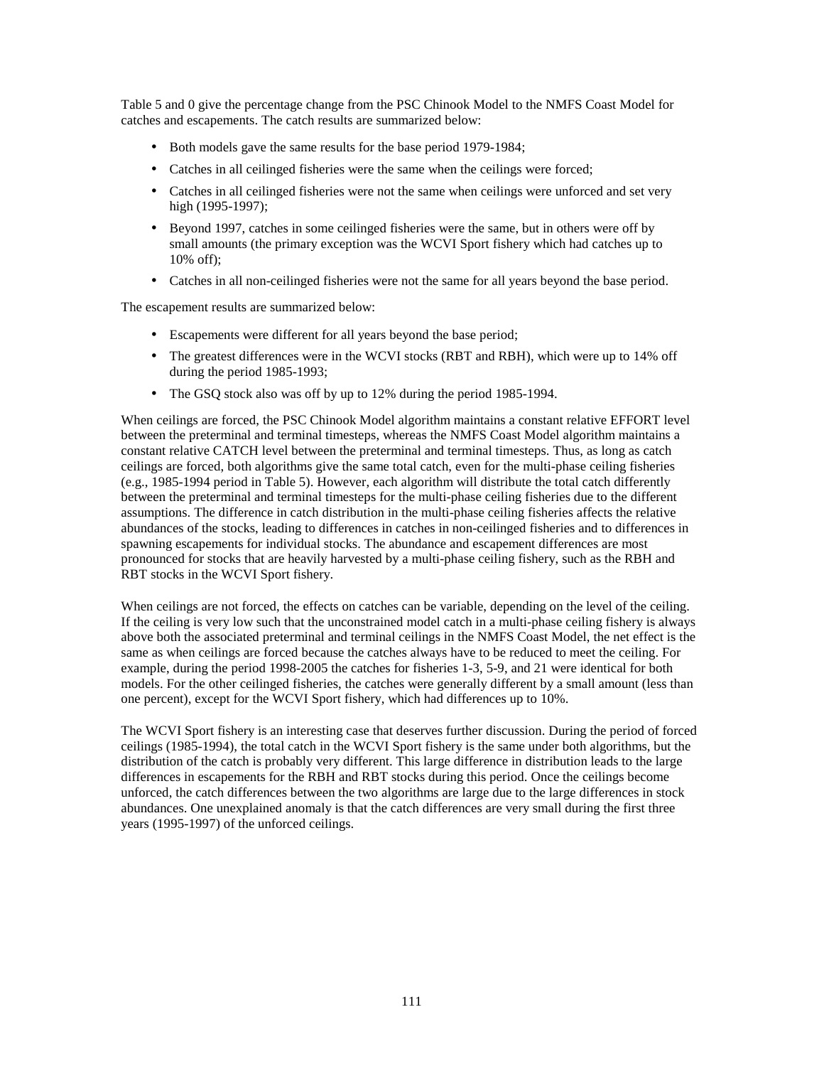Table 5 and 0 give the percentage change from the PSC Chinook Model to the NMFS Coast Model for catches and escapements. The catch results are summarized below:

- Both models gave the same results for the base period 1979-1984;
- Catches in all ceilinged fisheries were the same when the ceilings were forced;
- Catches in all ceilinged fisheries were not the same when ceilings were unforced and set very high (1995-1997);
- Beyond 1997, catches in some ceilinged fisheries were the same, but in others were off by small amounts (the primary exception was the WCVI Sport fishery which had catches up to 10% off);
- Catches in all non-ceilinged fisheries were not the same for all years beyond the base period.

The escapement results are summarized below:

- Escapements were different for all years beyond the base period;
- The greatest differences were in the WCVI stocks (RBT and RBH), which were up to 14% off during the period 1985-1993;
- The GSQ stock also was off by up to 12% during the period 1985-1994.

When ceilings are forced, the PSC Chinook Model algorithm maintains a constant relative EFFORT level between the preterminal and terminal timesteps, whereas the NMFS Coast Model algorithm maintains a constant relative CATCH level between the preterminal and terminal timesteps. Thus, as long as catch ceilings are forced, both algorithms give the same total catch, even for the multi-phase ceiling fisheries (e.g., 1985-1994 period in Table 5). However, each algorithm will distribute the total catch differently between the preterminal and terminal timesteps for the multi-phase ceiling fisheries due to the different assumptions. The difference in catch distribution in the multi-phase ceiling fisheries affects the relative abundances of the stocks, leading to differences in catches in non-ceilinged fisheries and to differences in spawning escapements for individual stocks. The abundance and escapement differences are most pronounced for stocks that are heavily harvested by a multi-phase ceiling fishery, such as the RBH and RBT stocks in the WCVI Sport fishery.

When ceilings are not forced, the effects on catches can be variable, depending on the level of the ceiling. If the ceiling is very low such that the unconstrained model catch in a multi-phase ceiling fishery is always above both the associated preterminal and terminal ceilings in the NMFS Coast Model, the net effect is the same as when ceilings are forced because the catches always have to be reduced to meet the ceiling. For example, during the period 1998-2005 the catches for fisheries 1-3, 5-9, and 21 were identical for both models. For the other ceilinged fisheries, the catches were generally different by a small amount (less than one percent), except for the WCVI Sport fishery, which had differences up to 10%.

The WCVI Sport fishery is an interesting case that deserves further discussion. During the period of forced ceilings (1985-1994), the total catch in the WCVI Sport fishery is the same under both algorithms, but the distribution of the catch is probably very different. This large difference in distribution leads to the large differences in escapements for the RBH and RBT stocks during this period. Once the ceilings become unforced, the catch differences between the two algorithms are large due to the large differences in stock abundances. One unexplained anomaly is that the catch differences are very small during the first three years (1995-1997) of the unforced ceilings.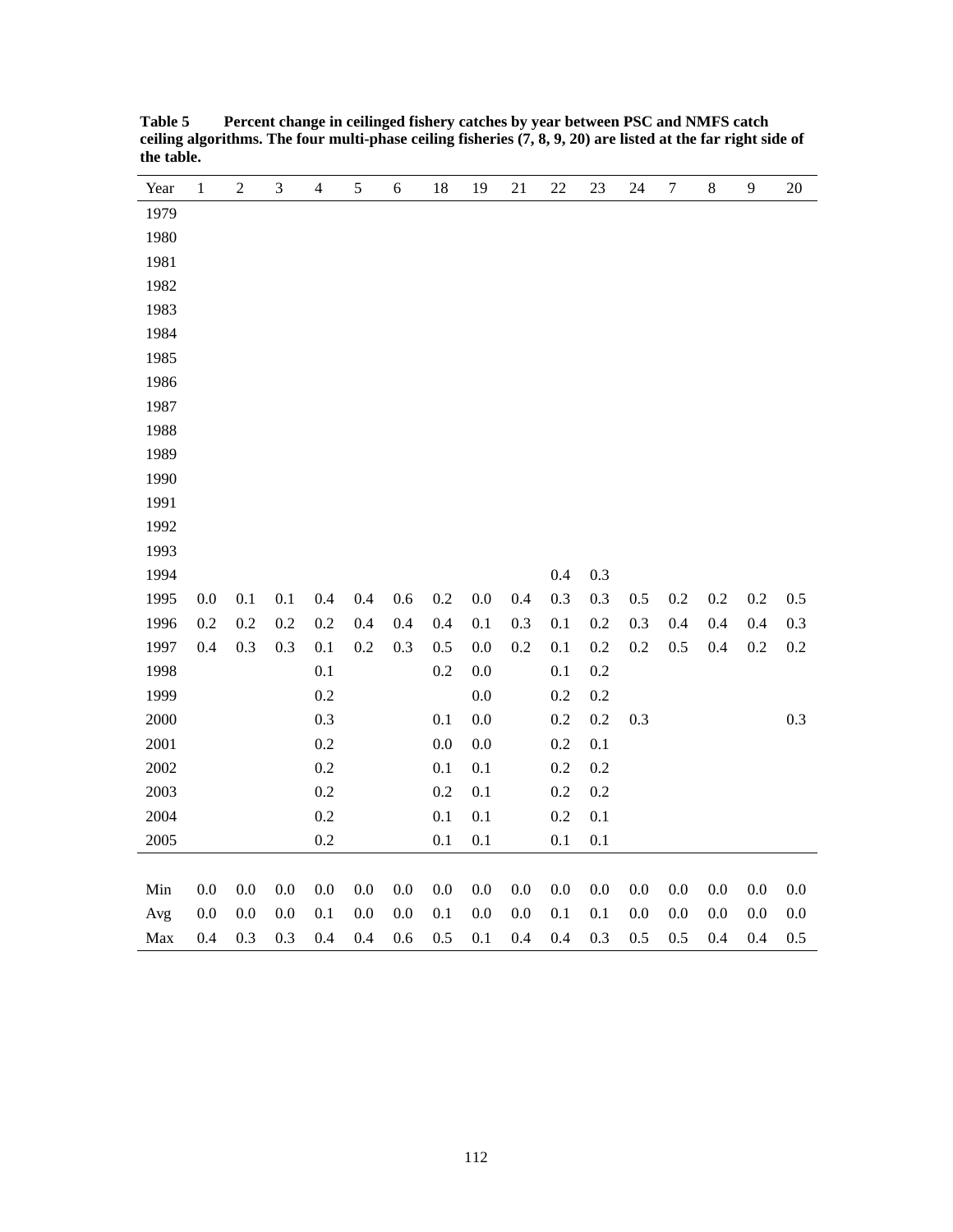**Table 5 Percent change in ceilinged fishery catches by year between PSC and NMFS catch ceiling algorithms. The four multi-phase ceiling fisheries (7, 8, 9, 20) are listed at the far right side of the table.**

| Year | 1 | 2 | 3 | 4 | 5 | 6 | 18 | 19 | 21 | 22 | 23 | 24 | 7 | 8 | 9 | 20 |
|---|---|---|---|---|---|---|---|---|---|---|---|---|---|---|---|---|
| 1979 | | | | | | | | | | | | | | | | |
| 1980 | | | | | | | | | | | | | | | | |
| 1981 | | | | | | | | | | | | | | | | |
| 1982 | | | | | | | | | | | | | | | | |
| 1983 | | | | | | | | | | | | | | | | |
| 1984 | | | | | | | | | | | | | | | | |
| 1985 | | | | | | | | | | | | | | | | |
| 1986 | | | | | | | | | | | | | | | | |
| 1987 | | | | | | | | | | | | | | | | |
| 1988 | | | | | | | | | | | | | | | | |
| 1989 | | | | | | | | | | | | | | | | |
| 1990 | | | | | | | | | | | | | | | | |
| 1991 | | | | | | | | | | | | | | | | |
| 1992 | | | | | | | | | | | | | | | | |
| 1993 | | | | | | | | | | | | | | | | |
| 1994 | | | | | | | | | | 0.4 | 0.3 | | | | | |
| 1995 | 0.0 | 0.1 | 0.1 | 0.4 | 0.4 | 0.6 | 0.2 | 0.0 | 0.4 | 0.3 | 0.3 | 0.5 | 0.2 | 0.2 | 0.2 | 0.5 |
| 1996 | 0.2 | 0.2 | 0.2 | 0.2 | 0.4 | 0.4 | 0.4 | 0.1 | 0.3 | 0.1 | 0.2 | 0.3 | 0.4 | 0.4 | 0.4 | 0.3 |
| 1997 | 0.4 | 0.3 | 0.3 | 0.1 | 0.2 | 0.3 | 0.5 | 0.0 | 0.2 | 0.1 | 0.2 | 0.2 | 0.5 | 0.4 | 0.2 | 0.2 |
| 1998 | | | | 0.1 | | | 0.2 | 0.0 | | 0.1 | 0.2 | | | | | |
| 1999 | | | | 0.2 | | | | 0.0 | | 0.2 | 0.2 | | | | | |
| 2000 | | | | 0.3 | | | 0.1 | 0.0 | | 0.2 | 0.2 | 0.3 | | | | 0.3 |
| 2001 | | | | 0.2 | | | 0.0 | 0.0 | | 0.2 | 0.1 | | | | | |
| 2002 | | | | 0.2 | | | 0.1 | 0.1 | | 0.2 | 0.2 | | | | | |
| 2003 | | | | 0.2 | | | 0.2 | 0.1 | | 0.2 | 0.2 | | | | | |
| 2004 | | | | 0.2 | | | 0.1 | 0.1 | | 0.2 | 0.1 | | | | | |
| 2005 | | | | 0.2 | | | 0.1 | 0.1 | | 0.1 | 0.1 | | | | | |
| | | | | | | | | | | | | | | | | |
| Min | 0.0 | 0.0 | 0.0 | 0.0 | 0.0 | 0.0 | 0.0 | 0.0 | 0.0 | 0.0 | 0.0 | 0.0 | 0.0 | 0.0 | 0.0 | 0.0 |
| Avg | 0.0 | 0.0 | 0.0 | 0.1 | 0.0 | 0.0 | 0.1 | 0.0 | 0.0 | 0.1 | 0.1 | 0.0 | 0.0 | 0.0 | 0.0 | 0.0 |
| Max | 0.4 | 0.3 | 0.3 | 0.4 | 0.4 | 0.6 | 0.5 | 0.1 | 0.4 | 0.4 | 0.3 | 0.5 | 0.5 | 0.4 | 0.4 | 0.5 |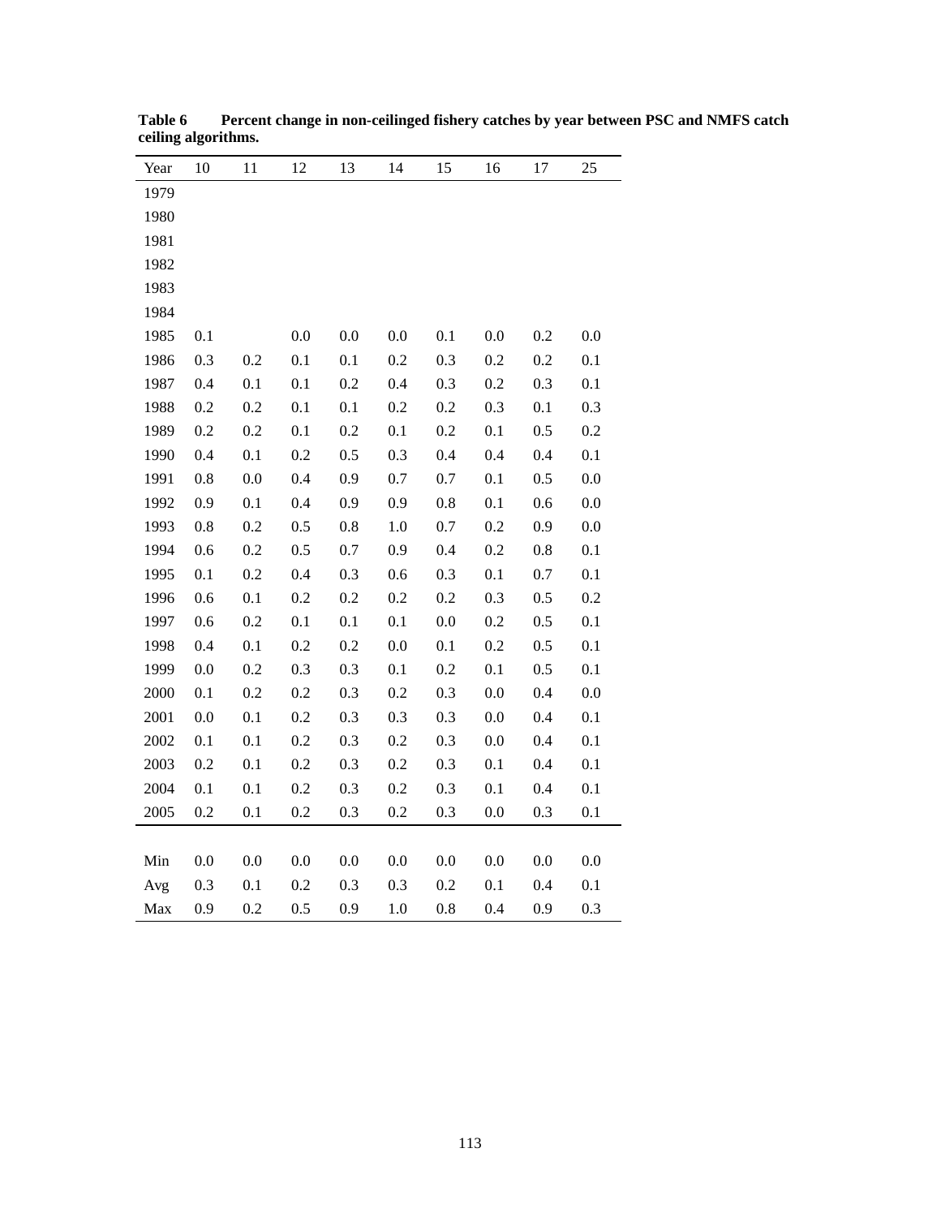**Table 6 Percent change in non-ceilinged fishery catches by year between PSC and NMFS catch ceiling algorithms.**

| Year | 10 | 11 | 12 | 13 | 14 | 15 | 16 | 17 | 25 |
|---|---|---|---|---|---|---|---|---|---|
| 1979 | | | | | | | | | |
| 1980 | | | | | | | | | |
| 1981 | | | | | | | | | |
| 1982 | | | | | | | | | |
| 1983 | | | | | | | | | |
| 1984 | | | | | | | | | |
| 1985 | 0.1 | | 0.0 | 0.0 | 0.0 | 0.1 | 0.0 | 0.2 | 0.0 |
| 1986 | 0.3 | 0.2 | 0.1 | 0.1 | 0.2 | 0.3 | 0.2 | 0.2 | 0.1 |
| 1987 | 0.4 | 0.1 | 0.1 | 0.2 | 0.4 | 0.3 | 0.2 | 0.3 | 0.1 |
| 1988 | 0.2 | 0.2 | 0.1 | 0.1 | 0.2 | 0.2 | 0.3 | 0.1 | 0.3 |
| 1989 | 0.2 | 0.2 | 0.1 | 0.2 | 0.1 | 0.2 | 0.1 | 0.5 | 0.2 |
| 1990 | 0.4 | 0.1 | 0.2 | 0.5 | 0.3 | 0.4 | 0.4 | 0.4 | 0.1 |
| 1991 | 0.8 | 0.0 | 0.4 | 0.9 | 0.7 | 0.7 | 0.1 | 0.5 | 0.0 |
| 1992 | 0.9 | 0.1 | 0.4 | 0.9 | 0.9 | 0.8 | 0.1 | 0.6 | 0.0 |
| 1993 | 0.8 | 0.2 | 0.5 | 0.8 | 1.0 | 0.7 | 0.2 | 0.9 | 0.0 |
| 1994 | 0.6 | 0.2 | 0.5 | 0.7 | 0.9 | 0.4 | 0.2 | 0.8 | 0.1 |
| 1995 | 0.1 | 0.2 | 0.4 | 0.3 | 0.6 | 0.3 | 0.1 | 0.7 | 0.1 |
| 1996 | 0.6 | 0.1 | 0.2 | 0.2 | 0.2 | 0.2 | 0.3 | 0.5 | 0.2 |
| 1997 | 0.6 | 0.2 | 0.1 | 0.1 | 0.1 | 0.0 | 0.2 | 0.5 | 0.1 |
| 1998 | 0.4 | 0.1 | 0.2 | 0.2 | 0.0 | 0.1 | 0.2 | 0.5 | 0.1 |
| 1999 | 0.0 | 0.2 | 0.3 | 0.3 | 0.1 | 0.2 | 0.1 | 0.5 | 0.1 |
| 2000 | 0.1 | 0.2 | 0.2 | 0.3 | 0.2 | 0.3 | 0.0 | 0.4 | 0.0 |
| 2001 | 0.0 | 0.1 | 0.2 | 0.3 | 0.3 | 0.3 | 0.0 | 0.4 | 0.1 |
| 2002 | 0.1 | 0.1 | 0.2 | 0.3 | 0.2 | 0.3 | 0.0 | 0.4 | 0.1 |
| 2003 | 0.2 | 0.1 | 0.2 | 0.3 | 0.2 | 0.3 | 0.1 | 0.4 | 0.1 |
| 2004 | 0.1 | 0.1 | 0.2 | 0.3 | 0.2 | 0.3 | 0.1 | 0.4 | 0.1 |
| 2005 | 0.2 | 0.1 | 0.2 | 0.3 | 0.2 | 0.3 | 0.0 | 0.3 | 0.1 |
| | | | | | | | | | |
| Min | 0.0 | 0.0 | 0.0 | 0.0 | 0.0 | 0.0 | 0.0 | 0.0 | 0.0 |
| Avg | 0.3 | 0.1 | 0.2 | 0.3 | 0.3 | 0.2 | 0.1 | 0.4 | 0.1 |
| Max | 0.9 | 0.2 | 0.5 | 0.9 | 1.0 | 0.8 | 0.4 | 0.9 | 0.3 |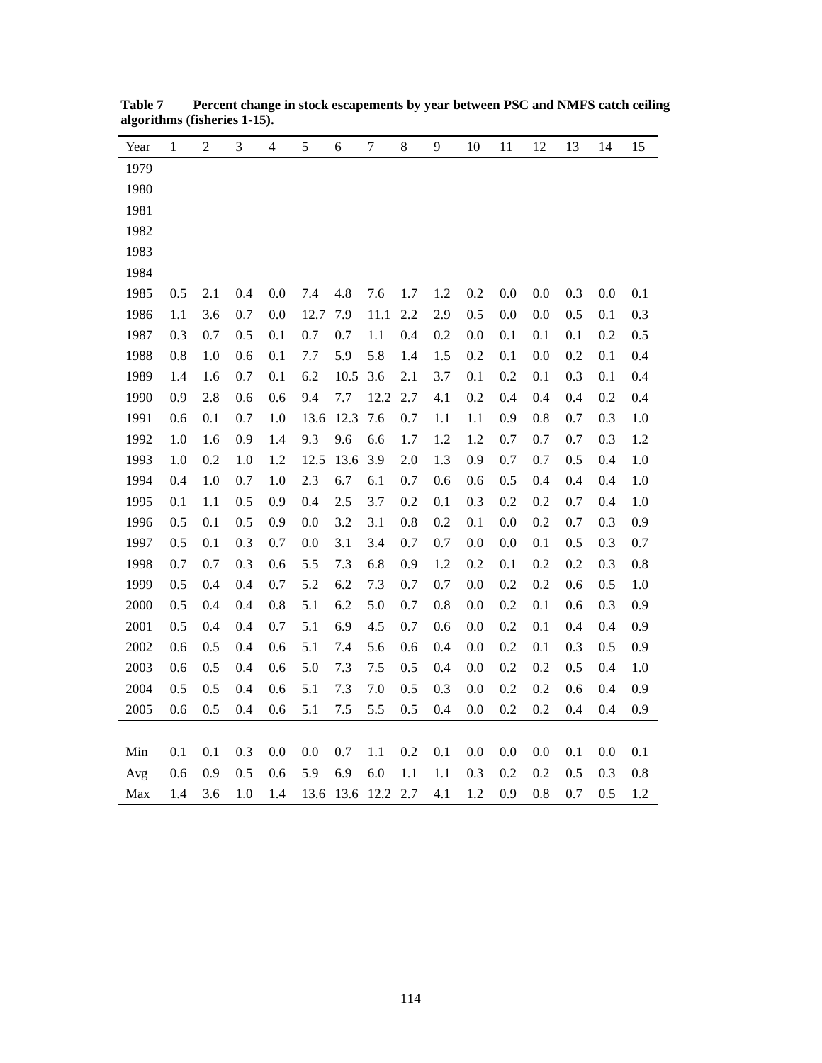**Table 7 Percent change in stock escapements by year between PSC and NMFS catch ceiling algorithms (fisheries 1-15).**

| Year | 1 | 2 | 3 | 4 | 5 | 6 | 7 | 8 | 9 | 10 | 11 | 12 | 13 | 14 | 15 |
|---|---|---|---|---|---|---|---|---|---|---|---|---|---|---|---|
| 1979 | | | | | | | | | | | | | | | |
| 1980 | | | | | | | | | | | | | | | |
| 1981 | | | | | | | | | | | | | | | |
| 1982 | | | | | | | | | | | | | | | |
| 1983 | | | | | | | | | | | | | | | |
| 1984 | | | | | | | | | | | | | | | |
| 1985 | 0.5 | 2.1 | 0.4 | 0.0 | 7.4 | 4.8 | 7.6 | 1.7 | 1.2 | 0.2 | 0.0 | 0.0 | 0.3 | 0.0 | 0.1 |
| 1986 | 1.1 | 3.6 | 0.7 | 0.0 | 12.7 | 7.9 | 11.1 | 2.2 | 2.9 | 0.5 | 0.0 | 0.0 | 0.5 | 0.1 | 0.3 |
| 1987 | 0.3 | 0.7 | 0.5 | 0.1 | 0.7 | 0.7 | 1.1 | 0.4 | 0.2 | 0.0 | 0.1 | 0.1 | 0.1 | 0.2 | 0.5 |
| 1988 | 0.8 | 1.0 | 0.6 | 0.1 | 7.7 | 5.9 | 5.8 | 1.4 | 1.5 | 0.2 | 0.1 | 0.0 | 0.2 | 0.1 | 0.4 |
| 1989 | 1.4 | 1.6 | 0.7 | 0.1 | 6.2 | 10.5 | 3.6 | 2.1 | 3.7 | 0.1 | 0.2 | 0.1 | 0.3 | 0.1 | 0.4 |
| 1990 | 0.9 | 2.8 | 0.6 | 0.6 | 9.4 | 7.7 | 12.2 | 2.7 | 4.1 | 0.2 | 0.4 | 0.4 | 0.4 | 0.2 | 0.4 |
| 1991 | 0.6 | 0.1 | 0.7 | 1.0 | 13.6 | 12.3 | 7.6 | 0.7 | 1.1 | 1.1 | 0.9 | 0.8 | 0.7 | 0.3 | 1.0 |
| 1992 | 1.0 | 1.6 | 0.9 | 1.4 | 9.3 | 9.6 | 6.6 | 1.7 | 1.2 | 1.2 | 0.7 | 0.7 | 0.7 | 0.3 | 1.2 |
| 1993 | 1.0 | 0.2 | 1.0 | 1.2 | 12.5 | 13.6 | 3.9 | 2.0 | 1.3 | 0.9 | 0.7 | 0.7 | 0.5 | 0.4 | 1.0 |
| 1994 | 0.4 | 1.0 | 0.7 | 1.0 | 2.3 | 6.7 | 6.1 | 0.7 | 0.6 | 0.6 | 0.5 | 0.4 | 0.4 | 0.4 | 1.0 |
| 1995 | 0.1 | 1.1 | 0.5 | 0.9 | 0.4 | 2.5 | 3.7 | 0.2 | 0.1 | 0.3 | 0.2 | 0.2 | 0.7 | 0.4 | 1.0 |
| 1996 | 0.5 | 0.1 | 0.5 | 0.9 | 0.0 | 3.2 | 3.1 | 0.8 | 0.2 | 0.1 | 0.0 | 0.2 | 0.7 | 0.3 | 0.9 |
| 1997 | 0.5 | 0.1 | 0.3 | 0.7 | 0.0 | 3.1 | 3.4 | 0.7 | 0.7 | 0.0 | 0.0 | 0.1 | 0.5 | 0.3 | 0.7 |
| 1998 | 0.7 | 0.7 | 0.3 | 0.6 | 5.5 | 7.3 | 6.8 | 0.9 | 1.2 | 0.2 | 0.1 | 0.2 | 0.2 | 0.3 | 0.8 |
| 1999 | 0.5 | 0.4 | 0.4 | 0.7 | 5.2 | 6.2 | 7.3 | 0.7 | 0.7 | 0.0 | 0.2 | 0.2 | 0.6 | 0.5 | 1.0 |
| 2000 | 0.5 | 0.4 | 0.4 | 0.8 | 5.1 | 6.2 | 5.0 | 0.7 | 0.8 | 0.0 | 0.2 | 0.1 | 0.6 | 0.3 | 0.9 |
| 2001 | 0.5 | 0.4 | 0.4 | 0.7 | 5.1 | 6.9 | 4.5 | 0.7 | 0.6 | 0.0 | 0.2 | 0.1 | 0.4 | 0.4 | 0.9 |
| 2002 | 0.6 | 0.5 | 0.4 | 0.6 | 5.1 | 7.4 | 5.6 | 0.6 | 0.4 | 0.0 | 0.2 | 0.1 | 0.3 | 0.5 | 0.9 |
| 2003 | 0.6 | 0.5 | 0.4 | 0.6 | 5.0 | 7.3 | 7.5 | 0.5 | 0.4 | 0.0 | 0.2 | 0.2 | 0.5 | 0.4 | 1.0 |
| 2004 | 0.5 | 0.5 | 0.4 | 0.6 | 5.1 | 7.3 | 7.0 | 0.5 | 0.3 | 0.0 | 0.2 | 0.2 | 0.6 | 0.4 | 0.9 |
| 2005 | 0.6 | 0.5 | 0.4 | 0.6 | 5.1 | 7.5 | 5.5 | 0.5 | 0.4 | 0.0 | 0.2 | 0.2 | 0.4 | 0.4 | 0.9 |
| Min | 0.1 | 0.1 | 0.3 | 0.0 | 0.0 | 0.7 | 1.1 | 0.2 | 0.1 | 0.0 | 0.0 | 0.0 | 0.1 | 0.0 | 0.1 |
| Avg | 0.6 | 0.9 | 0.5 | 0.6 | 5.9 | 6.9 | 6.0 | 1.1 | 1.1 | 0.3 | 0.2 | 0.2 | 0.5 | 0.3 | 0.8 |
| Max | 1.4 | 3.6 | 1.0 | 1.4 | 13.6 | 13.6 | 12.2 | 2.7 | 4.1 | 1.2 | 0.9 | 0.8 | 0.7 | 0.5 | 1.2 |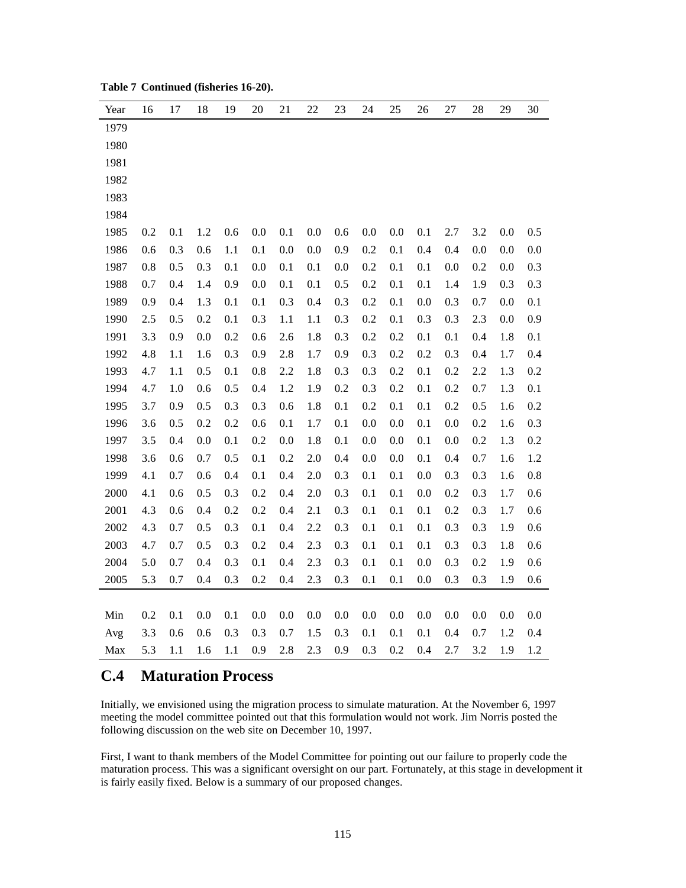**Table 7 Continued (fisheries 16-20).**

| Year | 16 | 17 | 18 | 19 | 20 | 21 | 22 | 23 | 24 | 25 | 26 | 27 | 28 | 29 | 30 |
|---|---|---|---|---|---|---|---|---|---|---|---|---|---|---|---|
| 1979 | | | | | | | | | | | | | | | |
| 1980 | | | | | | | | | | | | | | | |
| 1981 | | | | | | | | | | | | | | | |
| 1982 | | | | | | | | | | | | | | | |
| 1983 | | | | | | | | | | | | | | | |
| 1984 | | | | | | | | | | | | | | | |
| 1985 | 0.2 | 0.1 | 1.2 | 0.6 | 0.0 | 0.1 | 0.0 | 0.6 | 0.0 | 0.0 | 0.1 | 2.7 | 3.2 | 0.0 | 0.5 |
| 1986 | 0.6 | 0.3 | 0.6 | 1.1 | 0.1 | 0.0 | 0.0 | 0.9 | 0.2 | 0.1 | 0.4 | 0.4 | 0.0 | 0.0 | 0.0 |
| 1987 | 0.8 | 0.5 | 0.3 | 0.1 | 0.0 | 0.1 | 0.1 | 0.0 | 0.2 | 0.1 | 0.1 | 0.0 | 0.2 | 0.0 | 0.3 |
| 1988 | 0.7 | 0.4 | 1.4 | 0.9 | 0.0 | 0.1 | 0.1 | 0.5 | 0.2 | 0.1 | 0.1 | 1.4 | 1.9 | 0.3 | 0.3 |
| 1989 | 0.9 | 0.4 | 1.3 | 0.1 | 0.1 | 0.3 | 0.4 | 0.3 | 0.2 | 0.1 | 0.0 | 0.3 | 0.7 | 0.0 | 0.1 |
| 1990 | 2.5 | 0.5 | 0.2 | 0.1 | 0.3 | 1.1 | 1.1 | 0.3 | 0.2 | 0.1 | 0.3 | 0.3 | 2.3 | 0.0 | 0.9 |
| 1991 | 3.3 | 0.9 | 0.0 | 0.2 | 0.6 | 2.6 | 1.8 | 0.3 | 0.2 | 0.2 | 0.1 | 0.1 | 0.4 | 1.8 | 0.1 |
| 1992 | 4.8 | 1.1 | 1.6 | 0.3 | 0.9 | 2.8 | 1.7 | 0.9 | 0.3 | 0.2 | 0.2 | 0.3 | 0.4 | 1.7 | 0.4 |
| 1993 | 4.7 | 1.1 | 0.5 | 0.1 | 0.8 | 2.2 | 1.8 | 0.3 | 0.3 | 0.2 | 0.1 | 0.2 | 2.2 | 1.3 | 0.2 |
| 1994 | 4.7 | 1.0 | 0.6 | 0.5 | 0.4 | 1.2 | 1.9 | 0.2 | 0.3 | 0.2 | 0.1 | 0.2 | 0.7 | 1.3 | 0.1 |
| 1995 | 3.7 | 0.9 | 0.5 | 0.3 | 0.3 | 0.6 | 1.8 | 0.1 | 0.2 | 0.1 | 0.1 | 0.2 | 0.5 | 1.6 | 0.2 |
| 1996 | 3.6 | 0.5 | 0.2 | 0.2 | 0.6 | 0.1 | 1.7 | 0.1 | 0.0 | 0.0 | 0.1 | 0.0 | 0.2 | 1.6 | 0.3 |
| 1997 | 3.5 | 0.4 | 0.0 | 0.1 | 0.2 | 0.0 | 1.8 | 0.1 | 0.0 | 0.0 | 0.1 | 0.0 | 0.2 | 1.3 | 0.2 |
| 1998 | 3.6 | 0.6 | 0.7 | 0.5 | 0.1 | 0.2 | 2.0 | 0.4 | 0.0 | 0.0 | 0.1 | 0.4 | 0.7 | 1.6 | 1.2 |
| 1999 | 4.1 | 0.7 | 0.6 | 0.4 | 0.1 | 0.4 | 2.0 | 0.3 | 0.1 | 0.1 | 0.0 | 0.3 | 0.3 | 1.6 | 0.8 |
| 2000 | 4.1 | 0.6 | 0.5 | 0.3 | 0.2 | 0.4 | 2.0 | 0.3 | 0.1 | 0.1 | 0.0 | 0.2 | 0.3 | 1.7 | 0.6 |
| 2001 | 4.3 | 0.6 | 0.4 | 0.2 | 0.2 | 0.4 | 2.1 | 0.3 | 0.1 | 0.1 | 0.1 | 0.2 | 0.3 | 1.7 | 0.6 |
| 2002 | 4.3 | 0.7 | 0.5 | 0.3 | 0.1 | 0.4 | 2.2 | 0.3 | 0.1 | 0.1 | 0.1 | 0.3 | 0.3 | 1.9 | 0.6 |
| 2003 | 4.7 | 0.7 | 0.5 | 0.3 | 0.2 | 0.4 | 2.3 | 0.3 | 0.1 | 0.1 | 0.1 | 0.3 | 0.3 | 1.8 | 0.6 |
| 2004 | 5.0 | 0.7 | 0.4 | 0.3 | 0.1 | 0.4 | 2.3 | 0.3 | 0.1 | 0.1 | 0.0 | 0.3 | 0.2 | 1.9 | 0.6 |
| 2005 | 5.3 | 0.7 | 0.4 | 0.3 | 0.2 | 0.4 | 2.3 | 0.3 | 0.1 | 0.1 | 0.0 | 0.3 | 0.3 | 1.9 | 0.6 |
| Min | 0.2 | 0.1 | 0.0 | 0.1 | 0.0 | 0.0 | 0.0 | 0.0 | 0.0 | 0.0 | 0.0 | 0.0 | 0.0 | 0.0 | 0.0 |
| Avg | 3.3 | 0.6 | 0.6 | 0.3 | 0.3 | 0.7 | 1.5 | 0.3 | 0.1 | 0.1 | 0.1 | 0.4 | 0.7 | 1.2 | 0.4 |
| Max | 5.3 | 1.1 | 1.6 | 1.1 | 0.9 | 2.8 | 2.3 | 0.9 | 0.3 | 0.2 | 0.4 | 2.7 | 3.2 | 1.9 | 1.2 |

## C.4 Maturation Process

Initially, we envisioned using the migration process to simulate maturation. At the November 6, 1997 meeting the model committee pointed out that this formulation would not work. Jim Norris posted the following discussion on the web site on December 10, 1997.

First, I want to thank members of the Model Committee for pointing out our failure to properly code the maturation process. This was a significant oversight on our part. Fortunately, at this stage in development it is fairly easily fixed. Below is a summary of our proposed changes.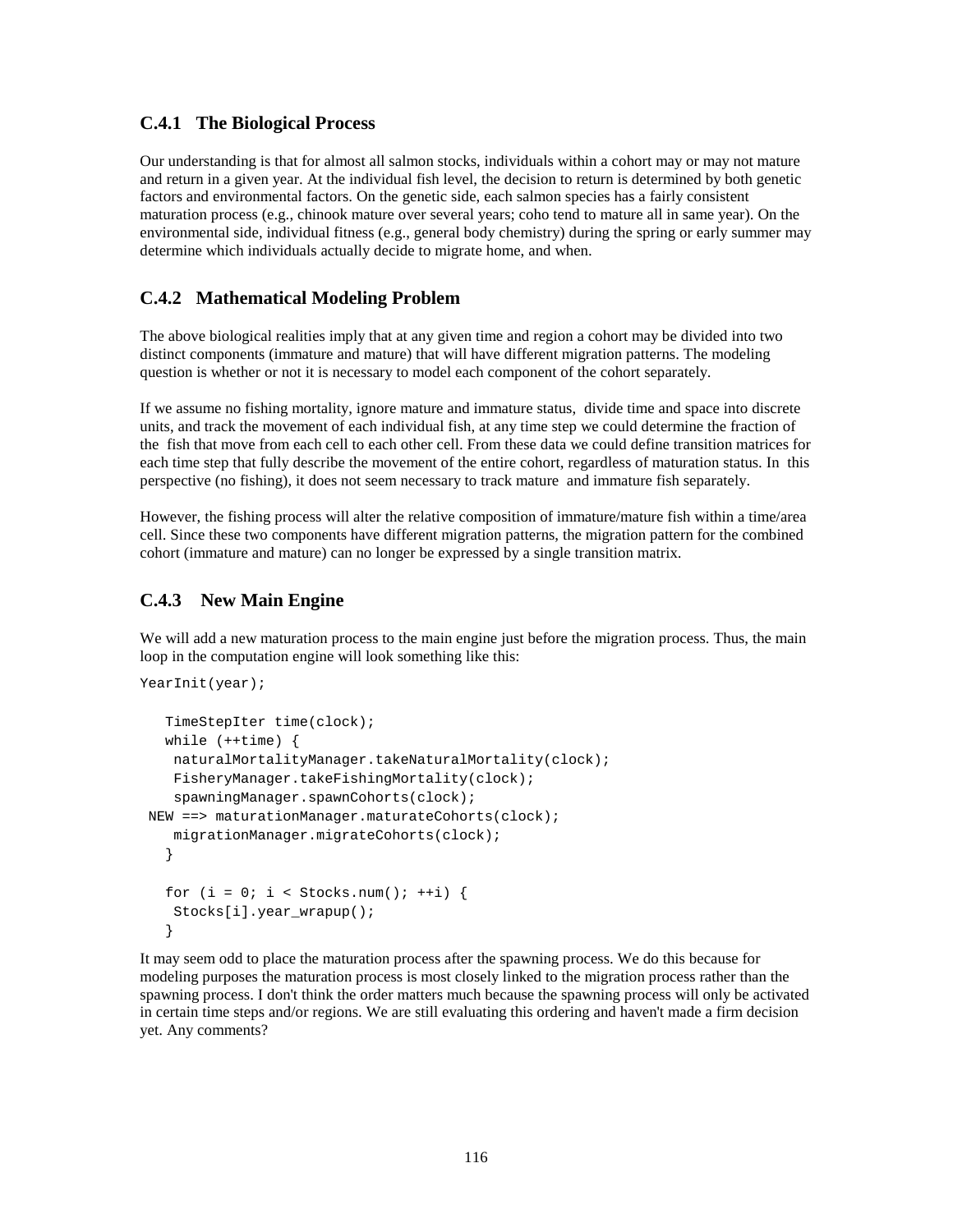### C.4.1 The Biological Process

Our understanding is that for almost all salmon stocks, individuals within a cohort may or may not mature and return in a given year. At the individual fish level, the decision to return is determined by both genetic factors and environmental factors. On the genetic side, each salmon species has a fairly consistent maturation process (e.g., chinook mature over several years; coho tend to mature all in same year). On the environmental side, individual fitness (e.g., general body chemistry) during the spring or early summer may determine which individuals actually decide to migrate home, and when.

### C.4.2 Mathematical Modeling Problem

The above biological realities imply that at any given time and region a cohort may be divided into two distinct components (immature and mature) that will have different migration patterns. The modeling question is whether or not it is necessary to model each component of the cohort separately.

If we assume no fishing mortality, ignore mature and immature status, divide time and space into discrete units, and track the movement of each individual fish, at any time step we could determine the fraction of the fish that move from each cell to each other cell. From these data we could define transition matrices for each time step that fully describe the movement of the entire cohort, regardless of maturation status. In this perspective (no fishing), it does not seem necessary to track mature and immature fish separately.

However, the fishing process will alter the relative composition of immature/mature fish within a time/area cell. Since these two components have different migration patterns, the migration pattern for the combined cohort (immature and mature) can no longer be expressed by a single transition matrix.

### C.4.3 New Main Engine

We will add a new maturation process to the main engine just before the migration process. Thus, the main loop in the computation engine will look something like this:

```
YearInit(year);

   TimeStepIter time(clock);
   while (++time) {
    naturalMortalityManager.takeNaturalMortality(clock);
    FisheryManager.takeFishingMortality(clock);
    spawningManager.spawnCohorts(clock);
 NEW ==> maturationManager.maturateCohorts(clock);
    migrationManager.migrateCohorts(clock);
   }

   for (i = 0; i < Stocks.num(); ++i) {
    Stocks[i].year_wrapup();
   }
```

It may seem odd to place the maturation process after the spawning process. We do this because for modeling purposes the maturation process is most closely linked to the migration process rather than the spawning process. I don't think the order matters much because the spawning process will only be activated in certain time steps and/or regions. We are still evaluating this ordering and haven't made a firm decision yet. Any comments?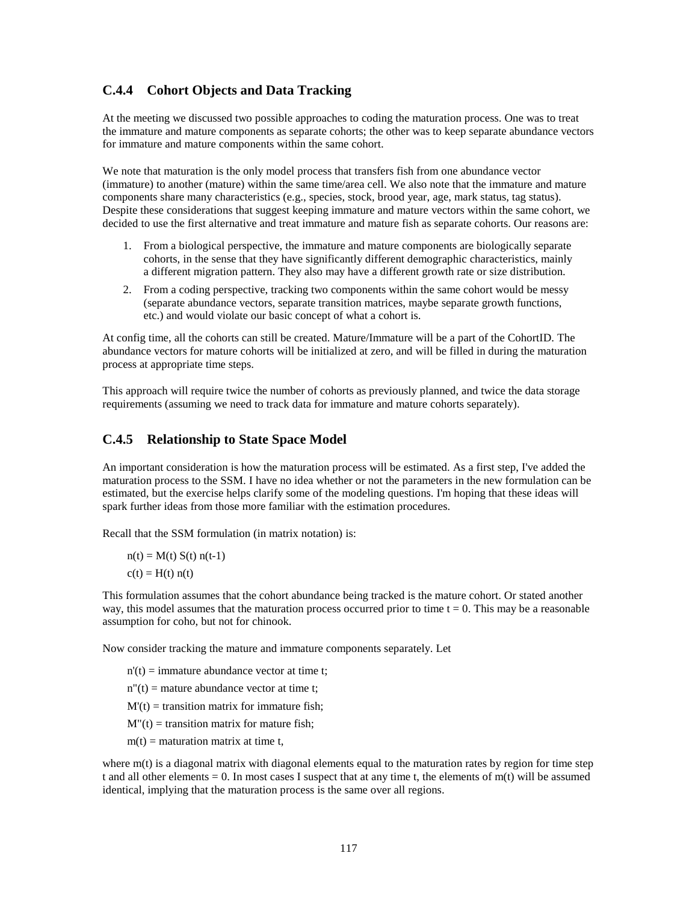### C.4.4 Cohort Objects and Data Tracking

At the meeting we discussed two possible approaches to coding the maturation process. One was to treat the immature and mature components as separate cohorts; the other was to keep separate abundance vectors for immature and mature components within the same cohort.

We note that maturation is the only model process that transfers fish from one abundance vector (immature) to another (mature) within the same time/area cell. We also note that the immature and mature components share many characteristics (e.g., species, stock, brood year, age, mark status, tag status). Despite these considerations that suggest keeping immature and mature vectors within the same cohort, we decided to use the first alternative and treat immature and mature fish as separate cohorts. Our reasons are:

1. From a biological perspective, the immature and mature components are biologically separate cohorts, in the sense that they have significantly different demographic characteristics, mainly a different migration pattern. They also may have a different growth rate or size distribution.
2. From a coding perspective, tracking two components within the same cohort would be messy (separate abundance vectors, separate transition matrices, maybe separate growth functions, etc.) and would violate our basic concept of what a cohort is.

At config time, all the cohorts can still be created. Mature/Immature will be a part of the CohortID. The abundance vectors for mature cohorts will be initialized at zero, and will be filled in during the maturation process at appropriate time steps.

This approach will require twice the number of cohorts as previously planned, and twice the data storage requirements (assuming we need to track data for immature and mature cohorts separately).

### C.4.5 Relationship to State Space Model

An important consideration is how the maturation process will be estimated. As a first step, I've added the maturation process to the SSM. I have no idea whether or not the parameters in the new formulation can be estimated, but the exercise helps clarify some of the modeling questions. I'm hoping that these ideas will spark further ideas from those more familiar with the estimation procedures.

Recall that the SSM formulation (in matrix notation) is:

$$n(t) = M(t)\, S(t)\, n(t-1)$$

$$c(t) = H(t)\, n(t)$$

This formulation assumes that the cohort abundance being tracked is the mature cohort. Or stated another way, this model assumes that the maturation process occurred prior to time $t = 0$. This may be a reasonable assumption for coho, but not for chinook.

Now consider tracking the mature and immature components separately. Let

$n'(t)$ = immature abundance vector at time t;

$n''(t)$ = mature abundance vector at time t;

$M'(t)$ = transition matrix for immature fish;

$M''(t)$ = transition matrix for mature fish;

$m(t)$ = maturation matrix at time t,

where $m(t)$ is a diagonal matrix with diagonal elements equal to the maturation rates by region for time step t and all other elements = 0. In most cases I suspect that at any time t, the elements of $m(t)$ will be assumed identical, implying that the maturation process is the same over all regions.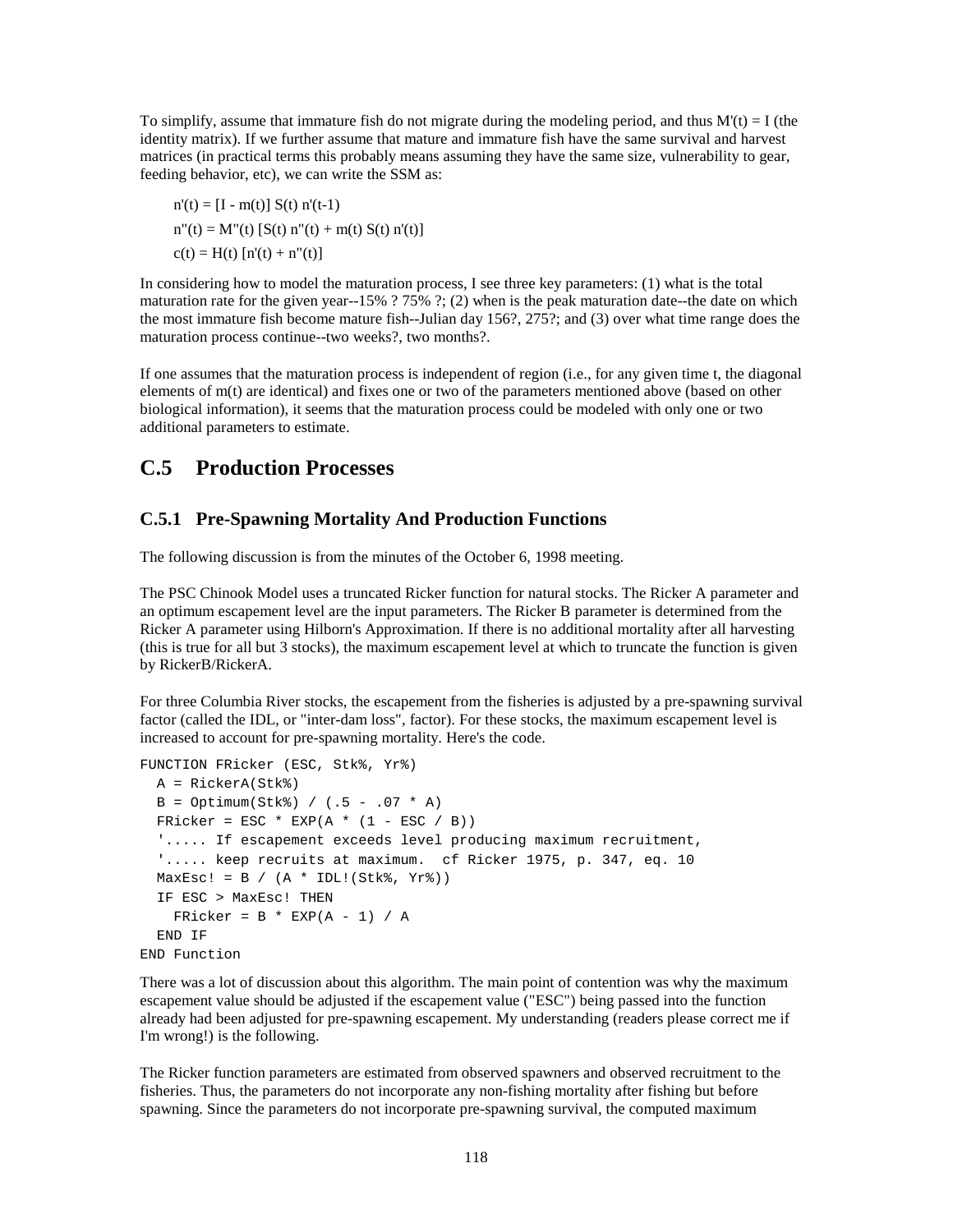To simplify, assume that immature fish do not migrate during the modeling period, and thus $M'(t) = I$ (the identity matrix). If we further assume that mature and immature fish have the same survival and harvest matrices (in practical terms this probably means assuming they have the same size, vulnerability to gear, feeding behavior, etc), we can write the SSM as:

$$n'(t) = [I - m(t)]\, S(t)\, n'(t-1)$$

$$n''(t) = M''(t)\, [S(t)\, n''(t) + m(t)\, S(t)\, n'(t)]$$

$$c(t) = H(t)\, [n'(t) + n''(t)]$$

In considering how to model the maturation process, I see three key parameters: (1) what is the total maturation rate for the given year--15% ? 75% ?; (2) when is the peak maturation date--the date on which the most immature fish become mature fish--Julian day 156?, 275?; and (3) over what time range does the maturation process continue--two weeks?, two months?.

If one assumes that the maturation process is independent of region (i.e., for any given time t, the diagonal elements of m(t) are identical) and fixes one or two of the parameters mentioned above (based on other biological information), it seems that the maturation process could be modeled with only one or two additional parameters to estimate.

## C.5 Production Processes

### C.5.1 Pre-Spawning Mortality And Production Functions

The following discussion is from the minutes of the October 6, 1998 meeting.

The PSC Chinook Model uses a truncated Ricker function for natural stocks. The Ricker A parameter and an optimum escapement level are the input parameters. The Ricker B parameter is determined from the Ricker A parameter using Hilborn's Approximation. If there is no additional mortality after all harvesting (this is true for all but 3 stocks), the maximum escapement level at which to truncate the function is given by RickerB/RickerA.

For three Columbia River stocks, the escapement from the fisheries is adjusted by a pre-spawning survival factor (called the IDL, or "inter-dam loss", factor). For these stocks, the maximum escapement level is increased to account for pre-spawning mortality. Here's the code.

```
FUNCTION FRicker (ESC, Stk%, Yr%)
  A = RickerA(Stk%)
  B = Optimum(Stk%) / (.5 - .07 * A)
  FRicker = ESC * EXP(A * (1 - ESC / B))
  '..... If escapement exceeds level producing maximum recruitment,
  '..... keep recruits at maximum.  cf Ricker 1975, p. 347, eq. 10
  MaxEsc! = B / (A * IDL!(Stk%, Yr%))
  IF ESC > MaxEsc! THEN
    FRicker = B * EXP(A - 1) / A
  END IF
END Function
```

There was a lot of discussion about this algorithm. The main point of contention was why the maximum escapement value should be adjusted if the escapement value ("ESC") being passed into the function already had been adjusted for pre-spawning escapement. My understanding (readers please correct me if I'm wrong!) is the following.

The Ricker function parameters are estimated from observed spawners and observed recruitment to the fisheries. Thus, the parameters do not incorporate any non-fishing mortality after fishing but before spawning. Since the parameters do not incorporate pre-spawning survival, the computed maximum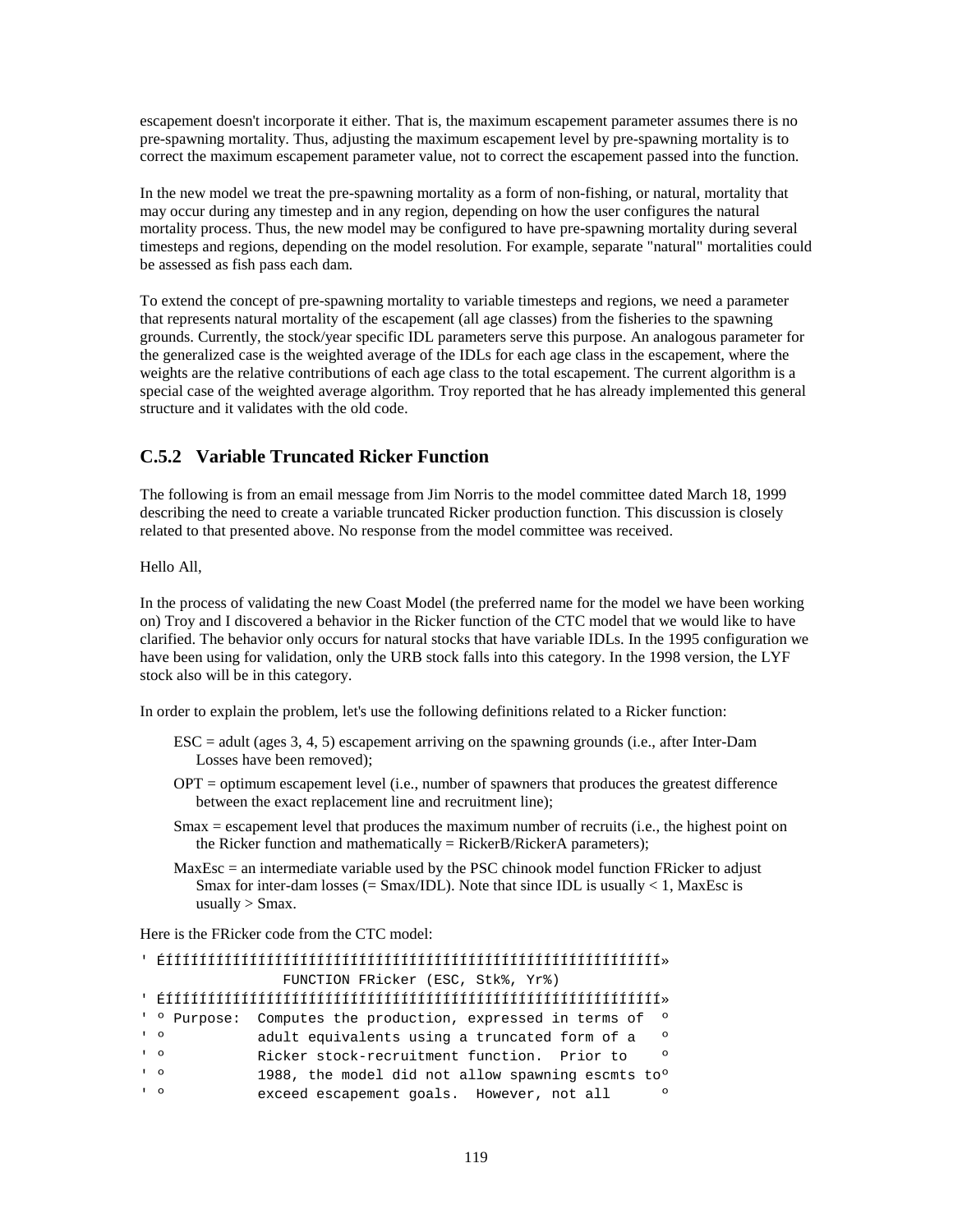escapement doesn't incorporate it either. That is, the maximum escapement parameter assumes there is no pre-spawning mortality. Thus, adjusting the maximum escapement level by pre-spawning mortality is to correct the maximum escapement parameter value, not to correct the escapement passed into the function.

In the new model we treat the pre-spawning mortality as a form of non-fishing, or natural, mortality that may occur during any timestep and in any region, depending on how the user configures the natural mortality process. Thus, the new model may be configured to have pre-spawning mortality during several timesteps and regions, depending on the model resolution. For example, separate "natural" mortalities could be assessed as fish pass each dam.

To extend the concept of pre-spawning mortality to variable timesteps and regions, we need a parameter that represents natural mortality of the escapement (all age classes) from the fisheries to the spawning grounds. Currently, the stock/year specific IDL parameters serve this purpose. An analogous parameter for the generalized case is the weighted average of the IDLs for each age class in the escapement, where the weights are the relative contributions of each age class to the total escapement. The current algorithm is a special case of the weighted average algorithm. Troy reported that he has already implemented this general structure and it validates with the old code.

### C.5.2 Variable Truncated Ricker Function

The following is from an email message from Jim Norris to the model committee dated March 18, 1999 describing the need to create a variable truncated Ricker production function. This discussion is closely related to that presented above. No response from the model committee was received.

Hello All,

In the process of validating the new Coast Model (the preferred name for the model we have been working on) Troy and I discovered a behavior in the Ricker function of the CTC model that we would like to have clarified. The behavior only occurs for natural stocks that have variable IDLs. In the 1995 configuration we have been using for validation, only the URB stock falls into this category. In the 1998 version, the LYF stock also will be in this category.

In order to explain the problem, let's use the following definitions related to a Ricker function:

- ESC = adult (ages 3, 4, 5) escapement arriving on the spawning grounds (i.e., after Inter-Dam Losses have been removed);
- OPT = optimum escapement level (i.e., number of spawners that produces the greatest difference between the exact replacement line and recruitment line);
- Smax = escapement level that produces the maximum number of recruits (i.e., the highest point on the Ricker function and mathematically = RickerB/RickerA parameters);
- MaxEsc = an intermediate variable used by the PSC chinook model function FRicker to adjust Smax for inter-dam losses (= Smax/IDL). Note that since IDL is usually < 1, MaxEsc is usually > Smax.

Here is the FRicker code from the CTC model:

```
' ÉÍÍÍÍÍÍÍÍÍÍÍÍÍÍÍÍÍÍÍÍÍÍÍÍÍÍÍÍÍÍÍÍÍÍÍÍÍÍÍÍÍÍÍÍÍÍÍÍÍÍÍÍÍÍÍÍÍÍÍÍÍÍÍ»
                 FUNCTION FRicker (ESC, Stk%, Yr%)
' ÉÍÍÍÍÍÍÍÍÍÍÍÍÍÍÍÍÍÍÍÍÍÍÍÍÍÍÍÍÍÍÍÍÍÍÍÍÍÍÍÍÍÍÍÍÍÍÍÍÍÍÍÍÍÍÍÍÍÍÍÍÍÍÍ»
' º Purpose:  Computes the production, expressed in terms of  º
' º           adult equivalents using a truncated form of a   º
' º           Ricker stock-recruitment function.  Prior to    º
' º           1988, the model did not allow spawning escmts toº
' º           exceed escapement goals.  However, not all      º
```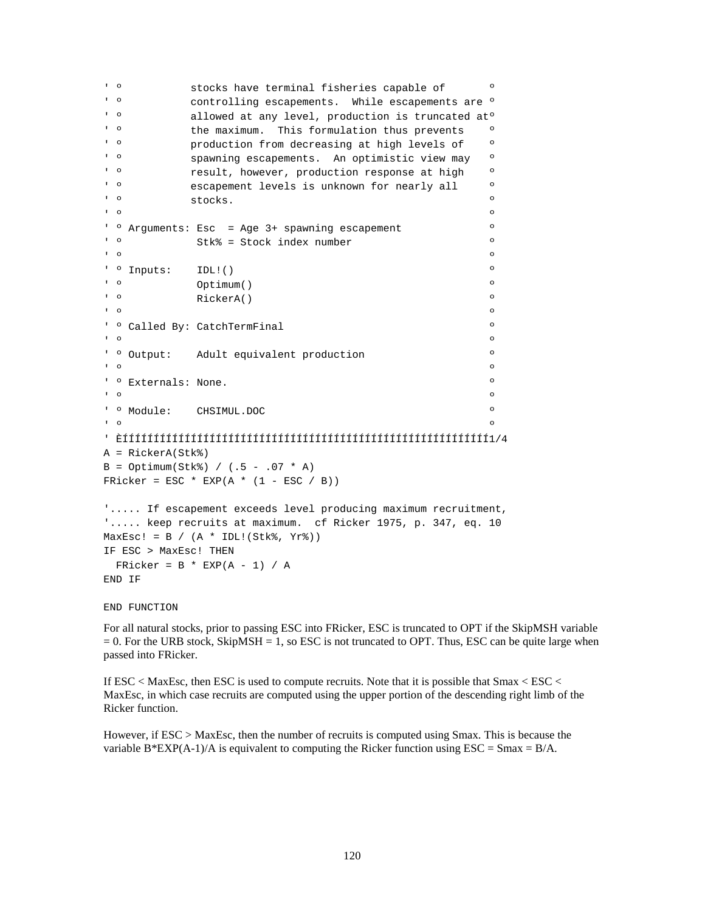```
' º           stocks have terminal fisheries capable of       º
' º           controlling escapements.  While escapements are º
' º           allowed at any level, production is truncated atº
' º           the maximum.  This formulation thus prevents    º
' º           production from decreasing at high levels of    º
' º           spawning escapements.  An optimistic view may   º
' º           result, however, production response at high    º
' º           escapement levels is unknown for nearly all     º
' º           stocks.                                         º
' º                                                           º
' º Arguments: Esc  = Age 3+ spawning escapement              º
' º            Stk% = Stock index number                      º
' º                                                           º
' º Inputs:    IDL!()                                         º
' º            Optimum()                                      º
' º            RickerA()                                      º
' º                                                           º
' º Called By: CatchTermFinal                                 º
' º                                                           º
' º Output:    Adult equivalent production                    º
' º                                                           º
' º Externals: None.                                          º
' º                                                           º
' º Module:    CHSIMUL.DOC                                    º
' º                                                           º
' ÈÍÍÍÍÍÍÍÍÍÍÍÍÍÍÍÍÍÍÍÍÍÍÍÍÍÍÍÍÍÍÍÍÍÍÍÍÍÍÍÍÍÍÍÍÍÍÍÍÍÍÍÍÍÍÍÍÍÍÍÍ1/4
A = RickerA(Stk%)
B = Optimum(Stk%) / (.5 - .07 * A)
FRicker = ESC * EXP(A * (1 - ESC / B))

'..... If escapement exceeds level producing maximum recruitment,
'..... keep recruits at maximum.  cf Ricker 1975, p. 347, eq. 10
MaxEsc! = B / (A * IDL!(Stk%, Yr%))
IF ESC > MaxEsc! THEN
  FRicker = B * EXP(A - 1) / A
END IF

END FUNCTION
```

For all natural stocks, prior to passing ESC into FRicker, ESC is truncated to OPT if the SkipMSH variable = 0. For the URB stock, SkipMSH = 1, so ESC is not truncated to OPT. Thus, ESC can be quite large when passed into FRicker.

If ESC < MaxEsc, then ESC is used to compute recruits. Note that it is possible that Smax < ESC < MaxEsc, in which case recruits are computed using the upper portion of the descending right limb of the Ricker function.

However, if ESC > MaxEsc, then the number of recruits is computed using Smax. This is because the variable B*EXP(A-1)/A is equivalent to computing the Ricker function using ESC = Smax = B/A.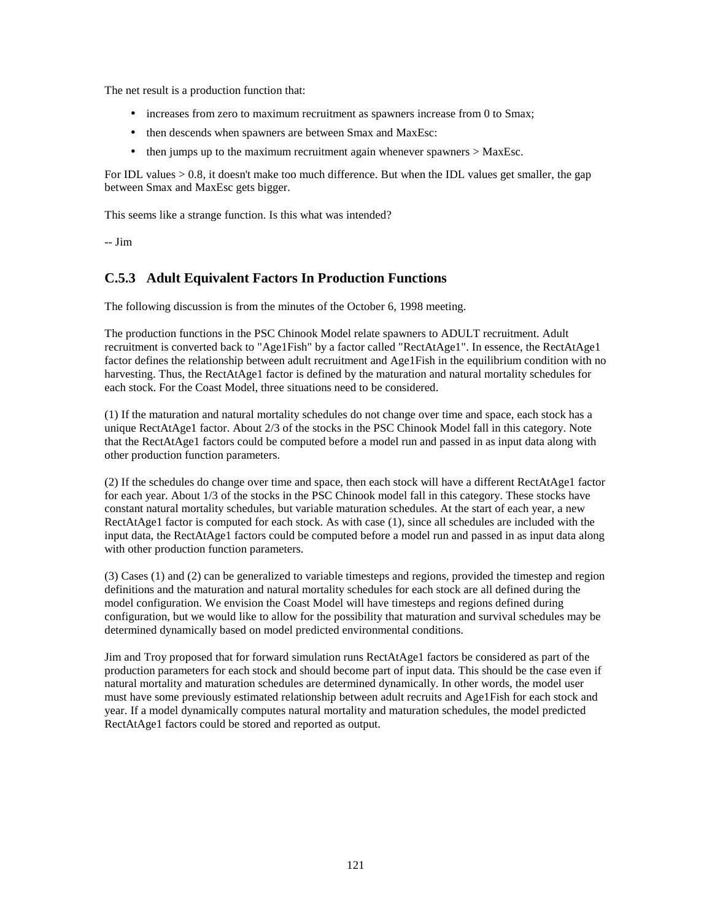The net result is a production function that:

- increases from zero to maximum recruitment as spawners increase from 0 to Smax;
- then descends when spawners are between Smax and MaxEsc:
- then jumps up to the maximum recruitment again whenever spawners > MaxEsc.

For IDL values > 0.8, it doesn't make too much difference. But when the IDL values get smaller, the gap between Smax and MaxEsc gets bigger.

This seems like a strange function. Is this what was intended?

-- Jim

### C.5.3 Adult Equivalent Factors In Production Functions

The following discussion is from the minutes of the October 6, 1998 meeting.

The production functions in the PSC Chinook Model relate spawners to ADULT recruitment. Adult recruitment is converted back to "Age1Fish" by a factor called "RectAtAge1". In essence, the RectAtAge1 factor defines the relationship between adult recruitment and Age1Fish in the equilibrium condition with no harvesting. Thus, the RectAtAge1 factor is defined by the maturation and natural mortality schedules for each stock. For the Coast Model, three situations need to be considered.

(1) If the maturation and natural mortality schedules do not change over time and space, each stock has a unique RectAtAge1 factor. About 2/3 of the stocks in the PSC Chinook Model fall in this category. Note that the RectAtAge1 factors could be computed before a model run and passed in as input data along with other production function parameters.

(2) If the schedules do change over time and space, then each stock will have a different RectAtAge1 factor for each year. About 1/3 of the stocks in the PSC Chinook model fall in this category. These stocks have constant natural mortality schedules, but variable maturation schedules. At the start of each year, a new RectAtAge1 factor is computed for each stock. As with case (1), since all schedules are included with the input data, the RectAtAge1 factors could be computed before a model run and passed in as input data along with other production function parameters.

(3) Cases (1) and (2) can be generalized to variable timesteps and regions, provided the timestep and region definitions and the maturation and natural mortality schedules for each stock are all defined during the model configuration. We envision the Coast Model will have timesteps and regions defined during configuration, but we would like to allow for the possibility that maturation and survival schedules may be determined dynamically based on model predicted environmental conditions.

Jim and Troy proposed that for forward simulation runs RectAtAge1 factors be considered as part of the production parameters for each stock and should become part of input data. This should be the case even if natural mortality and maturation schedules are determined dynamically. In other words, the model user must have some previously estimated relationship between adult recruits and Age1Fish for each stock and year. If a model dynamically computes natural mortality and maturation schedules, the model predicted RectAtAge1 factors could be stored and reported as output.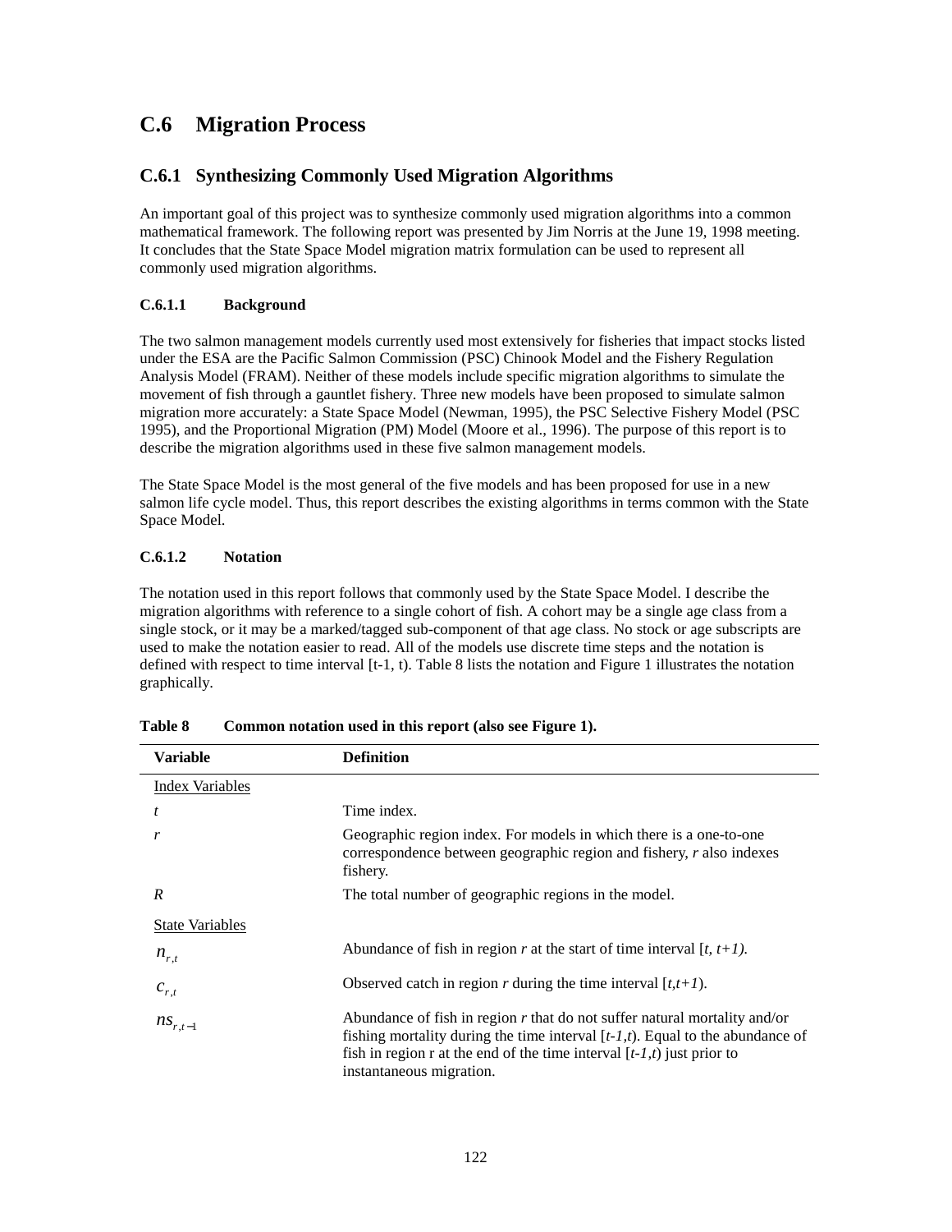## C.6 Migration Process

### C.6.1 Synthesizing Commonly Used Migration Algorithms

An important goal of this project was to synthesize commonly used migration algorithms into a common mathematical framework. The following report was presented by Jim Norris at the June 19, 1998 meeting. It concludes that the State Space Model migration matrix formulation can be used to represent all commonly used migration algorithms.

#### C.6.1.1 Background

The two salmon management models currently used most extensively for fisheries that impact stocks listed under the ESA are the Pacific Salmon Commission (PSC) Chinook Model and the Fishery Regulation Analysis Model (FRAM). Neither of these models include specific migration algorithms to simulate the movement of fish through a gauntlet fishery. Three new models have been proposed to simulate salmon migration more accurately: a State Space Model (Newman, 1995), the PSC Selective Fishery Model (PSC 1995), and the Proportional Migration (PM) Model (Moore et al., 1996). The purpose of this report is to describe the migration algorithms used in these five salmon management models.

The State Space Model is the most general of the five models and has been proposed for use in a new salmon life cycle model. Thus, this report describes the existing algorithms in terms common with the State Space Model.

#### C.6.1.2 Notation

The notation used in this report follows that commonly used by the State Space Model. I describe the migration algorithms with reference to a single cohort of fish. A cohort may be a single age class from a single stock, or it may be a marked/tagged sub-component of that age class. No stock or age subscripts are used to make the notation easier to read. All of the models use discrete time steps and the notation is defined with respect to time interval [t-1, t). Table 8 lists the notation and Figure 1 illustrates the notation graphically.

**Table 8 Common notation used in this report (also see Figure 1).**

| Variable | Definition |
|---|---|
| Index Variables | |
| $t$ | Time index. |
| $r$ | Geographic region index. For models in which there is a one-to-one correspondence between geographic region and fishery, $r$ also indexes fishery. |
| $R$ | The total number of geographic regions in the model. |
| State Variables | |
| $n_{r,t}$ | Abundance of fish in region $r$ at the start of time interval $[t, t+1)$. |
| $c_{r,t}$ | Observed catch in region $r$ during the time interval $[t,t+1)$. |
| $ns_{r,t-1}$ | Abundance of fish in region $r$ that do not suffer natural mortality and/or fishing mortality during the time interval $[t-1,t)$. Equal to the abundance of fish in region r at the end of the time interval $[t-1,t)$ just prior to instantaneous migration. |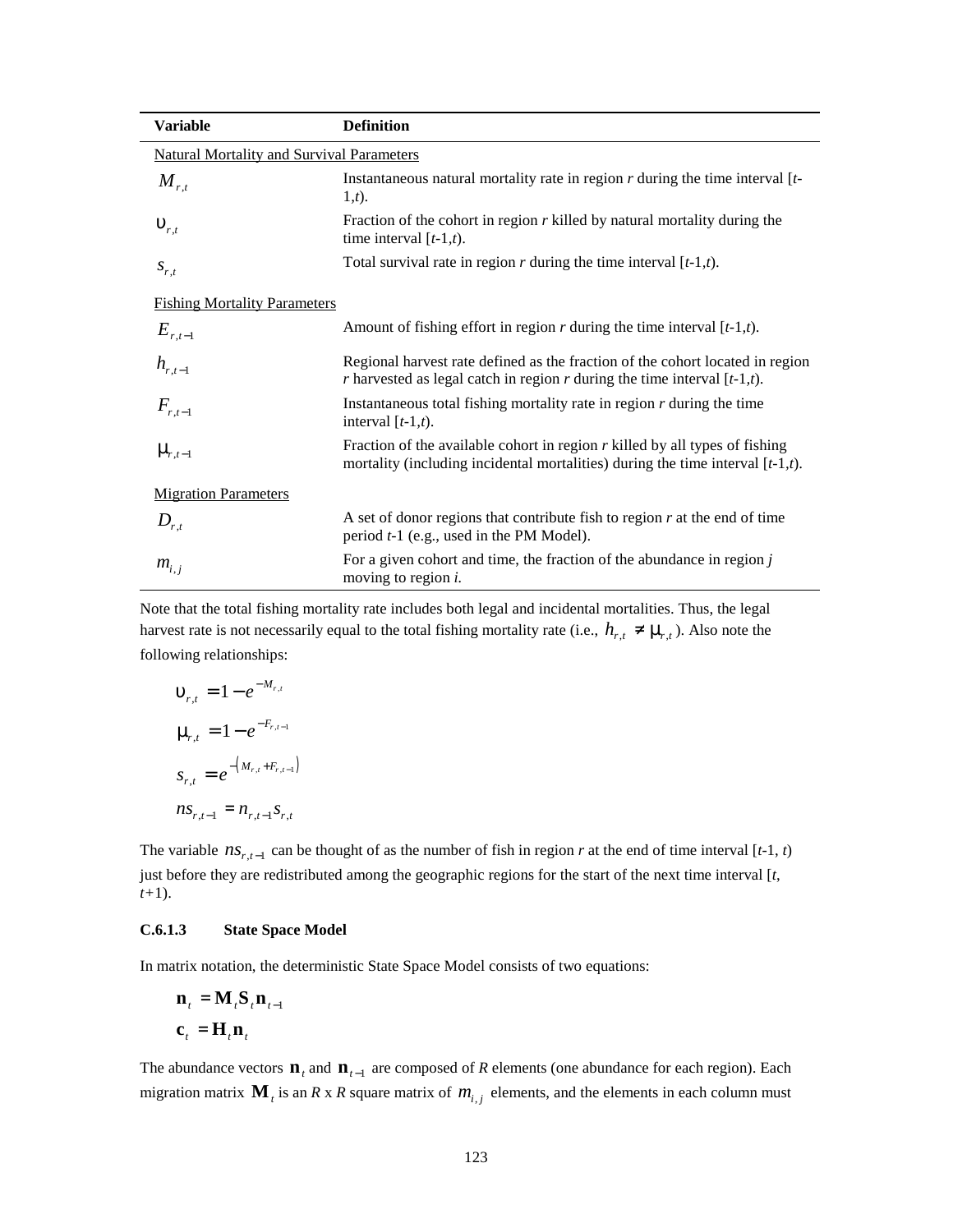| Variable | Definition |
|---|---|
| Natural Mortality and Survival Parameters | |
| $M_{r,t}$ | Instantaneous natural mortality rate in region *r* during the time interval [*t*-1,*t*). |
| $\upsilon_{r,t}$ | Fraction of the cohort in region *r* killed by natural mortality during the time interval [*t*-1,*t*). |
| $s_{r,t}$ | Total survival rate in region *r* during the time interval [*t*-1,*t*). |
| Fishing Mortality Parameters | |
| $E_{r,t-1}$ | Amount of fishing effort in region *r* during the time interval [*t*-1,*t*). |
| $h_{r,t-1}$ | Regional harvest rate defined as the fraction of the cohort located in region *r* harvested as legal catch in region *r* during the time interval [*t*-1,*t*). |
| $F_{r,t-1}$ | Instantaneous total fishing mortality rate in region *r* during the time interval [*t*-1,*t*). |
| $\mu_{r,t-1}$ | Fraction of the available cohort in region *r* killed by all types of fishing mortality (including incidental mortalities) during the time interval [*t*-1,*t*). |
| Migration Parameters | |
| $D_{r,t}$ | A set of donor regions that contribute fish to region *r* at the end of time period *t*-1 (e.g., used in the PM Model). |
| $m_{i,j}$ | For a given cohort and time, the fraction of the abundance in region *j* moving to region *i*. |

Note that the total fishing mortality rate includes both legal and incidental mortalities. Thus, the legal harvest rate is not necessarily equal to the total fishing mortality rate (i.e., $h_{r,t} \neq \mu_{r,t}$). Also note the following relationships:

$$\upsilon_{r,t} = 1 - e^{-M_{r,t}}$$

$$\mu_{r,t} = 1 - e^{-F_{r,t-1}}$$

$$s_{r,t} = e^{-\left(M_{r,t} + F_{r,t-1}\right)}$$

$$ns_{r,t-1} = n_{r,t-1} s_{r,t}$$

The variable $ns_{r,t-1}$ can be thought of as the number of fish in region *r* at the end of time interval [*t*-1, *t*) just before they are redistributed among the geographic regions for the start of the next time interval [*t*, *t*+1).

### C.6.1.3 State Space Model

In matrix notation, the deterministic State Space Model consists of two equations:

$$\mathbf{n}_t = \mathbf{M}_t \mathbf{S}_t \mathbf{n}_{t-1}$$

$$\mathbf{c}_t = \mathbf{H}_t \mathbf{n}_t$$

The abundance vectors $\mathbf{n}_t$ and $\mathbf{n}_{t-1}$ are composed of *R* elements (one abundance for each region). Each migration matrix $\mathbf{M}_t$ is an *R* x *R* square matrix of $m_{i,j}$ elements, and the elements in each column must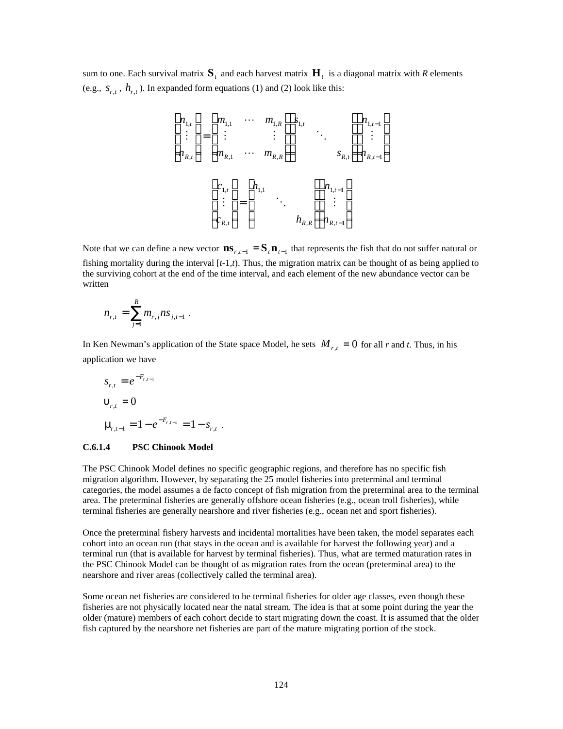sum to one. Each survival matrix $\mathbf{S}_t$ and each harvest matrix $\mathbf{H}_t$ is a diagonal matrix with *R* elements (e.g., $s_{r,t}$, $h_{r,t}$). In expanded form equations (1) and (2) look like this:

$$\begin{pmatrix} n_{1,t} \\ \vdots \\ n_{R,t} \end{pmatrix} = \begin{pmatrix} m_{1,1} & \cdots & m_{1,R} \\ \vdots & & \vdots \\ m_{R,1} & \cdots & m_{R,R} \end{pmatrix} \begin{pmatrix} s_{1,t} & & \\ & \ddots & \\ & & s_{R,t} \end{pmatrix} \begin{pmatrix} n_{1,t-1} \\ \vdots \\ n_{R,t-1} \end{pmatrix}$$

$$\begin{pmatrix} c_{1,t} \\ \vdots \\ c_{R,t} \end{pmatrix} = \begin{pmatrix} h_{1,1} & & \\ & \ddots & \\ & & h_{R,R} \end{pmatrix} \begin{pmatrix} n_{1,t-1} \\ \vdots \\ n_{R,t-1} \end{pmatrix}$$

Note that we can define a new vector $\mathbf{ns}_{r,t-1} = \mathbf{S}_t \mathbf{n}_{t-1}$ that represents the fish that do not suffer natural or fishing mortality during the interval [*t*-1,*t*). Thus, the migration matrix can be thought of as being applied to the surviving cohort at the end of the time interval, and each element of the new abundance vector can be written

$$n_{r,t} = \sum_{j=1}^{R} m_{r,j} ns_{j,t-1} \ .$$

In Ken Newman's application of the State space Model, he sets $M_{r,t} = 0$ for all *r* and *t*. Thus, in his application we have

$$s_{r,t} = e^{-F_{r,t-1}}$$

$$\upsilon_{r,t} = 0$$

$$\mu_{r,t-1} = 1 - e^{-F_{r,t-1}} = 1 - s_{r,t} \ .$$

#### C.6.1.4 PSC Chinook Model

The PSC Chinook Model defines no specific geographic regions, and therefore has no specific fish migration algorithm. However, by separating the 25 model fisheries into preterminal and terminal categories, the model assumes a de facto concept of fish migration from the preterminal area to the terminal area. The preterminal fisheries are generally offshore ocean fisheries (e.g., ocean troll fisheries), while terminal fisheries are generally nearshore and river fisheries (e.g., ocean net and sport fisheries).

Once the preterminal fishery harvests and incidental mortalities have been taken, the model separates each cohort into an ocean run (that stays in the ocean and is available for harvest the following year) and a terminal run (that is available for harvest by terminal fisheries). Thus, what are termed maturation rates in the PSC Chinook Model can be thought of as migration rates from the ocean (preterminal area) to the nearshore and river areas (collectively called the terminal area).

Some ocean net fisheries are considered to be terminal fisheries for older age classes, even though these fisheries are not physically located near the natal stream. The idea is that at some point during the year the older (mature) members of each cohort decide to start migrating down the coast. It is assumed that the older fish captured by the nearshore net fisheries are part of the mature migrating portion of the stock.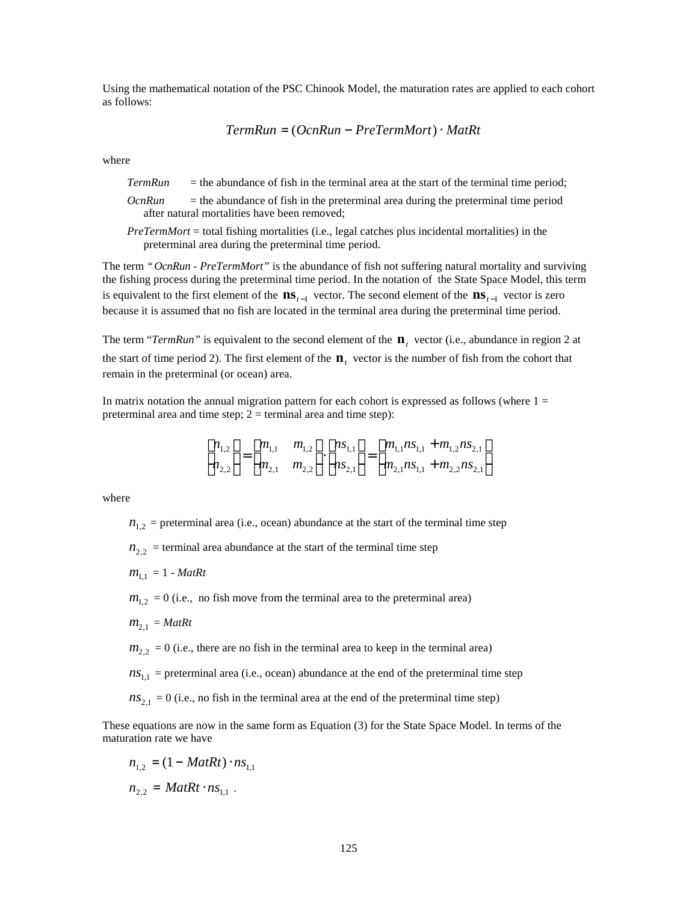Using the mathematical notation of the PSC Chinook Model, the maturation rates are applied to each cohort as follows:

$$TermRun = (OcnRun - PreTermMort) \cdot MatRt$$

where

*TermRun* = the abundance of fish in the terminal area at the start of the terminal time period;

*OcnRun* = the abundance of fish in the preterminal area during the preterminal time period after natural mortalities have been removed;

*PreTermMort* = total fishing mortalities (i.e., legal catches plus incidental mortalities) in the preterminal area during the preterminal time period.

The term *"OcnRun - PreTermMort"* is the abundance of fish not suffering natural mortality and surviving the fishing process during the preterminal time period. In the notation of the State Space Model, this term is equivalent to the first element of the $\mathbf{ns}_{t-1}$ vector. The second element of the $\mathbf{ns}_{t-1}$ vector is zero because it is assumed that no fish are located in the terminal area during the preterminal time period.

The term "*TermRun*" is equivalent to the second element of the $\mathbf{n}_t$ vector (i.e., abundance in region 2 at the start of time period 2). The first element of the $\mathbf{n}_t$ vector is the number of fish from the cohort that remain in the preterminal (or ocean) area.

In matrix notation the annual migration pattern for each cohort is expressed as follows (where 1 = preterminal area and time step; 2 = terminal area and time step):

$$\begin{bmatrix} n_{1,2} \\ n_{2,2} \end{bmatrix} = \begin{bmatrix} m_{1,1} & m_{1,2} \\ m_{2,1} & m_{2,2} \end{bmatrix} \cdot \begin{bmatrix} ns_{1,1} \\ ns_{2,1} \end{bmatrix} = \begin{bmatrix} m_{1,1}ns_{1,1} + m_{1,2}ns_{2,1} \\ m_{2,1}ns_{1,1} + m_{2,2}ns_{2,1} \end{bmatrix}$$

where

$n_{1,2}$ = preterminal area (i.e., ocean) abundance at the start of the terminal time step

$n_{2,2}$ = terminal area abundance at the start of the terminal time step

$m_{1,1}$ = 1 - *MatRt*

$m_{1,2}$ = 0 (i.e., no fish move from the terminal area to the preterminal area)

$m_{2,1}$ = *MatRt*

$m_{2,2}$ = 0 (i.e., there are no fish in the terminal area to keep in the terminal area)

$ns_{1,1}$ = preterminal area (i.e., ocean) abundance at the end of the preterminal time step

$ns_{2,1}$ = 0 (i.e., no fish in the terminal area at the end of the preterminal time step)

These equations are now in the same form as Equation (3) for the State Space Model. In terms of the maturation rate we have

$$n_{1,2} = (1 - MatRt) \cdot ns_{1,1}$$

$$n_{2,2} = MatRt \cdot ns_{1,1} \;.$$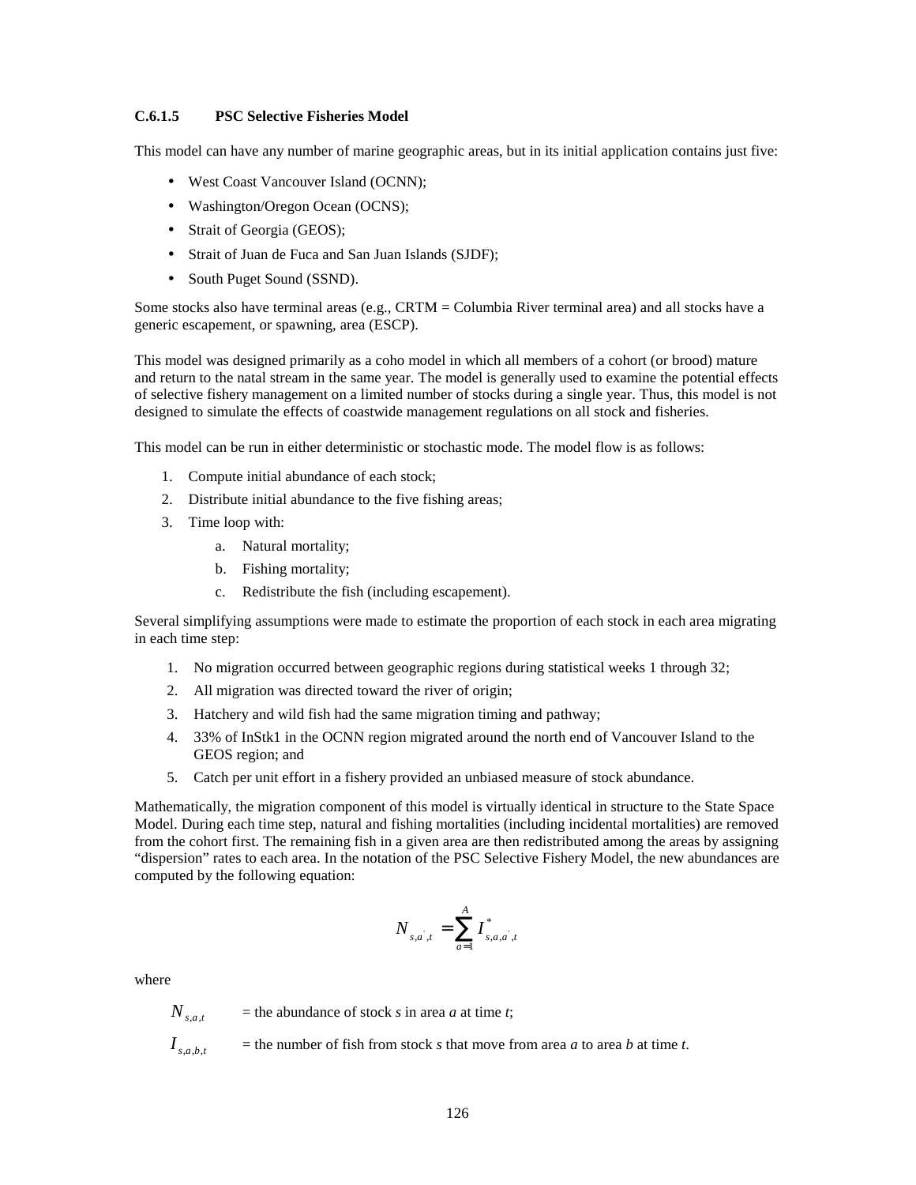#### C.6.1.5 PSC Selective Fisheries Model

This model can have any number of marine geographic areas, but in its initial application contains just five:

- West Coast Vancouver Island (OCNN);
- Washington/Oregon Ocean (OCNS);
- Strait of Georgia (GEOS);
- Strait of Juan de Fuca and San Juan Islands (SJDF);
- South Puget Sound (SSND).

Some stocks also have terminal areas (e.g., CRTM = Columbia River terminal area) and all stocks have a generic escapement, or spawning, area (ESCP).

This model was designed primarily as a coho model in which all members of a cohort (or brood) mature and return to the natal stream in the same year. The model is generally used to examine the potential effects of selective fishery management on a limited number of stocks during a single year. Thus, this model is not designed to simulate the effects of coastwide management regulations on all stock and fisheries.

This model can be run in either deterministic or stochastic mode. The model flow is as follows:

1. Compute initial abundance of each stock;
2. Distribute initial abundance to the five fishing areas;
3. Time loop with:
   a. Natural mortality;
   b. Fishing mortality;
   c. Redistribute the fish (including escapement).

Several simplifying assumptions were made to estimate the proportion of each stock in each area migrating in each time step:

1. No migration occurred between geographic regions during statistical weeks 1 through 32;
2. All migration was directed toward the river of origin;
3. Hatchery and wild fish had the same migration timing and pathway;
4. 33% of InStk1 in the OCNN region migrated around the north end of Vancouver Island to the GEOS region; and
5. Catch per unit effort in a fishery provided an unbiased measure of stock abundance.

Mathematically, the migration component of this model is virtually identical in structure to the State Space Model. During each time step, natural and fishing mortalities (including incidental mortalities) are removed from the cohort first. The remaining fish in a given area are then redistributed among the areas by assigning "dispersion" rates to each area. In the notation of the PSC Selective Fishery Model, the new abundances are computed by the following equation:

$$N_{s,a',t} = \sum_{a=1}^{A} I^{*}_{s,a,a',t}$$

where

$N_{s,a,t}$ = the abundance of stock *s* in area *a* at time *t*;

$I_{s,a,b,t}$ = the number of fish from stock *s* that move from area *a* to area *b* at time *t*.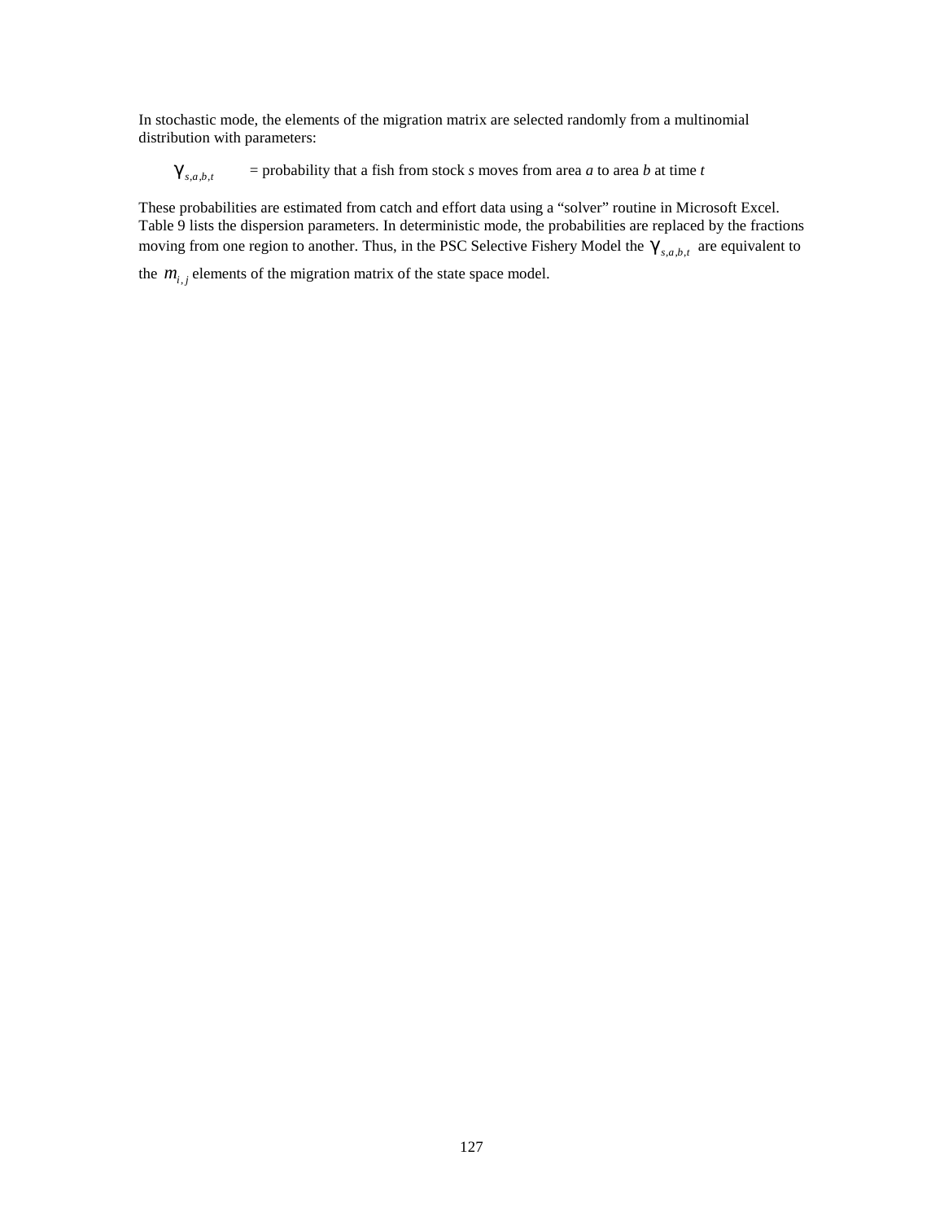In stochastic mode, the elements of the migration matrix are selected randomly from a multinomial distribution with parameters:

$\gamma_{s,a,b,t}$ = probability that a fish from stock *s* moves from area *a* to area *b* at time *t*

These probabilities are estimated from catch and effort data using a “solver” routine in Microsoft Excel. Table 9 lists the dispersion parameters. In deterministic mode, the probabilities are replaced by the fractions moving from one region to another. Thus, in the PSC Selective Fishery Model the $\gamma_{s,a,b,t}$ are equivalent to the $m_{i,j}$ elements of the migration matrix of the state space model.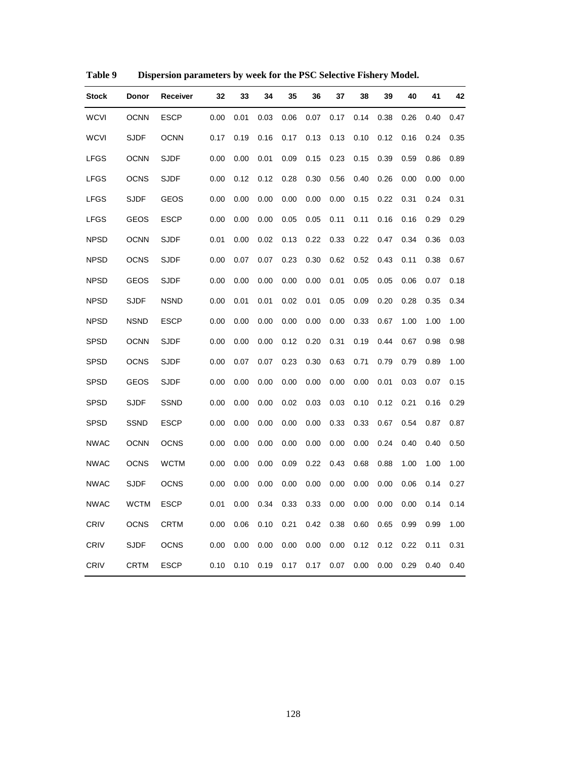**Table 9 Dispersion parameters by week for the PSC Selective Fishery Model.**

| Stock | Donor | Receiver | 32 | 33 | 34 | 35 | 36 | 37 | 38 | 39 | 40 | 41 | 42 |
|---|---|---|---|---|---|---|---|---|---|---|---|---|---|
| WCVI | OCNN | ESCP | 0.00 | 0.01 | 0.03 | 0.06 | 0.07 | 0.17 | 0.14 | 0.38 | 0.26 | 0.40 | 0.47 |
| WCVI | SJDF | OCNN | 0.17 | 0.19 | 0.16 | 0.17 | 0.13 | 0.13 | 0.10 | 0.12 | 0.16 | 0.24 | 0.35 |
| LFGS | OCNN | SJDF | 0.00 | 0.00 | 0.01 | 0.09 | 0.15 | 0.23 | 0.15 | 0.39 | 0.59 | 0.86 | 0.89 |
| LFGS | OCNS | SJDF | 0.00 | 0.12 | 0.12 | 0.28 | 0.30 | 0.56 | 0.40 | 0.26 | 0.00 | 0.00 | 0.00 |
| LFGS | SJDF | GEOS | 0.00 | 0.00 | 0.00 | 0.00 | 0.00 | 0.00 | 0.15 | 0.22 | 0.31 | 0.24 | 0.31 |
| LFGS | GEOS | ESCP | 0.00 | 0.00 | 0.00 | 0.05 | 0.05 | 0.11 | 0.11 | 0.16 | 0.16 | 0.29 | 0.29 |
| NPSD | OCNN | SJDF | 0.01 | 0.00 | 0.02 | 0.13 | 0.22 | 0.33 | 0.22 | 0.47 | 0.34 | 0.36 | 0.03 |
| NPSD | OCNS | SJDF | 0.00 | 0.07 | 0.07 | 0.23 | 0.30 | 0.62 | 0.52 | 0.43 | 0.11 | 0.38 | 0.67 |
| NPSD | GEOS | SJDF | 0.00 | 0.00 | 0.00 | 0.00 | 0.00 | 0.01 | 0.05 | 0.05 | 0.06 | 0.07 | 0.18 |
| NPSD | SJDF | NSND | 0.00 | 0.01 | 0.01 | 0.02 | 0.01 | 0.05 | 0.09 | 0.20 | 0.28 | 0.35 | 0.34 |
| NPSD | NSND | ESCP | 0.00 | 0.00 | 0.00 | 0.00 | 0.00 | 0.00 | 0.33 | 0.67 | 1.00 | 1.00 | 1.00 |
| SPSD | OCNN | SJDF | 0.00 | 0.00 | 0.00 | 0.12 | 0.20 | 0.31 | 0.19 | 0.44 | 0.67 | 0.98 | 0.98 |
| SPSD | OCNS | SJDF | 0.00 | 0.07 | 0.07 | 0.23 | 0.30 | 0.63 | 0.71 | 0.79 | 0.79 | 0.89 | 1.00 |
| SPSD | GEOS | SJDF | 0.00 | 0.00 | 0.00 | 0.00 | 0.00 | 0.00 | 0.00 | 0.01 | 0.03 | 0.07 | 0.15 |
| SPSD | SJDF | SSND | 0.00 | 0.00 | 0.00 | 0.02 | 0.03 | 0.03 | 0.10 | 0.12 | 0.21 | 0.16 | 0.29 |
| SPSD | SSND | ESCP | 0.00 | 0.00 | 0.00 | 0.00 | 0.00 | 0.33 | 0.33 | 0.67 | 0.54 | 0.87 | 0.87 |
| NWAC | OCNN | OCNS | 0.00 | 0.00 | 0.00 | 0.00 | 0.00 | 0.00 | 0.00 | 0.24 | 0.40 | 0.40 | 0.50 |
| NWAC | OCNS | WCTM | 0.00 | 0.00 | 0.00 | 0.09 | 0.22 | 0.43 | 0.68 | 0.88 | 1.00 | 1.00 | 1.00 |
| NWAC | SJDF | OCNS | 0.00 | 0.00 | 0.00 | 0.00 | 0.00 | 0.00 | 0.00 | 0.00 | 0.06 | 0.14 | 0.27 |
| NWAC | WCTM | ESCP | 0.01 | 0.00 | 0.34 | 0.33 | 0.33 | 0.00 | 0.00 | 0.00 | 0.00 | 0.14 | 0.14 |
| CRIV | OCNS | CRTM | 0.00 | 0.06 | 0.10 | 0.21 | 0.42 | 0.38 | 0.60 | 0.65 | 0.99 | 0.99 | 1.00 |
| CRIV | SJDF | OCNS | 0.00 | 0.00 | 0.00 | 0.00 | 0.00 | 0.00 | 0.12 | 0.12 | 0.22 | 0.11 | 0.31 |
| CRIV | CRTM | ESCP | 0.10 | 0.10 | 0.19 | 0.17 | 0.17 | 0.07 | 0.00 | 0.00 | 0.29 | 0.40 | 0.40 |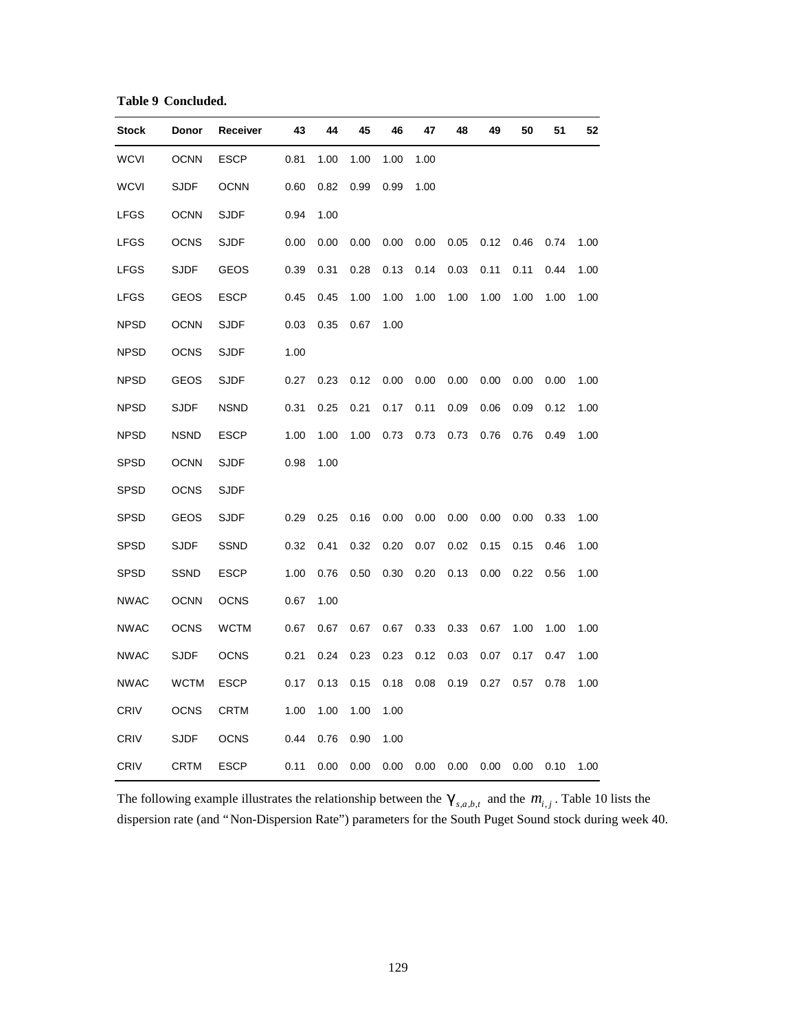**Table 9 Concluded.**

| Stock | Donor | Receiver | 43 | 44 | 45 | 46 | 47 | 48 | 49 | 50 | 51 | 52 |
|---|---|---|---|---|---|---|---|---|---|---|---|---|
| WCVI | OCNN | ESCP | 0.81 | 1.00 | 1.00 | 1.00 | 1.00 | | | | | |
| WCVI | SJDF | OCNN | 0.60 | 0.82 | 0.99 | 0.99 | 1.00 | | | | | |
| LFGS | OCNN | SJDF | 0.94 | 1.00 | | | | | | | | |
| LFGS | OCNS | SJDF | 0.00 | 0.00 | 0.00 | 0.00 | 0.00 | 0.05 | 0.12 | 0.46 | 0.74 | 1.00 |
| LFGS | SJDF | GEOS | 0.39 | 0.31 | 0.28 | 0.13 | 0.14 | 0.03 | 0.11 | 0.11 | 0.44 | 1.00 |
| LFGS | GEOS | ESCP | 0.45 | 0.45 | 1.00 | 1.00 | 1.00 | 1.00 | 1.00 | 1.00 | 1.00 | 1.00 |
| NPSD | OCNN | SJDF | 0.03 | 0.35 | 0.67 | 1.00 | | | | | | |
| NPSD | OCNS | SJDF | 1.00 | | | | | | | | | |
| NPSD | GEOS | SJDF | 0.27 | 0.23 | 0.12 | 0.00 | 0.00 | 0.00 | 0.00 | 0.00 | 0.00 | 1.00 |
| NPSD | SJDF | NSND | 0.31 | 0.25 | 0.21 | 0.17 | 0.11 | 0.09 | 0.06 | 0.09 | 0.12 | 1.00 |
| NPSD | NSND | ESCP | 1.00 | 1.00 | 1.00 | 0.73 | 0.73 | 0.73 | 0.76 | 0.76 | 0.49 | 1.00 |
| SPSD | OCNN | SJDF | 0.98 | 1.00 | | | | | | | | |
| SPSD | OCNS | SJDF | | | | | | | | | | |
| SPSD | GEOS | SJDF | 0.29 | 0.25 | 0.16 | 0.00 | 0.00 | 0.00 | 0.00 | 0.00 | 0.33 | 1.00 |
| SPSD | SJDF | SSND | 0.32 | 0.41 | 0.32 | 0.20 | 0.07 | 0.02 | 0.15 | 0.15 | 0.46 | 1.00 |
| SPSD | SSND | ESCP | 1.00 | 0.76 | 0.50 | 0.30 | 0.20 | 0.13 | 0.00 | 0.22 | 0.56 | 1.00 |
| NWAC | OCNN | OCNS | 0.67 | 1.00 | | | | | | | | |
| NWAC | OCNS | WCTM | 0.67 | 0.67 | 0.67 | 0.67 | 0.33 | 0.33 | 0.67 | 1.00 | 1.00 | 1.00 |
| NWAC | SJDF | OCNS | 0.21 | 0.24 | 0.23 | 0.23 | 0.12 | 0.03 | 0.07 | 0.17 | 0.47 | 1.00 |
| NWAC | WCTM | ESCP | 0.17 | 0.13 | 0.15 | 0.18 | 0.08 | 0.19 | 0.27 | 0.57 | 0.78 | 1.00 |
| CRIV | OCNS | CRTM | 1.00 | 1.00 | 1.00 | 1.00 | | | | | | |
| CRIV | SJDF | OCNS | 0.44 | 0.76 | 0.90 | 1.00 | | | | | | |
| CRIV | CRTM | ESCP | 0.11 | 0.00 | 0.00 | 0.00 | 0.00 | 0.00 | 0.00 | 0.00 | 0.10 | 1.00 |

The following example illustrates the relationship between the $\gamma_{s,a,b,t}$ and the $m_{i,j}$. Table 10 lists the dispersion rate (and "Non-Dispersion Rate") parameters for the South Puget Sound stock during week 40.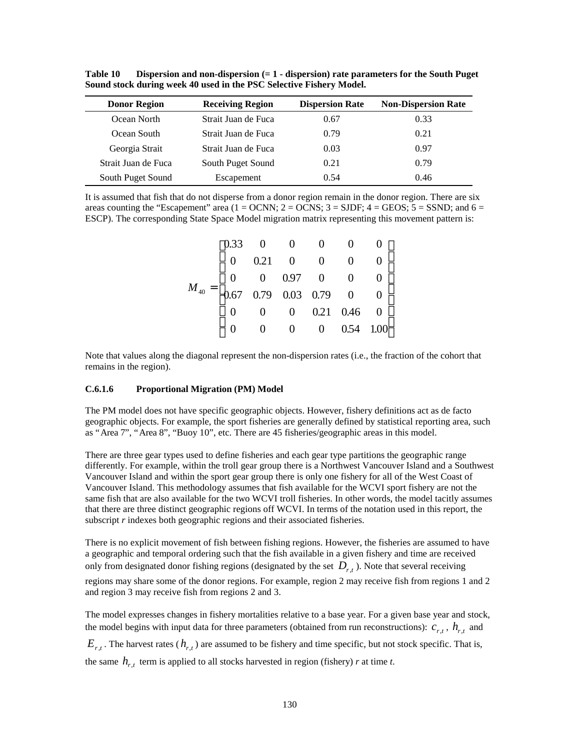**Table 10 Dispersion and non-dispersion (= 1 - dispersion) rate parameters for the South Puget Sound stock during week 40 used in the PSC Selective Fishery Model.**

| Donor Region | Receiving Region | Dispersion Rate | Non-Dispersion Rate |
|---|---|---|---|
| Ocean North | Strait Juan de Fuca | 0.67 | 0.33 |
| Ocean South | Strait Juan de Fuca | 0.79 | 0.21 |
| Georgia Strait | Strait Juan de Fuca | 0.03 | 0.97 |
| Strait Juan de Fuca | South Puget Sound | 0.21 | 0.79 |
| South Puget Sound | Escapement | 0.54 | 0.46 |

It is assumed that fish that do not disperse from a donor region remain in the donor region. There are six areas counting the "Escapement" area (1 = OCNN; 2 = OCNS; 3 = SJDF; 4 = GEOS; 5 = SSND; and 6 = ESCP). The corresponding State Space Model migration matrix representing this movement pattern is:

$$M_{40} = \begin{bmatrix} 0.33 & 0 & 0 & 0 & 0 & 0 \\ 0 & 0.21 & 0 & 0 & 0 & 0 \\ 0 & 0 & 0.97 & 0 & 0 & 0 \\ 0.67 & 0.79 & 0.03 & 0.79 & 0 & 0 \\ 0 & 0 & 0 & 0.21 & 0.46 & 0 \\ 0 & 0 & 0 & 0 & 0.54 & 1.00 \end{bmatrix}$$

Note that values along the diagonal represent the non-dispersion rates (i.e., the fraction of the cohort that remains in the region).

#### C.6.1.6 Proportional Migration (PM) Model

The PM model does not have specific geographic objects. However, fishery definitions act as de facto geographic objects. For example, the sport fisheries are generally defined by statistical reporting area, such as "Area 7", "Area 8", "Buoy 10", etc. There are 45 fisheries/geographic areas in this model.

There are three gear types used to define fisheries and each gear type partitions the geographic range differently. For example, within the troll gear group there is a Northwest Vancouver Island and a Southwest Vancouver Island and within the sport gear group there is only one fishery for all of the West Coast of Vancouver Island. This methodology assumes that fish available for the WCVI sport fishery are not the same fish that are also available for the two WCVI troll fisheries. In other words, the model tacitly assumes that there are three distinct geographic regions off WCVI. In terms of the notation used in this report, the subscript *r* indexes both geographic regions and their associated fisheries.

There is no explicit movement of fish between fishing regions. However, the fisheries are assumed to have a geographic and temporal ordering such that the fish available in a given fishery and time are received only from designated donor fishing regions (designated by the set $D_{r,t}$). Note that several receiving regions may share some of the donor regions. For example, region 2 may receive fish from regions 1 and 2 and region 3 may receive fish from regions 2 and 3.

The model expresses changes in fishery mortalities relative to a base year. For a given base year and stock, the model begins with input data for three parameters (obtained from run reconstructions): $c_{r,t}$, $h_{r,t}$ and $E_{r,t}$. The harvest rates ($h_{r,t}$) are assumed to be fishery and time specific, but not stock specific. That is, the same $h_{r,t}$ term is applied to all stocks harvested in region (fishery) *r* at time *t*.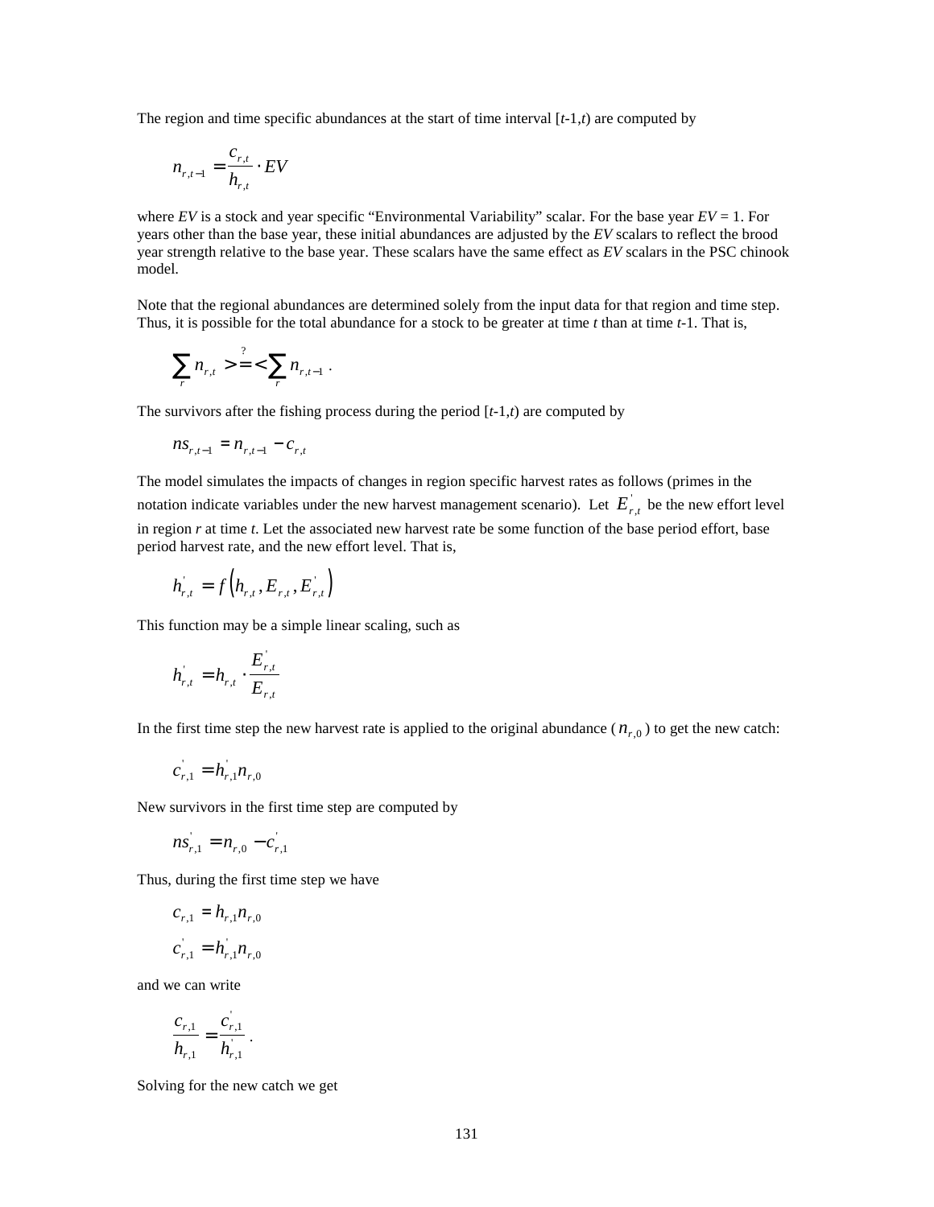The region and time specific abundances at the start of time interval [$t$-1,$t$) are computed by

$$n_{r,t-1} = \frac{c_{r,t}}{h_{r,t}} \cdot EV$$

where $EV$ is a stock and year specific "Environmental Variability" scalar. For the base year $EV$ = 1. For years other than the base year, these initial abundances are adjusted by the $EV$ scalars to reflect the brood year strength relative to the base year. These scalars have the same effect as $EV$ scalars in the PSC chinook model.

Note that the regional abundances are determined solely from the input data for that region and time step. Thus, it is possible for the total abundance for a stock to be greater at time $t$ than at time $t$-1. That is,

$$\sum_r n_{r,t} \overset{?}{>=<} \sum_r n_{r,t-1} .$$

The survivors after the fishing process during the period [$t$-1,$t$) are computed by

$$ns_{r,t-1} = n_{r,t-1} - c_{r,t}$$

The model simulates the impacts of changes in region specific harvest rates as follows (primes in the notation indicate variables under the new harvest management scenario). Let $E^{'}_{r,t}$ be the new effort level in region $r$ at time $t$. Let the associated new harvest rate be some function of the base period effort, base period harvest rate, and the new effort level. That is,

$$h^{'}_{r,t} = f\left(h_{r,t}, E_{r,t}, E^{'}_{r,t}\right)$$

This function may be a simple linear scaling, such as

$$h^{'}_{r,t} = h_{r,t} \cdot \frac{E^{'}_{r,t}}{E_{r,t}}$$

In the first time step the new harvest rate is applied to the original abundance ($n_{r,0}$) to get the new catch:

$$c^{'}_{r,1} = h^{'}_{r,1} n_{r,0}$$

New survivors in the first time step are computed by

$$ns^{'}_{r,1} = n_{r,0} - c^{'}_{r,1}$$

Thus, during the first time step we have

$$c_{r,1} = h_{r,1} n_{r,0}$$

$$c^{'}_{r,1} = h^{'}_{r,1} n_{r,0}$$

and we can write

$$\frac{c_{r,1}}{h_{r,1}} = \frac{c^{'}_{r,1}}{h^{'}_{r,1}} .$$

Solving for the new catch we get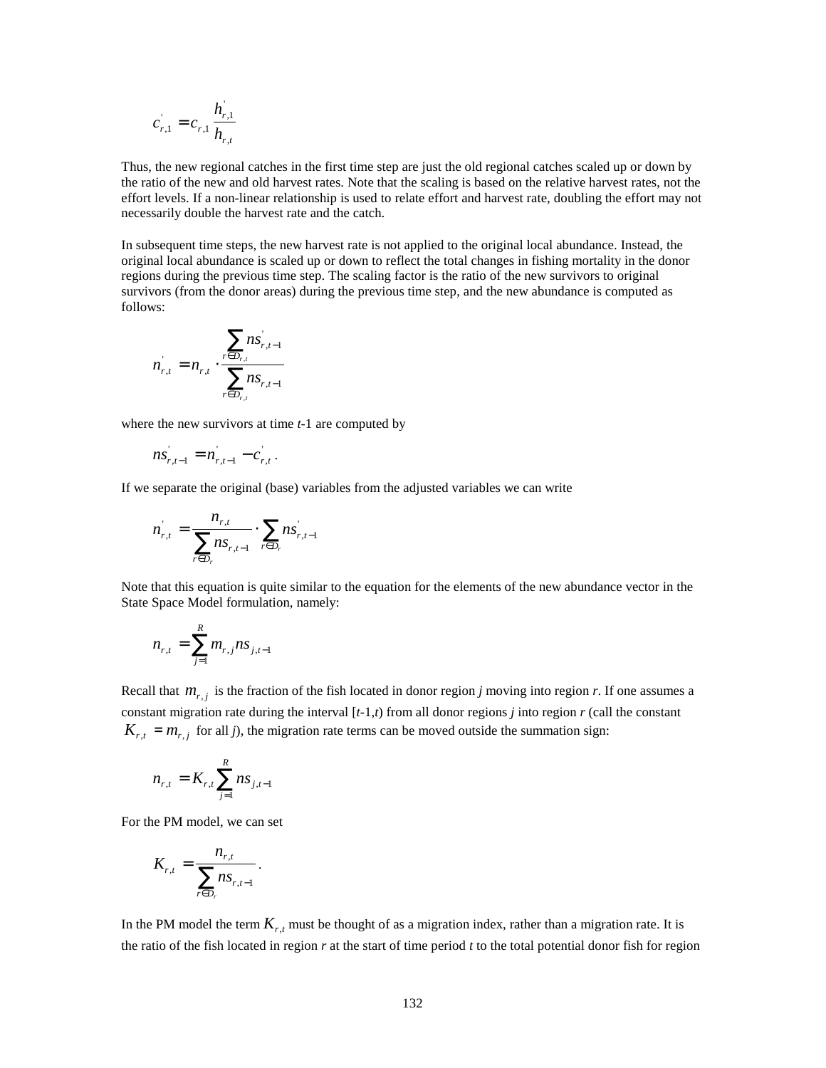$$c'_{r,1} = c_{r,1} \frac{h'_{r,1}}{h_{r,t}}$$

Thus, the new regional catches in the first time step are just the old regional catches scaled up or down by the ratio of the new and old harvest rates. Note that the scaling is based on the relative harvest rates, not the effort levels. If a non-linear relationship is used to relate effort and harvest rate, doubling the effort may not necessarily double the harvest rate and the catch.

In subsequent time steps, the new harvest rate is not applied to the original local abundance. Instead, the original local abundance is scaled up or down to reflect the total changes in fishing mortality in the donor regions during the previous time step. The scaling factor is the ratio of the new survivors to original survivors (from the donor areas) during the previous time step, and the new abundance is computed as follows:

$$n'_{r,t} = n_{r,t} \cdot \frac{\sum_{r \in D_{r,t}} ns'_{r,t-1}}{\sum_{r \in D_{r,t}} ns_{r,t-1}}$$

where the new survivors at time *t*-1 are computed by

$$ns'_{r,t-1} = n'_{r,t-1} - c'_{r,t} \,.$$

If we separate the original (base) variables from the adjusted variables we can write

$$n'_{r,t} = \frac{n_{r,t}}{\sum_{r \in D_r} ns_{r,t-1}} \cdot \sum_{r \in D_r} ns'_{r,t-1}$$

Note that this equation is quite similar to the equation for the elements of the new abundance vector in the State Space Model formulation, namely:

$$n_{r,t} = \sum_{j=1}^{R} m_{r,j} ns_{j,t-1}$$

Recall that $m_{r,j}$ is the fraction of the fish located in donor region *j* moving into region *r*. If one assumes a constant migration rate during the interval [*t*-1,*t*) from all donor regions *j* into region *r* (call the constant $K_{r,t} = m_{r,j}$ for all *j*), the migration rate terms can be moved outside the summation sign:

$$n_{r,t} = K_{r,t} \sum_{j=1}^{R} ns_{j,t-1}$$

For the PM model, we can set

$$K_{r,t} = \frac{n_{r,t}}{\sum_{r \in D_r} ns_{r,t-1}} \,.$$

In the PM model the term $K_{r,t}$ must be thought of as a migration index, rather than a migration rate. It is the ratio of the fish located in region *r* at the start of time period *t* to the total potential donor fish for region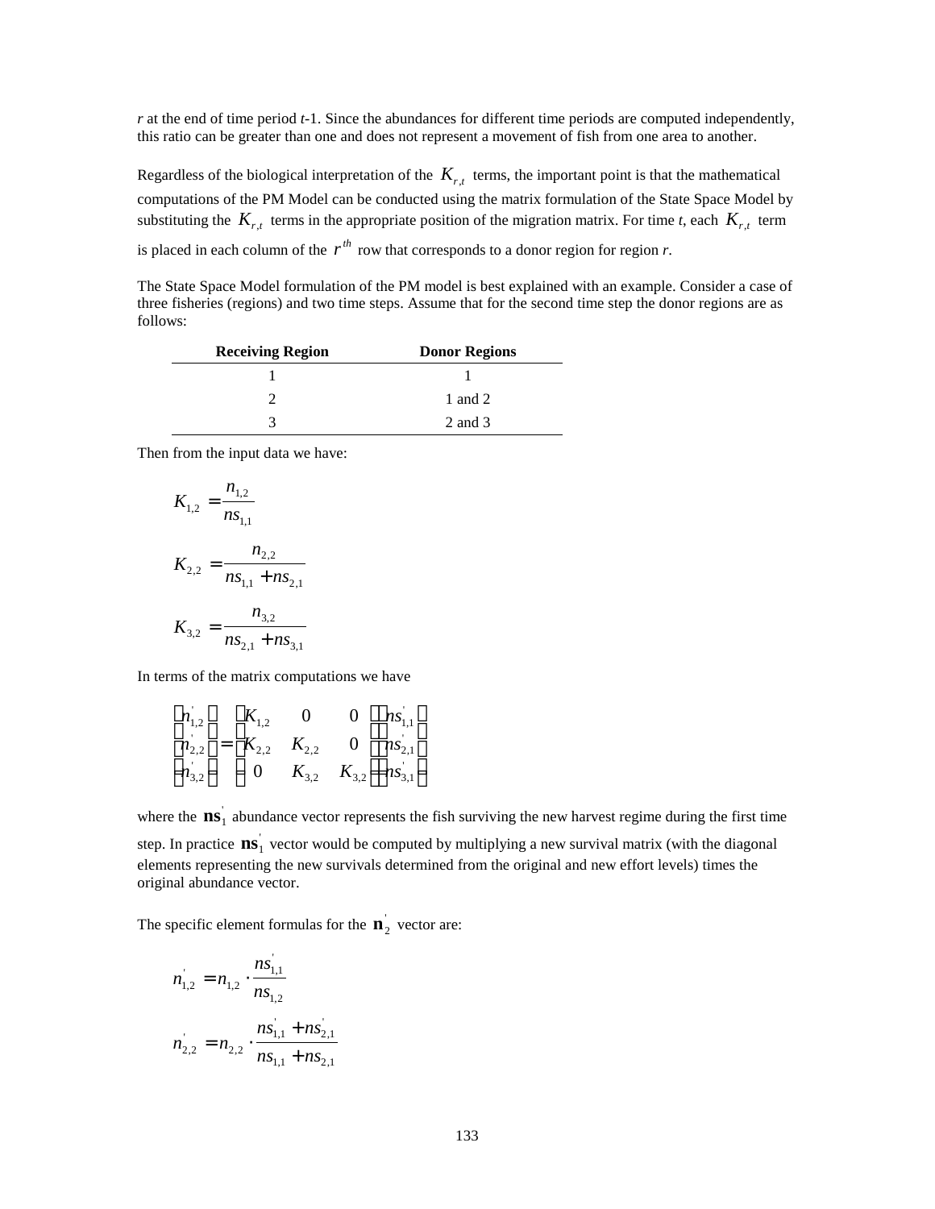*r* at the end of time period *t*-1. Since the abundances for different time periods are computed independently, this ratio can be greater than one and does not represent a movement of fish from one area to another.

Regardless of the biological interpretation of the $K_{r,t}$ terms, the important point is that the mathematical computations of the PM Model can be conducted using the matrix formulation of the State Space Model by substituting the $K_{r,t}$ terms in the appropriate position of the migration matrix. For time *t*, each $K_{r,t}$ term is placed in each column of the $r^{th}$ row that corresponds to a donor region for region *r*.

The State Space Model formulation of the PM model is best explained with an example. Consider a case of three fisheries (regions) and two time steps. Assume that for the second time step the donor regions are as follows:

| Receiving Region | Donor Regions |
|---|---|
| 1 | 1 |
| 2 | 1 and 2 |
| 3 | 2 and 3 |

Then from the input data we have:

$$K_{1,2} = \frac{n_{1,2}}{ns_{1,1}}$$

$$K_{2,2} = \frac{n_{2,2}}{ns_{1,1} + ns_{2,1}}$$

$$K_{3,2} = \frac{n_{3,2}}{ns_{2,1} + ns_{3,1}}$$

In terms of the matrix computations we have

$$\begin{bmatrix} n'_{1,2} \\ n'_{2,2} \\ n'_{3,2} \end{bmatrix} = \begin{bmatrix} K_{1,2} & 0 & 0 \\ K_{2,2} & K_{2,2} & 0 \\ 0 & K_{3,2} & K_{3,2} \end{bmatrix} \begin{bmatrix} ns'_{1,1} \\ ns'_{2,1} \\ ns'_{3,1} \end{bmatrix}$$

where the $\mathbf{ns}'_1$ abundance vector represents the fish surviving the new harvest regime during the first time step. In practice $\mathbf{ns}'_1$ vector would be computed by multiplying a new survival matrix (with the diagonal elements representing the new survivals determined from the original and new effort levels) times the original abundance vector.

The specific element formulas for the $\mathbf{n}'_2$ vector are:

$$n'_{1,2} = n_{1,2} \cdot \frac{ns'_{1,1}}{ns_{1,2}}$$

$$n'_{2,2} = n_{2,2} \cdot \frac{ns'_{1,1} + ns'_{2,1}}{ns_{1,1} + ns_{2,1}}$$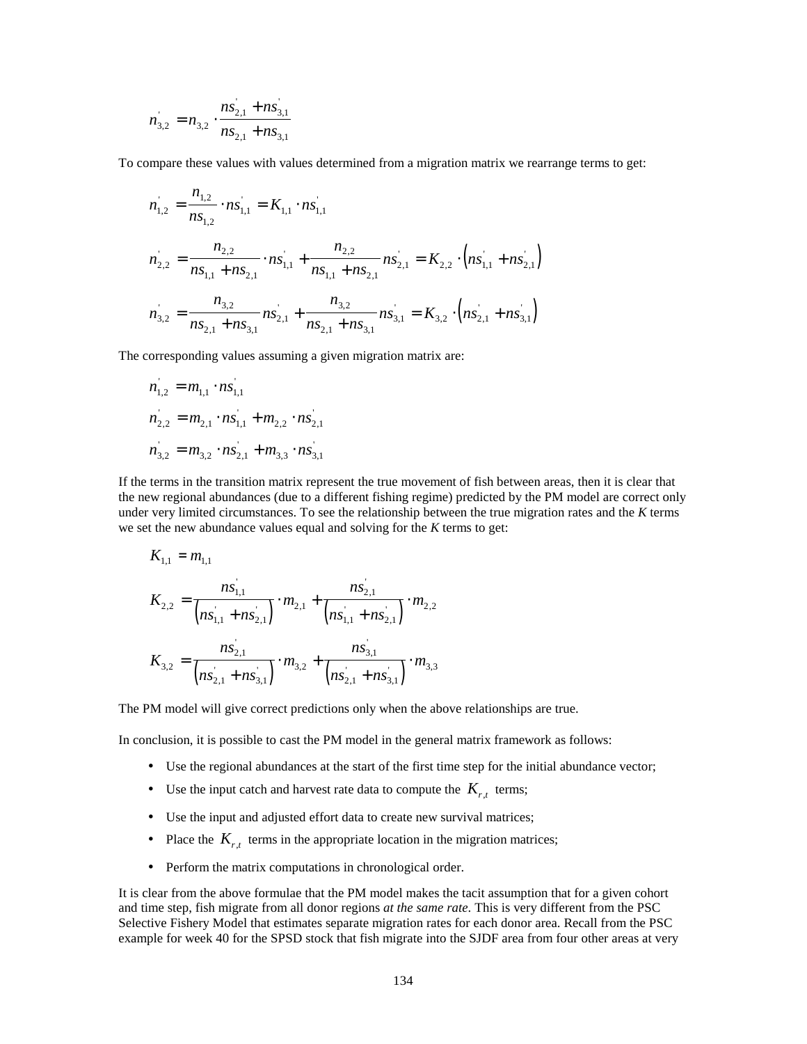$$n_{3,2}^{'} = n_{3,2} \cdot \frac{ns_{2,1}^{'} + ns_{3,1}^{'}}{ns_{2,1} + ns_{3,1}}$$

To compare these values with values determined from a migration matrix we rearrange terms to get:

$$n_{1,2}^{'} = \frac{n_{1,2}}{ns_{1,2}} \cdot ns_{1,1}^{'} = K_{1,1} \cdot ns_{1,1}^{'}$$

$$n_{2,2}^{'} = \frac{n_{2,2}}{ns_{1,1} + ns_{2,1}} \cdot ns_{1,1}^{'} + \frac{n_{2,2}}{ns_{1,1} + ns_{2,1}} ns_{2,1}^{'} = K_{2,2} \cdot \left(ns_{1,1}^{'} + ns_{2,1}^{'}\right)$$

$$n_{3,2}^{'} = \frac{n_{3,2}}{ns_{2,1} + ns_{3,1}} ns_{2,1}^{'} + \frac{n_{3,2}}{ns_{2,1} + ns_{3,1}} ns_{3,1}^{'} = K_{3,2} \cdot \left(ns_{2,1}^{'} + ns_{3,1}^{'}\right)$$

The corresponding values assuming a given migration matrix are:

$$n_{1,2}^{'} = m_{1,1} \cdot ns_{1,1}^{'}$$

$$n_{2,2}^{'} = m_{2,1} \cdot ns_{1,1}^{'} + m_{2,2} \cdot ns_{2,1}^{'}$$

$$n_{3,2}^{'} = m_{3,2} \cdot ns_{2,1}^{'} + m_{3,3} \cdot ns_{3,1}^{'}$$

If the terms in the transition matrix represent the true movement of fish between areas, then it is clear that the new regional abundances (due to a different fishing regime) predicted by the PM model are correct only under very limited circumstances. To see the relationship between the true migration rates and the *K* terms we set the new abundance values equal and solving for the *K* terms to get:

$$K_{1,1} = m_{1,1}$$

$$K_{2,2} = \frac{ns_{1,1}^{'}}{\left(ns_{1,1}^{'} + ns_{2,1}^{'}\right)} \cdot m_{2,1} + \frac{ns_{2,1}^{'}}{\left(ns_{1,1}^{'} + ns_{2,1}^{'}\right)} \cdot m_{2,2}$$

$$K_{3,2} = \frac{ns_{2,1}^{'}}{\left(ns_{2,1}^{'} + ns_{3,1}^{'}\right)} \cdot m_{3,2} + \frac{ns_{3,1}^{'}}{\left(ns_{2,1}^{'} + ns_{3,1}^{'}\right)} \cdot m_{3,3}$$

The PM model will give correct predictions only when the above relationships are true.

In conclusion, it is possible to cast the PM model in the general matrix framework as follows:

- Use the regional abundances at the start of the first time step for the initial abundance vector;
- Use the input catch and harvest rate data to compute the $K_{r,t}$ terms;
- Use the input and adjusted effort data to create new survival matrices;
- Place the $K_{r,t}$ terms in the appropriate location in the migration matrices;
- Perform the matrix computations in chronological order.

It is clear from the above formulae that the PM model makes the tacit assumption that for a given cohort and time step, fish migrate from all donor regions *at the same rate*. This is very different from the PSC Selective Fishery Model that estimates separate migration rates for each donor area. Recall from the PSC example for week 40 for the SPSD stock that fish migrate into the SJDF area from four other areas at very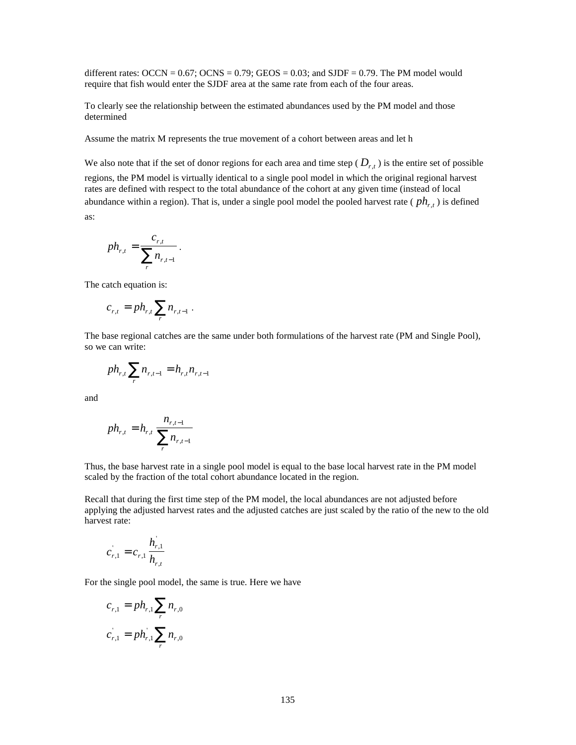different rates: OCCN = 0.67; OCNS = 0.79; GEOS = 0.03; and SJDF = 0.79. The PM model would require that fish would enter the SJDF area at the same rate from each of the four areas.

To clearly see the relationship between the estimated abundances used by the PM model and those determined

Assume the matrix M represents the true movement of a cohort between areas and let h

We also note that if the set of donor regions for each area and time step ( $D_{r,t}$ ) is the entire set of possible regions, the PM model is virtually identical to a single pool model in which the original regional harvest rates are defined with respect to the total abundance of the cohort at any given time (instead of local abundance within a region). That is, under a single pool model the pooled harvest rate ( $ph_{r,t}$ ) is defined as:

$$ph_{r,t} = \frac{c_{r,t}}{\sum_r n_{r,t-1}} .$$

The catch equation is:

$$c_{r,t} = ph_{r,t} \sum_r n_{r,t-1} .$$

The base regional catches are the same under both formulations of the harvest rate (PM and Single Pool), so we can write:

$$ph_{r,t} \sum_r n_{r,t-1} = h_{r,t} n_{r,t-1}$$

and

$$ph_{r,t} = h_{r,t} \frac{n_{r,t-1}}{\sum_r n_{r,t-1}}$$

Thus, the base harvest rate in a single pool model is equal to the base local harvest rate in the PM model scaled by the fraction of the total cohort abundance located in the region.

Recall that during the first time step of the PM model, the local abundances are not adjusted before applying the adjusted harvest rates and the adjusted catches are just scaled by the ratio of the new to the old harvest rate:

$$c'_{r,1} = c_{r,1} \frac{h'_{r,1}}{h_{r,t}}$$

For the single pool model, the same is true. Here we have

$$c_{r,1} = ph_{r,1} \sum_r n_{r,0}$$

$$c'_{r,1} = ph'_{r,1} \sum_r n_{r,0}$$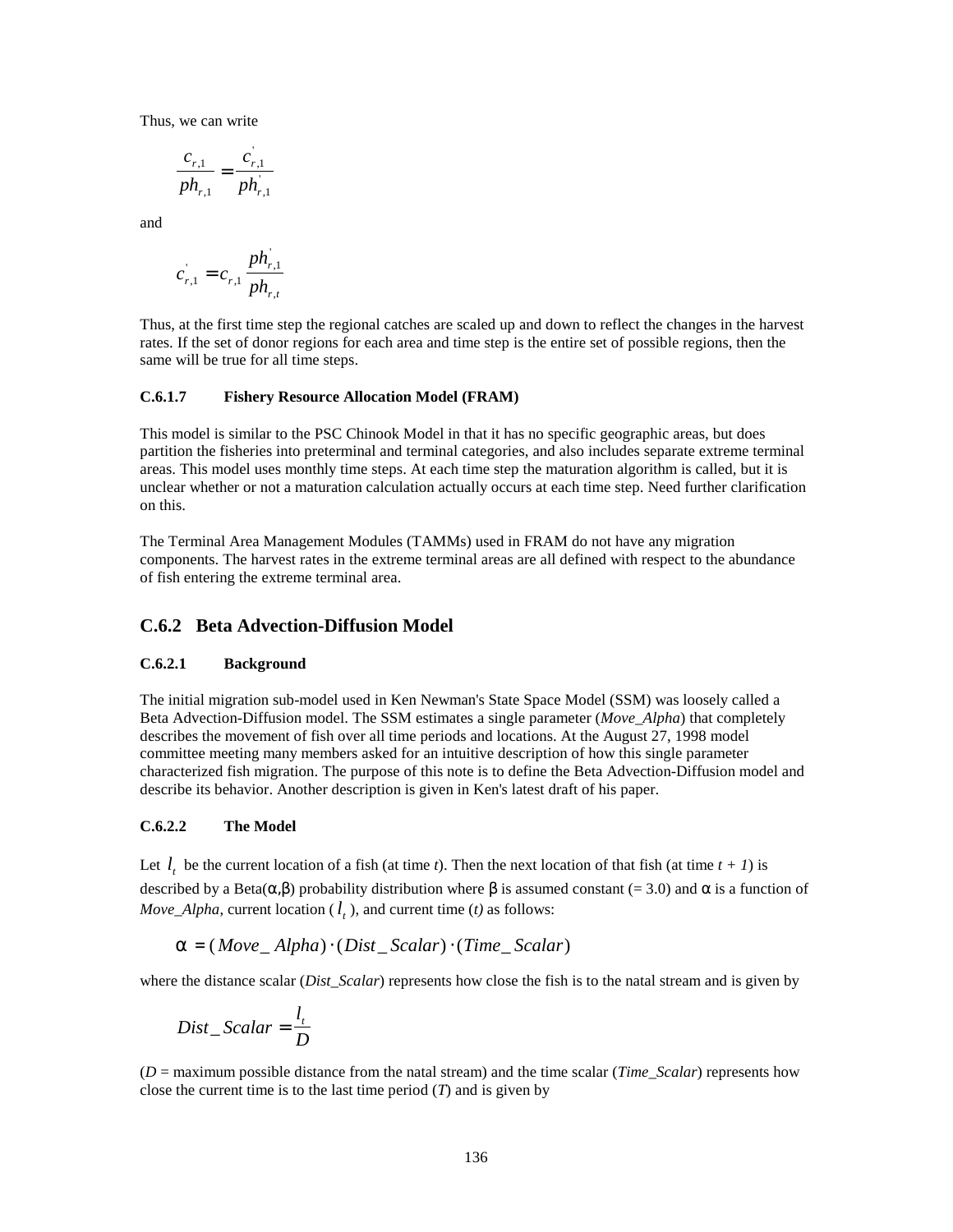Thus, we can write

$$\frac{c_{r,1}}{ph_{r,1}} = \frac{c_{r,1}^{'}}{ph_{r,1}^{'}}$$

and

$$c_{r,1}^{'} = c_{r,1} \frac{ph_{r,1}^{'}}{ph_{r,t}}$$

Thus, at the first time step the regional catches are scaled up and down to reflect the changes in the harvest rates. If the set of donor regions for each area and time step is the entire set of possible regions, then the same will be true for all time steps.

#### C.6.1.7 Fishery Resource Allocation Model (FRAM)

This model is similar to the PSC Chinook Model in that it has no specific geographic areas, but does partition the fisheries into preterminal and terminal categories, and also includes separate extreme terminal areas. This model uses monthly time steps. At each time step the maturation algorithm is called, but it is unclear whether or not a maturation calculation actually occurs at each time step. Need further clarification on this.

The Terminal Area Management Modules (TAMMs) used in FRAM do not have any migration components. The harvest rates in the extreme terminal areas are all defined with respect to the abundance of fish entering the extreme terminal area.

### C.6.2 Beta Advection-Diffusion Model

#### C.6.2.1 Background

The initial migration sub-model used in Ken Newman's State Space Model (SSM) was loosely called a Beta Advection-Diffusion model. The SSM estimates a single parameter (*Move_Alpha*) that completely describes the movement of fish over all time periods and locations. At the August 27, 1998 model committee meeting many members asked for an intuitive description of how this single parameter characterized fish migration. The purpose of this note is to define the Beta Advection-Diffusion model and describe its behavior. Another description is given in Ken's latest draft of his paper.

#### C.6.2.2 The Model

Let $l_t$ be the current location of a fish (at time *t*). Then the next location of that fish (at time *t + 1*) is described by a Beta($\alpha$,$\beta$) probability distribution where $\beta$ is assumed constant (= 3.0) and $\alpha$ is a function of *Move_Alpha*, current location ($l_t$), and current time (*t)* as follows:

$$\alpha = (Move\_Alpha) \cdot (Dist\_Scalar) \cdot (Time\_Scalar)$$

where the distance scalar (*Dist_Scalar*) represents how close the fish is to the natal stream and is given by

$$Dist\_Scalar = \frac{l_t}{D}$$

(*D* = maximum possible distance from the natal stream) and the time scalar (*Time_Scalar*) represents how close the current time is to the last time period (*T*) and is given by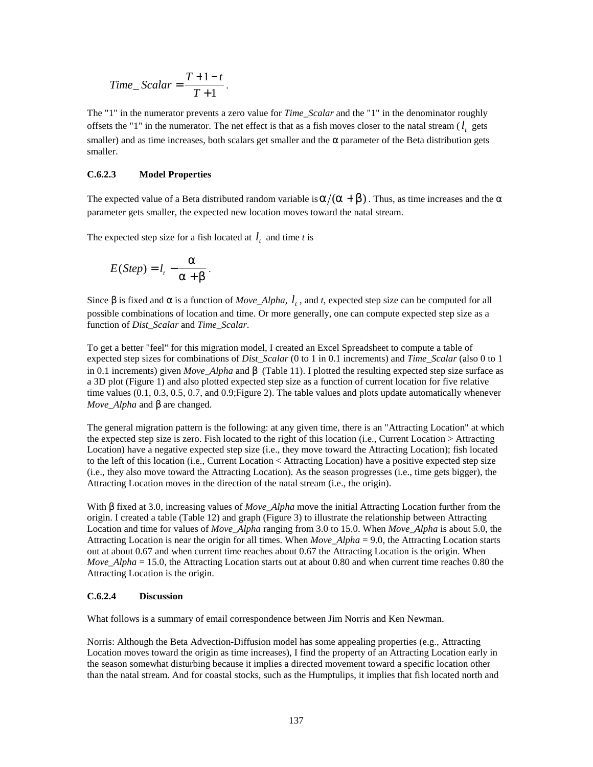$$Time\_Scalar = \frac{T + 1 - t}{T + 1}.$$

The "1" in the numerator prevents a zero value for *Time_Scalar* and the "1" in the denominator roughly offsets the "1" in the numerator. The net effect is that as a fish moves closer to the natal stream ($l_t$ gets smaller) and as time increases, both scalars get smaller and the α parameter of the Beta distribution gets smaller.

### C.6.2.3 Model Properties

The expected value of a Beta distributed random variable is $\alpha/(\alpha + \beta)$. Thus, as time increases and the α parameter gets smaller, the expected new location moves toward the natal stream.

The expected step size for a fish located at $l_t$ and time *t* is

$$E(Step) = l_t - \frac{\alpha}{\alpha + \beta}.$$

Since β is fixed and α is a function of *Move_Alpha*, $l_t$, and *t*, expected step size can be computed for all possible combinations of location and time. Or more generally, one can compute expected step size as a function of *Dist_Scalar* and *Time_Scalar*.

To get a better "feel" for this migration model, I created an Excel Spreadsheet to compute a table of expected step sizes for combinations of *Dist_Scalar* (0 to 1 in 0.1 increments) and *Time_Scalar* (also 0 to 1 in 0.1 increments) given *Move_Alpha* and β (Table 11). I plotted the resulting expected step size surface as a 3D plot (Figure 1) and also plotted expected step size as a function of current location for five relative time values (0.1, 0.3, 0.5, 0.7, and 0.9;Figure 2). The table values and plots update automatically whenever *Move_Alpha* and β are changed.

The general migration pattern is the following: at any given time, there is an "Attracting Location" at which the expected step size is zero. Fish located to the right of this location (i.e., Current Location > Attracting Location) have a negative expected step size (i.e., they move toward the Attracting Location); fish located to the left of this location (i.e., Current Location < Attracting Location) have a positive expected step size (i.e., they also move toward the Attracting Location). As the season progresses (i.e., time gets bigger), the Attracting Location moves in the direction of the natal stream (i.e., the origin).

With β fixed at 3.0, increasing values of *Move_Alpha* move the initial Attracting Location further from the origin. I created a table (Table 12) and graph (Figure 3) to illustrate the relationship between Attracting Location and time for values of *Move_Alpha* ranging from 3.0 to 15.0. When *Move_Alpha* is about 5.0, the Attracting Location is near the origin for all times. When *Move_Alpha* = 9.0, the Attracting Location starts out at about 0.67 and when current time reaches about 0.67 the Attracting Location is the origin. When *Move_Alpha* = 15.0, the Attracting Location starts out at about 0.80 and when current time reaches 0.80 the Attracting Location is the origin.

### C.6.2.4 Discussion

What follows is a summary of email correspondence between Jim Norris and Ken Newman.

Norris: Although the Beta Advection-Diffusion model has some appealing properties (e.g., Attracting Location moves toward the origin as time increases), I find the property of an Attracting Location early in the season somewhat disturbing because it implies a directed movement toward a specific location other than the natal stream. And for coastal stocks, such as the Humptulips, it implies that fish located north and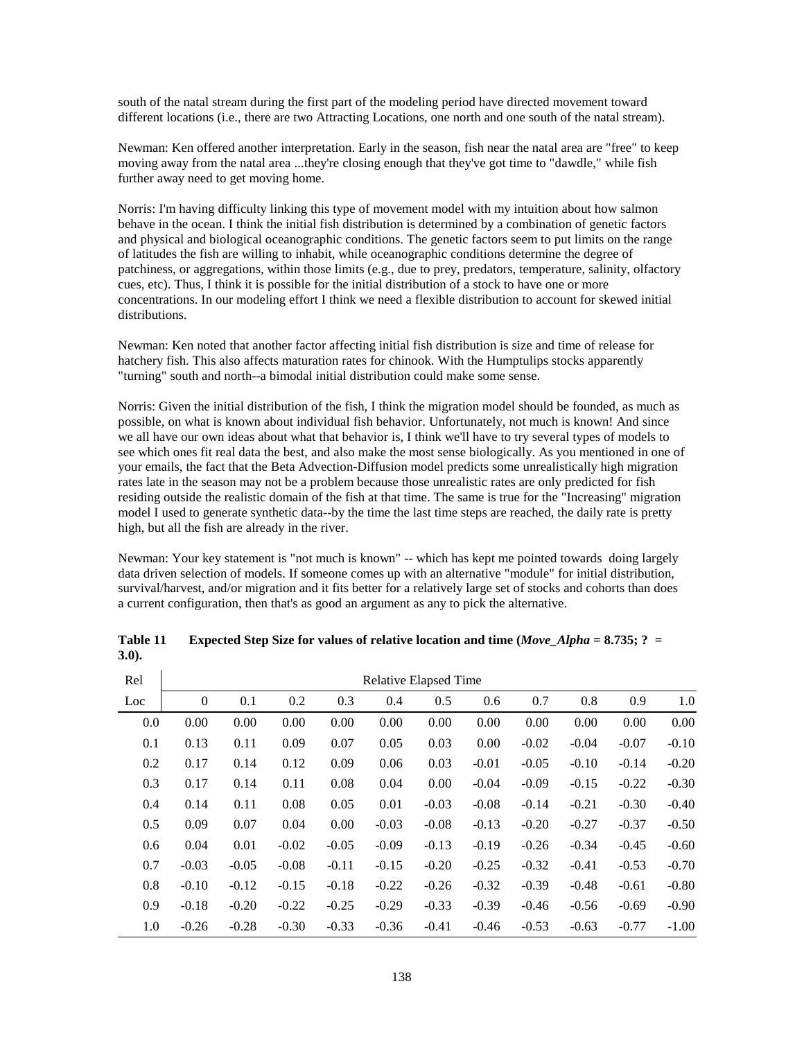south of the natal stream during the first part of the modeling period have directed movement toward different locations (i.e., there are two Attracting Locations, one north and one south of the natal stream).

Newman: Ken offered another interpretation. Early in the season, fish near the natal area are "free" to keep moving away from the natal area ...they're closing enough that they've got time to "dawdle," while fish further away need to get moving home.

Norris: I'm having difficulty linking this type of movement model with my intuition about how salmon behave in the ocean. I think the initial fish distribution is determined by a combination of genetic factors and physical and biological oceanographic conditions. The genetic factors seem to put limits on the range of latitudes the fish are willing to inhabit, while oceanographic conditions determine the degree of patchiness, or aggregations, within those limits (e.g., due to prey, predators, temperature, salinity, olfactory cues, etc). Thus, I think it is possible for the initial distribution of a stock to have one or more concentrations. In our modeling effort I think we need a flexible distribution to account for skewed initial distributions.

Newman: Ken noted that another factor affecting initial fish distribution is size and time of release for hatchery fish. This also affects maturation rates for chinook. With the Humptulips stocks apparently "turning" south and north--a bimodal initial distribution could make some sense.

Norris: Given the initial distribution of the fish, I think the migration model should be founded, as much as possible, on what is known about individual fish behavior. Unfortunately, not much is known! And since we all have our own ideas about what that behavior is, I think we'll have to try several types of models to see which ones fit real data the best, and also make the most sense biologically. As you mentioned in one of your emails, the fact that the Beta Advection-Diffusion model predicts some unrealistically high migration rates late in the season may not be a problem because those unrealistic rates are only predicted for fish residing outside the realistic domain of the fish at that time. The same is true for the "Increasing" migration model I used to generate synthetic data--by the time the last time steps are reached, the daily rate is pretty high, but all the fish are already in the river.

Newman: Your key statement is "not much is known" -- which has kept me pointed towards doing largely data driven selection of models. If someone comes up with an alternative "module" for initial distribution, survival/harvest, and/or migration and it fits better for a relatively large set of stocks and cohorts than does a current configuration, then that's as good an argument as any to pick the alternative.

**Table 11 Expected Step Size for values of relative location and time (*Move_Alpha* = 8.735; ? = 3.0).**

| Rel | Relative Elapsed Time | | | | | | | | | | |
|---|---|---|---|---|---|---|---|---|---|---|---|
| Loc | 0 | 0.1 | 0.2 | 0.3 | 0.4 | 0.5 | 0.6 | 0.7 | 0.8 | 0.9 | 1.0 |
| 0.0 | 0.00 | 0.00 | 0.00 | 0.00 | 0.00 | 0.00 | 0.00 | 0.00 | 0.00 | 0.00 | 0.00 |
| 0.1 | 0.13 | 0.11 | 0.09 | 0.07 | 0.05 | 0.03 | 0.00 | -0.02 | -0.04 | -0.07 | -0.10 |
| 0.2 | 0.17 | 0.14 | 0.12 | 0.09 | 0.06 | 0.03 | -0.01 | -0.05 | -0.10 | -0.14 | -0.20 |
| 0.3 | 0.17 | 0.14 | 0.11 | 0.08 | 0.04 | 0.00 | -0.04 | -0.09 | -0.15 | -0.22 | -0.30 |
| 0.4 | 0.14 | 0.11 | 0.08 | 0.05 | 0.01 | -0.03 | -0.08 | -0.14 | -0.21 | -0.30 | -0.40 |
| 0.5 | 0.09 | 0.07 | 0.04 | 0.00 | -0.03 | -0.08 | -0.13 | -0.20 | -0.27 | -0.37 | -0.50 |
| 0.6 | 0.04 | 0.01 | -0.02 | -0.05 | -0.09 | -0.13 | -0.19 | -0.26 | -0.34 | -0.45 | -0.60 |
| 0.7 | -0.03 | -0.05 | -0.08 | -0.11 | -0.15 | -0.20 | -0.25 | -0.32 | -0.41 | -0.53 | -0.70 |
| 0.8 | -0.10 | -0.12 | -0.15 | -0.18 | -0.22 | -0.26 | -0.32 | -0.39 | -0.48 | -0.61 | -0.80 |
| 0.9 | -0.18 | -0.20 | -0.22 | -0.25 | -0.29 | -0.33 | -0.39 | -0.46 | -0.56 | -0.69 | -0.90 |
| 1.0 | -0.26 | -0.28 | -0.30 | -0.33 | -0.36 | -0.41 | -0.46 | -0.53 | -0.63 | -0.77 | -1.00 |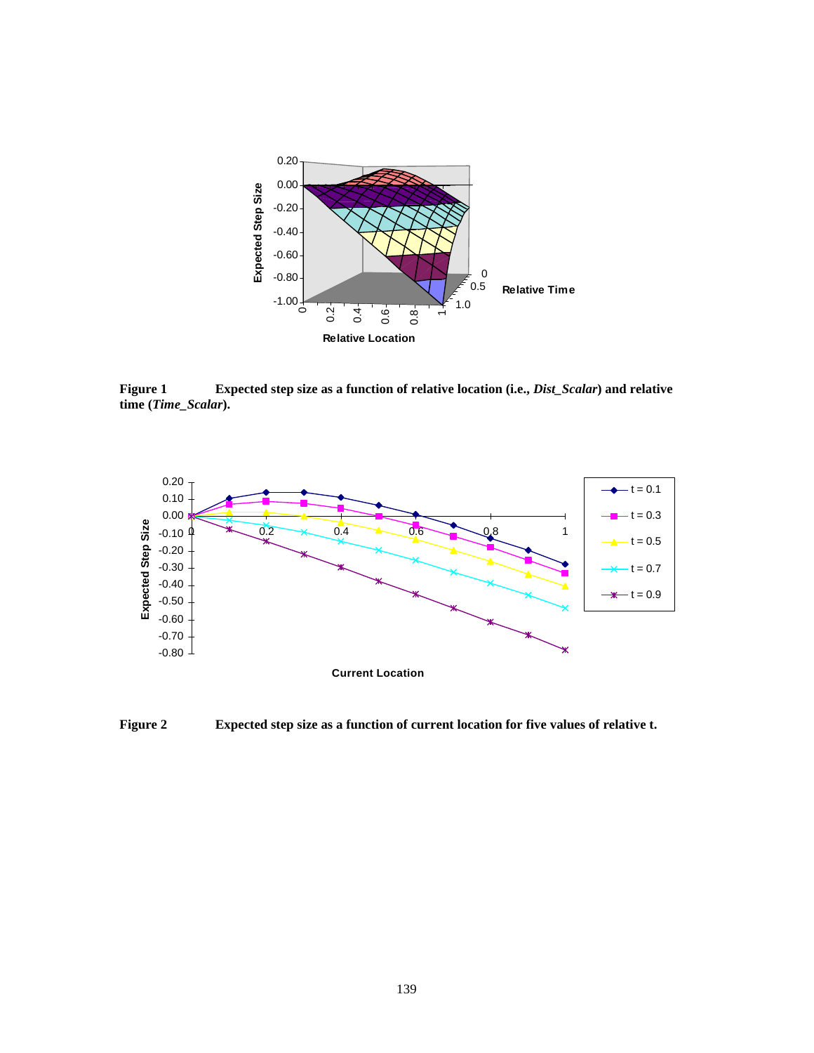**Figure 1** Expected step size as a function of relative location (i.e., ***Dist_Scalar***) and relative time (***Time_Scalar***).

**Figure 2** Expected step size as a function of current location for five values of relative t.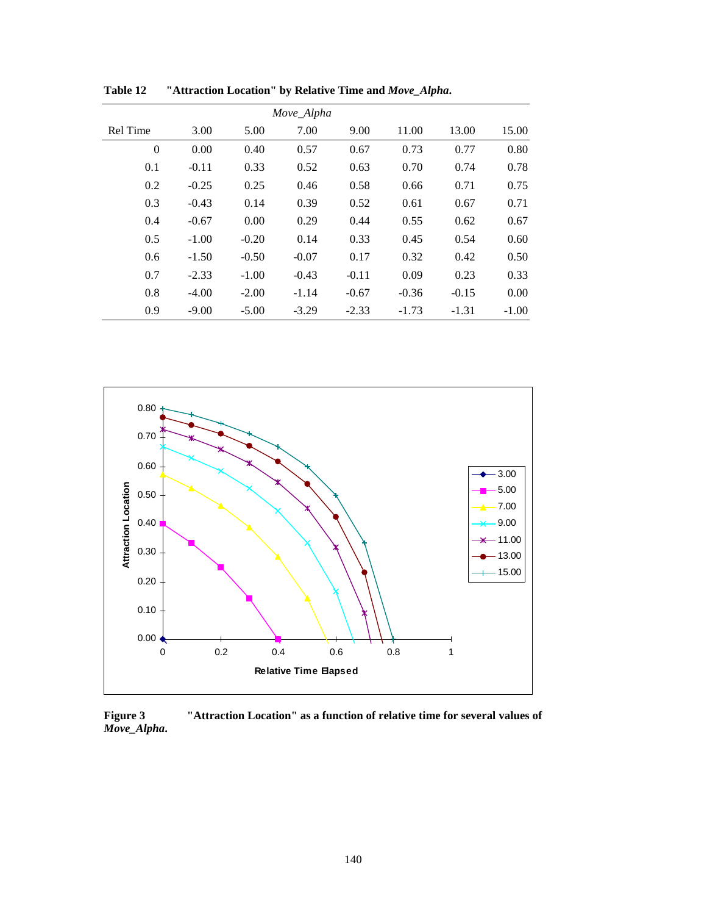**Table 12** "Attraction Location" by Relative Time and *Move_Alpha*.

| | *Move_Alpha* | | | | | | |
|---|---|---|---|---|---|---|---|
| Rel Time | 3.00 | 5.00 | 7.00 | 9.00 | 11.00 | 13.00 | 15.00 |
| 0 | 0.00 | 0.40 | 0.57 | 0.67 | 0.73 | 0.77 | 0.80 |
| 0.1 | -0.11 | 0.33 | 0.52 | 0.63 | 0.70 | 0.74 | 0.78 |
| 0.2 | -0.25 | 0.25 | 0.46 | 0.58 | 0.66 | 0.71 | 0.75 |
| 0.3 | -0.43 | 0.14 | 0.39 | 0.52 | 0.61 | 0.67 | 0.71 |
| 0.4 | -0.67 | 0.00 | 0.29 | 0.44 | 0.55 | 0.62 | 0.67 |
| 0.5 | -1.00 | -0.20 | 0.14 | 0.33 | 0.45 | 0.54 | 0.60 |
| 0.6 | -1.50 | -0.50 | -0.07 | 0.17 | 0.32 | 0.42 | 0.50 |
| 0.7 | -2.33 | -1.00 | -0.43 | -0.11 | 0.09 | 0.23 | 0.33 |
| 0.8 | -4.00 | -2.00 | -1.14 | -0.67 | -0.36 | -0.15 | 0.00 |
| 0.9 | -9.00 | -5.00 | -3.29 | -2.33 | -1.73 | -1.31 | -1.00 |

Attraction Location

0.80
0.70
0.60
0.50
0.40
0.30
0.20
0.10
0.00

0
0.2
0.4
0.6
0.8
1

Relative Time Elapsed

3.00
5.00
7.00
9.00
11.00
13.00
15.00

**Figure 3** "Attraction Location" as a function of relative time for several values of ***Move_Alpha*.**